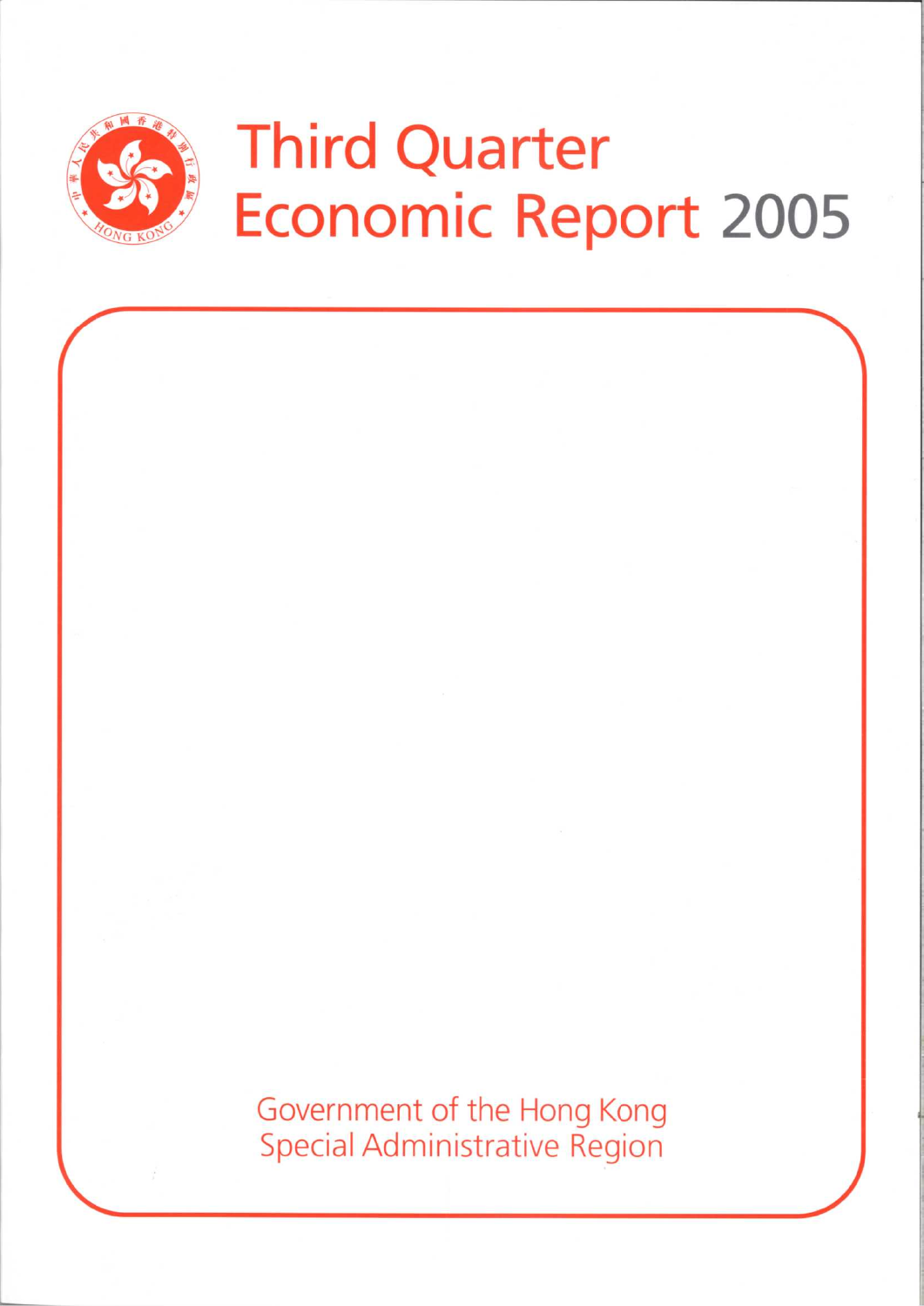# Third Quarter Economic Report 2005

Government of the Hong Kong Special Administrative Region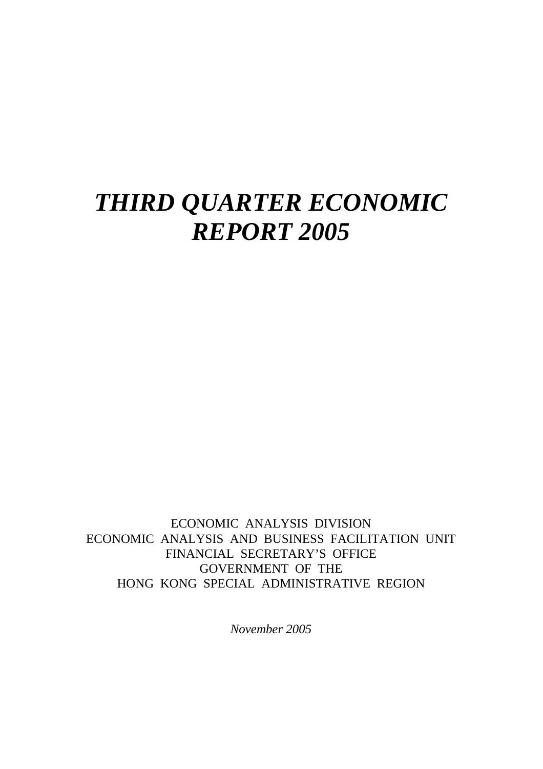# *THIRD QUARTER ECONOMIC REPORT 2005*

ECONOMIC ANALYSIS DIVISION
ECONOMIC ANALYSIS AND BUSINESS FACILITATION UNIT
FINANCIAL SECRETARY'S OFFICE
GOVERNMENT OF THE
HONG KONG SPECIAL ADMINISTRATIVE REGION

*November 2005*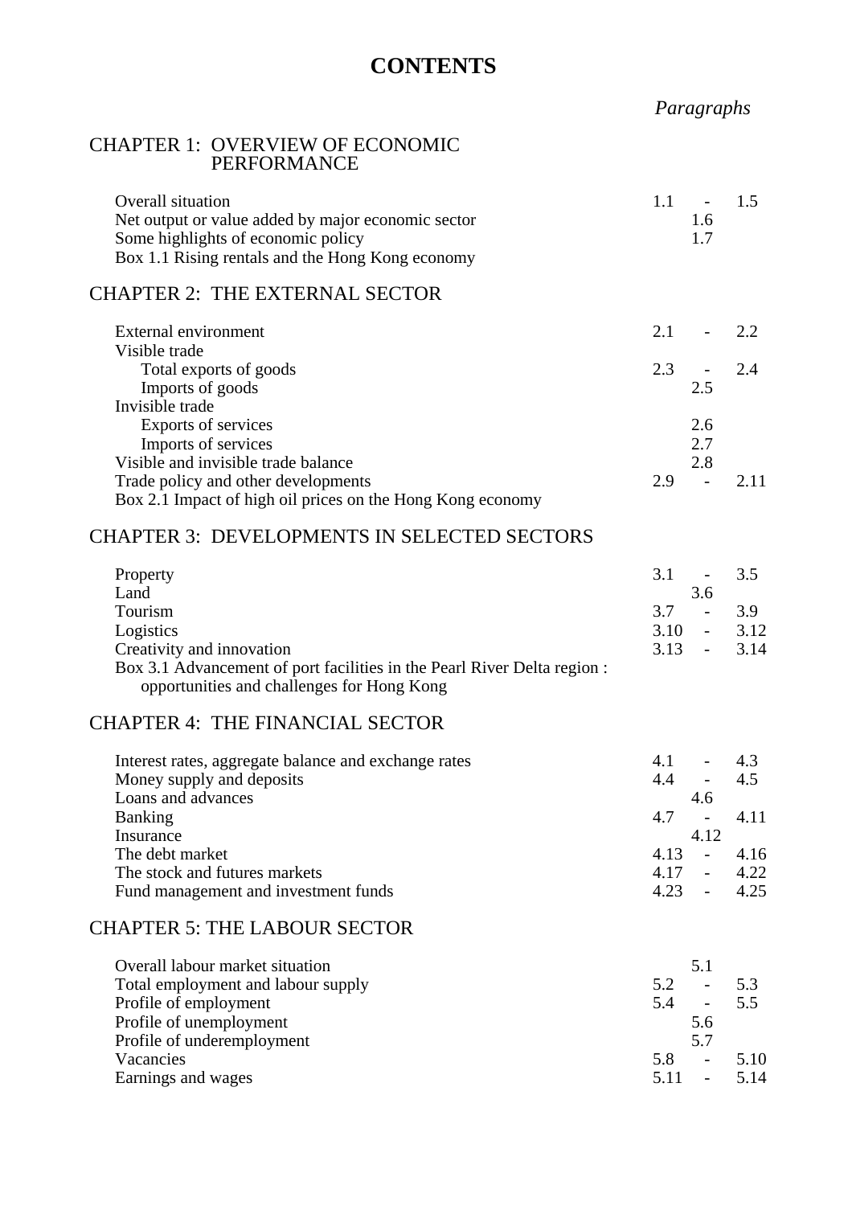# CONTENTS

| | *Paragraphs* |
|---|---|
| **CHAPTER 1: OVERVIEW OF ECONOMIC PERFORMANCE** | |
| Overall situation | 1.1 - 1.5 |
| Net output or value added by major economic sector | 1.6 |
| Some highlights of economic policy | 1.7 |
| Box 1.1 Rising rentals and the Hong Kong economy | |
| **CHAPTER 2: THE EXTERNAL SECTOR** | |
| External environment | 2.1 - 2.2 |
| Visible trade | |
| Total exports of goods | 2.3 - 2.4 |
| Imports of goods | 2.5 |
| Invisible trade | |
| Exports of services | 2.6 |
| Imports of services | 2.7 |
| Visible and invisible trade balance | 2.8 |
| Trade policy and other developments | 2.9 - 2.11 |
| Box 2.1 Impact of high oil prices on the Hong Kong economy | |
| **CHAPTER 3: DEVELOPMENTS IN SELECTED SECTORS** | |
| Property | 3.1 - 3.5 |
| Land | 3.6 |
| Tourism | 3.7 - 3.9 |
| Logistics | 3.10 - 3.12 |
| Creativity and innovation | 3.13 - 3.14 |
| Box 3.1 Advancement of port facilities in the Pearl River Delta region : opportunities and challenges for Hong Kong | |
| **CHAPTER 4: THE FINANCIAL SECTOR** | |
| Interest rates, aggregate balance and exchange rates | 4.1 - 4.3 |
| Money supply and deposits | 4.4 - 4.5 |
| Loans and advances | 4.6 |
| Banking | 4.7 - 4.11 |
| Insurance | 4.12 |
| The debt market | 4.13 - 4.16 |
| The stock and futures markets | 4.17 - 4.22 |
| Fund management and investment funds | 4.23 - 4.25 |
| **CHAPTER 5: THE LABOUR SECTOR** | |
| Overall labour market situation | 5.1 |
| Total employment and labour supply | 5.2 - 5.3 |
| Profile of employment | 5.4 - 5.5 |
| Profile of unemployment | 5.6 |
| Profile of underemployment | 5.7 |
| Vacancies | 5.8 - 5.10 |
| Earnings and wages | 5.11 - 5.14 |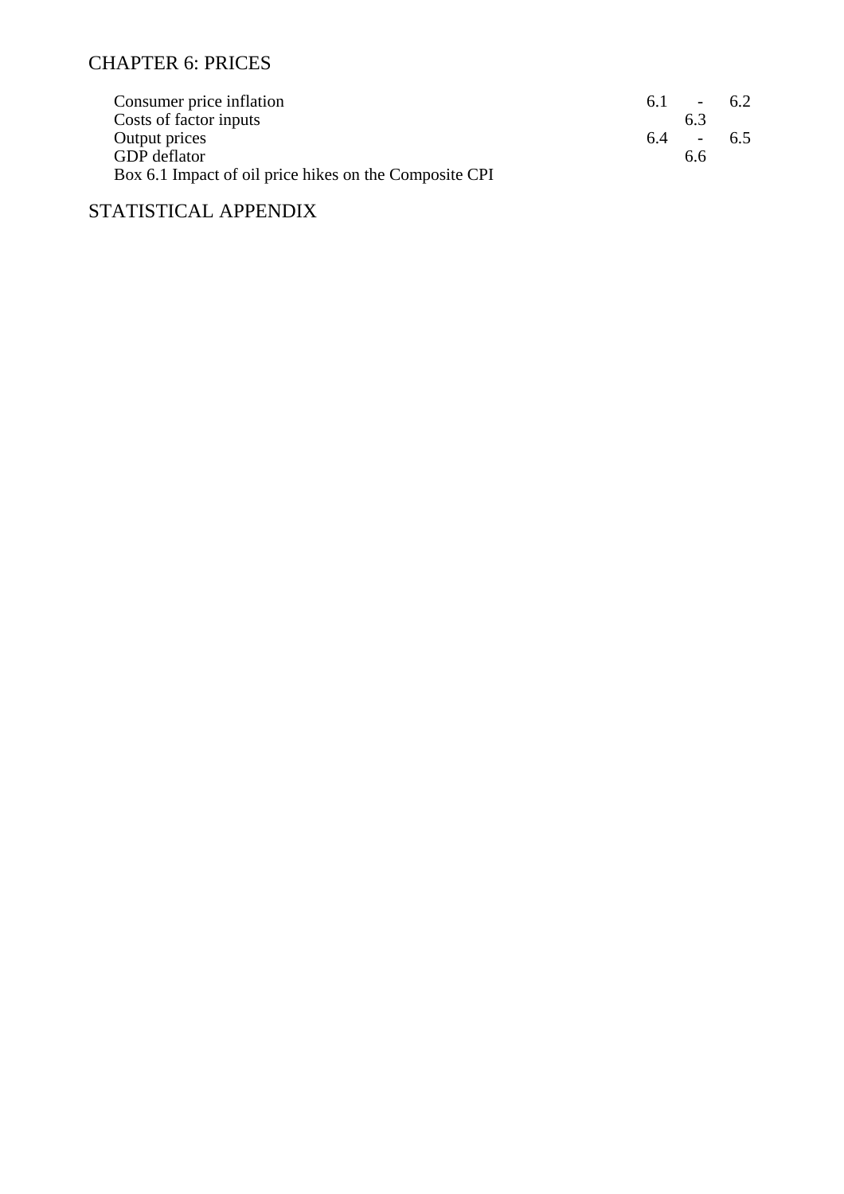## CHAPTER 6: PRICES

| | |
|---|---|
| Consumer price inflation | 6.1 - 6.2 |
| Costs of factor inputs | 6.3 |
| Output prices | 6.4 - 6.5 |
| GDP deflator | 6.6 |
| Box 6.1 Impact of oil price hikes on the Composite CPI | |

## STATISTICAL APPENDIX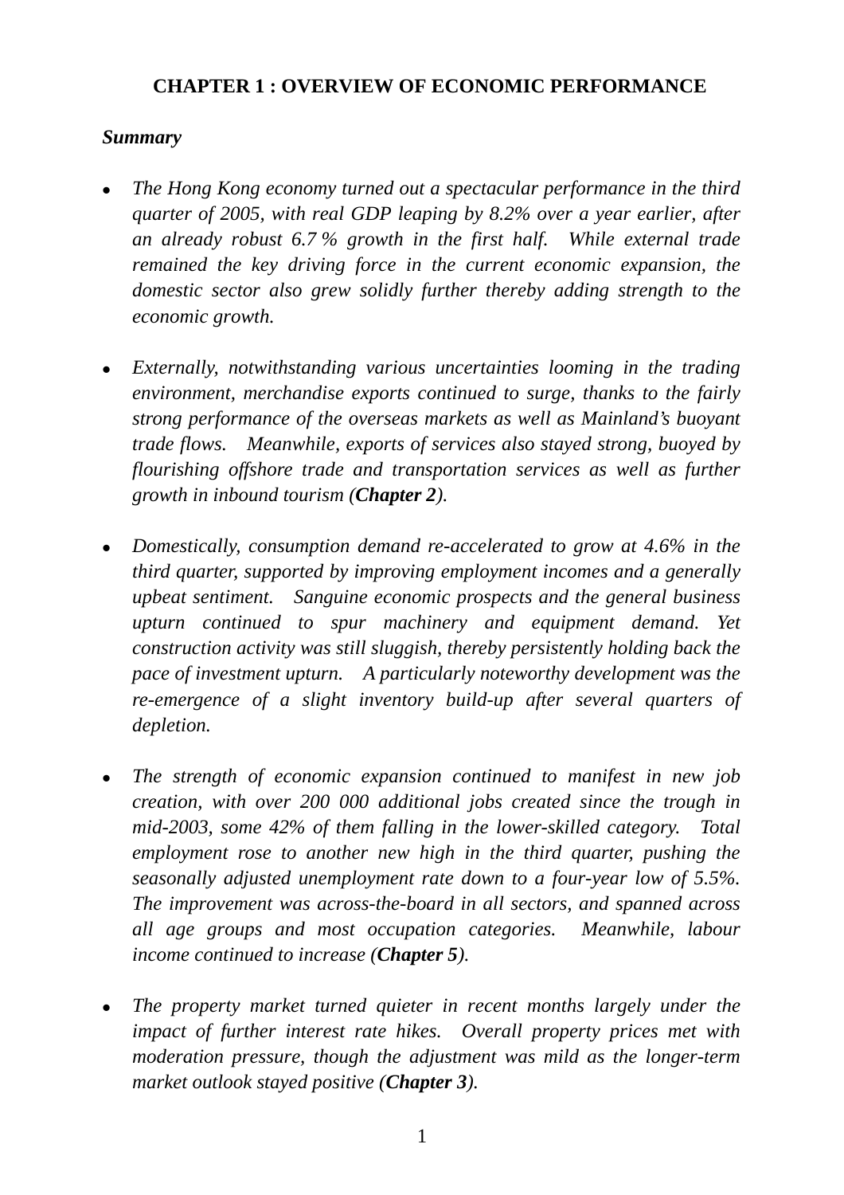# CHAPTER 1 : OVERVIEW OF ECONOMIC PERFORMANCE

***Summary***

- *The Hong Kong economy turned out a spectacular performance in the third quarter of 2005, with real GDP leaping by 8.2% over a year earlier, after an already robust 6.7 % growth in the first half. While external trade remained the key driving force in the current economic expansion, the domestic sector also grew solidly further thereby adding strength to the economic growth.*

- *Externally, notwithstanding various uncertainties looming in the trading environment, merchandise exports continued to surge, thanks to the fairly strong performance of the overseas markets as well as Mainland's buoyant trade flows. Meanwhile, exports of services also stayed strong, buoyed by flourishing offshore trade and transportation services as well as further growth in inbound tourism (**Chapter 2**).*

- *Domestically, consumption demand re-accelerated to grow at 4.6% in the third quarter, supported by improving employment incomes and a generally upbeat sentiment. Sanguine economic prospects and the general business upturn continued to spur machinery and equipment demand. Yet construction activity was still sluggish, thereby persistently holding back the pace of investment upturn. A particularly noteworthy development was the re-emergence of a slight inventory build-up after several quarters of depletion.*

- *The strength of economic expansion continued to manifest in new job creation, with over 200 000 additional jobs created since the trough in mid-2003, some 42% of them falling in the lower-skilled category. Total employment rose to another new high in the third quarter, pushing the seasonally adjusted unemployment rate down to a four-year low of 5.5%. The improvement was across-the-board in all sectors, and spanned across all age groups and most occupation categories. Meanwhile, labour income continued to increase (**Chapter 5**).*

- *The property market turned quieter in recent months largely under the impact of further interest rate hikes. Overall property prices met with moderation pressure, though the adjustment was mild as the longer-term market outlook stayed positive (**Chapter 3**).*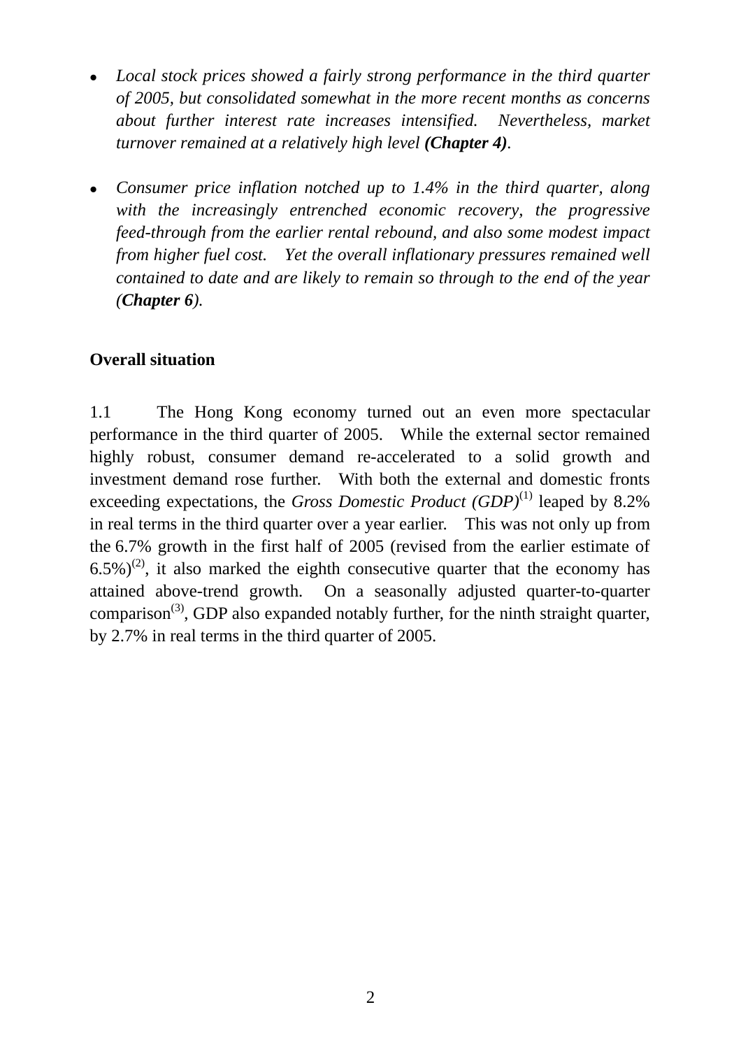- *Local stock prices showed a fairly strong performance in the third quarter of 2005, but consolidated somewhat in the more recent months as concerns about further interest rate increases intensified. Nevertheless, market turnover remained at a relatively high level* ***(Chapter 4)****.*

- *Consumer price inflation notched up to 1.4% in the third quarter, along with the increasingly entrenched economic recovery, the progressive feed-through from the earlier rental rebound, and also some modest impact from higher fuel cost. Yet the overall inflationary pressures remained well contained to date and are likely to remain so through to the end of the year (****Chapter 6****).*

## Overall situation

1.1 The Hong Kong economy turned out an even more spectacular performance in the third quarter of 2005. While the external sector remained highly robust, consumer demand re-accelerated to a solid growth and investment demand rose further. With both the external and domestic fronts exceeding expectations, the *Gross Domestic Product (GDP)*(1) leaped by 8.2% in real terms in the third quarter over a year earlier. This was not only up from the 6.7% growth in the first half of 2005 (revised from the earlier estimate of 6.5%)(2), it also marked the eighth consecutive quarter that the economy has attained above-trend growth. On a seasonally adjusted quarter-to-quarter comparison(3), GDP also expanded notably further, for the ninth straight quarter, by 2.7% in real terms in the third quarter of 2005.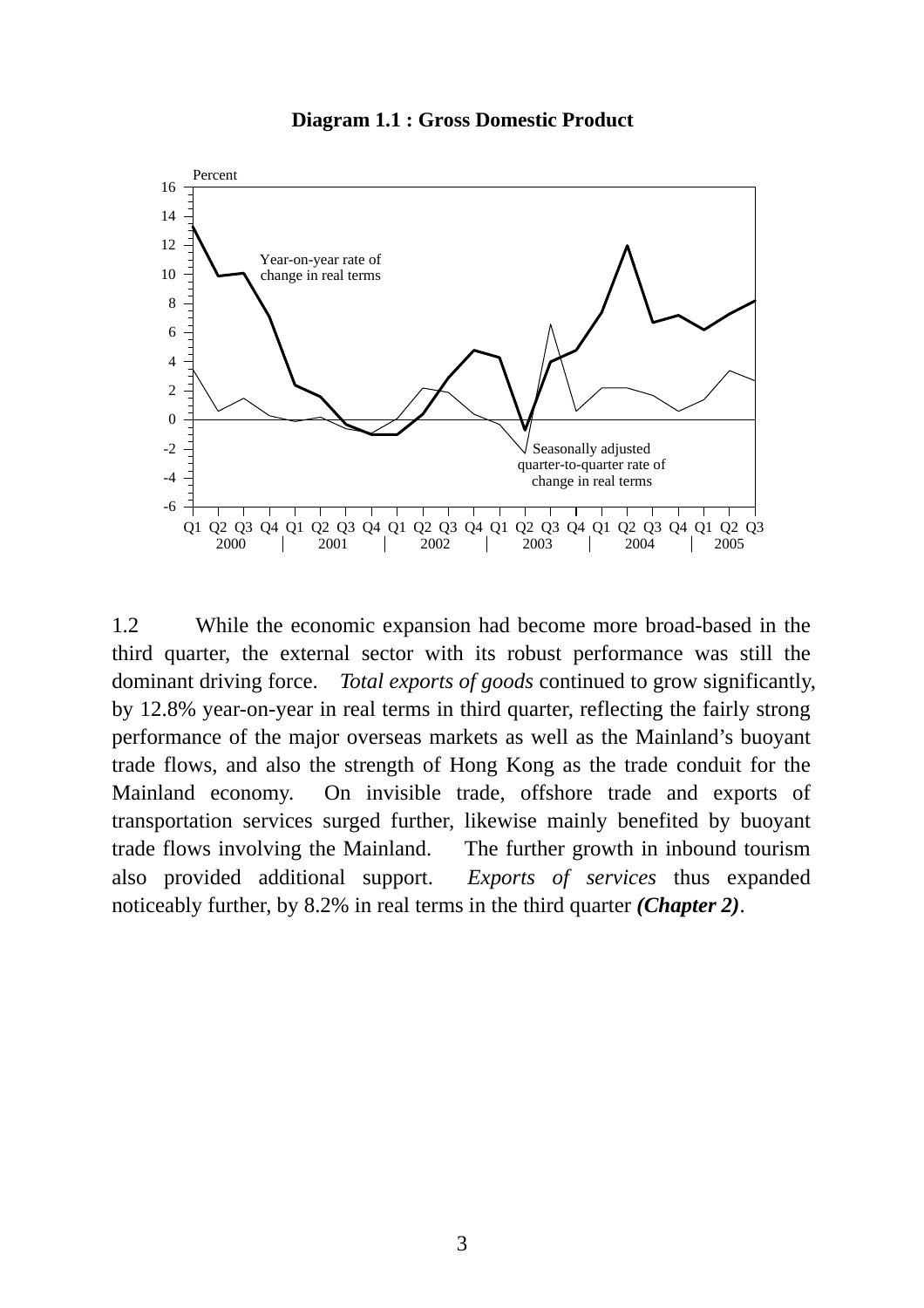**Diagram 1.1 : Gross Domestic Product**

1.2 While the economic expansion had become more broad-based in the third quarter, the external sector with its robust performance was still the dominant driving force. *Total exports of goods* continued to grow significantly, by 12.8% year-on-year in real terms in third quarter, reflecting the fairly strong performance of the major overseas markets as well as the Mainland's buoyant trade flows, and also the strength of Hong Kong as the trade conduit for the Mainland economy. On invisible trade, offshore trade and exports of transportation services surged further, likewise mainly benefited by buoyant trade flows involving the Mainland. The further growth in inbound tourism also provided additional support. *Exports of services* thus expanded noticeably further, by 8.2% in real terms in the third quarter ***(Chapter 2)***.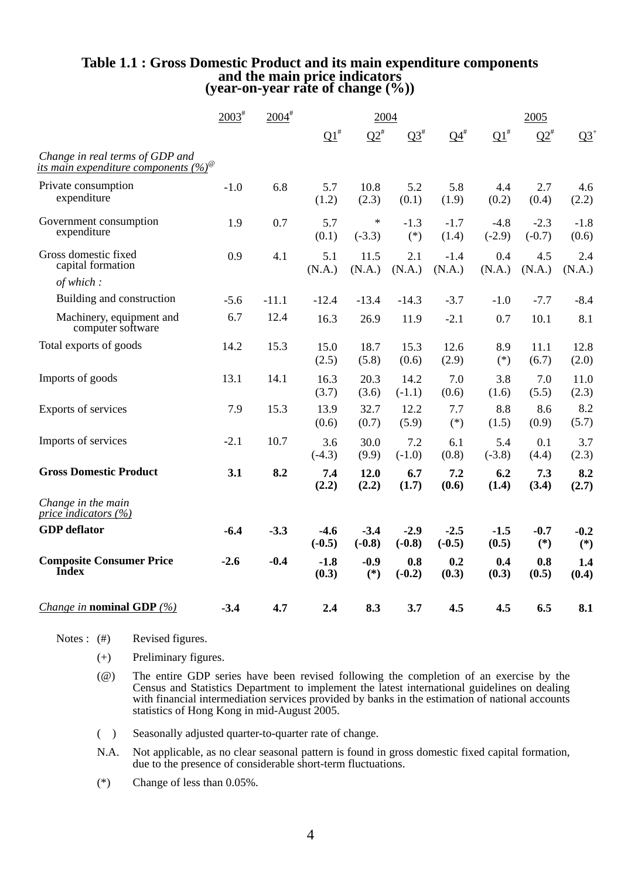# Table 1.1 : Gross Domestic Product and its main expenditure components and the main price indicators (year-on-year rate of change (%))

| | 2003# | 2004# | 2004 | | | | 2005 | | |
|---|---|---|---|---|---|---|---|---|---|
| | | | Q1# | Q2# | Q3# | Q4# | Q1# | Q2# | Q3+ |
| *Change in real terms of GDP and its main expenditure components (%)*@ | | | | | | | | | |
| Private consumption expenditure | -1.0 | 6.8 | 5.7 (1.2) | 10.8 (2.3) | 5.2 (0.1) | 5.8 (1.9) | 4.4 (0.2) | 2.7 (0.4) | 4.6 (2.2) |
| Government consumption expenditure | 1.9 | 0.7 | 5.7 (0.1) | * (-3.3) | -1.3 (*) | -1.7 (1.4) | -4.8 (-2.9) | -2.3 (-0.7) | -1.8 (0.6) |
| Gross domestic fixed capital formation | 0.9 | 4.1 | 5.1 (N.A.) | 11.5 (N.A.) | 2.1 (N.A.) | -1.4 (N.A.) | 0.4 (N.A.) | 4.5 (N.A.) | 2.4 (N.A.) |
| *of which :* | | | | | | | | | |
| Building and construction | -5.6 | -11.1 | -12.4 | -13.4 | -14.3 | -3.7 | -1.0 | -7.7 | -8.4 |
| Machinery, equipment and computer software | 6.7 | 12.4 | 16.3 | 26.9 | 11.9 | -2.1 | 0.7 | 10.1 | 8.1 |
| Total exports of goods | 14.2 | 15.3 | 15.0 (2.5) | 18.7 (5.8) | 15.3 (0.6) | 12.6 (2.9) | 8.9 (*) | 11.1 (6.7) | 12.8 (2.0) |
| Imports of goods | 13.1 | 14.1 | 16.3 (3.7) | 20.3 (3.6) | 14.2 (-1.1) | 7.0 (0.6) | 3.8 (1.6) | 7.0 (5.5) | 11.0 (2.3) |
| Exports of services | 7.9 | 15.3 | 13.9 (0.6) | 32.7 (0.7) | 12.2 (5.9) | 7.7 (*) | 8.8 (1.5) | 8.6 (0.9) | 8.2 (5.7) |
| Imports of services | -2.1 | 10.7 | 3.6 (-4.3) | 30.0 (9.9) | 7.2 (-1.0) | 6.1 (0.8) | 5.4 (-3.8) | 0.1 (4.4) | 3.7 (2.3) |
| **Gross Domestic Product** | **3.1** | **8.2** | **7.4 (2.2)** | **12.0 (2.2)** | **6.7 (1.7)** | **7.2 (0.6)** | **6.2 (1.4)** | **7.3 (3.4)** | **8.2 (2.7)** |
| *Change in the main price indicators (%)* | | | | | | | | | |
| **GDP deflator** | **-6.4** | **-3.3** | **-4.6 (-0.5)** | **-3.4 (-0.8)** | **-2.9 (-0.8)** | **-2.5 (-0.5)** | **-1.5 (0.5)** | **-0.7 (*)** | **-0.2 (*)** |
| **Composite Consumer Price Index** | **-2.6** | **-0.4** | **-1.8 (0.3)** | **-0.9 (*)** | **0.8 (-0.2)** | **0.2 (0.3)** | **0.4 (0.3)** | **0.8 (0.5)** | **1.4 (0.4)** |
| *Change in* **nominal GDP** *(%)* | **-3.4** | **4.7** | **2.4** | **8.3** | **3.7** | **4.5** | **4.5** | **6.5** | **8.1** |

Notes :
- (#) Revised figures.
- (+) Preliminary figures.
- (@) The entire GDP series have been revised following the completion of an exercise by the Census and Statistics Department to implement the latest international guidelines on dealing with financial intermediation services provided by banks in the estimation of national accounts statistics of Hong Kong in mid-August 2005.
- ( ) Seasonally adjusted quarter-to-quarter rate of change.
- N.A. Not applicable, as no clear seasonal pattern is found in gross domestic fixed capital formation, due to the presence of considerable short-term fluctuations.
- (*) Change of less than 0.05%.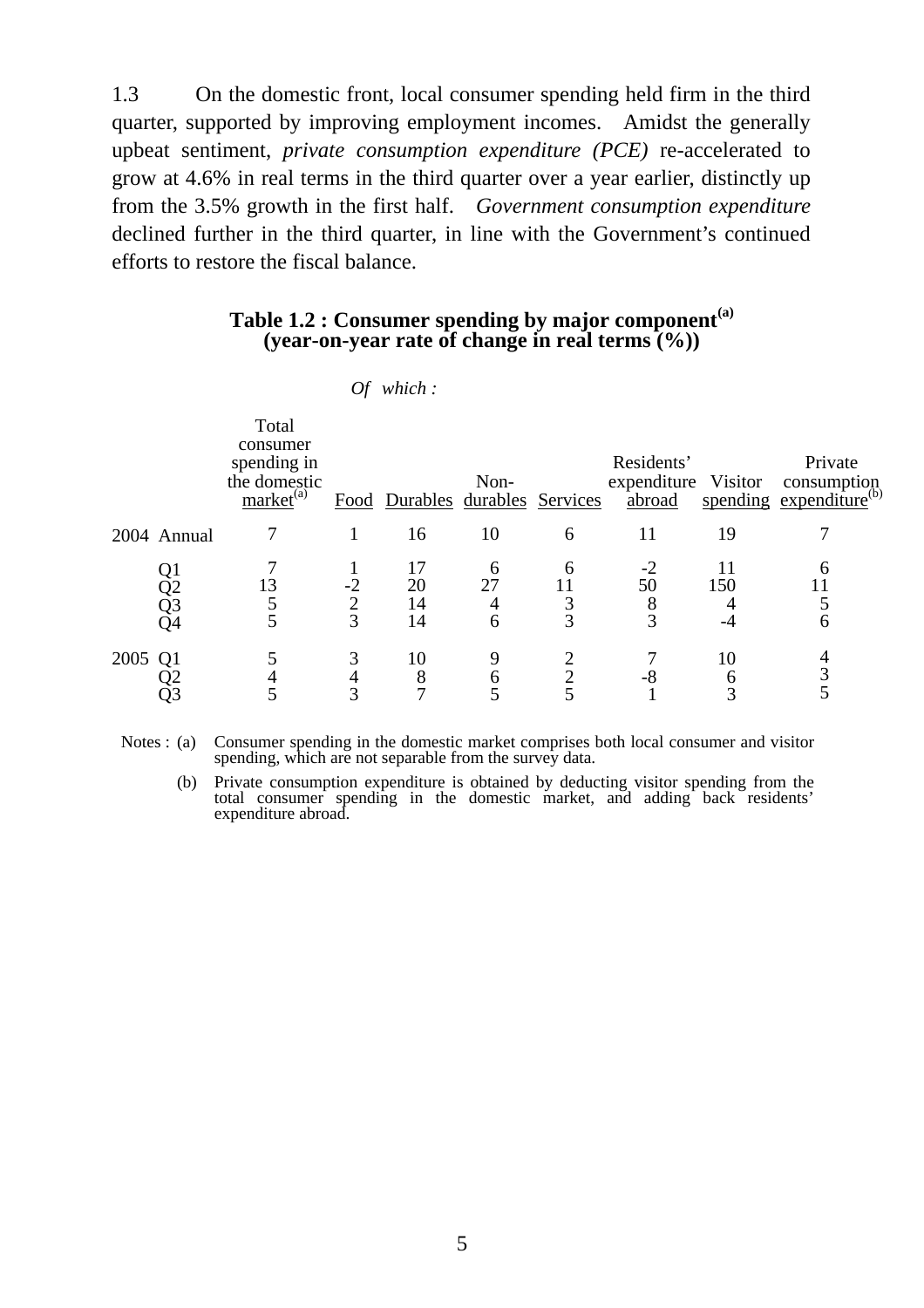1.3 On the domestic front, local consumer spending held firm in the third quarter, supported by improving employment incomes. Amidst the generally upbeat sentiment, *private consumption expenditure (PCE)* re-accelerated to grow at 4.6% in real terms in the third quarter over a year earlier, distinctly up from the 3.5% growth in the first half. *Government consumption expenditure* declined further in the third quarter, in line with the Government's continued efforts to restore the fiscal balance.

**Table 1.2 : Consumer spending by major component[(a)]**
**(year-on-year rate of change in real terms (%))**

| | | | *Of which :* | | | | | | |
|---|---|---|---|---|---|---|---|---|---|
| | | Total consumer spending in the domestic market[(a)] | Food | Durables | Non-durables | Services | Residents' expenditure abroad | Visitor spending | Private consumption expenditure[(b)] |
| 2004 | Annual | 7 | 1 | 16 | 10 | 6 | 11 | 19 | 7 |
| | Q1 | 7 | 1 | 17 | 6 | 6 | -2 | 11 | 6 |
| | Q2 | 13 | -2 | 20 | 27 | 11 | 50 | 150 | 11 |
| | Q3 | 5 | 2 | 14 | 4 | 3 | 8 | 4 | 5 |
| | Q4 | 5 | 3 | 14 | 6 | 3 | 3 | -4 | 6 |
| 2005 | Q1 | 5 | 3 | 10 | 9 | 2 | 7 | 10 | 4 |
| | Q2 | 4 | 4 | 8 | 6 | 2 | -8 | 6 | 3 |
| | Q3 | 5 | 3 | 7 | 5 | 5 | 1 | 3 | 5 |

Notes : (a) Consumer spending in the domestic market comprises both local consumer and visitor spending, which are not separable from the survey data.

(b) Private consumption expenditure is obtained by deducting visitor spending from the total consumer spending in the domestic market, and adding back residents' expenditure abroad.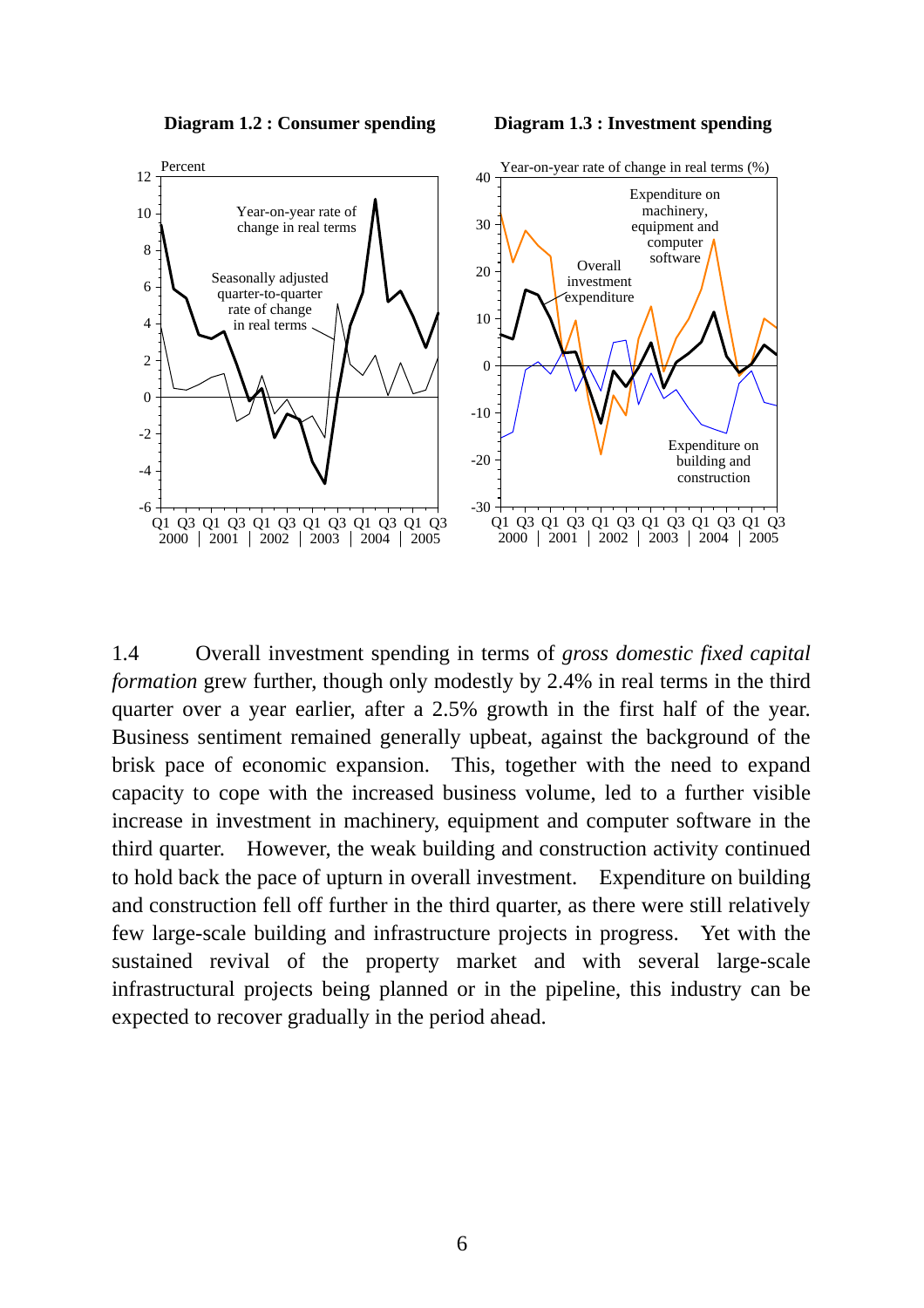**Diagram 1.2 : Consumer spending**

**Diagram 1.3 : Investment spending**

1.4 Overall investment spending in terms of *gross domestic fixed capital formation* grew further, though only modestly by 2.4% in real terms in the third quarter over a year earlier, after a 2.5% growth in the first half of the year. Business sentiment remained generally upbeat, against the background of the brisk pace of economic expansion. This, together with the need to expand capacity to cope with the increased business volume, led to a further visible increase in investment in machinery, equipment and computer software in the third quarter. However, the weak building and construction activity continued to hold back the pace of upturn in overall investment. Expenditure on building and construction fell off further in the third quarter, as there were still relatively few large-scale building and infrastructure projects in progress. Yet with the sustained revival of the property market and with several large-scale infrastructural projects being planned or in the pipeline, this industry can be expected to recover gradually in the period ahead.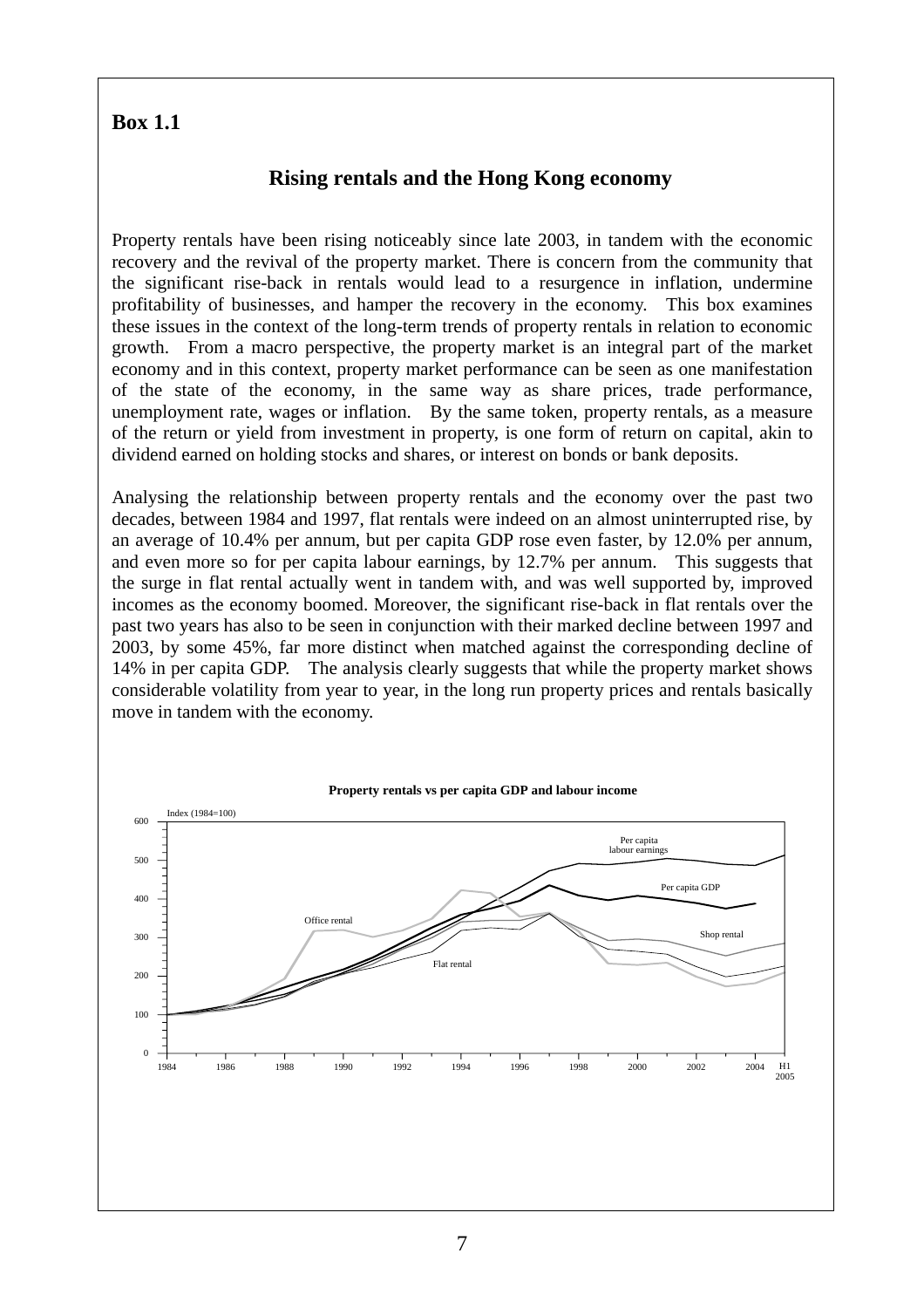**Box 1.1**

## Rising rentals and the Hong Kong economy

Property rentals have been rising noticeably since late 2003, in tandem with the economic recovery and the revival of the property market. There is concern from the community that the significant rise-back in rentals would lead to a resurgence in inflation, undermine profitability of businesses, and hamper the recovery in the economy. This box examines these issues in the context of the long-term trends of property rentals in relation to economic growth. From a macro perspective, the property market is an integral part of the market economy and in this context, property market performance can be seen as one manifestation of the state of the economy, in the same way as share prices, trade performance, unemployment rate, wages or inflation. By the same token, property rentals, as a measure of the return or yield from investment in property, is one form of return on capital, akin to dividend earned on holding stocks and shares, or interest on bonds or bank deposits.

Analysing the relationship between property rentals and the economy over the past two decades, between 1984 and 1997, flat rentals were indeed on an almost uninterrupted rise, by an average of 10.4% per annum, but per capita GDP rose even faster, by 12.0% per annum, and even more so for per capita labour earnings, by 12.7% per annum. This suggests that the surge in flat rental actually went in tandem with, and was well supported by, improved incomes as the economy boomed. Moreover, the significant rise-back in flat rentals over the past two years has also to be seen in conjunction with their marked decline between 1997 and 2003, by some 45%, far more distinct when matched against the corresponding decline of 14% in per capita GDP. The analysis clearly suggests that while the property market shows considerable volatility from year to year, in the long run property prices and rentals basically move in tandem with the economy.

**Property rentals vs per capita GDP and labour income**

Index (1984=100)

Series: Per capita labour earnings; Per capita GDP; Office rental; Shop rental; Flat rental (1984 to H1 2005)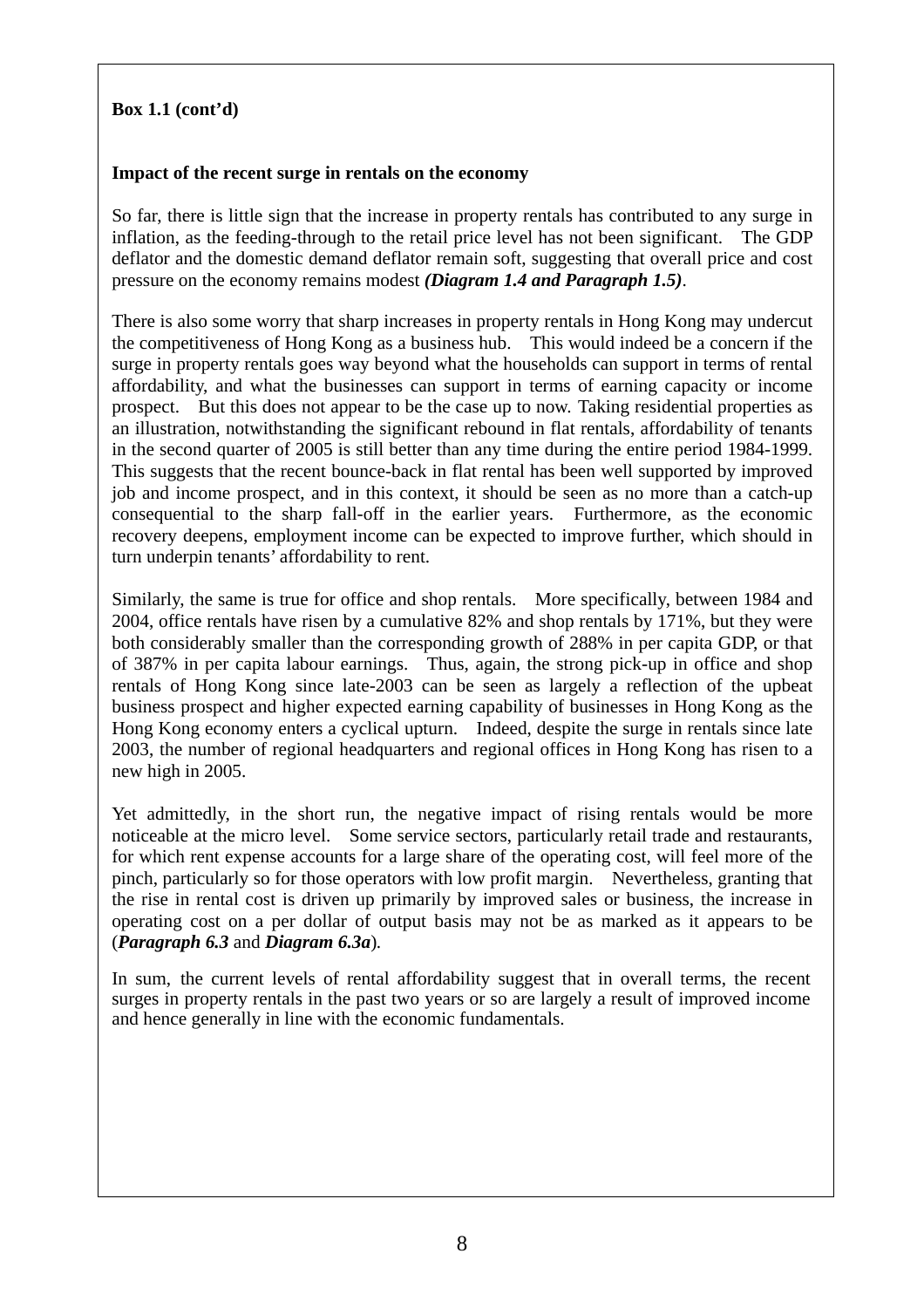**Box 1.1 (cont'd)**

**Impact of the recent surge in rentals on the economy**

So far, there is little sign that the increase in property rentals has contributed to any surge in inflation, as the feeding-through to the retail price level has not been significant. The GDP deflator and the domestic demand deflator remain soft, suggesting that overall price and cost pressure on the economy remains modest ***(Diagram 1.4 and Paragraph 1.5)***.

There is also some worry that sharp increases in property rentals in Hong Kong may undercut the competitiveness of Hong Kong as a business hub. This would indeed be a concern if the surge in property rentals goes way beyond what the households can support in terms of rental affordability, and what the businesses can support in terms of earning capacity or income prospect. But this does not appear to be the case up to now. Taking residential properties as an illustration, notwithstanding the significant rebound in flat rentals, affordability of tenants in the second quarter of 2005 is still better than any time during the entire period 1984-1999. This suggests that the recent bounce-back in flat rental has been well supported by improved job and income prospect, and in this context, it should be seen as no more than a catch-up consequential to the sharp fall-off in the earlier years. Furthermore, as the economic recovery deepens, employment income can be expected to improve further, which should in turn underpin tenants' affordability to rent.

Similarly, the same is true for office and shop rentals. More specifically, between 1984 and 2004, office rentals have risen by a cumulative 82% and shop rentals by 171%, but they were both considerably smaller than the corresponding growth of 288% in per capita GDP, or that of 387% in per capita labour earnings. Thus, again, the strong pick-up in office and shop rentals of Hong Kong since late-2003 can be seen as largely a reflection of the upbeat business prospect and higher expected earning capability of businesses in Hong Kong as the Hong Kong economy enters a cyclical upturn. Indeed, despite the surge in rentals since late 2003, the number of regional headquarters and regional offices in Hong Kong has risen to a new high in 2005.

Yet admittedly, in the short run, the negative impact of rising rentals would be more noticeable at the micro level. Some service sectors, particularly retail trade and restaurants, for which rent expense accounts for a large share of the operating cost, will feel more of the pinch, particularly so for those operators with low profit margin. Nevertheless, granting that the rise in rental cost is driven up primarily by improved sales or business, the increase in operating cost on a per dollar of output basis may not be as marked as it appears to be (***Paragraph 6.3*** and ***Diagram 6.3a***).

In sum, the current levels of rental affordability suggest that in overall terms, the recent surges in property rentals in the past two years or so are largely a result of improved income and hence generally in line with the economic fundamentals.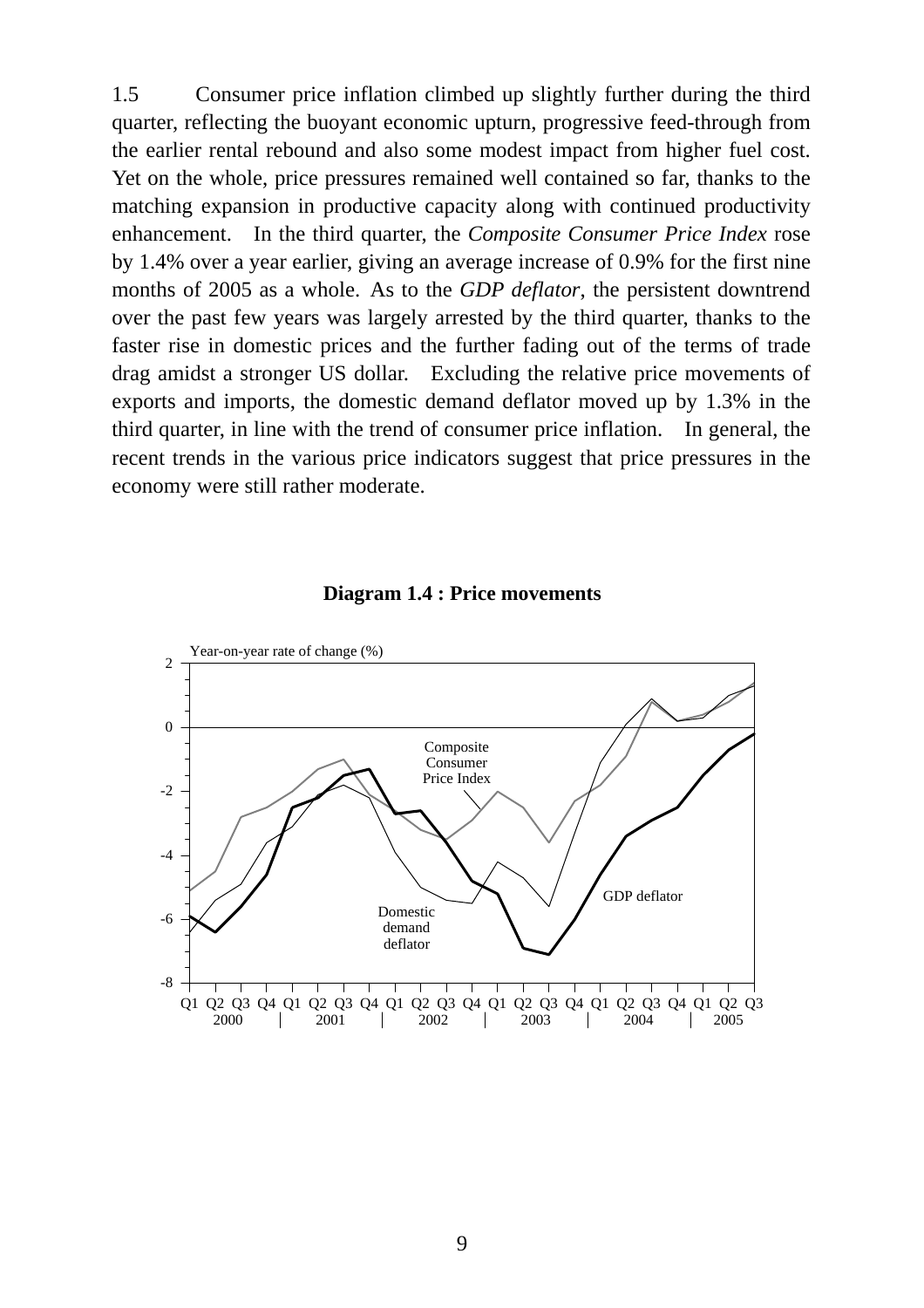1.5 Consumer price inflation climbed up slightly further during the third quarter, reflecting the buoyant economic upturn, progressive feed-through from the earlier rental rebound and also some modest impact from higher fuel cost. Yet on the whole, price pressures remained well contained so far, thanks to the matching expansion in productive capacity along with continued productivity enhancement. In the third quarter, the *Composite Consumer Price Index* rose by 1.4% over a year earlier, giving an average increase of 0.9% for the first nine months of 2005 as a whole. As to the *GDP deflator*, the persistent downtrend over the past few years was largely arrested by the third quarter, thanks to the faster rise in domestic prices and the further fading out of the terms of trade drag amidst a stronger US dollar. Excluding the relative price movements of exports and imports, the domestic demand deflator moved up by 1.3% in the third quarter, in line with the trend of consumer price inflation. In general, the recent trends in the various price indicators suggest that price pressures in the economy were still rather moderate.

**Diagram 1.4 : Price movements**

Year-on-year rate of change (%)

Composite Consumer Price Index

GDP deflator

Domestic demand deflator

Q1 Q2 Q3 Q4 Q1 Q2 Q3 Q4 Q1 Q2 Q3 Q4 Q1 Q2 Q3 Q4 Q1 Q2 Q3 Q4 Q1 Q2 Q3

2000 | 2001 | 2002 | 2003 | 2004 | 2005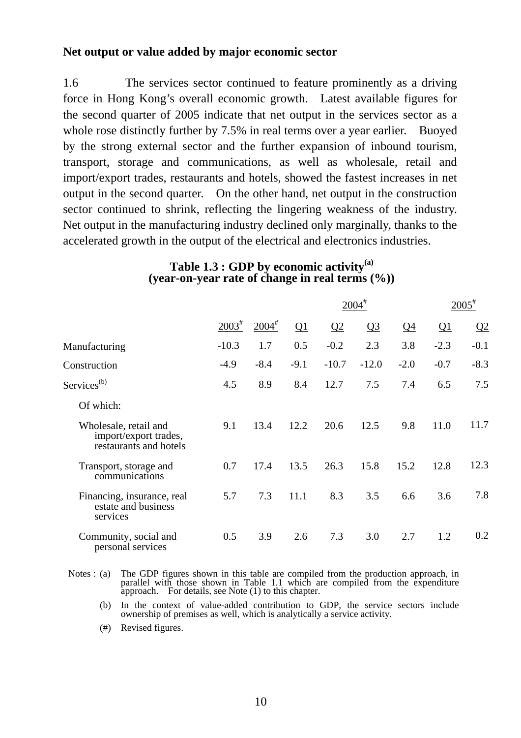**Net output or value added by major economic sector**

1.6 The services sector continued to feature prominently as a driving force in Hong Kong's overall economic growth. Latest available figures for the second quarter of 2005 indicate that net output in the services sector as a whole rose distinctly further by 7.5% in real terms over a year earlier. Buoyed by the strong external sector and the further expansion of inbound tourism, transport, storage and communications, as well as wholesale, retail and import/export trades, restaurants and hotels, showed the fastest increases in net output in the second quarter. On the other hand, net output in the construction sector continued to shrink, reflecting the lingering weakness of the industry. Net output in the manufacturing industry declined only marginally, thanks to the accelerated growth in the output of the electrical and electronics industries.

**Table 1.3 : GDP by economic activity[(a)]**
**(year-on-year rate of change in real terms (%))**

| | | | 2004# | | | | 2005# | |
|---|---|---|---|---|---|---|---|---|
| | 2003# | 2004# | Q1 | Q2 | Q3 | Q4 | Q1 | Q2 |
| Manufacturing | -10.3 | 1.7 | 0.5 | -0.2 | 2.3 | 3.8 | -2.3 | -0.1 |
| Construction | -4.9 | -8.4 | -9.1 | -10.7 | -12.0 | -2.0 | -0.7 | -8.3 |
| Services[(b)] | 4.5 | 8.9 | 8.4 | 12.7 | 7.5 | 7.4 | 6.5 | 7.5 |
| Of which: | | | | | | | | |
| Wholesale, retail and import/export trades, restaurants and hotels | 9.1 | 13.4 | 12.2 | 20.6 | 12.5 | 9.8 | 11.0 | 11.7 |
| Transport, storage and communications | 0.7 | 17.4 | 13.5 | 26.3 | 15.8 | 15.2 | 12.8 | 12.3 |
| Financing, insurance, real estate and business services | 5.7 | 7.3 | 11.1 | 8.3 | 3.5 | 6.6 | 3.6 | 7.8 |
| Community, social and personal services | 0.5 | 3.9 | 2.6 | 7.3 | 3.0 | 2.7 | 1.2 | 0.2 |

Notes : (a) The GDP figures shown in this table are compiled from the production approach, in parallel with those shown in Table 1.1 which are compiled from the expenditure approach. For details, see Note (1) to this chapter.

(b) In the context of value-added contribution to GDP, the service sectors include ownership of premises as well, which is analytically a service activity.

(#) Revised figures.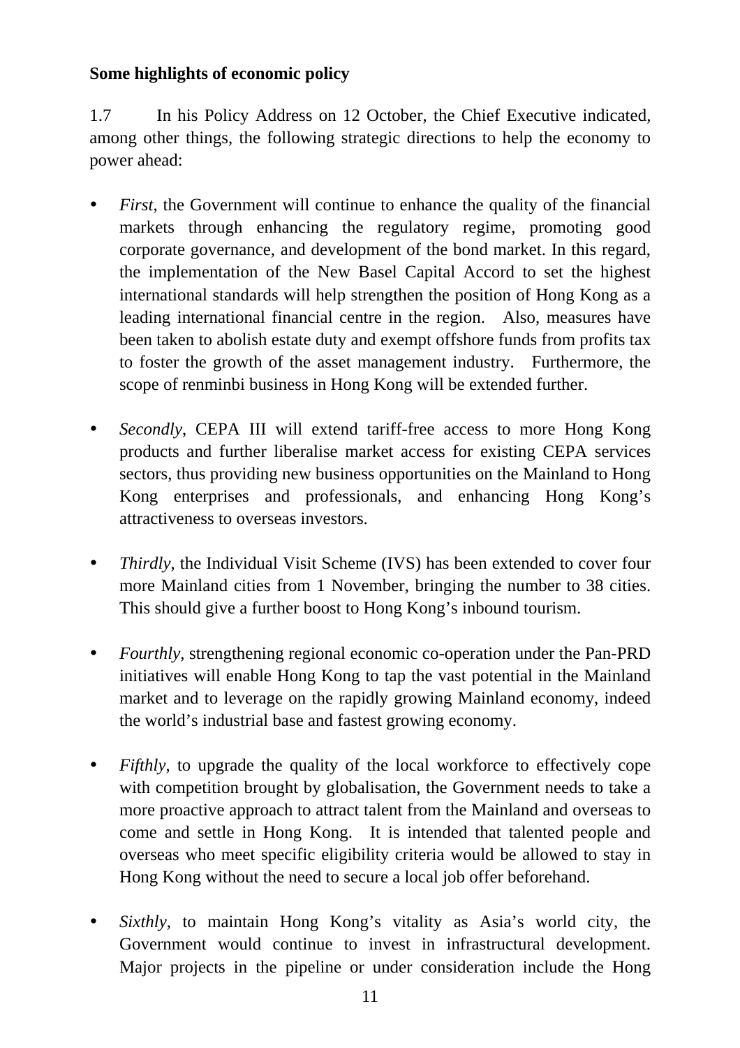**Some highlights of economic policy**

1.7 In his Policy Address on 12 October, the Chief Executive indicated, among other things, the following strategic directions to help the economy to power ahead:

- *First*, the Government will continue to enhance the quality of the financial markets through enhancing the regulatory regime, promoting good corporate governance, and development of the bond market. In this regard, the implementation of the New Basel Capital Accord to set the highest international standards will help strengthen the position of Hong Kong as a leading international financial centre in the region. Also, measures have been taken to abolish estate duty and exempt offshore funds from profits tax to foster the growth of the asset management industry. Furthermore, the scope of renminbi business in Hong Kong will be extended further.

- *Secondly*, CEPA III will extend tariff-free access to more Hong Kong products and further liberalise market access for existing CEPA services sectors, thus providing new business opportunities on the Mainland to Hong Kong enterprises and professionals, and enhancing Hong Kong's attractiveness to overseas investors.

- *Thirdly*, the Individual Visit Scheme (IVS) has been extended to cover four more Mainland cities from 1 November, bringing the number to 38 cities. This should give a further boost to Hong Kong's inbound tourism.

- *Fourthly*, strengthening regional economic co-operation under the Pan-PRD initiatives will enable Hong Kong to tap the vast potential in the Mainland market and to leverage on the rapidly growing Mainland economy, indeed the world's industrial base and fastest growing economy.

- *Fifthly*, to upgrade the quality of the local workforce to effectively cope with competition brought by globalisation, the Government needs to take a more proactive approach to attract talent from the Mainland and overseas to come and settle in Hong Kong. It is intended that talented people and overseas who meet specific eligibility criteria would be allowed to stay in Hong Kong without the need to secure a local job offer beforehand.

- *Sixthly*, to maintain Hong Kong's vitality as Asia's world city, the Government would continue to invest in infrastructural development. Major projects in the pipeline or under consideration include the Hong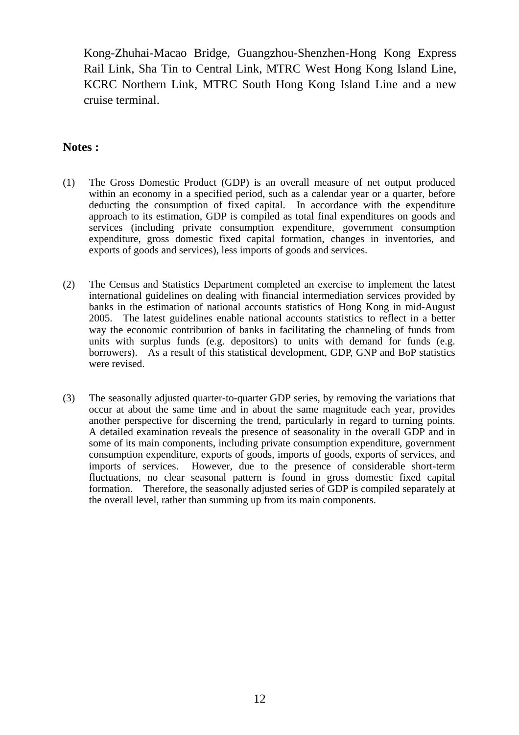Kong-Zhuhai-Macao Bridge, Guangzhou-Shenzhen-Hong Kong Express Rail Link, Sha Tin to Central Link, MTRC West Hong Kong Island Line, KCRC Northern Link, MTRC South Hong Kong Island Line and a new cruise terminal.

## Notes :

(1) The Gross Domestic Product (GDP) is an overall measure of net output produced within an economy in a specified period, such as a calendar year or a quarter, before deducting the consumption of fixed capital. In accordance with the expenditure approach to its estimation, GDP is compiled as total final expenditures on goods and services (including private consumption expenditure, government consumption expenditure, gross domestic fixed capital formation, changes in inventories, and exports of goods and services), less imports of goods and services.

(2) The Census and Statistics Department completed an exercise to implement the latest international guidelines on dealing with financial intermediation services provided by banks in the estimation of national accounts statistics of Hong Kong in mid-August 2005. The latest guidelines enable national accounts statistics to reflect in a better way the economic contribution of banks in facilitating the channeling of funds from units with surplus funds (e.g. depositors) to units with demand for funds (e.g. borrowers). As a result of this statistical development, GDP, GNP and BoP statistics were revised.

(3) The seasonally adjusted quarter-to-quarter GDP series, by removing the variations that occur at about the same time and in about the same magnitude each year, provides another perspective for discerning the trend, particularly in regard to turning points. A detailed examination reveals the presence of seasonality in the overall GDP and in some of its main components, including private consumption expenditure, government consumption expenditure, exports of goods, imports of goods, exports of services, and imports of services. However, due to the presence of considerable short-term fluctuations, no clear seasonal pattern is found in gross domestic fixed capital formation. Therefore, the seasonally adjusted series of GDP is compiled separately at the overall level, rather than summing up from its main components.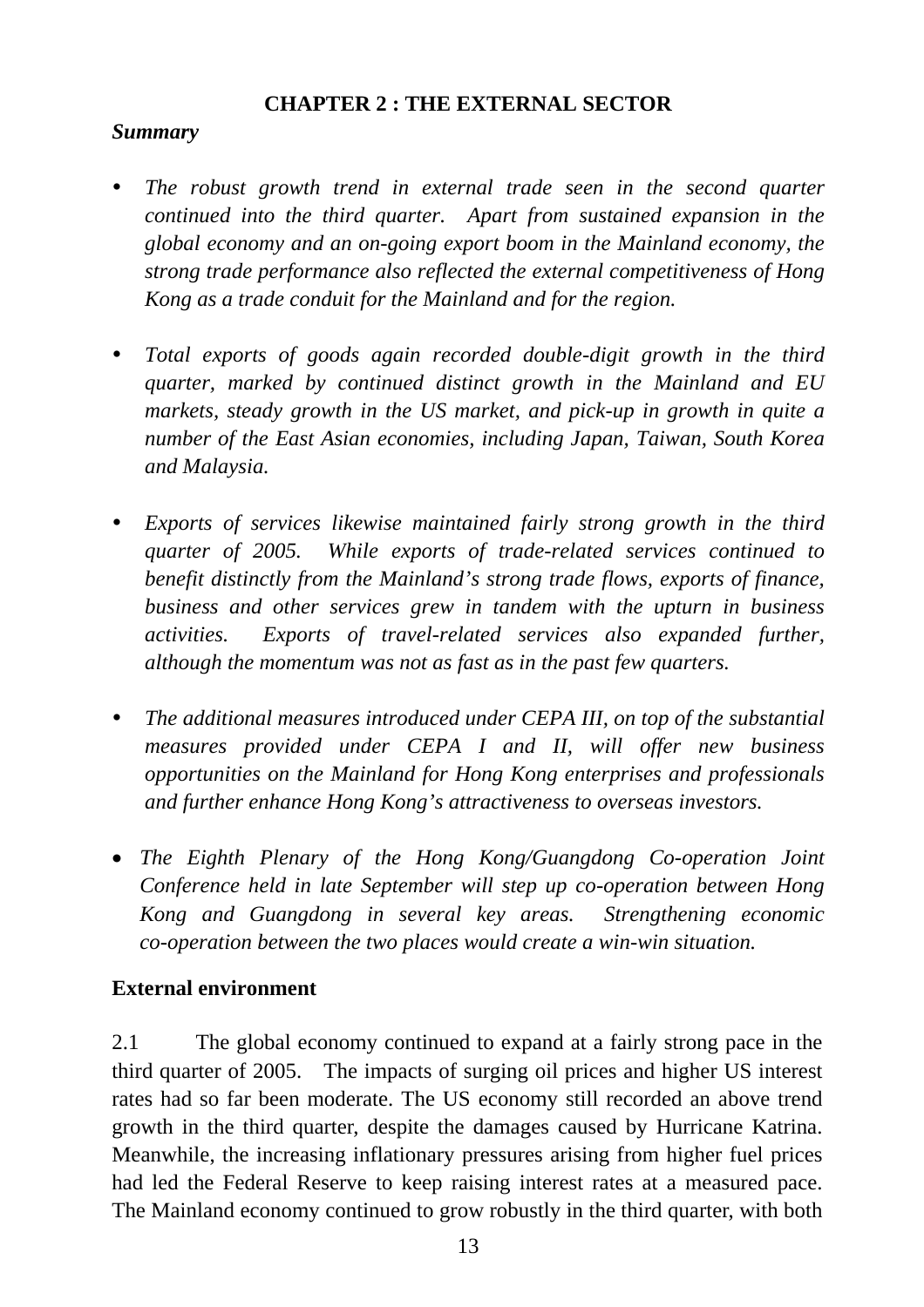# CHAPTER 2 : THE EXTERNAL SECTOR

***Summary***

- *The robust growth trend in external trade seen in the second quarter continued into the third quarter. Apart from sustained expansion in the global economy and an on-going export boom in the Mainland economy, the strong trade performance also reflected the external competitiveness of Hong Kong as a trade conduit for the Mainland and for the region.*

- *Total exports of goods again recorded double-digit growth in the third quarter, marked by continued distinct growth in the Mainland and EU markets, steady growth in the US market, and pick-up in growth in quite a number of the East Asian economies, including Japan, Taiwan, South Korea and Malaysia.*

- *Exports of services likewise maintained fairly strong growth in the third quarter of 2005. While exports of trade-related services continued to benefit distinctly from the Mainland's strong trade flows, exports of finance, business and other services grew in tandem with the upturn in business activities. Exports of travel-related services also expanded further, although the momentum was not as fast as in the past few quarters.*

- *The additional measures introduced under CEPA III, on top of the substantial measures provided under CEPA I and II, will offer new business opportunities on the Mainland for Hong Kong enterprises and professionals and further enhance Hong Kong's attractiveness to overseas investors.*

- *The Eighth Plenary of the Hong Kong/Guangdong Co-operation Joint Conference held in late September will step up co-operation between Hong Kong and Guangdong in several key areas. Strengthening economic co-operation between the two places would create a win-win situation.*

**External environment**

2.1 The global economy continued to expand at a fairly strong pace in the third quarter of 2005. The impacts of surging oil prices and higher US interest rates had so far been moderate. The US economy still recorded an above trend growth in the third quarter, despite the damages caused by Hurricane Katrina. Meanwhile, the increasing inflationary pressures arising from higher fuel prices had led the Federal Reserve to keep raising interest rates at a measured pace. The Mainland economy continued to grow robustly in the third quarter, with both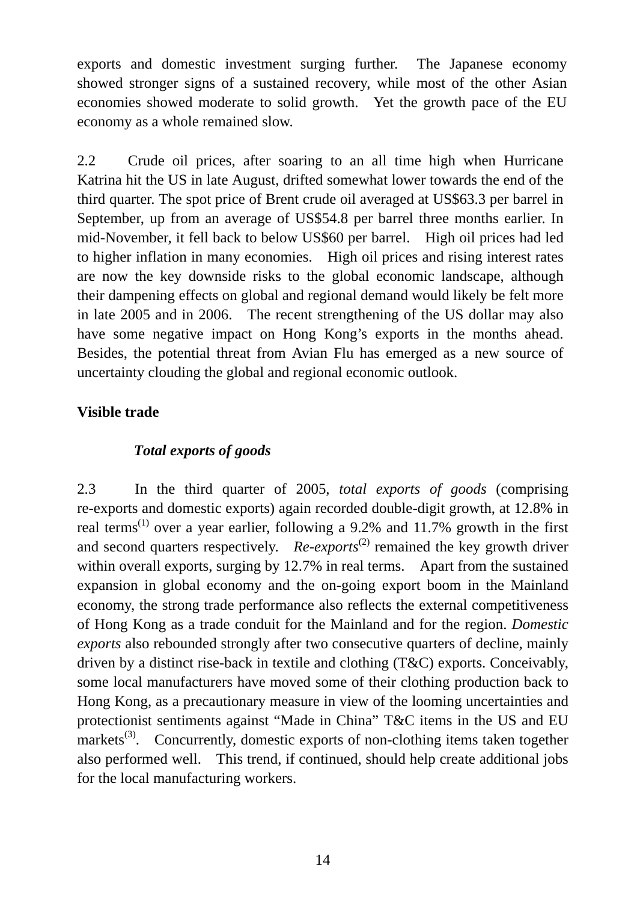exports and domestic investment surging further. The Japanese economy showed stronger signs of a sustained recovery, while most of the other Asian economies showed moderate to solid growth. Yet the growth pace of the EU economy as a whole remained slow.

2.2 Crude oil prices, after soaring to an all time high when Hurricane Katrina hit the US in late August, drifted somewhat lower towards the end of the third quarter. The spot price of Brent crude oil averaged at US$63.3 per barrel in September, up from an average of US$54.8 per barrel three months earlier. In mid-November, it fell back to below US$60 per barrel. High oil prices had led to higher inflation in many economies. High oil prices and rising interest rates are now the key downside risks to the global economic landscape, although their dampening effects on global and regional demand would likely be felt more in late 2005 and in 2006. The recent strengthening of the US dollar may also have some negative impact on Hong Kong's exports in the months ahead. Besides, the potential threat from Avian Flu has emerged as a new source of uncertainty clouding the global and regional economic outlook.

## Visible trade

### *Total exports of goods*

2.3 In the third quarter of 2005, *total exports of goods* (comprising re-exports and domestic exports) again recorded double-digit growth, at 12.8% in real terms[(1)] over a year earlier, following a 9.2% and 11.7% growth in the first and second quarters respectively. *Re-exports*[(2)] remained the key growth driver within overall exports, surging by 12.7% in real terms. Apart from the sustained expansion in global economy and the on-going export boom in the Mainland economy, the strong trade performance also reflects the external competitiveness of Hong Kong as a trade conduit for the Mainland and for the region. *Domestic exports* also rebounded strongly after two consecutive quarters of decline, mainly driven by a distinct rise-back in textile and clothing (T&C) exports. Conceivably, some local manufacturers have moved some of their clothing production back to Hong Kong, as a precautionary measure in view of the looming uncertainties and protectionist sentiments against "Made in China" T&C items in the US and EU markets[(3)]. Concurrently, domestic exports of non-clothing items taken together also performed well. This trend, if continued, should help create additional jobs for the local manufacturing workers.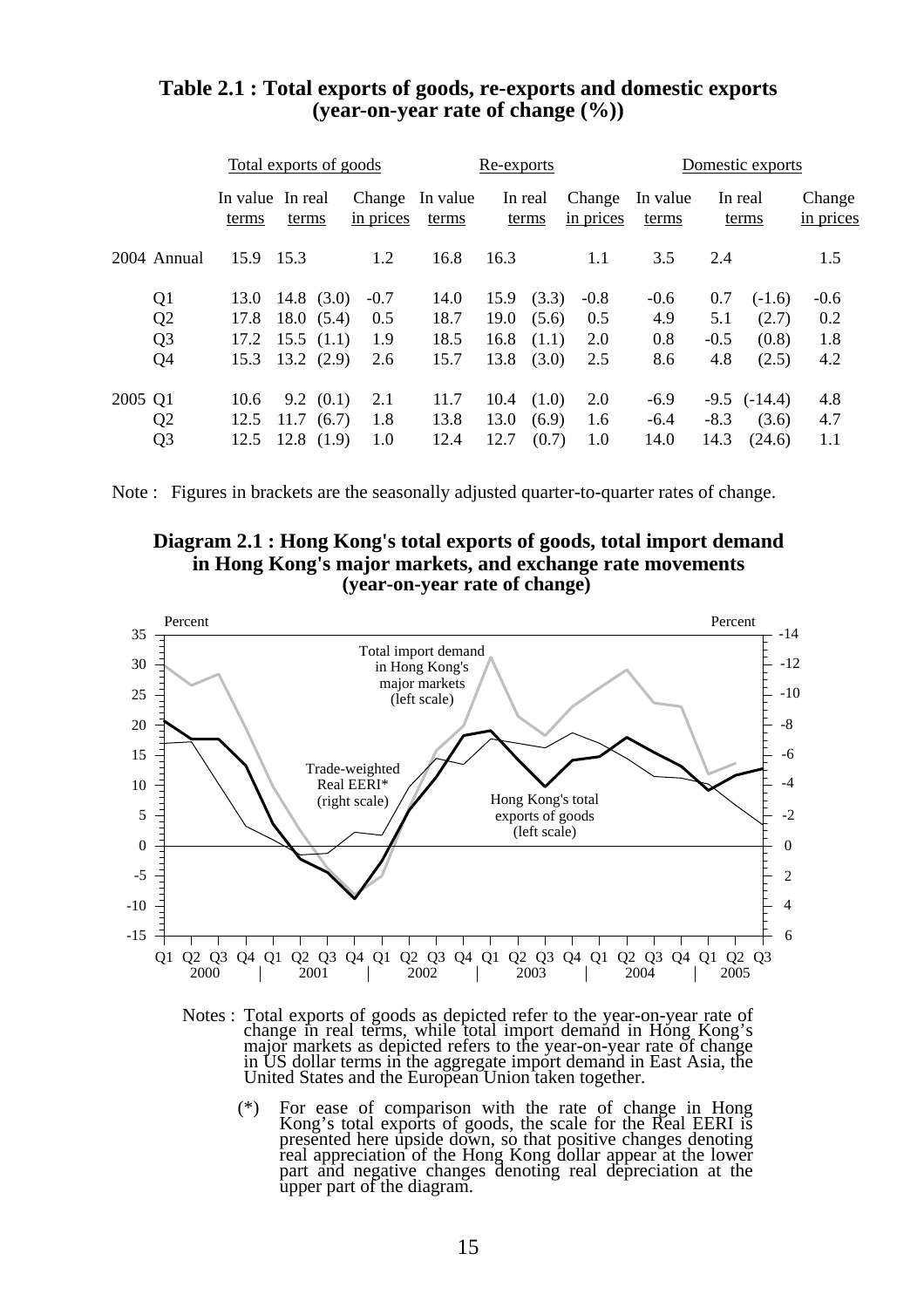**Table 2.1 : Total exports of goods, re-exports and domestic exports (year-on-year rate of change (%))**

| | | Total exports of goods | | | Re-exports | | | Domestic exports | | |
|---|---|---|---|---|---|---|---|---|---|---|
| | | In value terms | In real terms | Change in prices | In value terms | In real terms | Change in prices | In value terms | In real terms | Change in prices |
| 2004 | Annual | 15.9 | 15.3 | 1.2 | 16.8 | 16.3 | 1.1 | 3.5 | 2.4 | 1.5 |
| | Q1 | 13.0 | 14.8 (3.0) | -0.7 | 14.0 | 15.9 (3.3) | -0.8 | -0.6 | 0.7 (-1.6) | -0.6 |
| | Q2 | 17.8 | 18.0 (5.4) | 0.5 | 18.7 | 19.0 (5.6) | 0.5 | 4.9 | 5.1 (2.7) | 0.2 |
| | Q3 | 17.2 | 15.5 (1.1) | 1.9 | 18.5 | 16.8 (1.1) | 2.0 | 0.8 | -0.5 (0.8) | 1.8 |
| | Q4 | 15.3 | 13.2 (2.9) | 2.6 | 15.7 | 13.8 (3.0) | 2.5 | 8.6 | 4.8 (2.5) | 4.2 |
| 2005 | Q1 | 10.6 | 9.2 (0.1) | 2.1 | 11.7 | 10.4 (1.0) | 2.0 | -6.9 | -9.5 (-14.4) | 4.8 |
| | Q2 | 12.5 | 11.7 (6.7) | 1.8 | 13.8 | 13.0 (6.9) | 1.6 | -6.4 | -8.3 (3.6) | 4.7 |
| | Q3 | 12.5 | 12.8 (1.9) | 1.0 | 12.4 | 12.7 (0.7) | 1.0 | 14.0 | 14.3 (24.6) | 1.1 |

Note : Figures in brackets are the seasonally adjusted quarter-to-quarter rates of change.

**Diagram 2.1 : Hong Kong's total exports of goods, total import demand in Hong Kong's major markets, and exchange rate movements (year-on-year rate of change)**

Notes : Total exports of goods as depicted refer to the year-on-year rate of change in real terms, while total import demand in Hong Kong's major markets as depicted refers to the year-on-year rate of change in US dollar terms in the aggregate import demand in East Asia, the United States and the European Union taken together.

(*) For ease of comparison with the rate of change in Hong Kong's total exports of goods, the scale for the Real EERI is presented here upside down, so that positive changes denoting real appreciation of the Hong Kong dollar appear at the lower part and negative changes denoting real depreciation at the upper part of the diagram.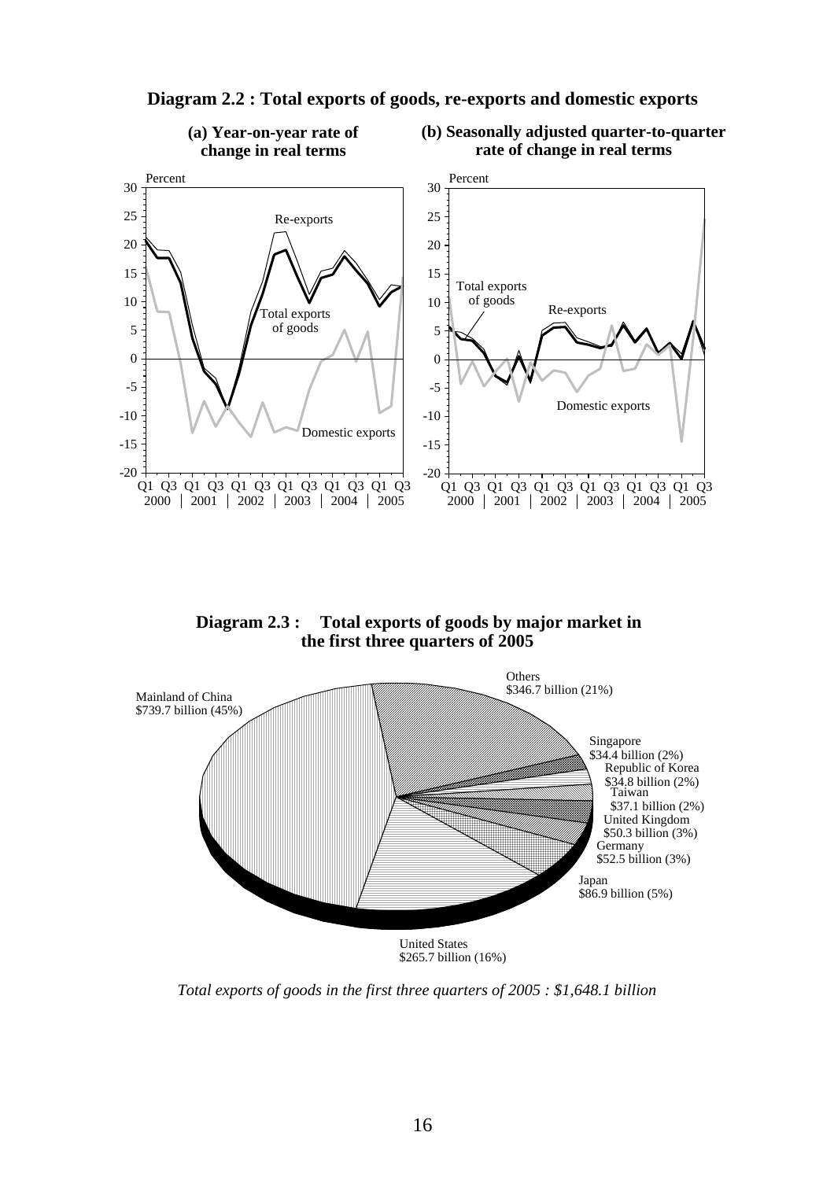**Diagram 2.2 : Total exports of goods, re-exports and domestic exports**

**(a) Year-on-year rate of change in real terms**

**(b) Seasonally adjusted quarter-to-quarter rate of change in real terms**

**Diagram 2.3 : Total exports of goods by major market in the first three quarters of 2005**

| Market | Value | Share |
| --- | --- | --- |
| Mainland of China | $739.7 billion | 45% |
| Others | $346.7 billion | 21% |
| Singapore | $34.4 billion | 2% |
| Republic of Korea | $34.8 billion | 2% |
| Taiwan | $37.1 billion | 2% |
| United Kingdom | $50.3 billion | 3% |
| Germany | $52.5 billion | 3% |
| Japan | $86.9 billion | 5% |
| United States | $265.7 billion | 16% |

*Total exports of goods in the first three quarters of 2005 : $1,648.1 billion*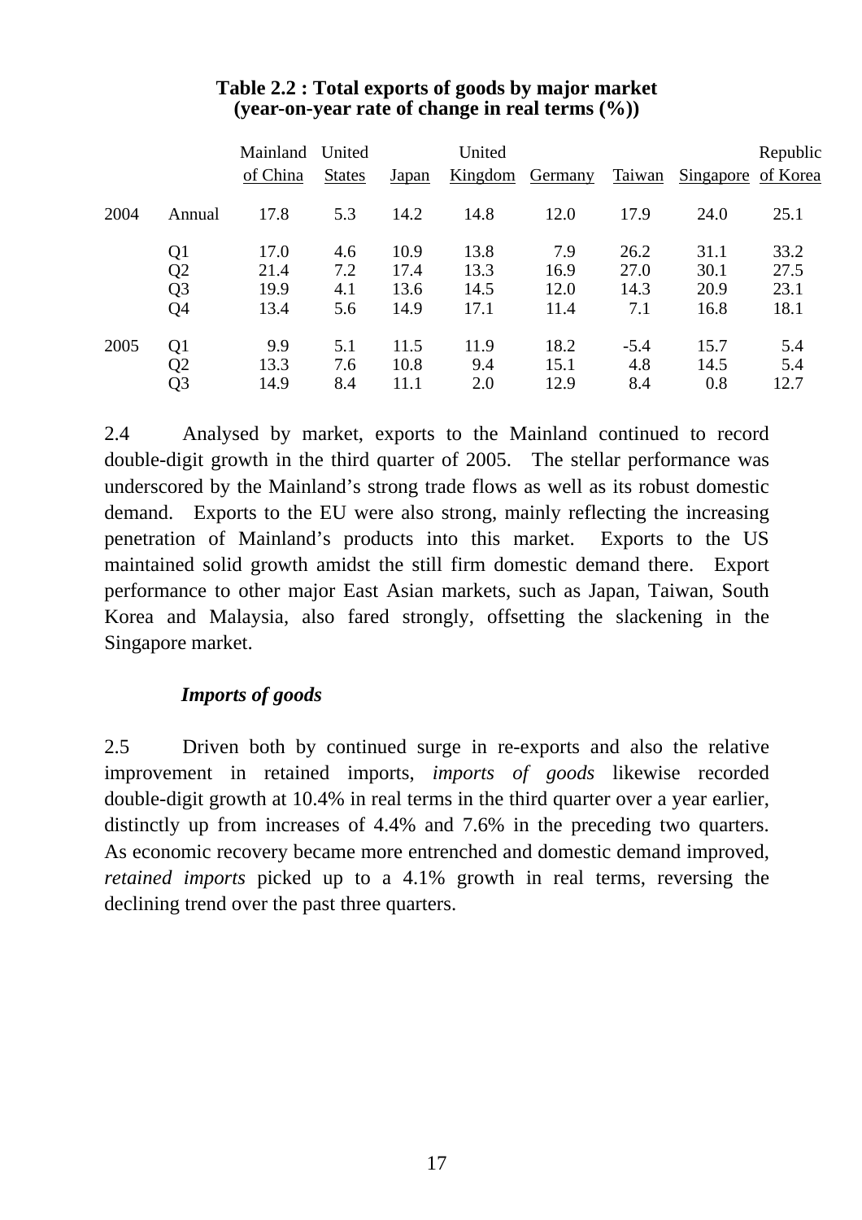**Table 2.2 : Total exports of goods by major market (year-on-year rate of change in real terms (%))**

| | | Mainland of China | United States | Japan | United Kingdom | Germany | Taiwan | Singapore | Republic of Korea |
|---|---|---|---|---|---|---|---|---|---|
| 2004 | Annual | 17.8 | 5.3 | 14.2 | 14.8 | 12.0 | 17.9 | 24.0 | 25.1 |
| | Q1 | 17.0 | 4.6 | 10.9 | 13.8 | 7.9 | 26.2 | 31.1 | 33.2 |
| | Q2 | 21.4 | 7.2 | 17.4 | 13.3 | 16.9 | 27.0 | 30.1 | 27.5 |
| | Q3 | 19.9 | 4.1 | 13.6 | 14.5 | 12.0 | 14.3 | 20.9 | 23.1 |
| | Q4 | 13.4 | 5.6 | 14.9 | 17.1 | 11.4 | 7.1 | 16.8 | 18.1 |
| 2005 | Q1 | 9.9 | 5.1 | 11.5 | 11.9 | 18.2 | -5.4 | 15.7 | 5.4 |
| | Q2 | 13.3 | 7.6 | 10.8 | 9.4 | 15.1 | 4.8 | 14.5 | 5.4 |
| | Q3 | 14.9 | 8.4 | 11.1 | 2.0 | 12.9 | 8.4 | 0.8 | 12.7 |

2.4 Analysed by market, exports to the Mainland continued to record double-digit growth in the third quarter of 2005. The stellar performance was underscored by the Mainland's strong trade flows as well as its robust domestic demand. Exports to the EU were also strong, mainly reflecting the increasing penetration of Mainland's products into this market. Exports to the US maintained solid growth amidst the still firm domestic demand there. Export performance to other major East Asian markets, such as Japan, Taiwan, South Korea and Malaysia, also fared strongly, offsetting the slackening in the Singapore market.

### *Imports of goods*

2.5 Driven both by continued surge in re-exports and also the relative improvement in retained imports, *imports of goods* likewise recorded double-digit growth at 10.4% in real terms in the third quarter over a year earlier, distinctly up from increases of 4.4% and 7.6% in the preceding two quarters. As economic recovery became more entrenched and domestic demand improved, *retained imports* picked up to a 4.1% growth in real terms, reversing the declining trend over the past three quarters.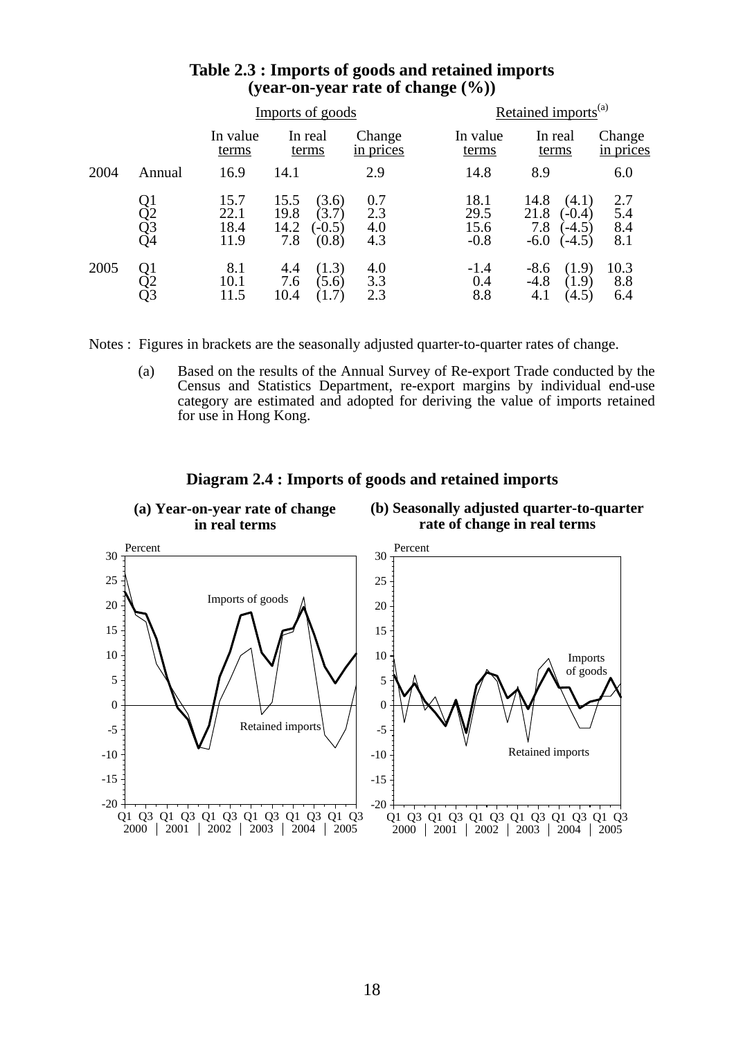## Table 2.3 : Imports of goods and retained imports (year-on-year rate of change (%))

| | | Imports of goods | | | Retained imports[(a)] | | |
|---|---|---|---|---|---|---|---|
| | | In value terms | In real terms | Change in prices | In value terms | In real terms | Change in prices |
| 2004 | Annual | 16.9 | 14.1 | 2.9 | 14.8 | 8.9 | 6.0 |
| | Q1 | 15.7 | 15.5 (3.6) | 0.7 | 18.1 | 14.8 (4.1) | 2.7 |
| | Q2 | 22.1 | 19.8 (3.7) | 2.3 | 29.5 | 21.8 (-0.4) | 5.4 |
| | Q3 | 18.4 | 14.2 (-0.5) | 4.0 | 15.6 | 7.8 (-4.5) | 8.4 |
| | Q4 | 11.9 | 7.8 (0.8) | 4.3 | -0.8 | -6.0 (-4.5) | 8.1 |
| 2005 | Q1 | 8.1 | 4.4 (1.3) | 4.0 | -1.4 | -8.6 (1.9) | 10.3 |
| | Q2 | 10.1 | 7.6 (5.6) | 3.3 | 0.4 | -4.8 (1.9) | 8.8 |
| | Q3 | 11.5 | 10.4 (1.7) | 2.3 | 8.8 | 4.1 (4.5) | 6.4 |

Notes : Figures in brackets are the seasonally adjusted quarter-to-quarter rates of change.

(a) Based on the results of the Annual Survey of Re-export Trade conducted by the Census and Statistics Department, re-export margins by individual end-use category are estimated and adopted for deriving the value of imports retained for use in Hong Kong.

## Diagram 2.4 : Imports of goods and retained imports

**(a) Year-on-year rate of change in real terms**

**(b) Seasonally adjusted quarter-to-quarter rate of change in real terms**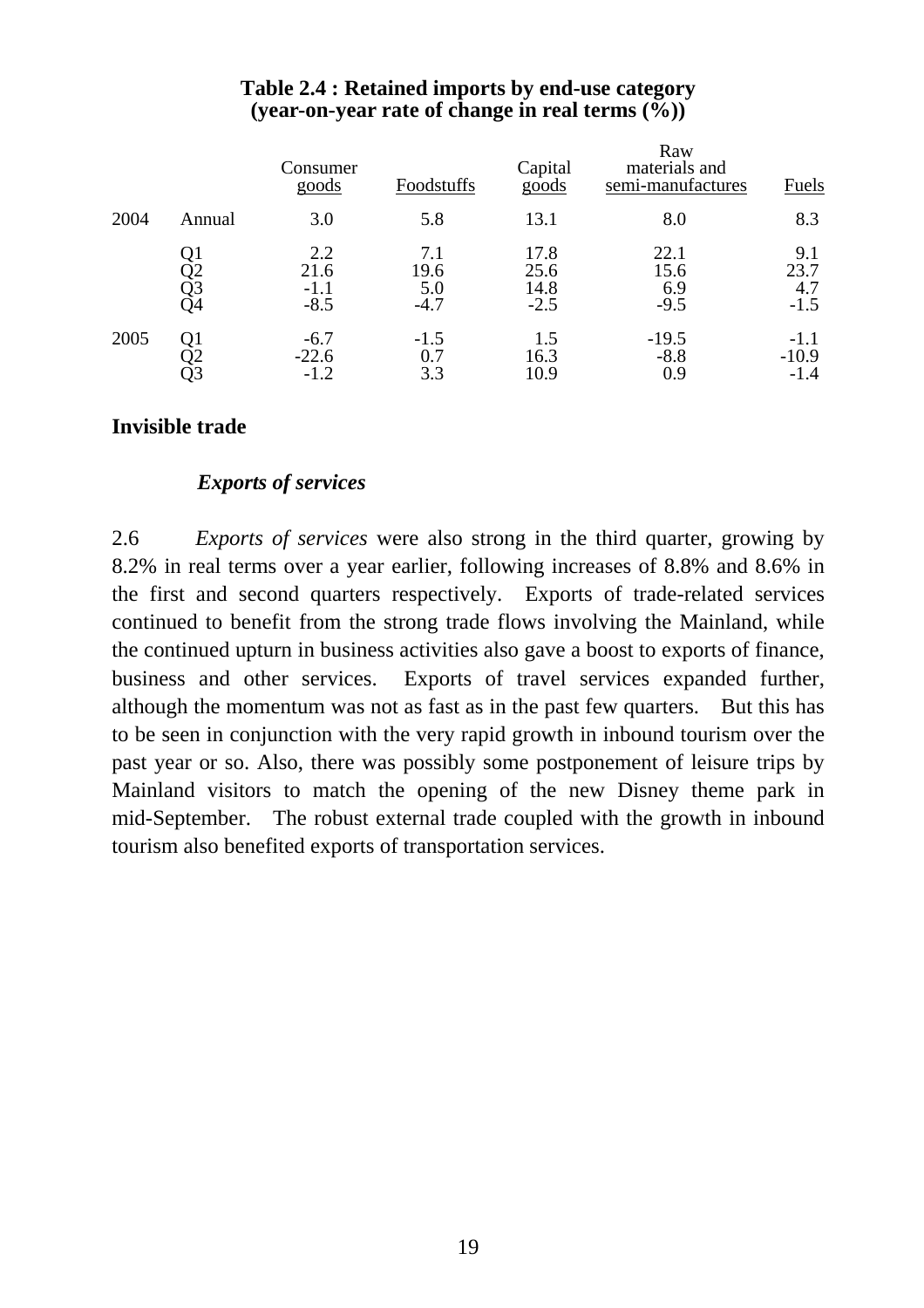**Table 2.4 : Retained imports by end-use category (year-on-year rate of change in real terms (%))**

| | | Consumer goods | Foodstuffs | Capital goods | Raw materials and semi-manufactures | Fuels |
|---|---|---|---|---|---|---|
| 2004 | Annual | 3.0 | 5.8 | 13.1 | 8.0 | 8.3 |
| | Q1 | 2.2 | 7.1 | 17.8 | 22.1 | 9.1 |
| | Q2 | 21.6 | 19.6 | 25.6 | 15.6 | 23.7 |
| | Q3 | -1.1 | 5.0 | 14.8 | 6.9 | 4.7 |
| | Q4 | -8.5 | -4.7 | -2.5 | -9.5 | -1.5 |
| 2005 | Q1 | -6.7 | -1.5 | 1.5 | -19.5 | -1.1 |
| | Q2 | -22.6 | 0.7 | 16.3 | -8.8 | -10.9 |
| | Q3 | -1.2 | 3.3 | 10.9 | 0.9 | -1.4 |

## Invisible trade

### *Exports of services*

2.6 *Exports of services* were also strong in the third quarter, growing by 8.2% in real terms over a year earlier, following increases of 8.8% and 8.6% in the first and second quarters respectively. Exports of trade-related services continued to benefit from the strong trade flows involving the Mainland, while the continued upturn in business activities also gave a boost to exports of finance, business and other services. Exports of travel services expanded further, although the momentum was not as fast as in the past few quarters. But this has to be seen in conjunction with the very rapid growth in inbound tourism over the past year or so. Also, there was possibly some postponement of leisure trips by Mainland visitors to match the opening of the new Disney theme park in mid-September. The robust external trade coupled with the growth in inbound tourism also benefited exports of transportation services.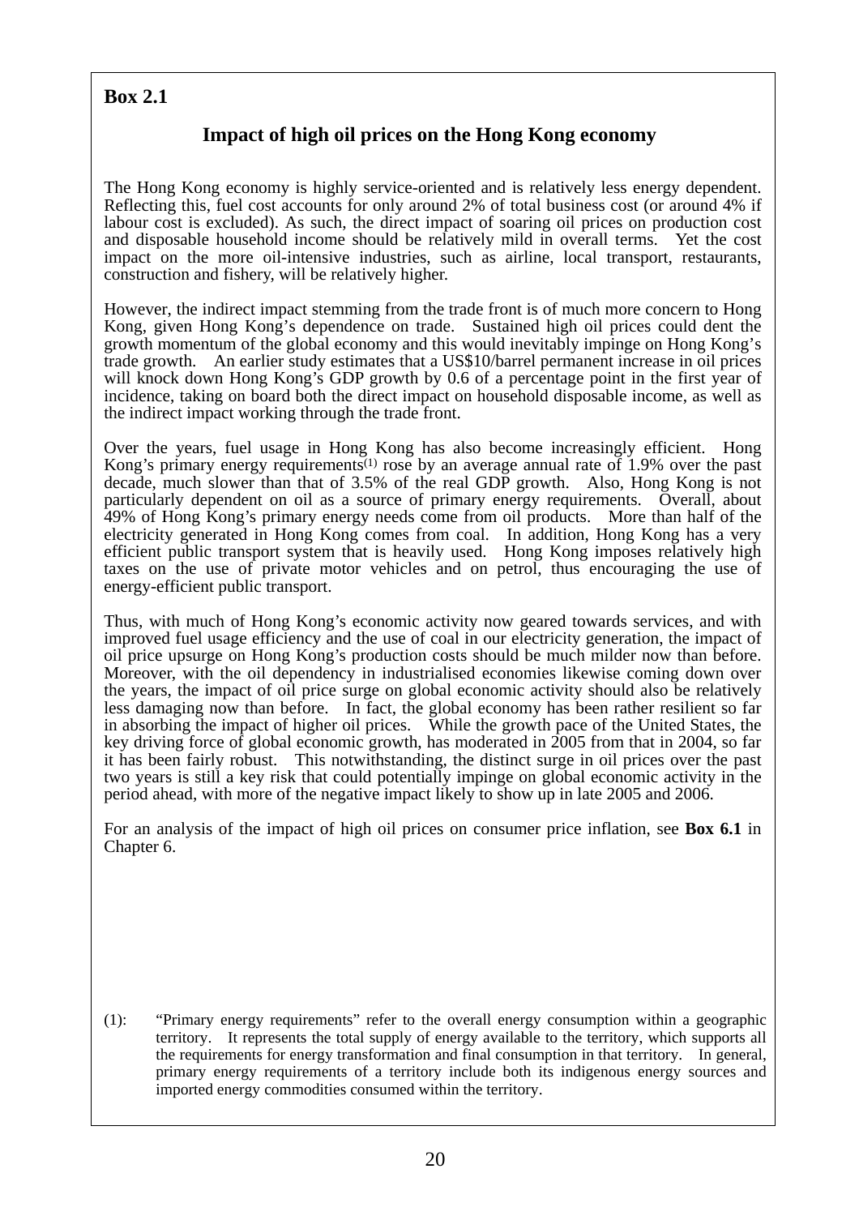**Box 2.1**

## Impact of high oil prices on the Hong Kong economy

The Hong Kong economy is highly service-oriented and is relatively less energy dependent. Reflecting this, fuel cost accounts for only around 2% of total business cost (or around 4% if labour cost is excluded). As such, the direct impact of soaring oil prices on production cost and disposable household income should be relatively mild in overall terms. Yet the cost impact on the more oil-intensive industries, such as airline, local transport, restaurants, construction and fishery, will be relatively higher.

However, the indirect impact stemming from the trade front is of much more concern to Hong Kong, given Hong Kong's dependence on trade. Sustained high oil prices could dent the growth momentum of the global economy and this would inevitably impinge on Hong Kong's trade growth. An earlier study estimates that a US$10/barrel permanent increase in oil prices will knock down Hong Kong's GDP growth by 0.6 of a percentage point in the first year of incidence, taking on board both the direct impact on household disposable income, as well as the indirect impact working through the trade front.

Over the years, fuel usage in Hong Kong has also become increasingly efficient. Hong Kong's primary energy requirements(1) rose by an average annual rate of 1.9% over the past decade, much slower than that of 3.5% of the real GDP growth. Also, Hong Kong is not particularly dependent on oil as a source of primary energy requirements. Overall, about 49% of Hong Kong's primary energy needs come from oil products. More than half of the electricity generated in Hong Kong comes from coal. In addition, Hong Kong has a very efficient public transport system that is heavily used. Hong Kong imposes relatively high taxes on the use of private motor vehicles and on petrol, thus encouraging the use of energy-efficient public transport.

Thus, with much of Hong Kong's economic activity now geared towards services, and with improved fuel usage efficiency and the use of coal in our electricity generation, the impact of oil price upsurge on Hong Kong's production costs should be much milder now than before. Moreover, with the oil dependency in industrialised economies likewise coming down over the years, the impact of oil price surge on global economic activity should also be relatively less damaging now than before. In fact, the global economy has been rather resilient so far in absorbing the impact of higher oil prices. While the growth pace of the United States, the key driving force of global economic growth, has moderated in 2005 from that in 2004, so far it has been fairly robust. This notwithstanding, the distinct surge in oil prices over the past two years is still a key risk that could potentially impinge on global economic activity in the period ahead, with more of the negative impact likely to show up in late 2005 and 2006.

For an analysis of the impact of high oil prices on consumer price inflation, see **Box 6.1** in Chapter 6.

(1): "Primary energy requirements" refer to the overall energy consumption within a geographic territory. It represents the total supply of energy available to the territory, which supports all the requirements for energy transformation and final consumption in that territory. In general, primary energy requirements of a territory include both its indigenous energy sources and imported energy commodities consumed within the territory.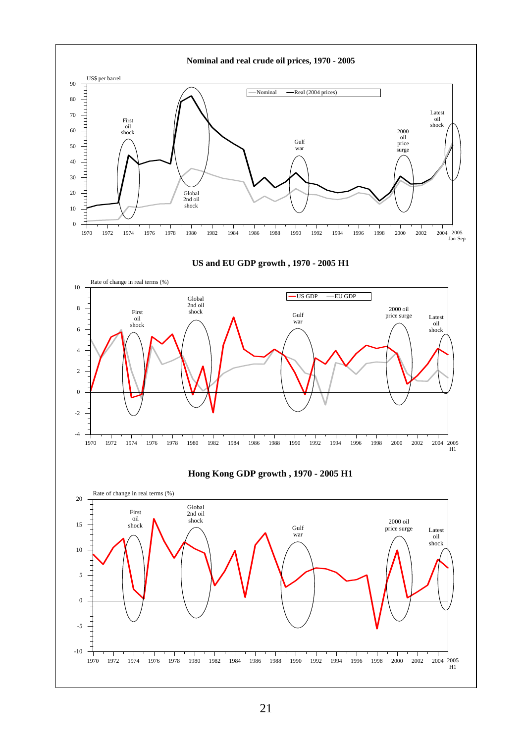**Nominal and real crude oil prices, 1970 - 2005**

US$ per barrel

Nominal — Real (2004 prices)

First oil shock | Global 2nd oil shock | Gulf war | 2000 oil price surge | Latest oil shock

1970 1972 1974 1976 1978 1980 1982 1984 1986 1988 1990 1992 1994 1996 1998 2000 2002 2004 2005 Jan-Sep

**US and EU GDP growth , 1970 - 2005 H1**

Rate of change in real terms (%)

US GDP — EU GDP

First oil shock | Global 2nd oil shock | Gulf war | 2000 oil price surge | Latest oil shock

1970 1972 1974 1976 1978 1980 1982 1984 1986 1988 1990 1992 1994 1996 1998 2000 2002 2004 2005 H1

**Hong Kong GDP growth , 1970 - 2005 H1**

Rate of change in real terms (%)

First oil shock | Global 2nd oil shock | Gulf war | 2000 oil price surge | Latest oil shock

1970 1972 1974 1976 1978 1980 1982 1984 1986 1988 1990 1992 1994 1996 1998 2000 2002 2004 2005 H1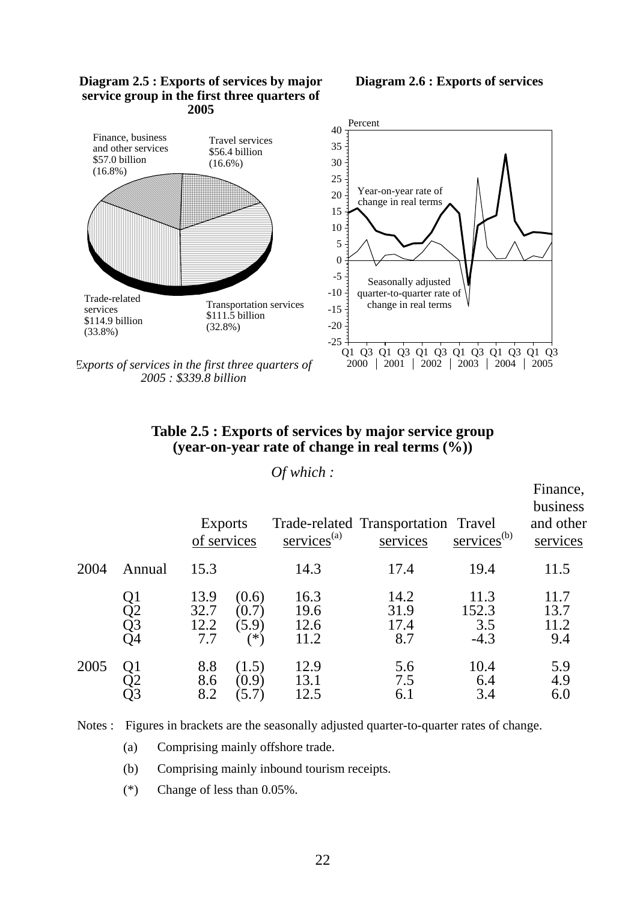**Diagram 2.5 : Exports of services by major service group in the first three quarters of 2005**

Finance, business and other services $57.0 billion (16.8%)

Travel services $56.4 billion (16.6%)

Trade-related services $114.9 billion (33.8%)

Transportation services $111.5 billion (32.8%)

*Exports of services in the first three quarters of 2005 : $339.8 billion*

**Diagram 2.6 : Exports of services**

Percent

Year-on-year rate of change in real terms

Seasonally adjusted quarter-to-quarter rate of change in real terms

Q1 Q3 Q1 Q3 Q1 Q3 Q1 Q3 Q1 Q3 Q1 Q3
2000 | 2001 | 2002 | 2003 | 2004 | 2005

## Table 2.5 : Exports of services by major service group (year-on-year rate of change in real terms (%))

| | | Exports of services | | *Of which :* Trade-related services(a) | Transportation services | Travel services(b) | Finance, business and other services |
|---|---|---|---|---|---|---|---|
| 2004 | Annual | 15.3 | | 14.3 | 17.4 | 19.4 | 11.5 |
| | Q1 | 13.9 | (0.6) | 16.3 | 14.2 | 11.3 | 11.7 |
| | Q2 | 32.7 | (0.7) | 19.6 | 31.9 | 152.3 | 13.7 |
| | Q3 | 12.2 | (5.9) | 12.6 | 17.4 | 3.5 | 11.2 |
| | Q4 | 7.7 | (*) | 11.2 | 8.7 | -4.3 | 9.4 |
| 2005 | Q1 | 8.8 | (1.5) | 12.9 | 5.6 | 10.4 | 5.9 |
| | Q2 | 8.6 | (0.9) | 13.1 | 7.5 | 6.4 | 4.9 |
| | Q3 | 8.2 | (5.7) | 12.5 | 6.1 | 3.4 | 6.0 |

Notes : Figures in brackets are the seasonally adjusted quarter-to-quarter rates of change.

(a) Comprising mainly offshore trade.

(b) Comprising mainly inbound tourism receipts.

(*) Change of less than 0.05%.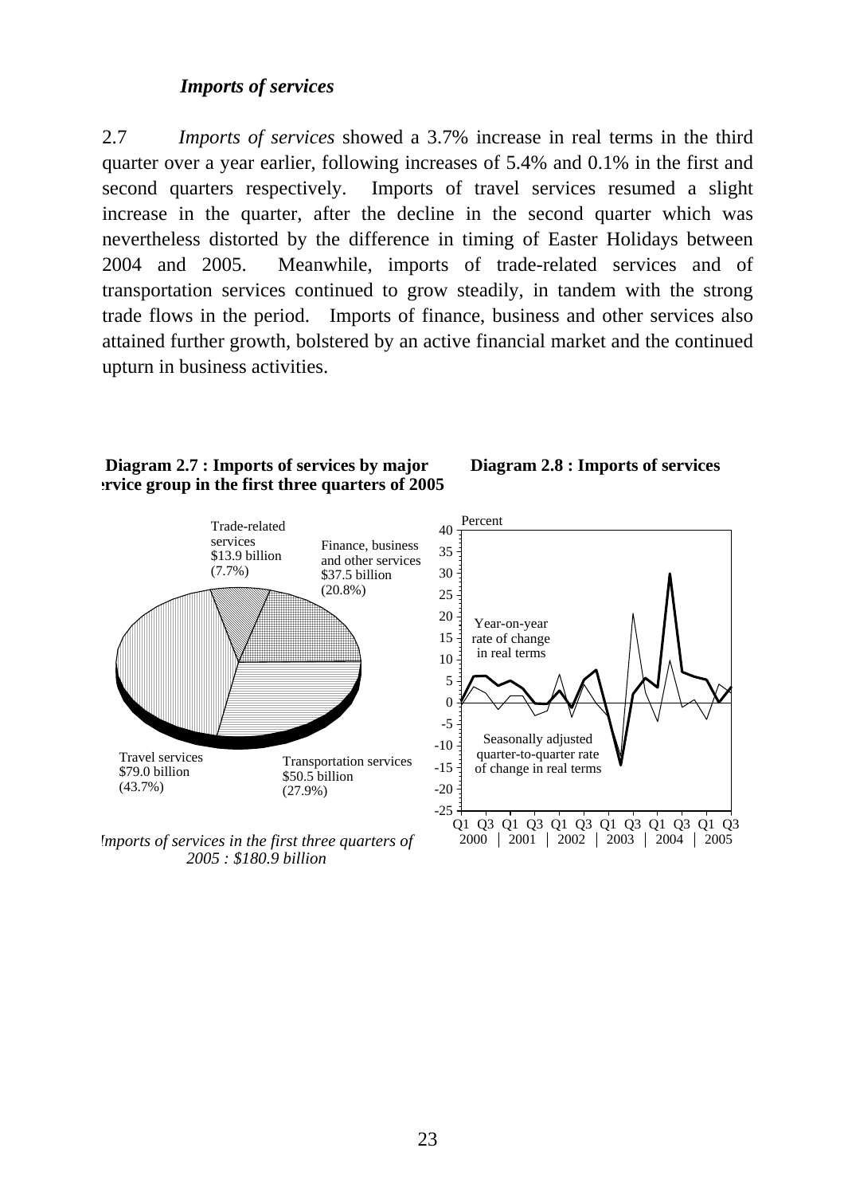### *Imports of services*

2.7 *Imports of services* showed a 3.7% increase in real terms in the third quarter over a year earlier, following increases of 5.4% and 0.1% in the first and second quarters respectively. Imports of travel services resumed a slight increase in the quarter, after the decline in the second quarter which was nevertheless distorted by the difference in timing of Easter Holidays between 2004 and 2005. Meanwhile, imports of trade-related services and of transportation services continued to grow steadily, in tandem with the strong trade flows in the period. Imports of finance, business and other services also attained further growth, bolstered by an active financial market and the continued upturn in business activities.

**Diagram 2.7 : Imports of services by major service group in the first three quarters of 2005**

Trade-related services $13.9 billion (7.7%)

Finance, business and other services $37.5 billion (20.8%)

Travel services $79.0 billion (43.7%)

Transportation services $50.5 billion (27.9%)

*Imports of services in the first three quarters of 2005 : $180.9 billion*

**Diagram 2.8 : Imports of services**

Percent

Year-on-year rate of change in real terms

Seasonally adjusted quarter-to-quarter rate of change in real terms

Q1 Q3 Q1 Q3 Q1 Q3 Q1 Q3 Q1 Q3 Q1 Q3
2000 | 2001 | 2002 | 2003 | 2004 | 2005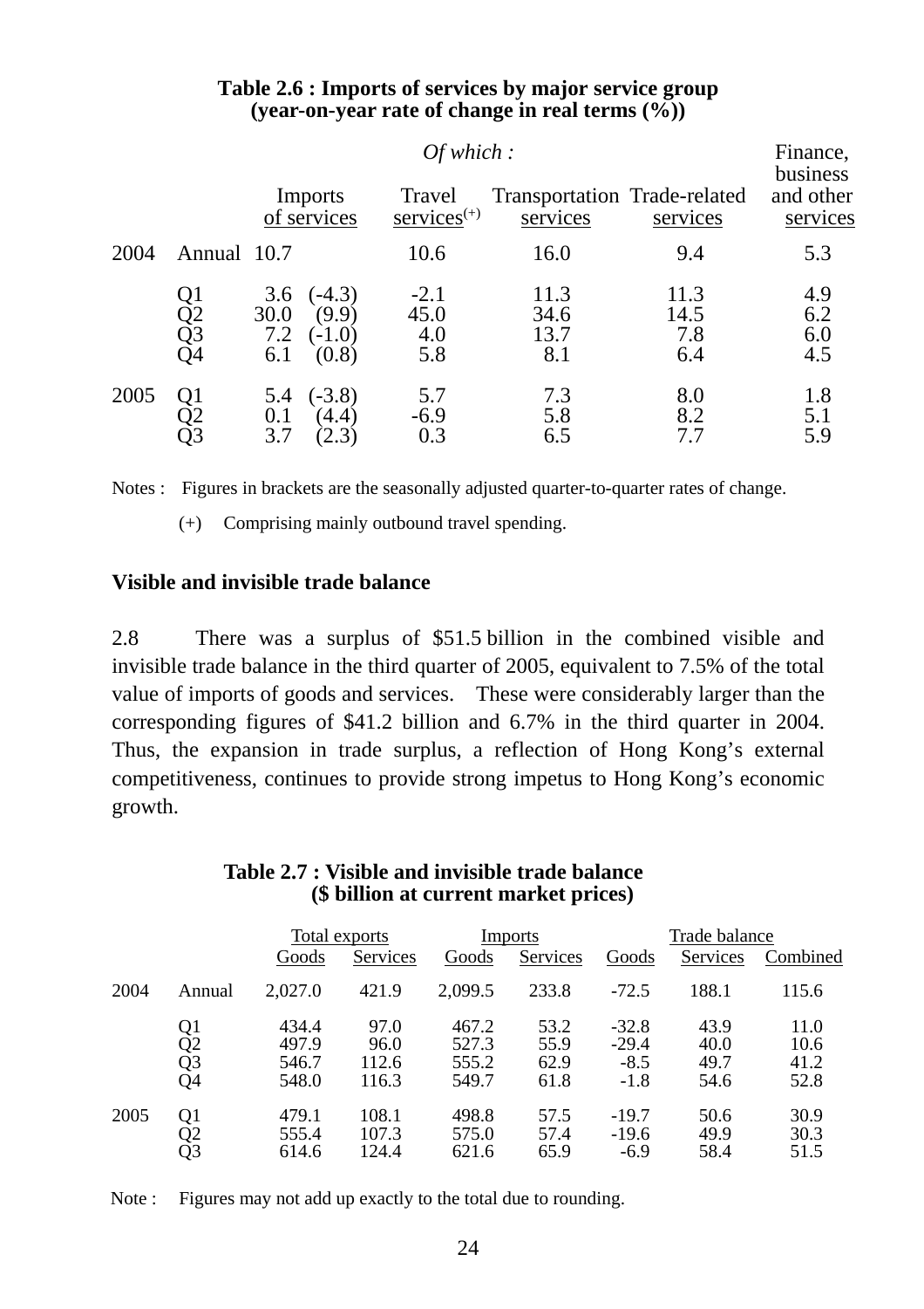**Table 2.6 : Imports of services by major service group (year-on-year rate of change in real terms (%))**

| | | Imports of services | | *Of which :* Travel services(+) | Transportation services | Trade-related services | Finance, business and other services |
|---|---|---|---|---|---|---|---|
| 2004 | Annual | 10.7 | | 10.6 | 16.0 | 9.4 | 5.3 |
| | Q1 | 3.6 | (-4.3) | -2.1 | 11.3 | 11.3 | 4.9 |
| | Q2 | 30.0 | (9.9) | 45.0 | 34.6 | 14.5 | 6.2 |
| | Q3 | 7.2 | (-1.0) | 4.0 | 13.7 | 7.8 | 6.0 |
| | Q4 | 6.1 | (0.8) | 5.8 | 8.1 | 6.4 | 4.5 |
| 2005 | Q1 | 5.4 | (-3.8) | 5.7 | 7.3 | 8.0 | 1.8 |
| | Q2 | 0.1 | (4.4) | -6.9 | 5.8 | 8.2 | 5.1 |
| | Q3 | 3.7 | (2.3) | 0.3 | 6.5 | 7.7 | 5.9 |

Notes : Figures in brackets are the seasonally adjusted quarter-to-quarter rates of change.

(+) Comprising mainly outbound travel spending.

**Visible and invisible trade balance**

2.8 There was a surplus of $51.5 billion in the combined visible and invisible trade balance in the third quarter of 2005, equivalent to 7.5% of the total value of imports of goods and services. These were considerably larger than the corresponding figures of $41.2 billion and 6.7% in the third quarter in 2004. Thus, the expansion in trade surplus, a reflection of Hong Kong's external competitiveness, continues to provide strong impetus to Hong Kong's economic growth.

**Table 2.7 : Visible and invisible trade balance ($ billion at current market prices)**

| | | Total exports | | Imports | | Trade balance | | |
|---|---|---|---|---|---|---|---|---|
| | | Goods | Services | Goods | Services | Goods | Services | Combined |
| 2004 | Annual | 2,027.0 | 421.9 | 2,099.5 | 233.8 | -72.5 | 188.1 | 115.6 |
| | Q1 | 434.4 | 97.0 | 467.2 | 53.2 | -32.8 | 43.9 | 11.0 |
| | Q2 | 497.9 | 96.0 | 527.3 | 55.9 | -29.4 | 40.0 | 10.6 |
| | Q3 | 546.7 | 112.6 | 555.2 | 62.9 | -8.5 | 49.7 | 41.2 |
| | Q4 | 548.0 | 116.3 | 549.7 | 61.8 | -1.8 | 54.6 | 52.8 |
| 2005 | Q1 | 479.1 | 108.1 | 498.8 | 57.5 | -19.7 | 50.6 | 30.9 |
| | Q2 | 555.4 | 107.3 | 575.0 | 57.4 | -19.6 | 49.9 | 30.3 |
| | Q3 | 614.6 | 124.4 | 621.6 | 65.9 | -6.9 | 58.4 | 51.5 |

Note : Figures may not add up exactly to the total due to rounding.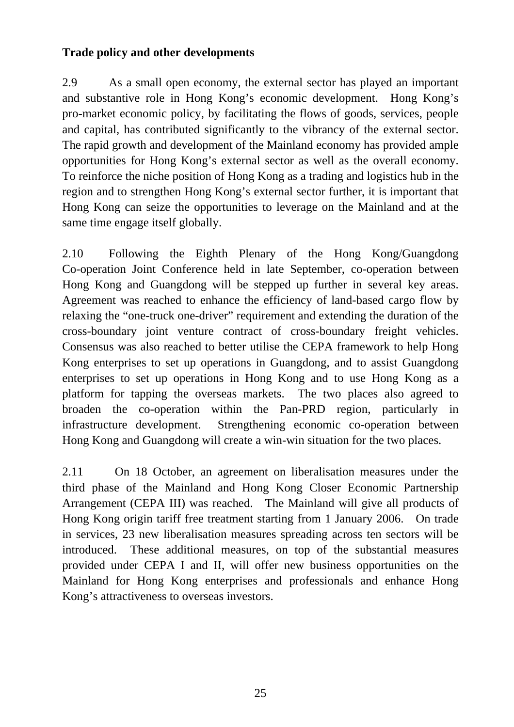**Trade policy and other developments**

2.9 As a small open economy, the external sector has played an important and substantive role in Hong Kong's economic development. Hong Kong's pro-market economic policy, by facilitating the flows of goods, services, people and capital, has contributed significantly to the vibrancy of the external sector. The rapid growth and development of the Mainland economy has provided ample opportunities for Hong Kong's external sector as well as the overall economy. To reinforce the niche position of Hong Kong as a trading and logistics hub in the region and to strengthen Hong Kong's external sector further, it is important that Hong Kong can seize the opportunities to leverage on the Mainland and at the same time engage itself globally.

2.10 Following the Eighth Plenary of the Hong Kong/Guangdong Co-operation Joint Conference held in late September, co-operation between Hong Kong and Guangdong will be stepped up further in several key areas. Agreement was reached to enhance the efficiency of land-based cargo flow by relaxing the "one-truck one-driver" requirement and extending the duration of the cross-boundary joint venture contract of cross-boundary freight vehicles. Consensus was also reached to better utilise the CEPA framework to help Hong Kong enterprises to set up operations in Guangdong, and to assist Guangdong enterprises to set up operations in Hong Kong and to use Hong Kong as a platform for tapping the overseas markets. The two places also agreed to broaden the co-operation within the Pan-PRD region, particularly in infrastructure development. Strengthening economic co-operation between Hong Kong and Guangdong will create a win-win situation for the two places.

2.11 On 18 October, an agreement on liberalisation measures under the third phase of the Mainland and Hong Kong Closer Economic Partnership Arrangement (CEPA III) was reached. The Mainland will give all products of Hong Kong origin tariff free treatment starting from 1 January 2006. On trade in services, 23 new liberalisation measures spreading across ten sectors will be introduced. These additional measures, on top of the substantial measures provided under CEPA I and II, will offer new business opportunities on the Mainland for Hong Kong enterprises and professionals and enhance Hong Kong's attractiveness to overseas investors.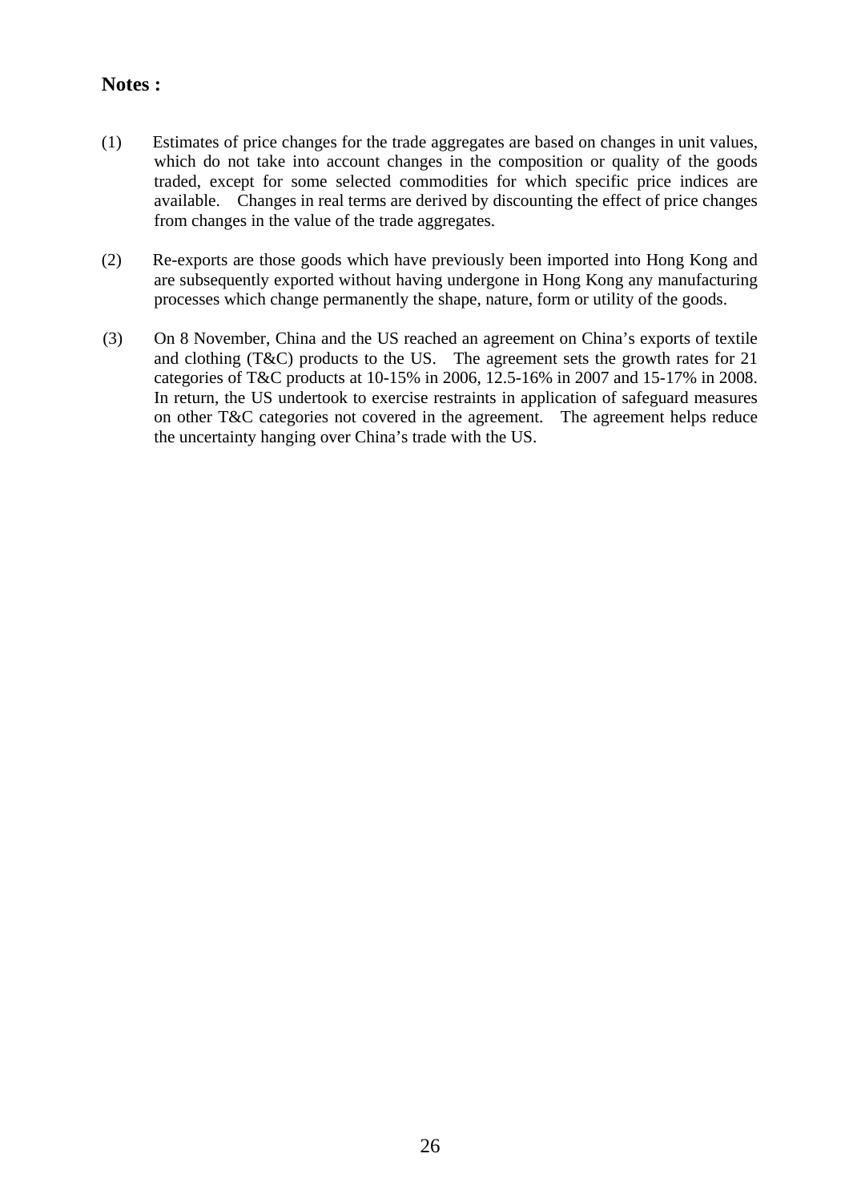**Notes :**

(1) Estimates of price changes for the trade aggregates are based on changes in unit values, which do not take into account changes in the composition or quality of the goods traded, except for some selected commodities for which specific price indices are available. Changes in real terms are derived by discounting the effect of price changes from changes in the value of the trade aggregates.

(2) Re-exports are those goods which have previously been imported into Hong Kong and are subsequently exported without having undergone in Hong Kong any manufacturing processes which change permanently the shape, nature, form or utility of the goods.

(3) On 8 November, China and the US reached an agreement on China's exports of textile and clothing (T&C) products to the US. The agreement sets the growth rates for 21 categories of T&C products at 10-15% in 2006, 12.5-16% in 2007 and 15-17% in 2008. In return, the US undertook to exercise restraints in application of safeguard measures on other T&C categories not covered in the agreement. The agreement helps reduce the uncertainty hanging over China's trade with the US.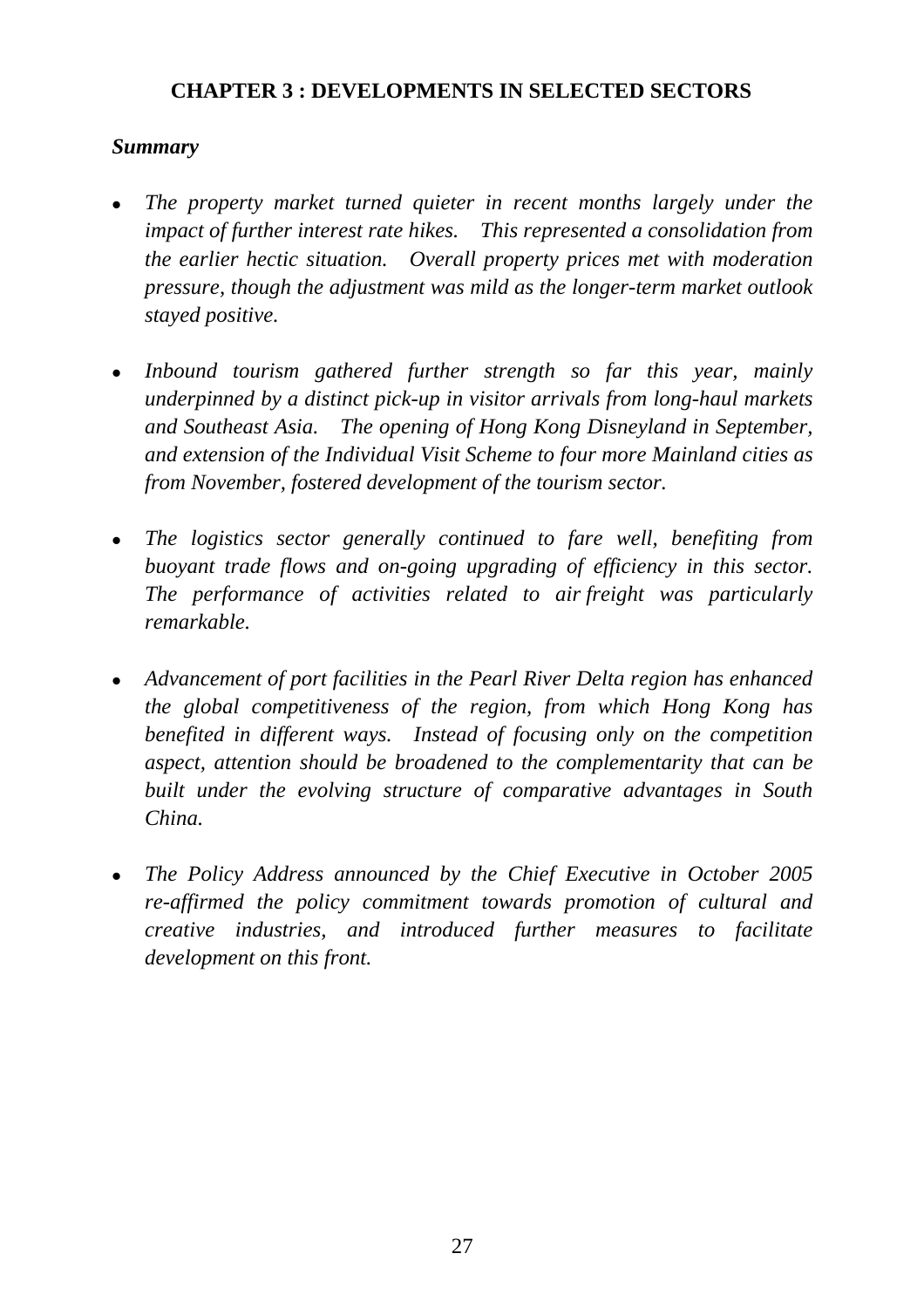## CHAPTER 3 : DEVELOPMENTS IN SELECTED SECTORS

### *Summary*

- *The property market turned quieter in recent months largely under the impact of further interest rate hikes. This represented a consolidation from the earlier hectic situation. Overall property prices met with moderation pressure, though the adjustment was mild as the longer-term market outlook stayed positive.*

- *Inbound tourism gathered further strength so far this year, mainly underpinned by a distinct pick-up in visitor arrivals from long-haul markets and Southeast Asia. The opening of Hong Kong Disneyland in September, and extension of the Individual Visit Scheme to four more Mainland cities as from November, fostered development of the tourism sector.*

- *The logistics sector generally continued to fare well, benefiting from buoyant trade flows and on-going upgrading of efficiency in this sector. The performance of activities related to air freight was particularly remarkable.*

- *Advancement of port facilities in the Pearl River Delta region has enhanced the global competitiveness of the region, from which Hong Kong has benefited in different ways. Instead of focusing only on the competition aspect, attention should be broadened to the complementarity that can be built under the evolving structure of comparative advantages in South China.*

- *The Policy Address announced by the Chief Executive in October 2005 re-affirmed the policy commitment towards promotion of cultural and creative industries, and introduced further measures to facilitate development on this front.*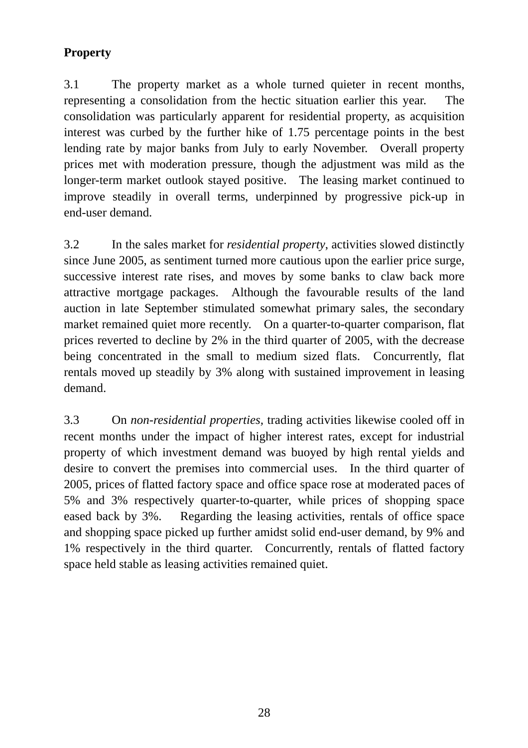**Property**

3.1 The property market as a whole turned quieter in recent months, representing a consolidation from the hectic situation earlier this year. The consolidation was particularly apparent for residential property, as acquisition interest was curbed by the further hike of 1.75 percentage points in the best lending rate by major banks from July to early November. Overall property prices met with moderation pressure, though the adjustment was mild as the longer-term market outlook stayed positive. The leasing market continued to improve steadily in overall terms, underpinned by progressive pick-up in end-user demand.

3.2 In the sales market for *residential property*, activities slowed distinctly since June 2005, as sentiment turned more cautious upon the earlier price surge, successive interest rate rises, and moves by some banks to claw back more attractive mortgage packages. Although the favourable results of the land auction in late September stimulated somewhat primary sales, the secondary market remained quiet more recently. On a quarter-to-quarter comparison, flat prices reverted to decline by 2% in the third quarter of 2005, with the decrease being concentrated in the small to medium sized flats. Concurrently, flat rentals moved up steadily by 3% along with sustained improvement in leasing demand.

3.3 On *non-residential properties*, trading activities likewise cooled off in recent months under the impact of higher interest rates, except for industrial property of which investment demand was buoyed by high rental yields and desire to convert the premises into commercial uses. In the third quarter of 2005, prices of flatted factory space and office space rose at moderated paces of 5% and 3% respectively quarter-to-quarter, while prices of shopping space eased back by 3%. Regarding the leasing activities, rentals of office space and shopping space picked up further amidst solid end-user demand, by 9% and 1% respectively in the third quarter. Concurrently, rentals of flatted factory space held stable as leasing activities remained quiet.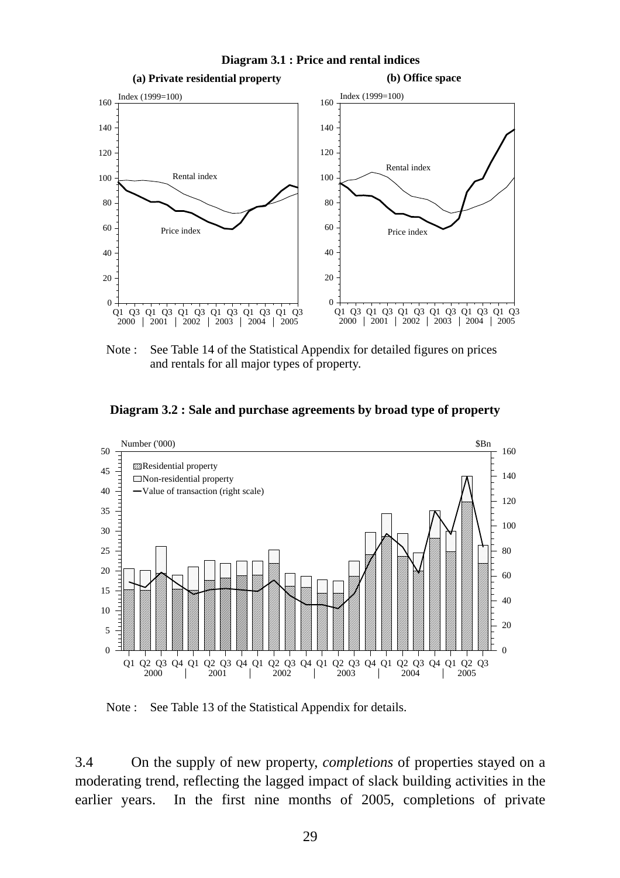**Diagram 3.1 : Price and rental indices**

**(a) Private residential property**

**(b) Office space**

Note : See Table 14 of the Statistical Appendix for detailed figures on prices and rentals for all major types of property.

**Diagram 3.2 : Sale and purchase agreements by broad type of property**

Note : See Table 13 of the Statistical Appendix for details.

3.4 On the supply of new property, *completions* of properties stayed on a moderating trend, reflecting the lagged impact of slack building activities in the earlier years. In the first nine months of 2005, completions of private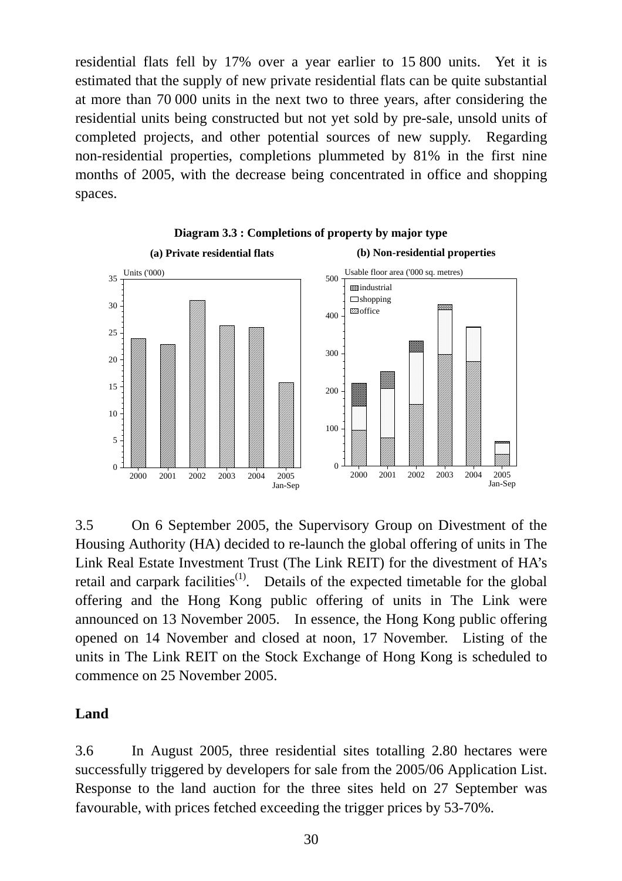residential flats fell by 17% over a year earlier to 15 800 units. Yet it is estimated that the supply of new private residential flats can be quite substantial at more than 70 000 units in the next two to three years, after considering the residential units being constructed but not yet sold by pre-sale, unsold units of completed projects, and other potential sources of new supply. Regarding non-residential properties, completions plummeted by 81% in the first nine months of 2005, with the decrease being concentrated in office and shopping spaces.

**Diagram 3.3 : Completions of property by major type**

**(a) Private residential flats**

**(b) Non-residential properties**

3.5 On 6 September 2005, the Supervisory Group on Divestment of the Housing Authority (HA) decided to re-launch the global offering of units in The Link Real Estate Investment Trust (The Link REIT) for the divestment of HA's retail and carpark facilities[(1)]. Details of the expected timetable for the global offering and the Hong Kong public offering of units in The Link were announced on 13 November 2005. In essence, the Hong Kong public offering opened on 14 November and closed at noon, 17 November. Listing of the units in The Link REIT on the Stock Exchange of Hong Kong is scheduled to commence on 25 November 2005.

## Land

3.6 In August 2005, three residential sites totalling 2.80 hectares were successfully triggered by developers for sale from the 2005/06 Application List. Response to the land auction for the three sites held on 27 September was favourable, with prices fetched exceeding the trigger prices by 53-70%.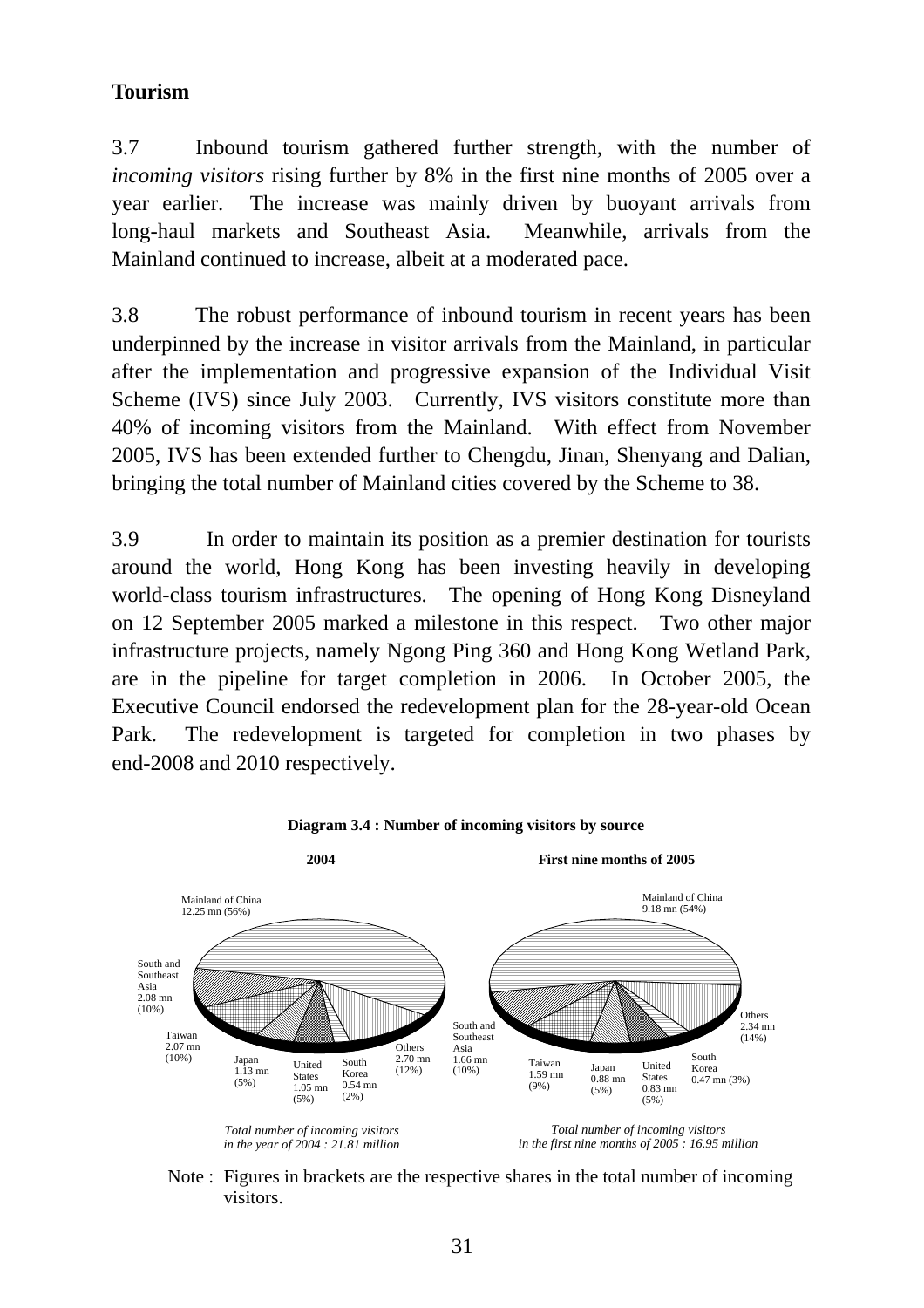## Tourism

3.7 Inbound tourism gathered further strength, with the number of *incoming visitors* rising further by 8% in the first nine months of 2005 over a year earlier. The increase was mainly driven by buoyant arrivals from long-haul markets and Southeast Asia. Meanwhile, arrivals from the Mainland continued to increase, albeit at a moderated pace.

3.8 The robust performance of inbound tourism in recent years has been underpinned by the increase in visitor arrivals from the Mainland, in particular after the implementation and progressive expansion of the Individual Visit Scheme (IVS) since July 2003. Currently, IVS visitors constitute more than 40% of incoming visitors from the Mainland. With effect from November 2005, IVS has been extended further to Chengdu, Jinan, Shenyang and Dalian, bringing the total number of Mainland cities covered by the Scheme to 38.

3.9 In order to maintain its position as a premier destination for tourists around the world, Hong Kong has been investing heavily in developing world-class tourism infrastructures. The opening of Hong Kong Disneyland on 12 September 2005 marked a milestone in this respect. Two other major infrastructure projects, namely Ngong Ping 360 and Hong Kong Wetland Park, are in the pipeline for target completion in 2006. In October 2005, the Executive Council endorsed the redevelopment plan for the 28-year-old Ocean Park. The redevelopment is targeted for completion in two phases by end-2008 and 2010 respectively.

**Diagram 3.4 : Number of incoming visitors by source**

**2004**

Mainland of China 12.25 mn (56%)
South and Southeast Asia 2.08 mn (10%)
Taiwan 2.07 mn (10%)
Japan 1.13 mn (5%)
United States 1.05 mn (5%)
South Korea 0.54 mn (2%)
Others 2.70 mn (12%)

*Total number of incoming visitors in the year of 2004 : 21.81 million*

**First nine months of 2005**

Mainland of China 9.18 mn (54%)
South and Southeast Asia 1.66 mn (10%)
Taiwan 1.59 mn (9%)
Japan 0.88 mn (5%)
United States 0.83 mn (5%)
South Korea 0.47 mn (3%)
Others 2.34 mn (14%)

*Total number of incoming visitors in the first nine months of 2005 : 16.95 million*

Note : Figures in brackets are the respective shares in the total number of incoming visitors.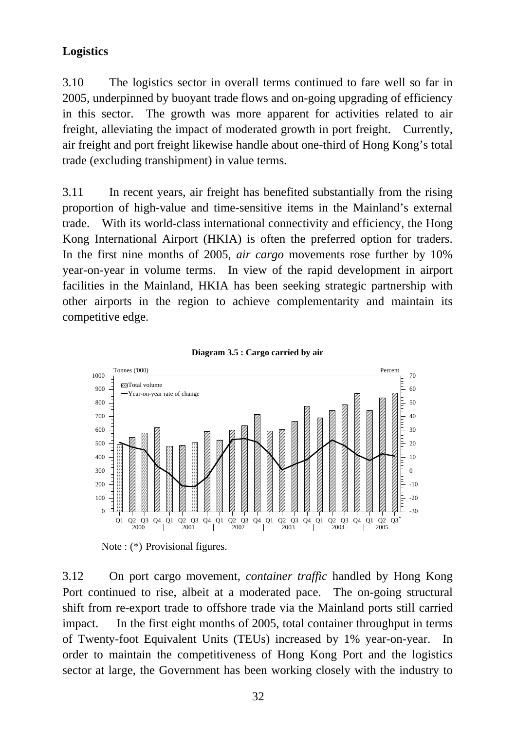## Logistics

3.10 The logistics sector in overall terms continued to fare well so far in 2005, underpinned by buoyant trade flows and on-going upgrading of efficiency in this sector. The growth was more apparent for activities related to air freight, alleviating the impact of moderated growth in port freight. Currently, air freight and port freight likewise handle about one-third of Hong Kong's total trade (excluding transhipment) in value terms.

3.11 In recent years, air freight has benefited substantially from the rising proportion of high-value and time-sensitive items in the Mainland's external trade. With its world-class international connectivity and efficiency, the Hong Kong International Airport (HKIA) is often the preferred option for traders. In the first nine months of 2005, *air cargo* movements rose further by 10% year-on-year in volume terms. In view of the rapid development in airport facilities in the Mainland, HKIA has been seeking strategic partnership with other airports in the region to achieve complementarity and maintain its competitive edge.

**Diagram 3.5 : Cargo carried by air**

Note : (*) Provisional figures.

3.12 On port cargo movement, *container traffic* handled by Hong Kong Port continued to rise, albeit at a moderated pace. The on-going structural shift from re-export trade to offshore trade via the Mainland ports still carried impact. In the first eight months of 2005, total container throughput in terms of Twenty-foot Equivalent Units (TEUs) increased by 1% year-on-year. In order to maintain the competitiveness of Hong Kong Port and the logistics sector at large, the Government has been working closely with the industry to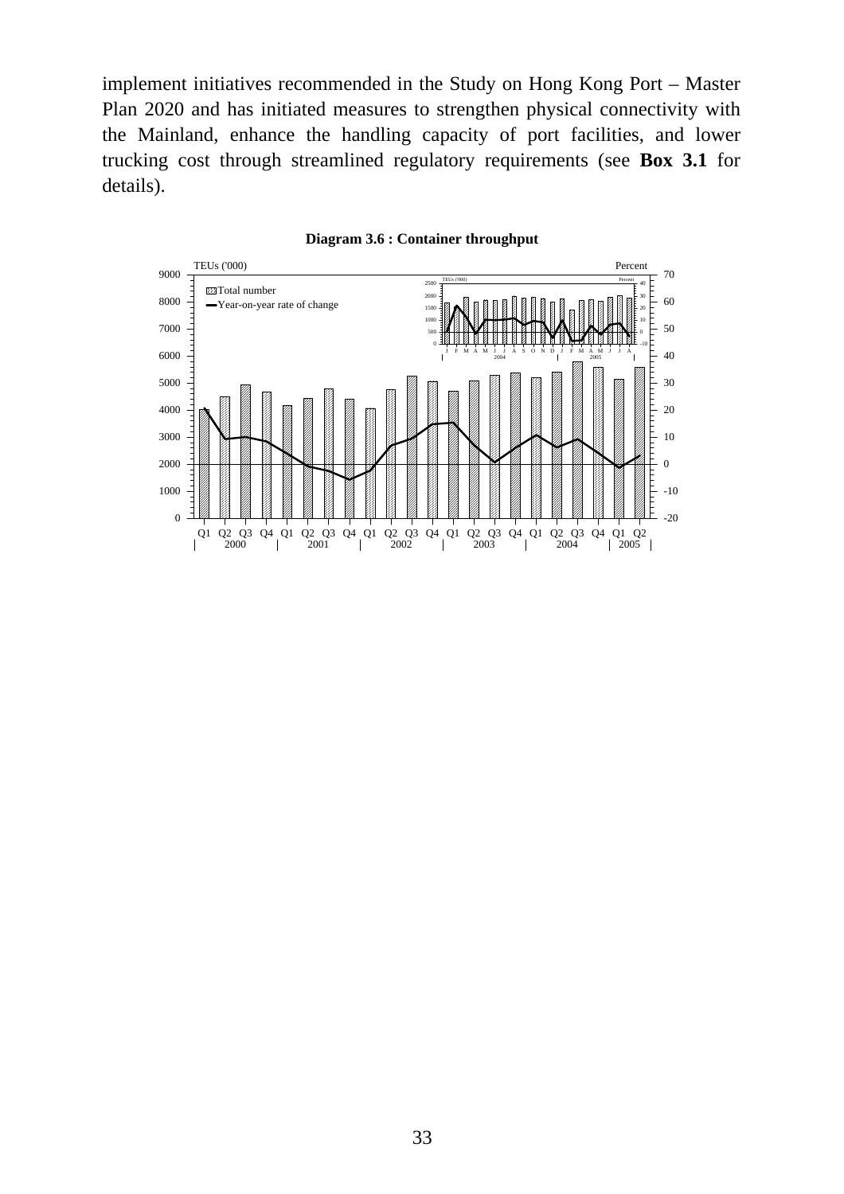implement initiatives recommended in the Study on Hong Kong Port – Master Plan 2020 and has initiated measures to strengthen physical connectivity with the Mainland, enhance the handling capacity of port facilities, and lower trucking cost through streamlined regulatory requirements (see **Box 3.1** for details).

**Diagram 3.6 : Container throughput**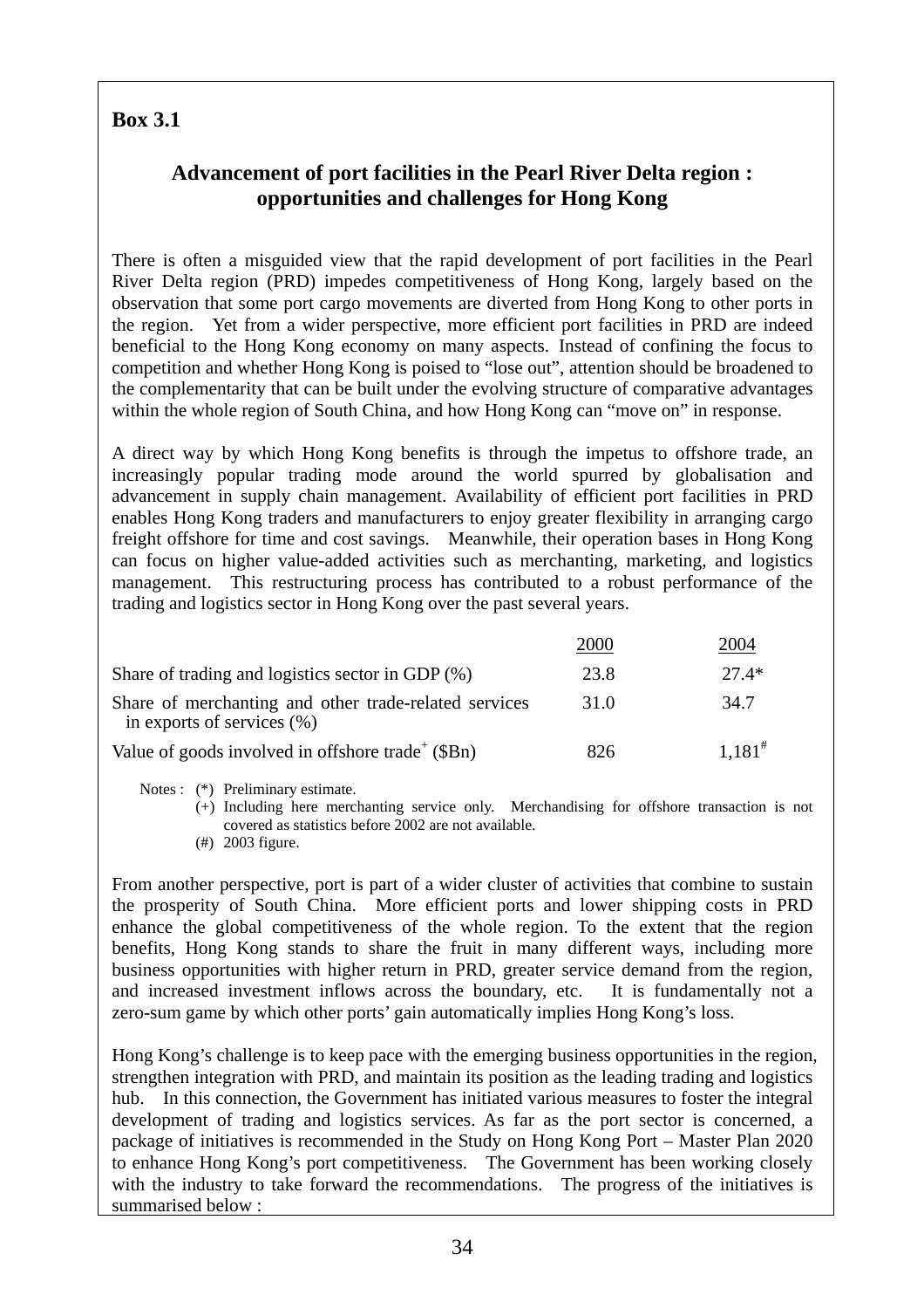**Box 3.1**

## Advancement of port facilities in the Pearl River Delta region : opportunities and challenges for Hong Kong

There is often a misguided view that the rapid development of port facilities in the Pearl River Delta region (PRD) impedes competitiveness of Hong Kong, largely based on the observation that some port cargo movements are diverted from Hong Kong to other ports in the region. Yet from a wider perspective, more efficient port facilities in PRD are indeed beneficial to the Hong Kong economy on many aspects. Instead of confining the focus to competition and whether Hong Kong is poised to "lose out", attention should be broadened to the complementarity that can be built under the evolving structure of comparative advantages within the whole region of South China, and how Hong Kong can "move on" in response.

A direct way by which Hong Kong benefits is through the impetus to offshore trade, an increasingly popular trading mode around the world spurred by globalisation and advancement in supply chain management. Availability of efficient port facilities in PRD enables Hong Kong traders and manufacturers to enjoy greater flexibility in arranging cargo freight offshore for time and cost savings. Meanwhile, their operation bases in Hong Kong can focus on higher value-added activities such as merchanting, marketing, and logistics management. This restructuring process has contributed to a robust performance of the trading and logistics sector in Hong Kong over the past several years.

| | 2000 | 2004 |
|---|---|---|
| Share of trading and logistics sector in GDP (%) | 23.8 | 27.4* |
| Share of merchanting and other trade-related services in exports of services (%) | 31.0 | 34.7 |
| Value of goods involved in offshore trade[+] ($Bn) | 826 | 1,181[#] |

Notes : (*) Preliminary estimate.

(+) Including here merchanting service only. Merchandising for offshore transaction is not covered as statistics before 2002 are not available.

(#) 2003 figure.

From another perspective, port is part of a wider cluster of activities that combine to sustain the prosperity of South China. More efficient ports and lower shipping costs in PRD enhance the global competitiveness of the whole region. To the extent that the region benefits, Hong Kong stands to share the fruit in many different ways, including more business opportunities with higher return in PRD, greater service demand from the region, and increased investment inflows across the boundary, etc. It is fundamentally not a zero-sum game by which other ports' gain automatically implies Hong Kong's loss.

Hong Kong's challenge is to keep pace with the emerging business opportunities in the region, strengthen integration with PRD, and maintain its position as the leading trading and logistics hub. In this connection, the Government has initiated various measures to foster the integral development of trading and logistics services. As far as the port sector is concerned, a package of initiatives is recommended in the Study on Hong Kong Port – Master Plan 2020 to enhance Hong Kong's port competitiveness. The Government has been working closely with the industry to take forward the recommendations. The progress of the initiatives is summarised below :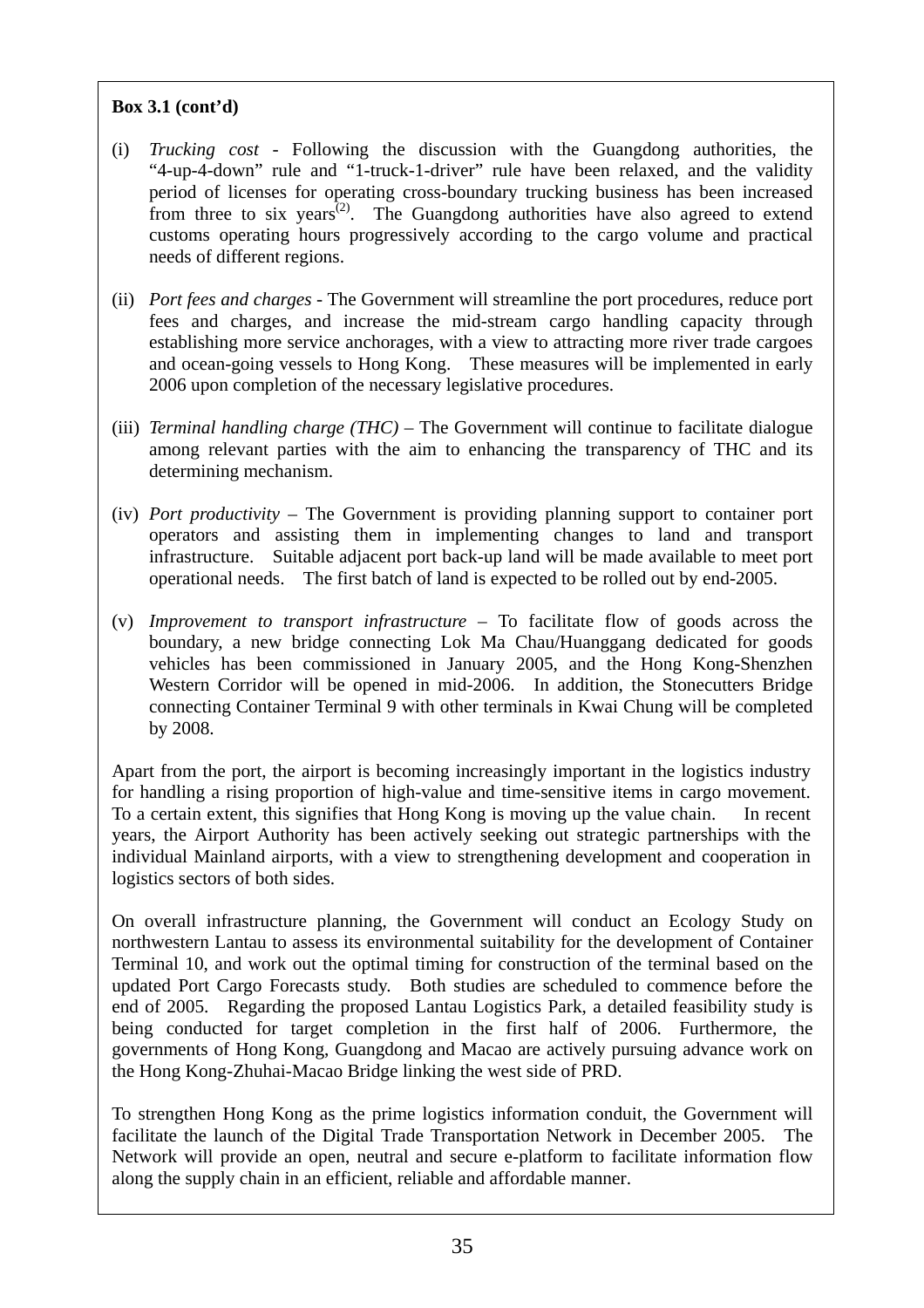**Box 3.1 (cont'd)**

(i) *Trucking cost* - Following the discussion with the Guangdong authorities, the "4-up-4-down" rule and "1-truck-1-driver" rule have been relaxed, and the validity period of licenses for operating cross-boundary trucking business has been increased from three to six years[(2)]. The Guangdong authorities have also agreed to extend customs operating hours progressively according to the cargo volume and practical needs of different regions.

(ii) *Port fees and charges* - The Government will streamline the port procedures, reduce port fees and charges, and increase the mid-stream cargo handling capacity through establishing more service anchorages, with a view to attracting more river trade cargoes and ocean-going vessels to Hong Kong. These measures will be implemented in early 2006 upon completion of the necessary legislative procedures.

(iii) *Terminal handling charge (THC)* – The Government will continue to facilitate dialogue among relevant parties with the aim to enhancing the transparency of THC and its determining mechanism.

(iv) *Port productivity* – The Government is providing planning support to container port operators and assisting them in implementing changes to land and transport infrastructure. Suitable adjacent port back-up land will be made available to meet port operational needs. The first batch of land is expected to be rolled out by end-2005.

(v) *Improvement to transport infrastructure* – To facilitate flow of goods across the boundary, a new bridge connecting Lok Ma Chau/Huanggang dedicated for goods vehicles has been commissioned in January 2005, and the Hong Kong-Shenzhen Western Corridor will be opened in mid-2006. In addition, the Stonecutters Bridge connecting Container Terminal 9 with other terminals in Kwai Chung will be completed by 2008.

Apart from the port, the airport is becoming increasingly important in the logistics industry for handling a rising proportion of high-value and time-sensitive items in cargo movement. To a certain extent, this signifies that Hong Kong is moving up the value chain. In recent years, the Airport Authority has been actively seeking out strategic partnerships with the individual Mainland airports, with a view to strengthening development and cooperation in logistics sectors of both sides.

On overall infrastructure planning, the Government will conduct an Ecology Study on northwestern Lantau to assess its environmental suitability for the development of Container Terminal 10, and work out the optimal timing for construction of the terminal based on the updated Port Cargo Forecasts study. Both studies are scheduled to commence before the end of 2005. Regarding the proposed Lantau Logistics Park, a detailed feasibility study is being conducted for target completion in the first half of 2006. Furthermore, the governments of Hong Kong, Guangdong and Macao are actively pursuing advance work on the Hong Kong-Zhuhai-Macao Bridge linking the west side of PRD.

To strengthen Hong Kong as the prime logistics information conduit, the Government will facilitate the launch of the Digital Trade Transportation Network in December 2005. The Network will provide an open, neutral and secure e-platform to facilitate information flow along the supply chain in an efficient, reliable and affordable manner.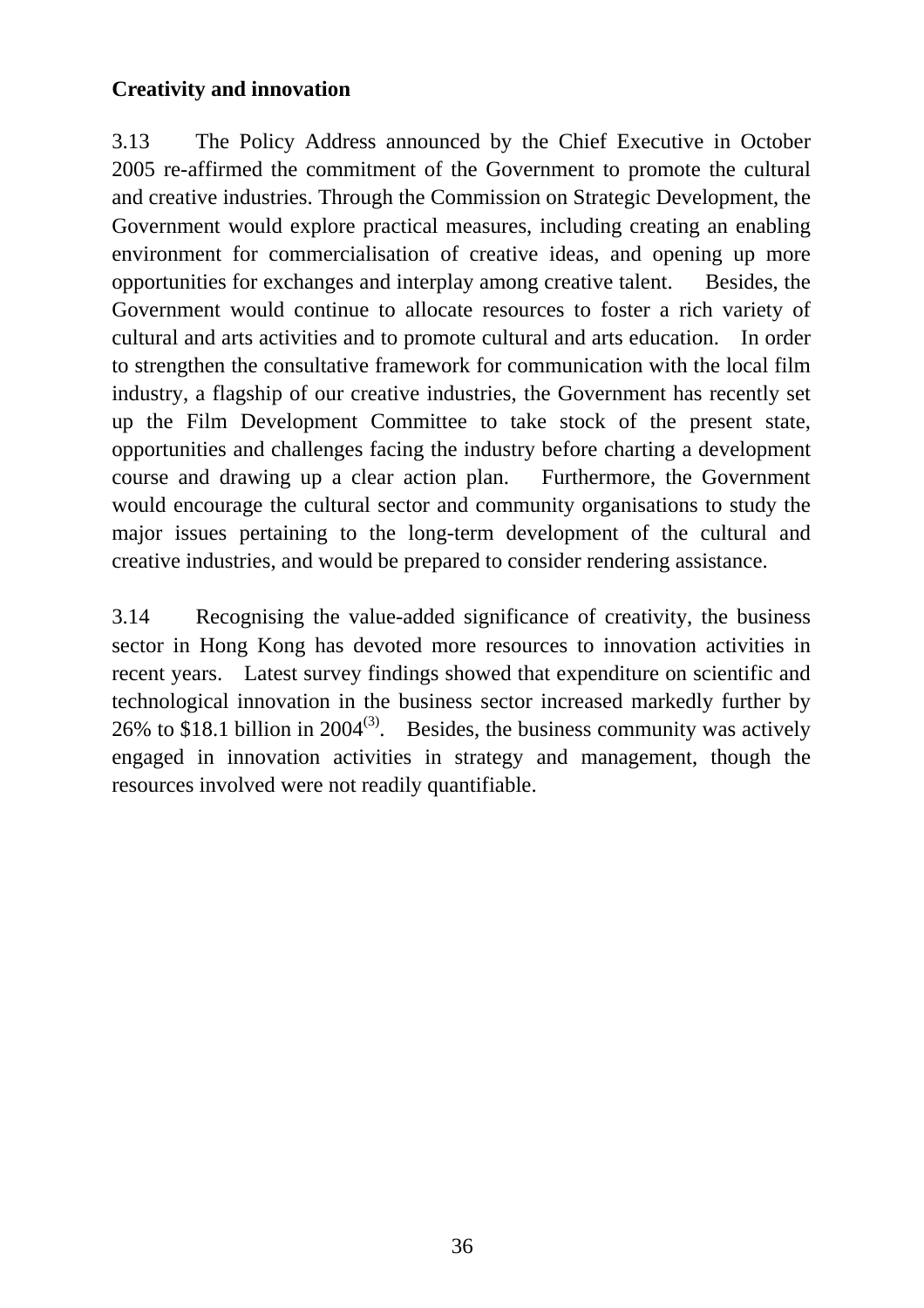**Creativity and innovation**

3.13 The Policy Address announced by the Chief Executive in October 2005 re-affirmed the commitment of the Government to promote the cultural and creative industries. Through the Commission on Strategic Development, the Government would explore practical measures, including creating an enabling environment for commercialisation of creative ideas, and opening up more opportunities for exchanges and interplay among creative talent. Besides, the Government would continue to allocate resources to foster a rich variety of cultural and arts activities and to promote cultural and arts education. In order to strengthen the consultative framework for communication with the local film industry, a flagship of our creative industries, the Government has recently set up the Film Development Committee to take stock of the present state, opportunities and challenges facing the industry before charting a development course and drawing up a clear action plan. Furthermore, the Government would encourage the cultural sector and community organisations to study the major issues pertaining to the long-term development of the cultural and creative industries, and would be prepared to consider rendering assistance.

3.14 Recognising the value-added significance of creativity, the business sector in Hong Kong has devoted more resources to innovation activities in recent years. Latest survey findings showed that expenditure on scientific and technological innovation in the business sector increased markedly further by 26% to $18.1 billion in 2004[(3)]. Besides, the business community was actively engaged in innovation activities in strategy and management, though the resources involved were not readily quantifiable.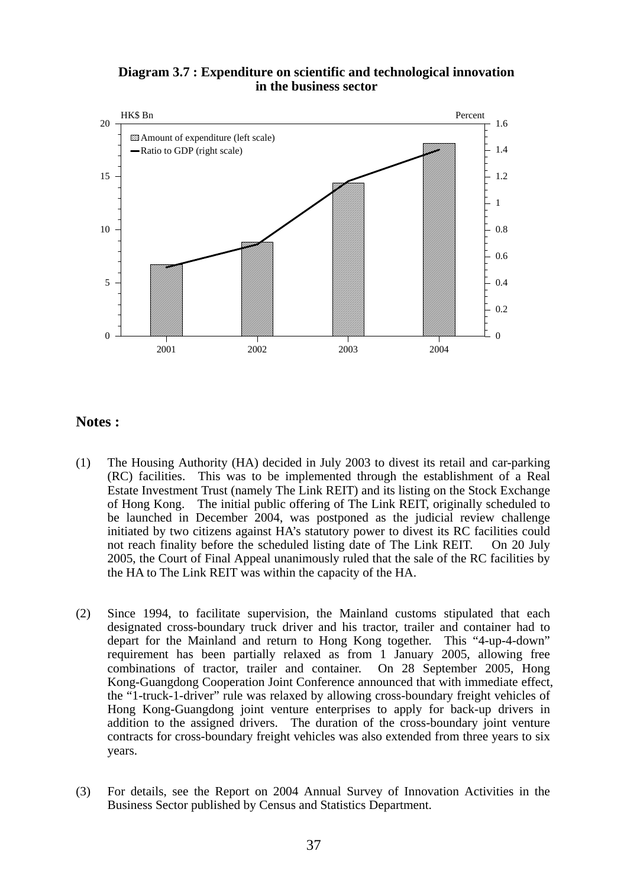**Diagram 3.7 : Expenditure on scientific and technological innovation in the business sector**

## Notes :

(1) The Housing Authority (HA) decided in July 2003 to divest its retail and car-parking (RC) facilities. This was to be implemented through the establishment of a Real Estate Investment Trust (namely The Link REIT) and its listing on the Stock Exchange of Hong Kong. The initial public offering of The Link REIT, originally scheduled to be launched in December 2004, was postponed as the judicial review challenge initiated by two citizens against HA's statutory power to divest its RC facilities could not reach finality before the scheduled listing date of The Link REIT. On 20 July 2005, the Court of Final Appeal unanimously ruled that the sale of the RC facilities by the HA to The Link REIT was within the capacity of the HA.

(2) Since 1994, to facilitate supervision, the Mainland customs stipulated that each designated cross-boundary truck driver and his tractor, trailer and container had to depart for the Mainland and return to Hong Kong together. This "4-up-4-down" requirement has been partially relaxed as from 1 January 2005, allowing free combinations of tractor, trailer and container. On 28 September 2005, Hong Kong-Guangdong Cooperation Joint Conference announced that with immediate effect, the "1-truck-1-driver" rule was relaxed by allowing cross-boundary freight vehicles of Hong Kong-Guangdong joint venture enterprises to apply for back-up drivers in addition to the assigned drivers. The duration of the cross-boundary joint venture contracts for cross-boundary freight vehicles was also extended from three years to six years.

(3) For details, see the Report on 2004 Annual Survey of Innovation Activities in the Business Sector published by Census and Statistics Department.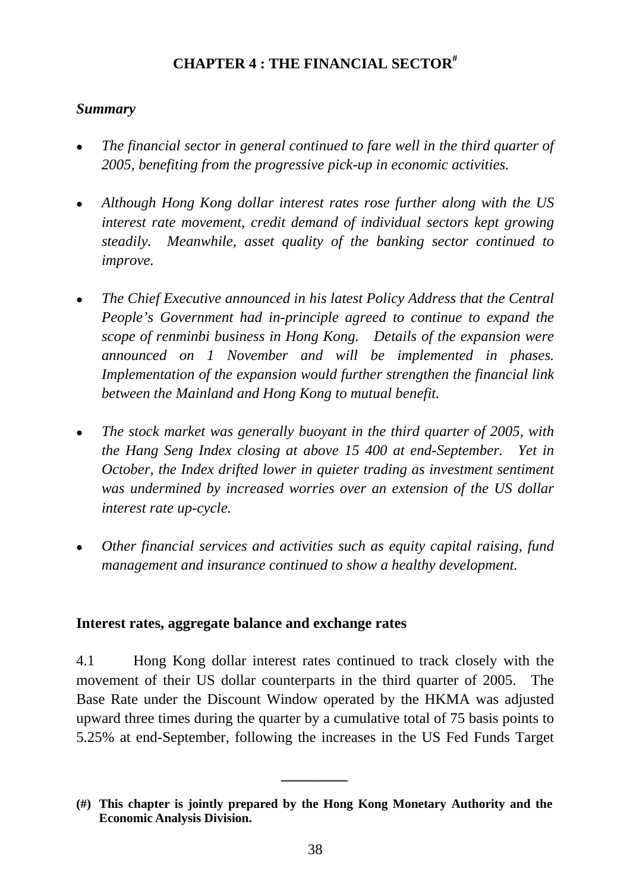# CHAPTER 4 : THE FINANCIAL SECTOR[#]

***Summary***

- *The financial sector in general continued to fare well in the third quarter of 2005, benefiting from the progressive pick-up in economic activities.*
- *Although Hong Kong dollar interest rates rose further along with the US interest rate movement, credit demand of individual sectors kept growing steadily. Meanwhile, asset quality of the banking sector continued to improve.*
- *The Chief Executive announced in his latest Policy Address that the Central People's Government had in-principle agreed to continue to expand the scope of renminbi business in Hong Kong. Details of the expansion were announced on 1 November and will be implemented in phases. Implementation of the expansion would further strengthen the financial link between the Mainland and Hong Kong to mutual benefit.*
- *The stock market was generally buoyant in the third quarter of 2005, with the Hang Seng Index closing at above 15 400 at end-September. Yet in October, the Index drifted lower in quieter trading as investment sentiment was undermined by increased worries over an extension of the US dollar interest rate up-cycle.*
- *Other financial services and activities such as equity capital raising, fund management and insurance continued to show a healthy development.*

## Interest rates, aggregate balance and exchange rates

4.1 Hong Kong dollar interest rates continued to track closely with the movement of their US dollar counterparts in the third quarter of 2005. The Base Rate under the Discount Window operated by the HKMA was adjusted upward three times during the quarter by a cumulative total of 75 basis points to 5.25% at end-September, following the increases in the US Fed Funds Target

---

**(#) This chapter is jointly prepared by the Hong Kong Monetary Authority and the Economic Analysis Division.**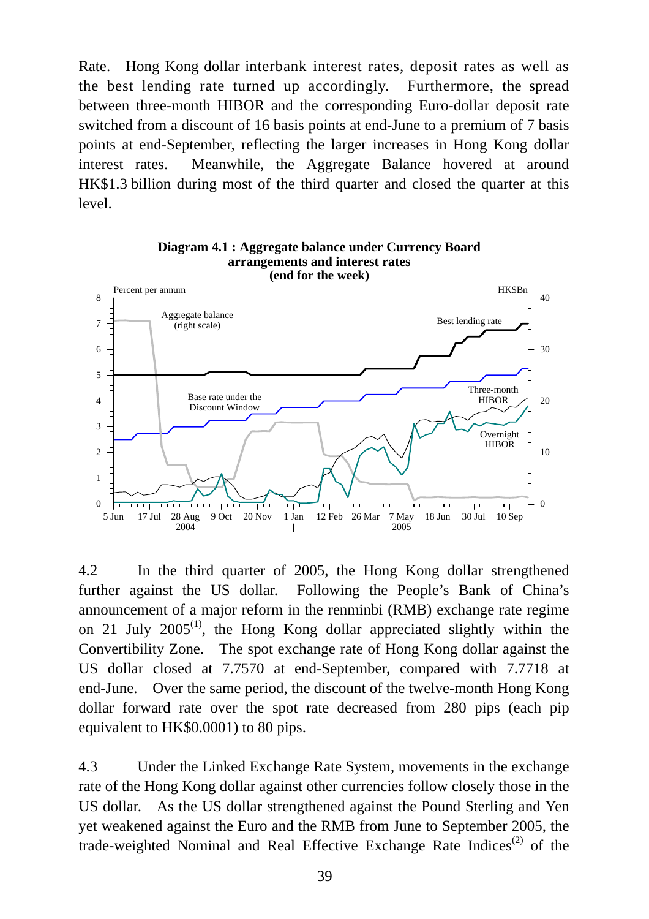Rate. Hong Kong dollar interbank interest rates, deposit rates as well as the best lending rate turned up accordingly. Furthermore, the spread between three-month HIBOR and the corresponding Euro-dollar deposit rate switched from a discount of 16 basis points at end-June to a premium of 7 basis points at end-September, reflecting the larger increases in Hong Kong dollar interest rates. Meanwhile, the Aggregate Balance hovered at around HK$1.3 billion during most of the third quarter and closed the quarter at this level.

**Diagram 4.1 : Aggregate balance under Currency Board arrangements and interest rates (end for the week)**

4.2 In the third quarter of 2005, the Hong Kong dollar strengthened further against the US dollar. Following the People's Bank of China's announcement of a major reform in the renminbi (RMB) exchange rate regime on 21 July 2005[(1)], the Hong Kong dollar appreciated slightly within the Convertibility Zone. The spot exchange rate of Hong Kong dollar against the US dollar closed at 7.7570 at end-September, compared with 7.7718 at end-June. Over the same period, the discount of the twelve-month Hong Kong dollar forward rate over the spot rate decreased from 280 pips (each pip equivalent to HK$0.0001) to 80 pips.

4.3 Under the Linked Exchange Rate System, movements in the exchange rate of the Hong Kong dollar against other currencies follow closely those in the US dollar. As the US dollar strengthened against the Pound Sterling and Yen yet weakened against the Euro and the RMB from June to September 2005, the trade-weighted Nominal and Real Effective Exchange Rate Indices[(2)] of the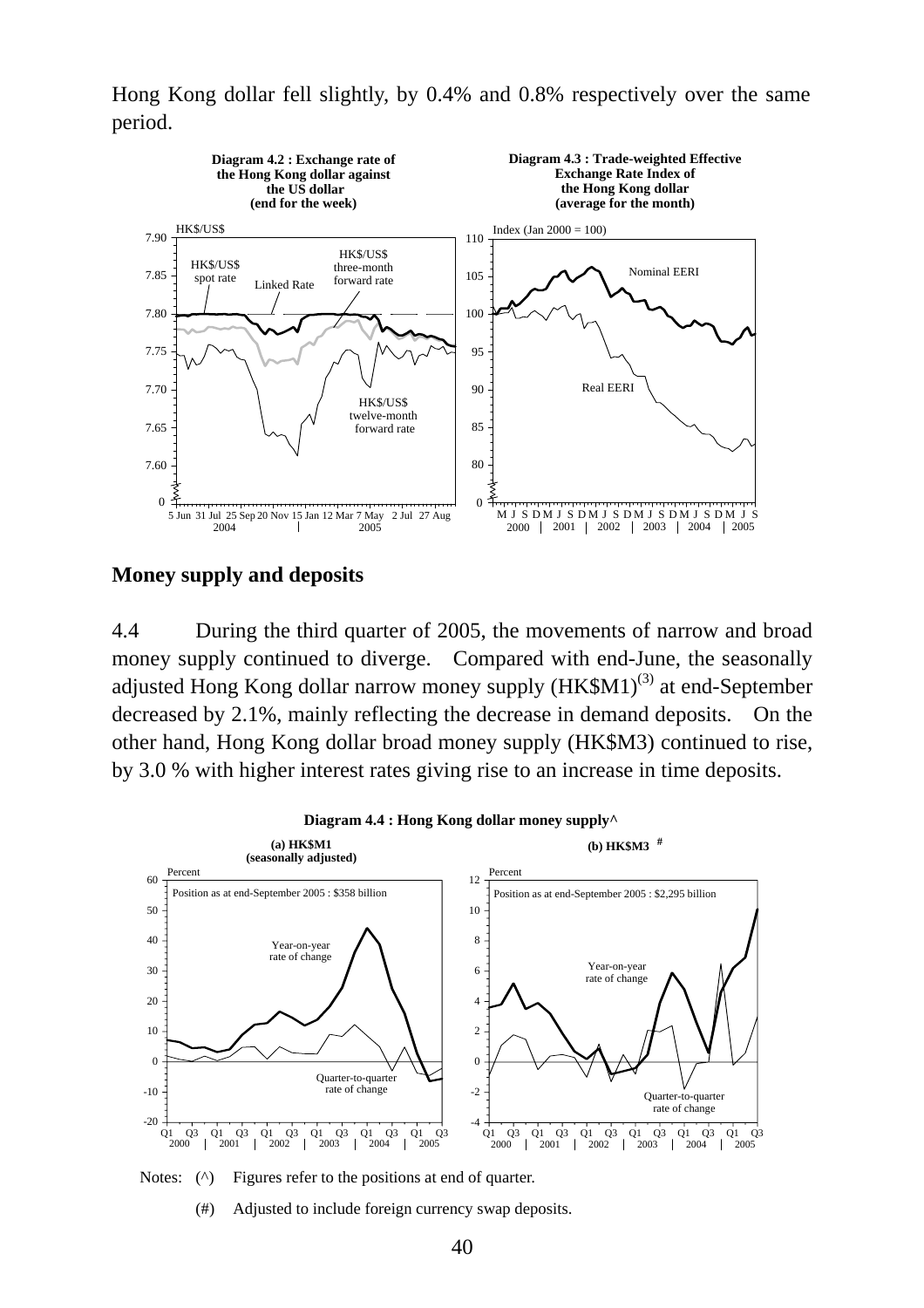Hong Kong dollar fell slightly, by 0.4% and 0.8% respectively over the same period.

**Diagram 4.2 : Exchange rate of the Hong Kong dollar against the US dollar (end for the week)**

**Diagram 4.3 : Trade-weighted Effective Exchange Rate Index of the Hong Kong dollar (average for the month)**

## Money supply and deposits

4.4 During the third quarter of 2005, the movements of narrow and broad money supply continued to diverge. Compared with end-June, the seasonally adjusted Hong Kong dollar narrow money supply (HK$M1)[(3)] at end-September decreased by 2.1%, mainly reflecting the decrease in demand deposits. On the other hand, Hong Kong dollar broad money supply (HK$M3) continued to rise, by 3.0 % with higher interest rates giving rise to an increase in time deposits.

**Diagram 4.4 : Hong Kong dollar money supply^**

**(a) HK$M1 (seasonally adjusted)**

**(b) HK$M3 [#]**

Notes: (^) Figures refer to the positions at end of quarter.

(#) Adjusted to include foreign currency swap deposits.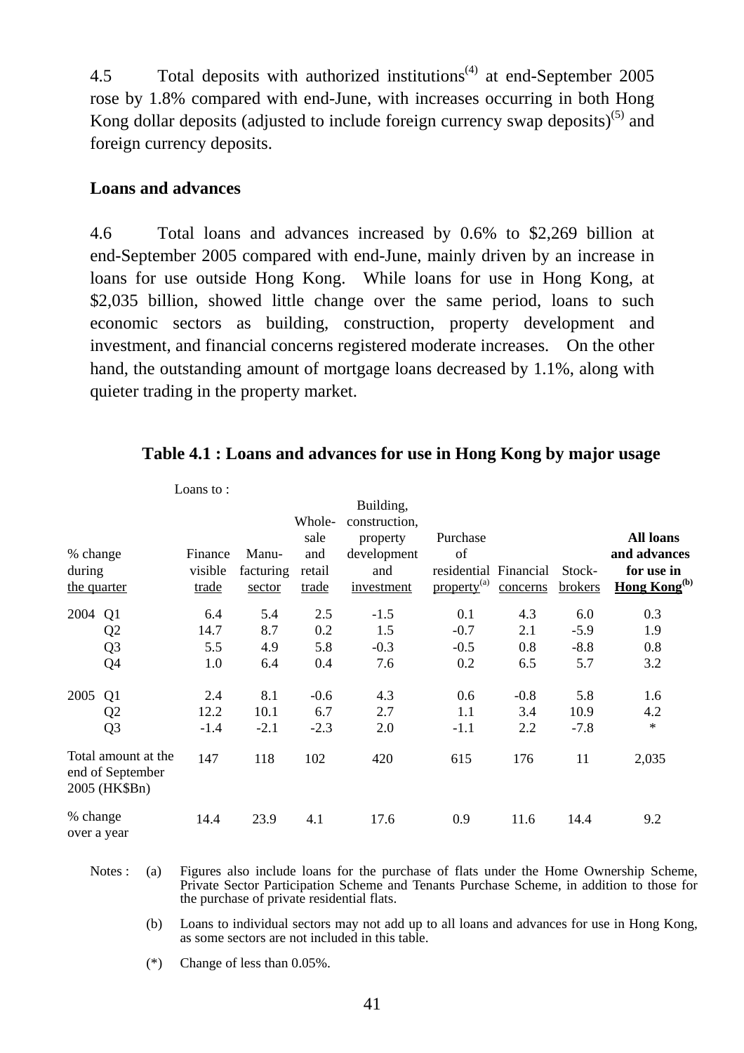4.5 Total deposits with authorized institutions[4] at end-September 2005 rose by 1.8% compared with end-June, with increases occurring in both Hong Kong dollar deposits (adjusted to include foreign currency swap deposits)[5] and foreign currency deposits.

**Loans and advances**

4.6 Total loans and advances increased by 0.6% to $2,269 billion at end-September 2005 compared with end-June, mainly driven by an increase in loans for use outside Hong Kong. While loans for use in Hong Kong, at $2,035 billion, showed little change over the same period, loans to such economic sectors as building, construction, property development and investment, and financial concerns registered moderate increases. On the other hand, the outstanding amount of mortgage loans decreased by 1.1%, along with quieter trading in the property market.

**Table 4.1 : Loans and advances for use in Hong Kong by major usage**

| % change during the quarter | Loans to : Finance visible trade | Manu-facturing sector | Whole-sale and retail trade | Building, construction, property development and investment | Purchase of residential property[a] | Financial concerns | Stock-brokers | **All loans and advances for use in Hong Kong[b]** |
|---|---|---|---|---|---|---|---|---|
| 2004 Q1 | 6.4 | 5.4 | 2.5 | -1.5 | 0.1 | 4.3 | 6.0 | 0.3 |
| Q2 | 14.7 | 8.7 | 0.2 | 1.5 | -0.7 | 2.1 | -5.9 | 1.9 |
| Q3 | 5.5 | 4.9 | 5.8 | -0.3 | -0.5 | 0.8 | -8.8 | 0.8 |
| Q4 | 1.0 | 6.4 | 0.4 | 7.6 | 0.2 | 6.5 | 5.7 | 3.2 |
| 2005 Q1 | 2.4 | 8.1 | -0.6 | 4.3 | 0.6 | -0.8 | 5.8 | 1.6 |
| Q2 | 12.2 | 10.1 | 6.7 | 2.7 | 1.1 | 3.4 | 10.9 | 4.2 |
| Q3 | -1.4 | -2.1 | -2.3 | 2.0 | -1.1 | 2.2 | -7.8 | * |
| Total amount at the end of September 2005 (HK$Bn) | 147 | 118 | 102 | 420 | 615 | 176 | 11 | 2,035 |
| % change over a year | 14.4 | 23.9 | 4.1 | 17.6 | 0.9 | 11.6 | 14.4 | 9.2 |

Notes : (a) Figures also include loans for the purchase of flats under the Home Ownership Scheme, Private Sector Participation Scheme and Tenants Purchase Scheme, in addition to those for the purchase of private residential flats.

(b) Loans to individual sectors may not add up to all loans and advances for use in Hong Kong, as some sectors are not included in this table.

(*) Change of less than 0.05%.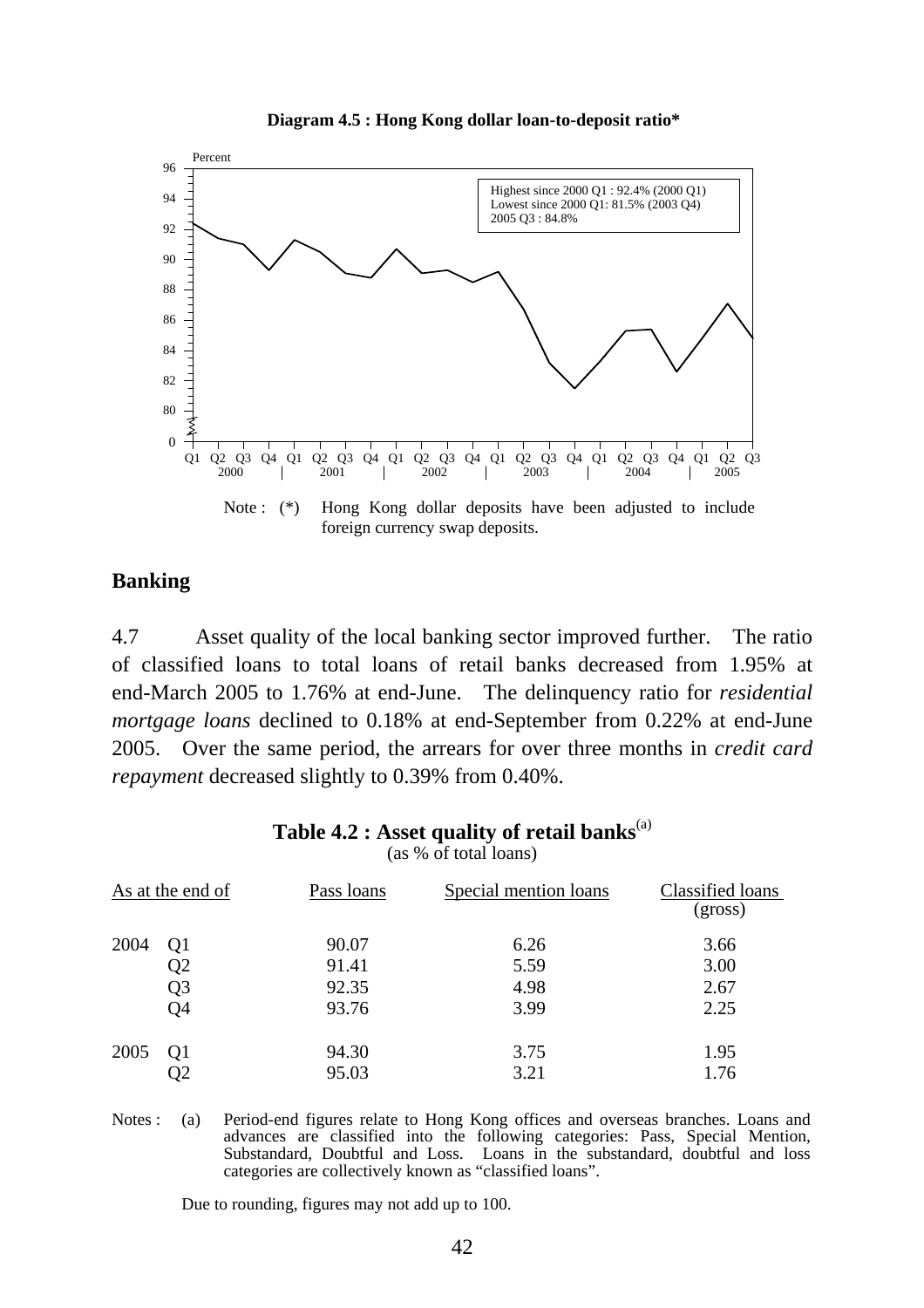**Diagram 4.5 : Hong Kong dollar loan-to-deposit ratio***

Highest since 2000 Q1 : 92.4% (2000 Q1)
Lowest since 2000 Q1: 81.5% (2003 Q4)
2005 Q3 : 84.8%

Note : (*) Hong Kong dollar deposits have been adjusted to include foreign currency swap deposits.

## Banking

4.7 Asset quality of the local banking sector improved further. The ratio of classified loans to total loans of retail banks decreased from 1.95% at end-March 2005 to 1.76% at end-June. The delinquency ratio for *residential mortgage loans* declined to 0.18% at end-September from 0.22% at end-June 2005. Over the same period, the arrears for over three months in *credit card repayment* decreased slightly to 0.39% from 0.40%.

**Table 4.2 : Asset quality of retail banks**[(a)]
(as % of total loans)

| As at the end of | | Pass loans | Special mention loans | Classified loans (gross) |
|---|---|---|---|---|
| 2004 | Q1 | 90.07 | 6.26 | 3.66 |
| | Q2 | 91.41 | 5.59 | 3.00 |
| | Q3 | 92.35 | 4.98 | 2.67 |
| | Q4 | 93.76 | 3.99 | 2.25 |
| 2005 | Q1 | 94.30 | 3.75 | 1.95 |
| | Q2 | 95.03 | 3.21 | 1.76 |

Notes : (a) Period-end figures relate to Hong Kong offices and overseas branches. Loans and advances are classified into the following categories: Pass, Special Mention, Substandard, Doubtful and Loss. Loans in the substandard, doubtful and loss categories are collectively known as "classified loans".

Due to rounding, figures may not add up to 100.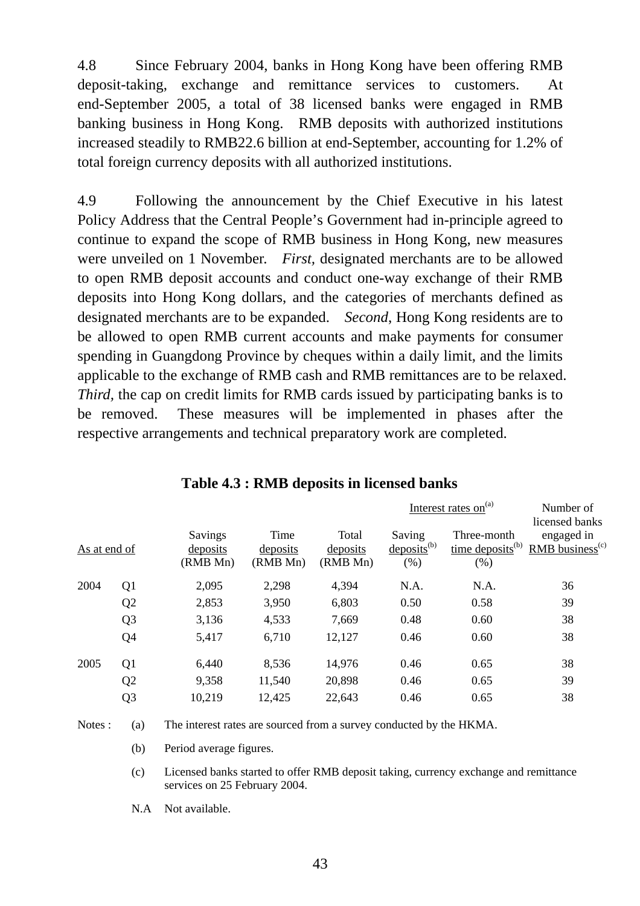4.8 Since February 2004, banks in Hong Kong have been offering RMB deposit-taking, exchange and remittance services to customers. At end-September 2005, a total of 38 licensed banks were engaged in RMB banking business in Hong Kong. RMB deposits with authorized institutions increased steadily to RMB22.6 billion at end-September, accounting for 1.2% of total foreign currency deposits with all authorized institutions.

4.9 Following the announcement by the Chief Executive in his latest Policy Address that the Central People's Government had in-principle agreed to continue to expand the scope of RMB business in Hong Kong, new measures were unveiled on 1 November. *First*, designated merchants are to be allowed to open RMB deposit accounts and conduct one-way exchange of their RMB deposits into Hong Kong dollars, and the categories of merchants defined as designated merchants are to be expanded. *Second*, Hong Kong residents are to be allowed to open RMB current accounts and make payments for consumer spending in Guangdong Province by cheques within a daily limit, and the limits applicable to the exchange of RMB cash and RMB remittances are to be relaxed. *Third*, the cap on credit limits for RMB cards issued by participating banks is to be removed. These measures will be implemented in phases after the respective arrangements and technical preparatory work are completed.

**Table 4.3 : RMB deposits in licensed banks**

| As at end of | | Savings deposits (RMB Mn) | Time deposits (RMB Mn) | Total deposits (RMB Mn) | Interest rates on[a] Saving deposits[b] (%) | Interest rates on[a] Three-month time deposits[b] (%) | Number of licensed banks engaged in RMB business[c] |
|---|---|---|---|---|---|---|---|
| 2004 | Q1 | 2,095 | 2,298 | 4,394 | N.A. | N.A. | 36 |
| | Q2 | 2,853 | 3,950 | 6,803 | 0.50 | 0.58 | 39 |
| | Q3 | 3,136 | 4,533 | 7,669 | 0.48 | 0.60 | 38 |
| | Q4 | 5,417 | 6,710 | 12,127 | 0.46 | 0.60 | 38 |
| 2005 | Q1 | 6,440 | 8,536 | 14,976 | 0.46 | 0.65 | 38 |
| | Q2 | 9,358 | 11,540 | 20,898 | 0.46 | 0.65 | 39 |
| | Q3 | 10,219 | 12,425 | 22,643 | 0.46 | 0.65 | 38 |

Notes :
(a) The interest rates are sourced from a survey conducted by the HKMA.
(b) Period average figures.
(c) Licensed banks started to offer RMB deposit taking, currency exchange and remittance services on 25 February 2004.
N.A Not available.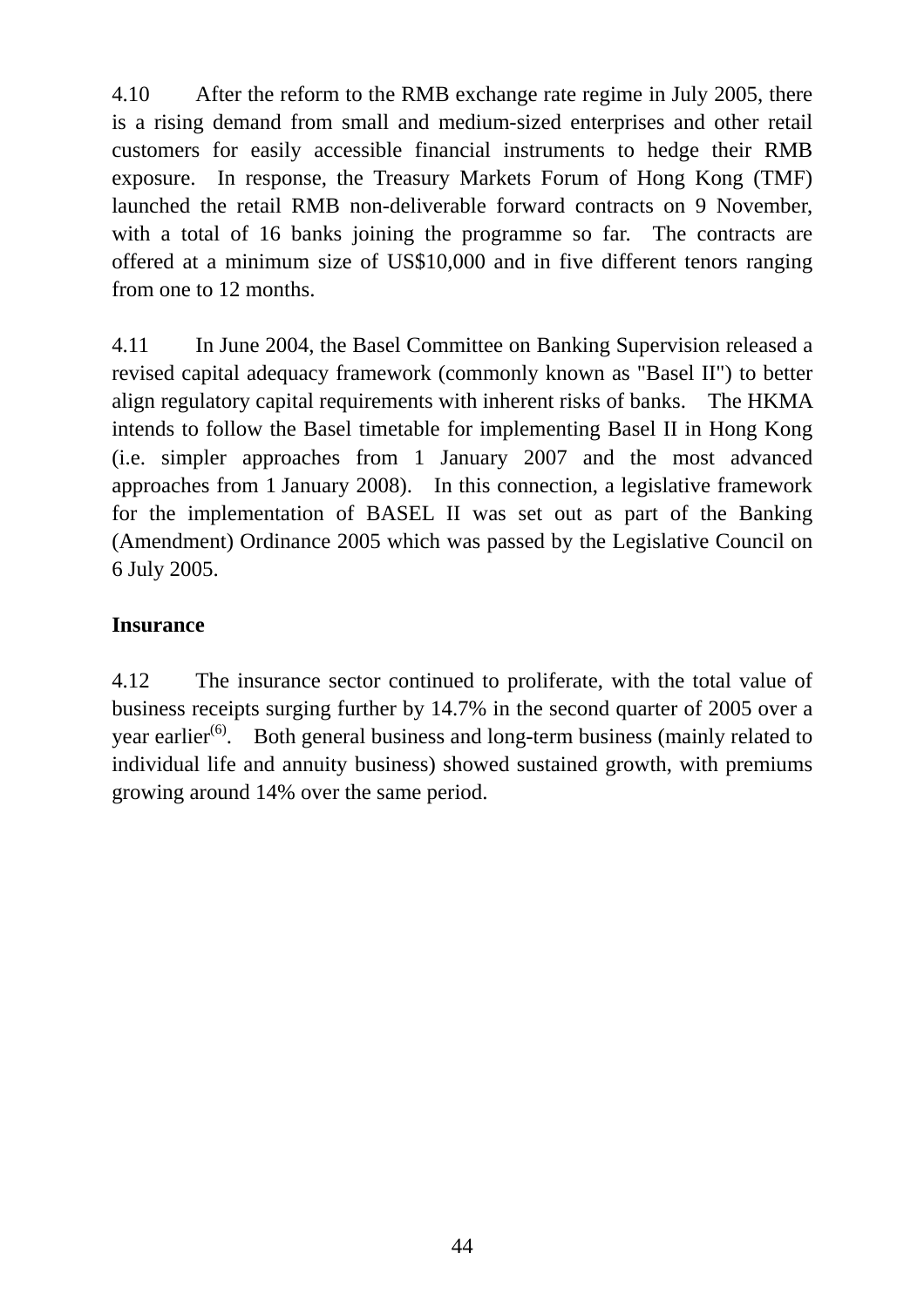4.10 After the reform to the RMB exchange rate regime in July 2005, there is a rising demand from small and medium-sized enterprises and other retail customers for easily accessible financial instruments to hedge their RMB exposure. In response, the Treasury Markets Forum of Hong Kong (TMF) launched the retail RMB non-deliverable forward contracts on 9 November, with a total of 16 banks joining the programme so far. The contracts are offered at a minimum size of US$10,000 and in five different tenors ranging from one to 12 months.

4.11 In June 2004, the Basel Committee on Banking Supervision released a revised capital adequacy framework (commonly known as "Basel II") to better align regulatory capital requirements with inherent risks of banks. The HKMA intends to follow the Basel timetable for implementing Basel II in Hong Kong (i.e. simpler approaches from 1 January 2007 and the most advanced approaches from 1 January 2008). In this connection, a legislative framework for the implementation of BASEL II was set out as part of the Banking (Amendment) Ordinance 2005 which was passed by the Legislative Council on 6 July 2005.

**Insurance**

4.12 The insurance sector continued to proliferate, with the total value of business receipts surging further by 14.7% in the second quarter of 2005 over a year earlier[(6)]. Both general business and long-term business (mainly related to individual life and annuity business) showed sustained growth, with premiums growing around 14% over the same period.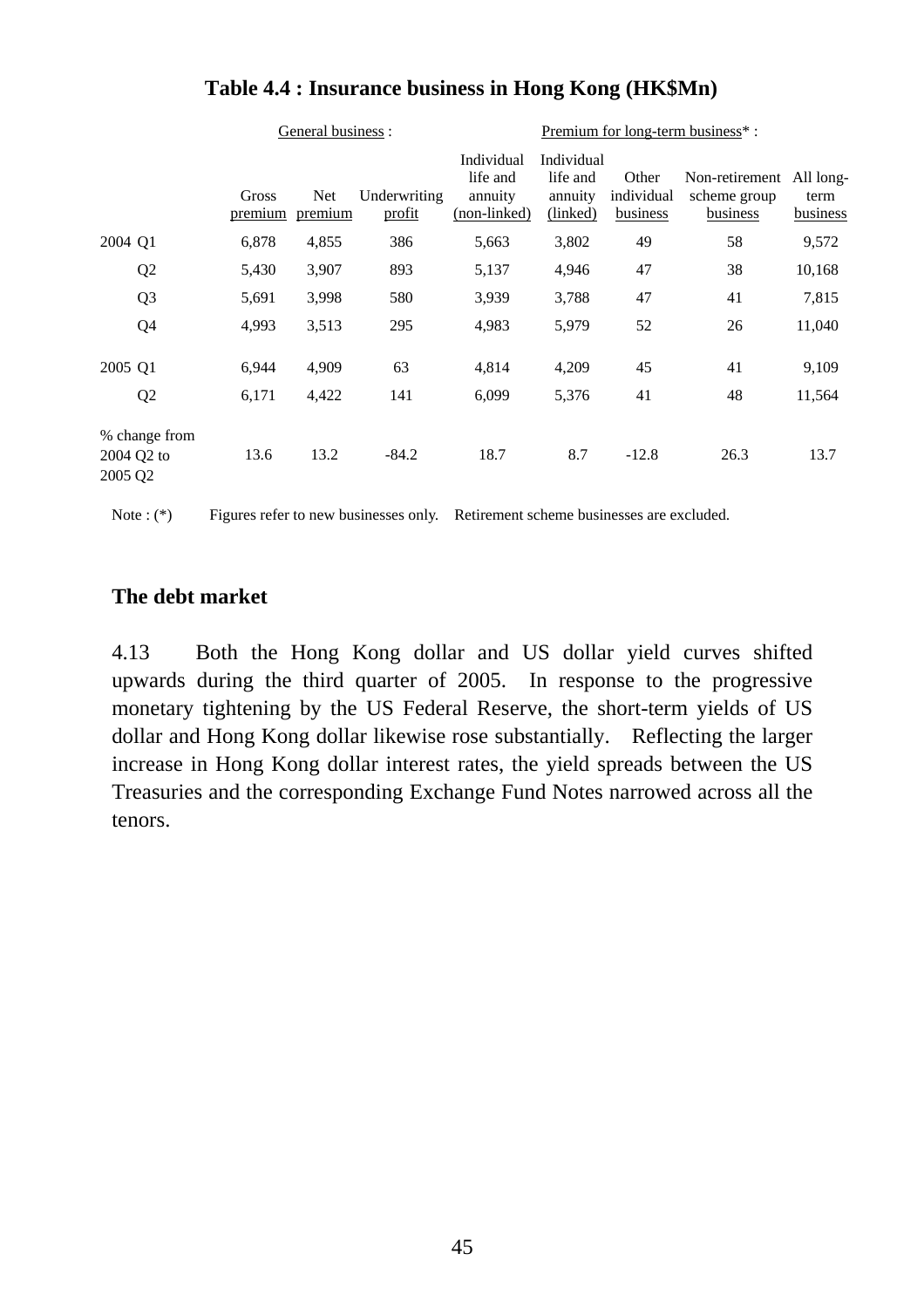**Table 4.4 : Insurance business in Hong Kong (HK$Mn)**

| | General business : | | | Premium for long-term business* : | | | | |
|---|---|---|---|---|---|---|---|---|
| | Gross premium | Net premium | Underwriting profit | Individual life and annuity (non-linked) | Individual life and annuity (linked) | Other individual business | Non-retirement scheme group business | All long-term business |
| 2004 Q1 | 6,878 | 4,855 | 386 | 5,663 | 3,802 | 49 | 58 | 9,572 |
| Q2 | 5,430 | 3,907 | 893 | 5,137 | 4,946 | 47 | 38 | 10,168 |
| Q3 | 5,691 | 3,998 | 580 | 3,939 | 3,788 | 47 | 41 | 7,815 |
| Q4 | 4,993 | 3,513 | 295 | 4,983 | 5,979 | 52 | 26 | 11,040 |
| 2005 Q1 | 6,944 | 4,909 | 63 | 4,814 | 4,209 | 45 | 41 | 9,109 |
| Q2 | 6,171 | 4,422 | 141 | 6,099 | 5,376 | 41 | 48 | 11,564 |
| % change from 2004 Q2 to 2005 Q2 | 13.6 | 13.2 | -84.2 | 18.7 | 8.7 | -12.8 | 26.3 | 13.7 |

Note : (*) Figures refer to new businesses only. Retirement scheme businesses are excluded.

**The debt market**

4.13 Both the Hong Kong dollar and US dollar yield curves shifted upwards during the third quarter of 2005. In response to the progressive monetary tightening by the US Federal Reserve, the short-term yields of US dollar and Hong Kong dollar likewise rose substantially. Reflecting the larger increase in Hong Kong dollar interest rates, the yield spreads between the US Treasuries and the corresponding Exchange Fund Notes narrowed across all the tenors.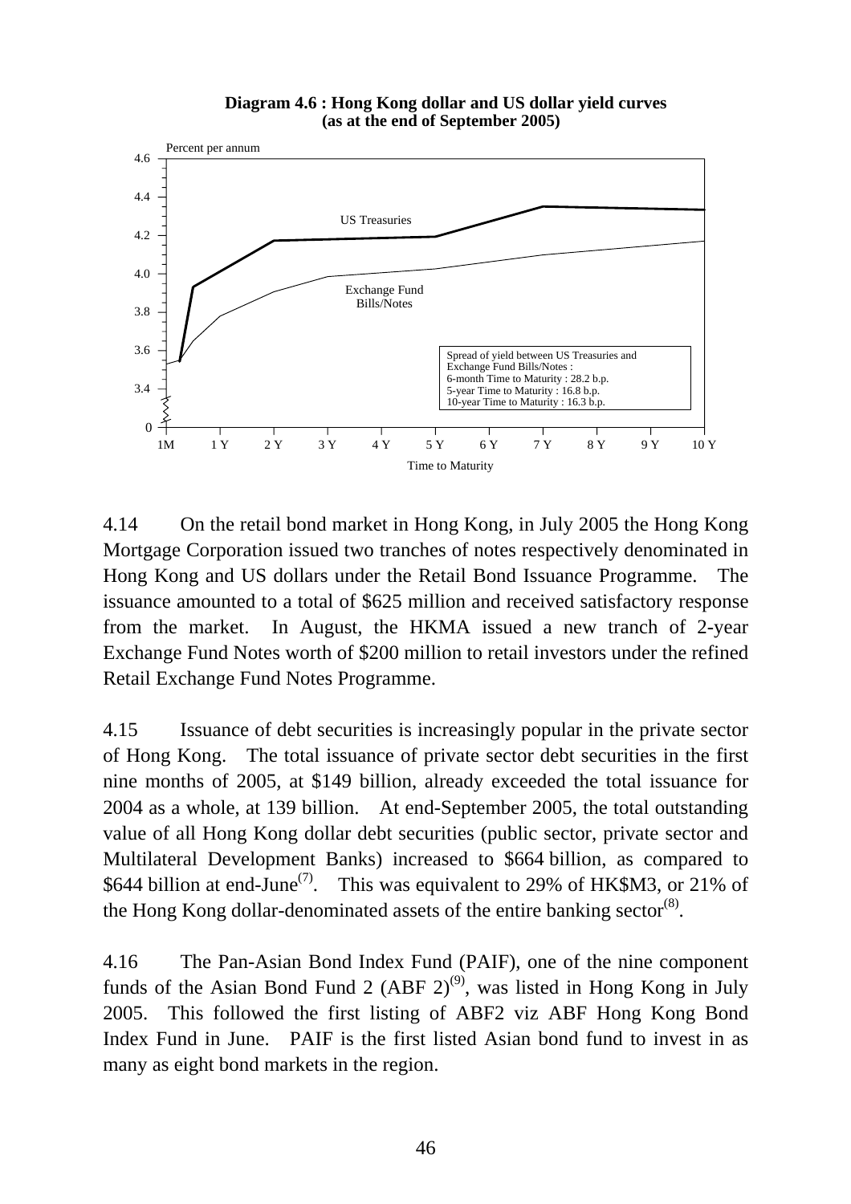**Diagram 4.6 : Hong Kong dollar and US dollar yield curves (as at the end of September 2005)**

4.14 On the retail bond market in Hong Kong, in July 2005 the Hong Kong Mortgage Corporation issued two tranches of notes respectively denominated in Hong Kong and US dollars under the Retail Bond Issuance Programme. The issuance amounted to a total of $625 million and received satisfactory response from the market. In August, the HKMA issued a new tranch of 2-year Exchange Fund Notes worth of $200 million to retail investors under the refined Retail Exchange Fund Notes Programme.

4.15 Issuance of debt securities is increasingly popular in the private sector of Hong Kong. The total issuance of private sector debt securities in the first nine months of 2005, at $149 billion, already exceeded the total issuance for 2004 as a whole, at 139 billion. At end-September 2005, the total outstanding value of all Hong Kong dollar debt securities (public sector, private sector and Multilateral Development Banks) increased to $664 billion, as compared to $644 billion at end-June(7). This was equivalent to 29% of HK$M3, or 21% of the Hong Kong dollar-denominated assets of the entire banking sector(8).

4.16 The Pan-Asian Bond Index Fund (PAIF), one of the nine component funds of the Asian Bond Fund 2 (ABF 2)(9), was listed in Hong Kong in July 2005. This followed the first listing of ABF2 viz ABF Hong Kong Bond Index Fund in June. PAIF is the first listed Asian bond fund to invest in as many as eight bond markets in the region.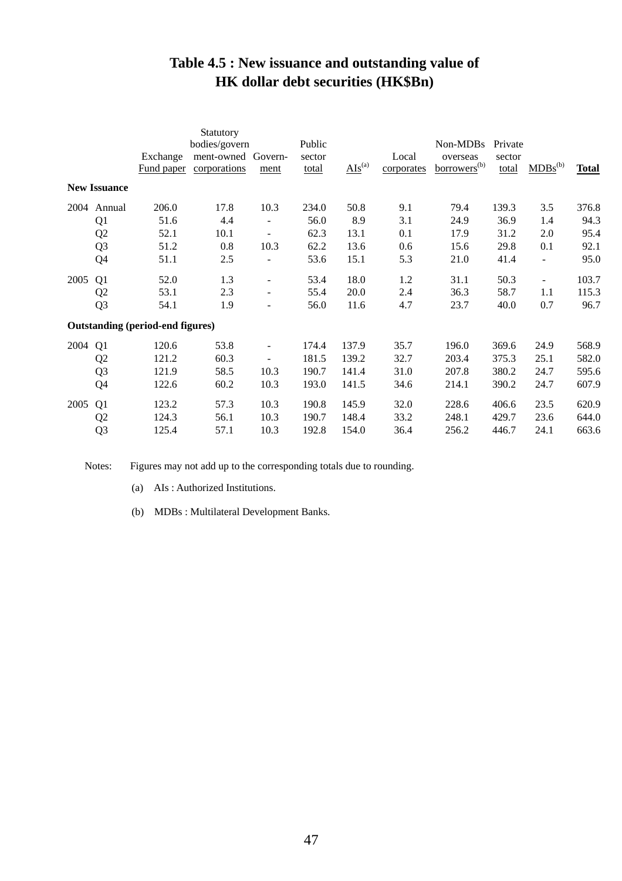# Table 4.5 : New issuance and outstanding value of HK dollar debt securities (HK$Bn)

| | | Exchange Fund paper | Statutory bodies/government-owned corporations | Government | Public sector total | AIs[(a)] | Local corporates | Non-MDBs overseas borrowers[(b)] | Private sector total | MDBs[(b)] | **Total** |
|---|---|---|---|---|---|---|---|---|---|---|---|
| **New Issuance** | | | | | | | | | | | |
| 2004 | Annual | 206.0 | 17.8 | 10.3 | 234.0 | 50.8 | 9.1 | 79.4 | 139.3 | 3.5 | 376.8 |
| | Q1 | 51.6 | 4.4 | - | 56.0 | 8.9 | 3.1 | 24.9 | 36.9 | 1.4 | 94.3 |
| | Q2 | 52.1 | 10.1 | - | 62.3 | 13.1 | 0.1 | 17.9 | 31.2 | 2.0 | 95.4 |
| | Q3 | 51.2 | 0.8 | 10.3 | 62.2 | 13.6 | 0.6 | 15.6 | 29.8 | 0.1 | 92.1 |
| | Q4 | 51.1 | 2.5 | - | 53.6 | 15.1 | 5.3 | 21.0 | 41.4 | - | 95.0 |
| 2005 | Q1 | 52.0 | 1.3 | - | 53.4 | 18.0 | 1.2 | 31.1 | 50.3 | - | 103.7 |
| | Q2 | 53.1 | 2.3 | - | 55.4 | 20.0 | 2.4 | 36.3 | 58.7 | 1.1 | 115.3 |
| | Q3 | 54.1 | 1.9 | - | 56.0 | 11.6 | 4.7 | 23.7 | 40.0 | 0.7 | 96.7 |
| **Outstanding (period-end figures)** | | | | | | | | | | | |
| 2004 | Q1 | 120.6 | 53.8 | - | 174.4 | 137.9 | 35.7 | 196.0 | 369.6 | 24.9 | 568.9 |
| | Q2 | 121.2 | 60.3 | - | 181.5 | 139.2 | 32.7 | 203.4 | 375.3 | 25.1 | 582.0 |
| | Q3 | 121.9 | 58.5 | 10.3 | 190.7 | 141.4 | 31.0 | 207.8 | 380.2 | 24.7 | 595.6 |
| | Q4 | 122.6 | 60.2 | 10.3 | 193.0 | 141.5 | 34.6 | 214.1 | 390.2 | 24.7 | 607.9 |
| 2005 | Q1 | 123.2 | 57.3 | 10.3 | 190.8 | 145.9 | 32.0 | 228.6 | 406.6 | 23.5 | 620.9 |
| | Q2 | 124.3 | 56.1 | 10.3 | 190.7 | 148.4 | 33.2 | 248.1 | 429.7 | 23.6 | 644.0 |
| | Q3 | 125.4 | 57.1 | 10.3 | 192.8 | 154.0 | 36.4 | 256.2 | 446.7 | 24.1 | 663.6 |

Notes: Figures may not add up to the corresponding totals due to rounding.

(a) AIs : Authorized Institutions.

(b) MDBs : Multilateral Development Banks.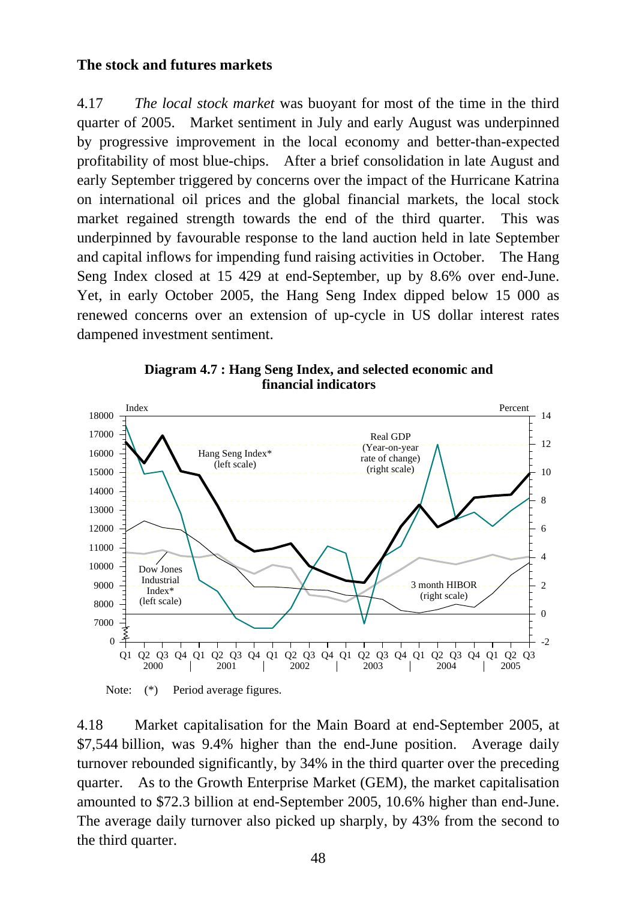**The stock and futures markets**

4.17 *The local stock market* was buoyant for most of the time in the third quarter of 2005. Market sentiment in July and early August was underpinned by progressive improvement in the local economy and better-than-expected profitability of most blue-chips. After a brief consolidation in late August and early September triggered by concerns over the impact of the Hurricane Katrina on international oil prices and the global financial markets, the local stock market regained strength towards the end of the third quarter. This was underpinned by favourable response to the land auction held in late September and capital inflows for impending fund raising activities in October. The Hang Seng Index closed at 15 429 at end-September, up by 8.6% over end-June. Yet, in early October 2005, the Hang Seng Index dipped below 15 000 as renewed concerns over an extension of up-cycle in US dollar interest rates dampened investment sentiment.

**Diagram 4.7 : Hang Seng Index, and selected economic and financial indicators**

Note: (*) Period average figures.

4.18 Market capitalisation for the Main Board at end-September 2005, at $7,544 billion, was 9.4% higher than the end-June position. Average daily turnover rebounded significantly, by 34% in the third quarter over the preceding quarter. As to the Growth Enterprise Market (GEM), the market capitalisation amounted to $72.3 billion at end-September 2005, 10.6% higher than end-June. The average daily turnover also picked up sharply, by 43% from the second to the third quarter.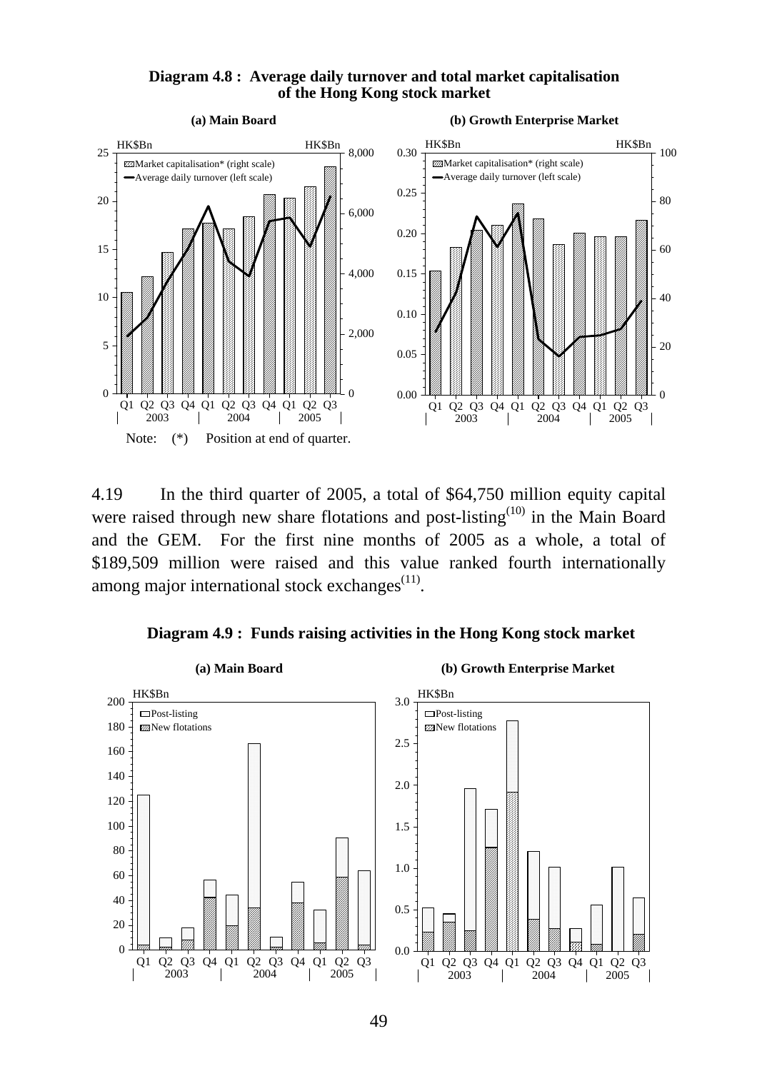**Diagram 4.8 : Average daily turnover and total market capitalisation of the Hong Kong stock market**

(a) Main Board

(b) Growth Enterprise Market

Note: (*) Position at end of quarter.

4.19 In the third quarter of 2005, a total of $64,750 million equity capital were raised through new share flotations and post-listing[(10)] in the Main Board and the GEM. For the first nine months of 2005 as a whole, a total of $189,509 million were raised and this value ranked fourth internationally among major international stock exchanges[(11)].

**Diagram 4.9 : Funds raising activities in the Hong Kong stock market**

(a) Main Board

(b) Growth Enterprise Market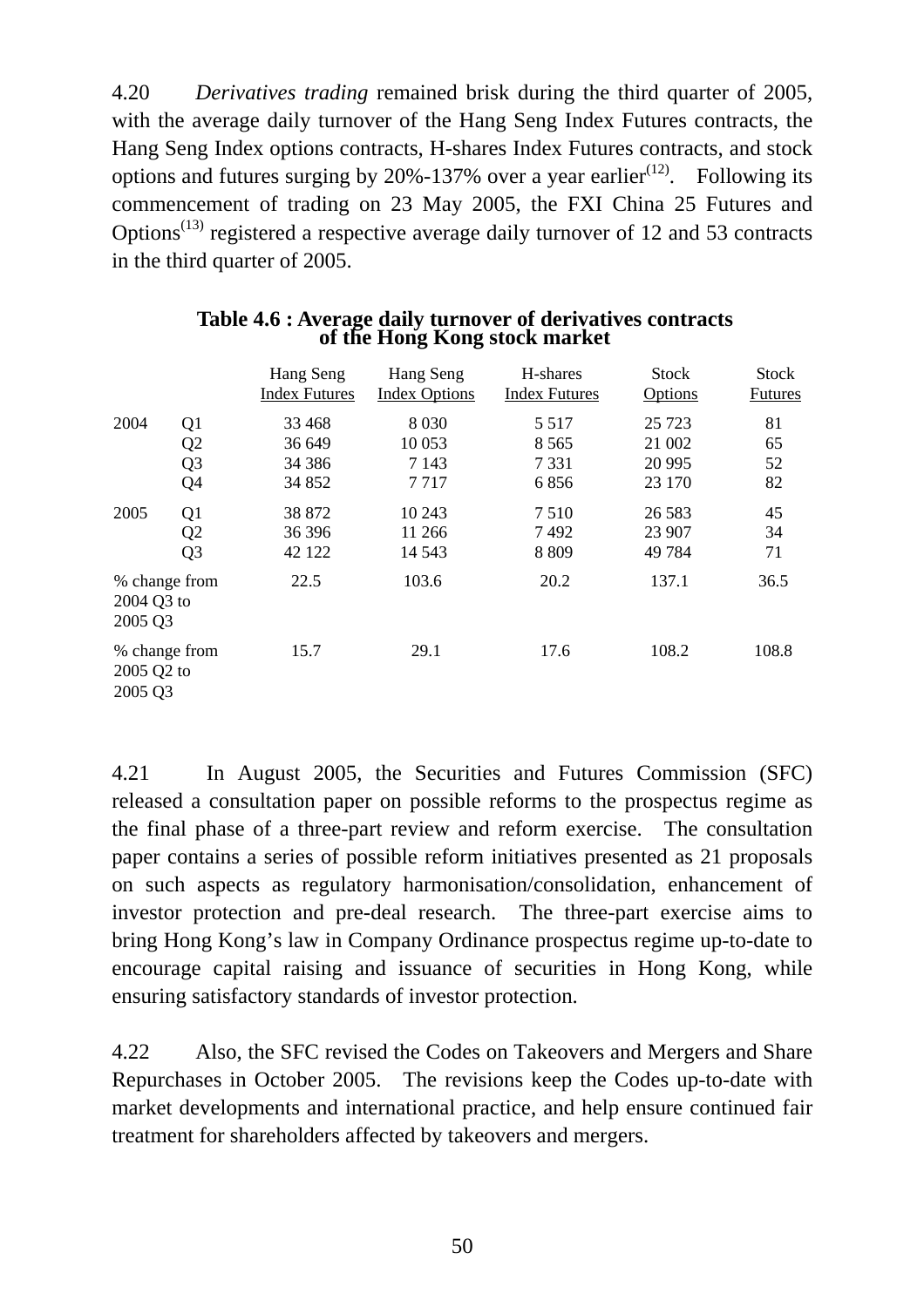4.20 *Derivatives trading* remained brisk during the third quarter of 2005, with the average daily turnover of the Hang Seng Index Futures contracts, the Hang Seng Index options contracts, H-shares Index Futures contracts, and stock options and futures surging by 20%-137% over a year earlier[12]. Following its commencement of trading on 23 May 2005, the FXI China 25 Futures and Options[13] registered a respective average daily turnover of 12 and 53 contracts in the third quarter of 2005.

**Table 4.6 : Average daily turnover of derivatives contracts of the Hong Kong stock market**

| | | Hang Seng Index Futures | Hang Seng Index Options | H-shares Index Futures | Stock Options | Stock Futures |
|---|---|---|---|---|---|---|
| 2004 | Q1 | 33 468 | 8 030 | 5 517 | 25 723 | 81 |
| | Q2 | 36 649 | 10 053 | 8 565 | 21 002 | 65 |
| | Q3 | 34 386 | 7 143 | 7 331 | 20 995 | 52 |
| | Q4 | 34 852 | 7 717 | 6 856 | 23 170 | 82 |
| 2005 | Q1 | 38 872 | 10 243 | 7 510 | 26 583 | 45 |
| | Q2 | 36 396 | 11 266 | 7 492 | 23 907 | 34 |
| | Q3 | 42 122 | 14 543 | 8 809 | 49 784 | 71 |
| % change from 2004 Q3 to 2005 Q3 | | 22.5 | 103.6 | 20.2 | 137.1 | 36.5 |
| % change from 2005 Q2 to 2005 Q3 | | 15.7 | 29.1 | 17.6 | 108.2 | 108.8 |

4.21 In August 2005, the Securities and Futures Commission (SFC) released a consultation paper on possible reforms to the prospectus regime as the final phase of a three-part review and reform exercise. The consultation paper contains a series of possible reform initiatives presented as 21 proposals on such aspects as regulatory harmonisation/consolidation, enhancement of investor protection and pre-deal research. The three-part exercise aims to bring Hong Kong's law in Company Ordinance prospectus regime up-to-date to encourage capital raising and issuance of securities in Hong Kong, while ensuring satisfactory standards of investor protection.

4.22 Also, the SFC revised the Codes on Takeovers and Mergers and Share Repurchases in October 2005. The revisions keep the Codes up-to-date with market developments and international practice, and help ensure continued fair treatment for shareholders affected by takeovers and mergers.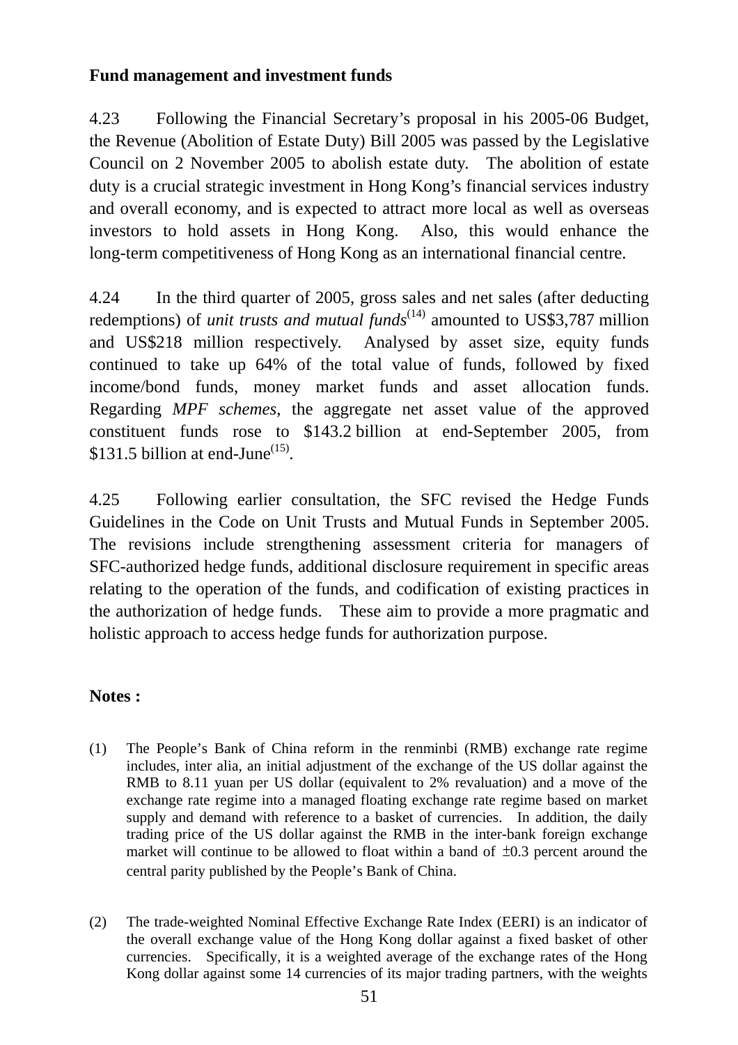**Fund management and investment funds**

4.23 Following the Financial Secretary's proposal in his 2005-06 Budget, the Revenue (Abolition of Estate Duty) Bill 2005 was passed by the Legislative Council on 2 November 2005 to abolish estate duty. The abolition of estate duty is a crucial strategic investment in Hong Kong's financial services industry and overall economy, and is expected to attract more local as well as overseas investors to hold assets in Hong Kong. Also, this would enhance the long-term competitiveness of Hong Kong as an international financial centre.

4.24 In the third quarter of 2005, gross sales and net sales (after deducting redemptions) of *unit trusts and mutual funds*[14] amounted to US$3,787 million and US$218 million respectively. Analysed by asset size, equity funds continued to take up 64% of the total value of funds, followed by fixed income/bond funds, money market funds and asset allocation funds. Regarding *MPF schemes*, the aggregate net asset value of the approved constituent funds rose to $143.2 billion at end-September 2005, from $131.5 billion at end-June[15].

4.25 Following earlier consultation, the SFC revised the Hedge Funds Guidelines in the Code on Unit Trusts and Mutual Funds in September 2005. The revisions include strengthening assessment criteria for managers of SFC-authorized hedge funds, additional disclosure requirement in specific areas relating to the operation of the funds, and codification of existing practices in the authorization of hedge funds. These aim to provide a more pragmatic and holistic approach to access hedge funds for authorization purpose.

**Notes :**

(1) The People's Bank of China reform in the renminbi (RMB) exchange rate regime includes, inter alia, an initial adjustment of the exchange of the US dollar against the RMB to 8.11 yuan per US dollar (equivalent to 2% revaluation) and a move of the exchange rate regime into a managed floating exchange rate regime based on market supply and demand with reference to a basket of currencies. In addition, the daily trading price of the US dollar against the RMB in the inter-bank foreign exchange market will continue to be allowed to float within a band of ±0.3 percent around the central parity published by the People's Bank of China.

(2) The trade-weighted Nominal Effective Exchange Rate Index (EERI) is an indicator of the overall exchange value of the Hong Kong dollar against a fixed basket of other currencies. Specifically, it is a weighted average of the exchange rates of the Hong Kong dollar against some 14 currencies of its major trading partners, with the weights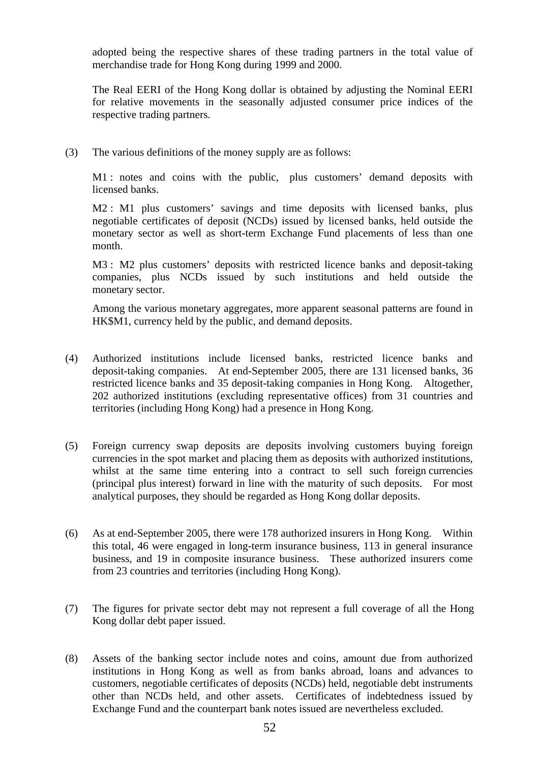adopted being the respective shares of these trading partners in the total value of merchandise trade for Hong Kong during 1999 and 2000.

The Real EERI of the Hong Kong dollar is obtained by adjusting the Nominal EERI for relative movements in the seasonally adjusted consumer price indices of the respective trading partners.

(3) The various definitions of the money supply are as follows:

M1 : notes and coins with the public, plus customers' demand deposits with licensed banks.

M2 : M1 plus customers' savings and time deposits with licensed banks, plus negotiable certificates of deposit (NCDs) issued by licensed banks, held outside the monetary sector as well as short-term Exchange Fund placements of less than one month.

M3 : M2 plus customers' deposits with restricted licence banks and deposit-taking companies, plus NCDs issued by such institutions and held outside the monetary sector.

Among the various monetary aggregates, more apparent seasonal patterns are found in HK$M1, currency held by the public, and demand deposits.

(4) Authorized institutions include licensed banks, restricted licence banks and deposit-taking companies. At end-September 2005, there are 131 licensed banks, 36 restricted licence banks and 35 deposit-taking companies in Hong Kong. Altogether, 202 authorized institutions (excluding representative offices) from 31 countries and territories (including Hong Kong) had a presence in Hong Kong.

(5) Foreign currency swap deposits are deposits involving customers buying foreign currencies in the spot market and placing them as deposits with authorized institutions, whilst at the same time entering into a contract to sell such foreign currencies (principal plus interest) forward in line with the maturity of such deposits. For most analytical purposes, they should be regarded as Hong Kong dollar deposits.

(6) As at end-September 2005, there were 178 authorized insurers in Hong Kong. Within this total, 46 were engaged in long-term insurance business, 113 in general insurance business, and 19 in composite insurance business. These authorized insurers come from 23 countries and territories (including Hong Kong).

(7) The figures for private sector debt may not represent a full coverage of all the Hong Kong dollar debt paper issued.

(8) Assets of the banking sector include notes and coins, amount due from authorized institutions in Hong Kong as well as from banks abroad, loans and advances to customers, negotiable certificates of deposits (NCDs) held, negotiable debt instruments other than NCDs held, and other assets. Certificates of indebtedness issued by Exchange Fund and the counterpart bank notes issued are nevertheless excluded.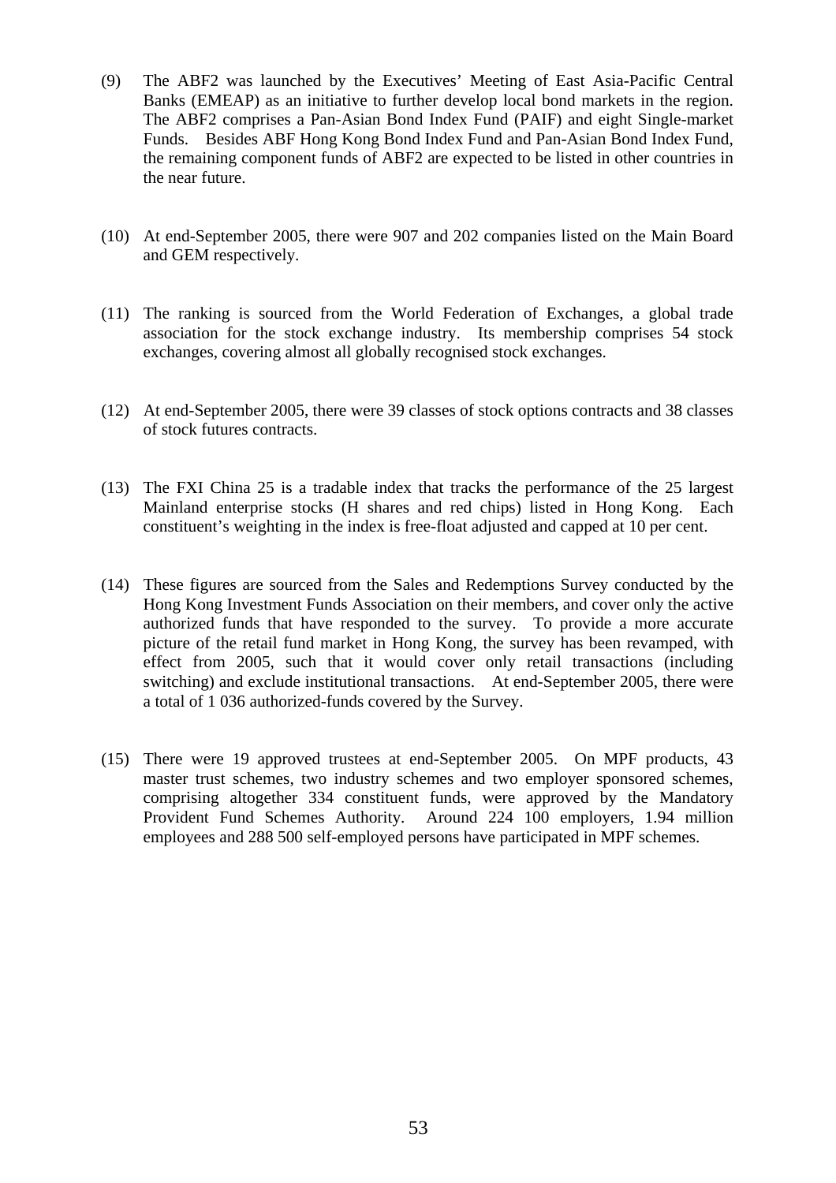(9) The ABF2 was launched by the Executives' Meeting of East Asia-Pacific Central Banks (EMEAP) as an initiative to further develop local bond markets in the region. The ABF2 comprises a Pan-Asian Bond Index Fund (PAIF) and eight Single-market Funds. Besides ABF Hong Kong Bond Index Fund and Pan-Asian Bond Index Fund, the remaining component funds of ABF2 are expected to be listed in other countries in the near future.

(10) At end-September 2005, there were 907 and 202 companies listed on the Main Board and GEM respectively.

(11) The ranking is sourced from the World Federation of Exchanges, a global trade association for the stock exchange industry. Its membership comprises 54 stock exchanges, covering almost all globally recognised stock exchanges.

(12) At end-September 2005, there were 39 classes of stock options contracts and 38 classes of stock futures contracts.

(13) The FXI China 25 is a tradable index that tracks the performance of the 25 largest Mainland enterprise stocks (H shares and red chips) listed in Hong Kong. Each constituent's weighting in the index is free-float adjusted and capped at 10 per cent.

(14) These figures are sourced from the Sales and Redemptions Survey conducted by the Hong Kong Investment Funds Association on their members, and cover only the active authorized funds that have responded to the survey. To provide a more accurate picture of the retail fund market in Hong Kong, the survey has been revamped, with effect from 2005, such that it would cover only retail transactions (including switching) and exclude institutional transactions. At end-September 2005, there were a total of 1 036 authorized-funds covered by the Survey.

(15) There were 19 approved trustees at end-September 2005. On MPF products, 43 master trust schemes, two industry schemes and two employer sponsored schemes, comprising altogether 334 constituent funds, were approved by the Mandatory Provident Fund Schemes Authority. Around 224 100 employers, 1.94 million employees and 288 500 self-employed persons have participated in MPF schemes.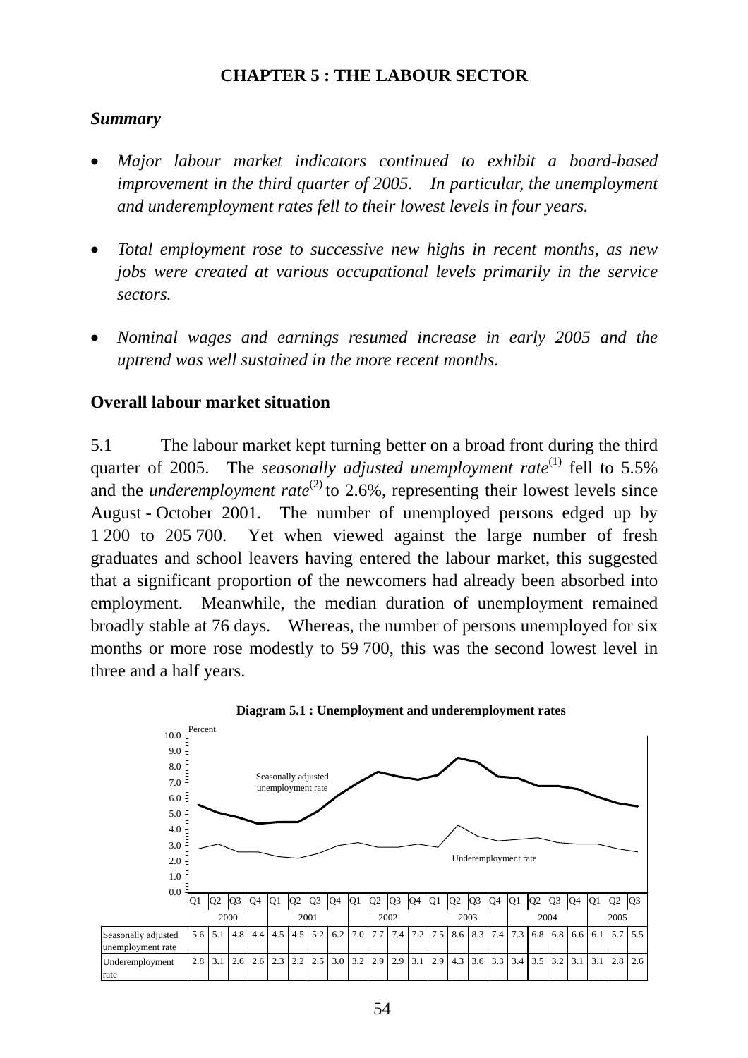# CHAPTER 5 : THE LABOUR SECTOR

### *Summary*

- *Major labour market indicators continued to exhibit a board-based improvement in the third quarter of 2005. In particular, the unemployment and underemployment rates fell to their lowest levels in four years.*

- *Total employment rose to successive new highs in recent months, as new jobs were created at various occupational levels primarily in the service sectors.*

- *Nominal wages and earnings resumed increase in early 2005 and the uptrend was well sustained in the more recent months.*

### Overall labour market situation

5.1 The labour market kept turning better on a broad front during the third quarter of 2005. The *seasonally adjusted unemployment rate*(1) fell to 5.5% and the *underemployment rate*(2) to 2.6%, representing their lowest levels since August - October 2001. The number of unemployed persons edged up by 1 200 to 205 700. Yet when viewed against the large number of fresh graduates and school leavers having entered the labour market, this suggested that a significant proportion of the newcomers had already been absorbed into employment. Meanwhile, the median duration of unemployment remained broadly stable at 76 days. Whereas, the number of persons unemployed for six months or more rose modestly to 59 700, this was the second lowest level in three and a half years.

**Diagram 5.1 : Unemployment and underemployment rates**

| | 2000 | | | | 2001 | | | | 2002 | | | | 2003 | | | | 2004 | | | | 2005 | | |
|---|---|---|---|---|---|---|---|---|---|---|---|---|---|---|---|---|---|---|---|---|---|---|---|
| | Q1 | Q2 | Q3 | Q4 | Q1 | Q2 | Q3 | Q4 | Q1 | Q2 | Q3 | Q4 | Q1 | Q2 | Q3 | Q4 | Q1 | Q2 | Q3 | Q4 | Q1 | Q2 | Q3 |
| Seasonally adjusted unemployment rate | 5.6 | 5.1 | 4.8 | 4.4 | 4.5 | 4.5 | 5.2 | 6.2 | 7.0 | 7.7 | 7.4 | 7.2 | 7.5 | 8.6 | 8.3 | 7.4 | 7.3 | 6.8 | 6.8 | 6.6 | 6.1 | 5.7 | 5.5 |
| Underemployment rate | 2.8 | 3.1 | 2.6 | 2.6 | 2.3 | 2.2 | 2.5 | 3.0 | 3.2 | 2.9 | 2.9 | 3.1 | 2.9 | 4.3 | 3.6 | 3.3 | 3.4 | 3.5 | 3.2 | 3.1 | 3.1 | 2.8 | 2.6 |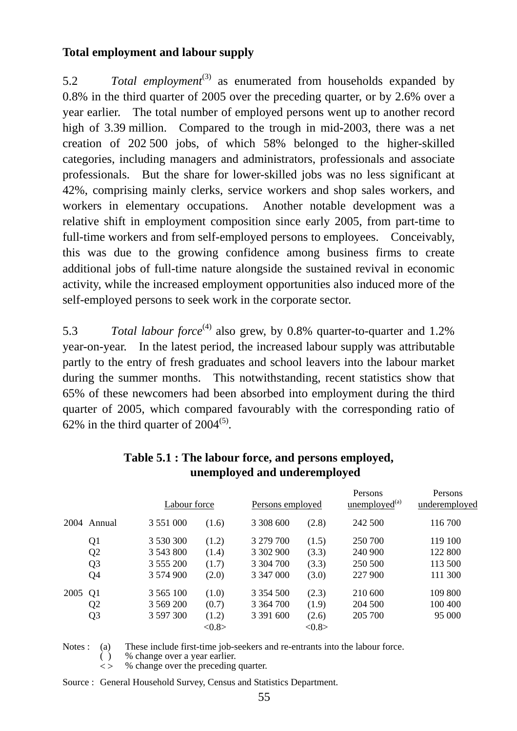### Total employment and labour supply

5.2 *Total employment*[(3)] as enumerated from households expanded by 0.8% in the third quarter of 2005 over the preceding quarter, or by 2.6% over a year earlier. The total number of employed persons went up to another record high of 3.39 million. Compared to the trough in mid-2003, there was a net creation of 202 500 jobs, of which 58% belonged to the higher-skilled categories, including managers and administrators, professionals and associate professionals. But the share for lower-skilled jobs was no less significant at 42%, comprising mainly clerks, service workers and shop sales workers, and workers in elementary occupations. Another notable development was a relative shift in employment composition since early 2005, from part-time to full-time workers and from self-employed persons to employees. Conceivably, this was due to the growing confidence among business firms to create additional jobs of full-time nature alongside the sustained revival in economic activity, while the increased employment opportunities also induced more of the self-employed persons to seek work in the corporate sector.

5.3 *Total labour force*[(4)] also grew, by 0.8% quarter-to-quarter and 1.2% year-on-year. In the latest period, the increased labour supply was attributable partly to the entry of fresh graduates and school leavers into the labour market during the summer months. This notwithstanding, recent statistics show that 65% of these newcomers had been absorbed into employment during the third quarter of 2005, which compared favourably with the corresponding ratio of 62% in the third quarter of 2004[(5)].

**Table 5.1 : The labour force, and persons employed, unemployed and underemployed**

| | | Labour force | | Persons employed | | Persons unemployed[(a)] | Persons underemployed |
|---|---|---|---|---|---|---|---|
| 2004 | Annual | 3 551 000 | (1.6) | 3 308 600 | (2.8) | 242 500 | 116 700 |
| | Q1 | 3 530 300 | (1.2) | 3 279 700 | (1.5) | 250 700 | 119 100 |
| | Q2 | 3 543 800 | (1.4) | 3 302 900 | (3.3) | 240 900 | 122 800 |
| | Q3 | 3 555 200 | (1.7) | 3 304 700 | (3.3) | 250 500 | 113 500 |
| | Q4 | 3 574 900 | (2.0) | 3 347 000 | (3.0) | 227 900 | 111 300 |
| 2005 | Q1 | 3 565 100 | (1.0) | 3 354 500 | (2.3) | 210 600 | 109 800 |
| | Q2 | 3 569 200 | (0.7) | 3 364 700 | (1.9) | 204 500 | 100 400 |
| | Q3 | 3 597 300 | (1.2) | 3 391 600 | (2.6) | 205 700 | 95 000 |
| | | | <0.8> | | <0.8> | | |

Notes : (a) These include first-time job-seekers and re-entrants into the labour force.
( ) % change over a year earlier.
< > % change over the preceding quarter.

Source : General Household Survey, Census and Statistics Department.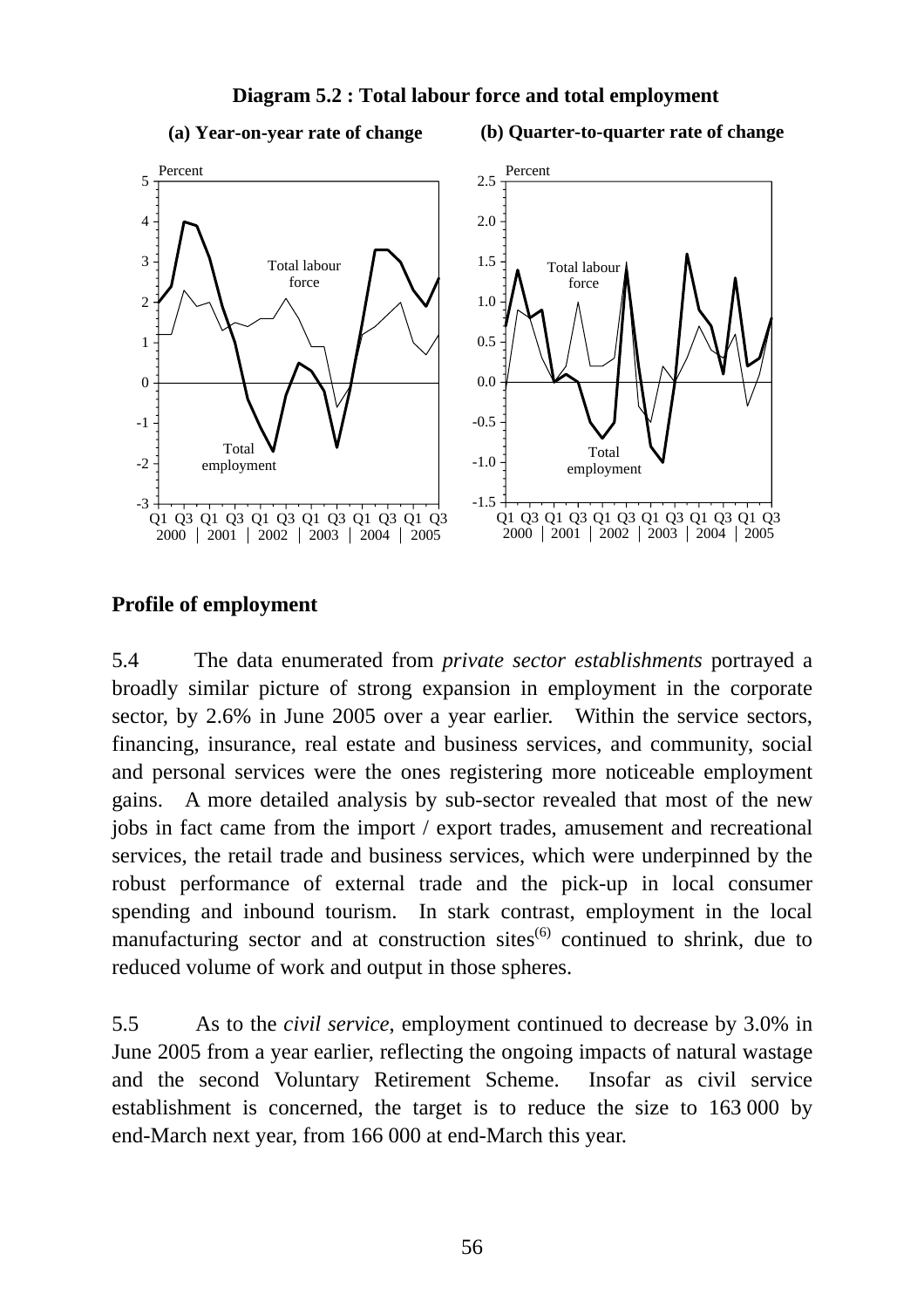**Diagram 5.2 : Total labour force and total employment**

**(a) Year-on-year rate of change**

**(b) Quarter-to-quarter rate of change**

**Profile of employment**

5.4 The data enumerated from *private sector establishments* portrayed a broadly similar picture of strong expansion in employment in the corporate sector, by 2.6% in June 2005 over a year earlier. Within the service sectors, financing, insurance, real estate and business services, and community, social and personal services were the ones registering more noticeable employment gains. A more detailed analysis by sub-sector revealed that most of the new jobs in fact came from the import / export trades, amusement and recreational services, the retail trade and business services, which were underpinned by the robust performance of external trade and the pick-up in local consumer spending and inbound tourism. In stark contrast, employment in the local manufacturing sector and at construction sites(6) continued to shrink, due to reduced volume of work and output in those spheres.

5.5 As to the *civil service*, employment continued to decrease by 3.0% in June 2005 from a year earlier, reflecting the ongoing impacts of natural wastage and the second Voluntary Retirement Scheme. Insofar as civil service establishment is concerned, the target is to reduce the size to 163 000 by end-March next year, from 166 000 at end-March this year.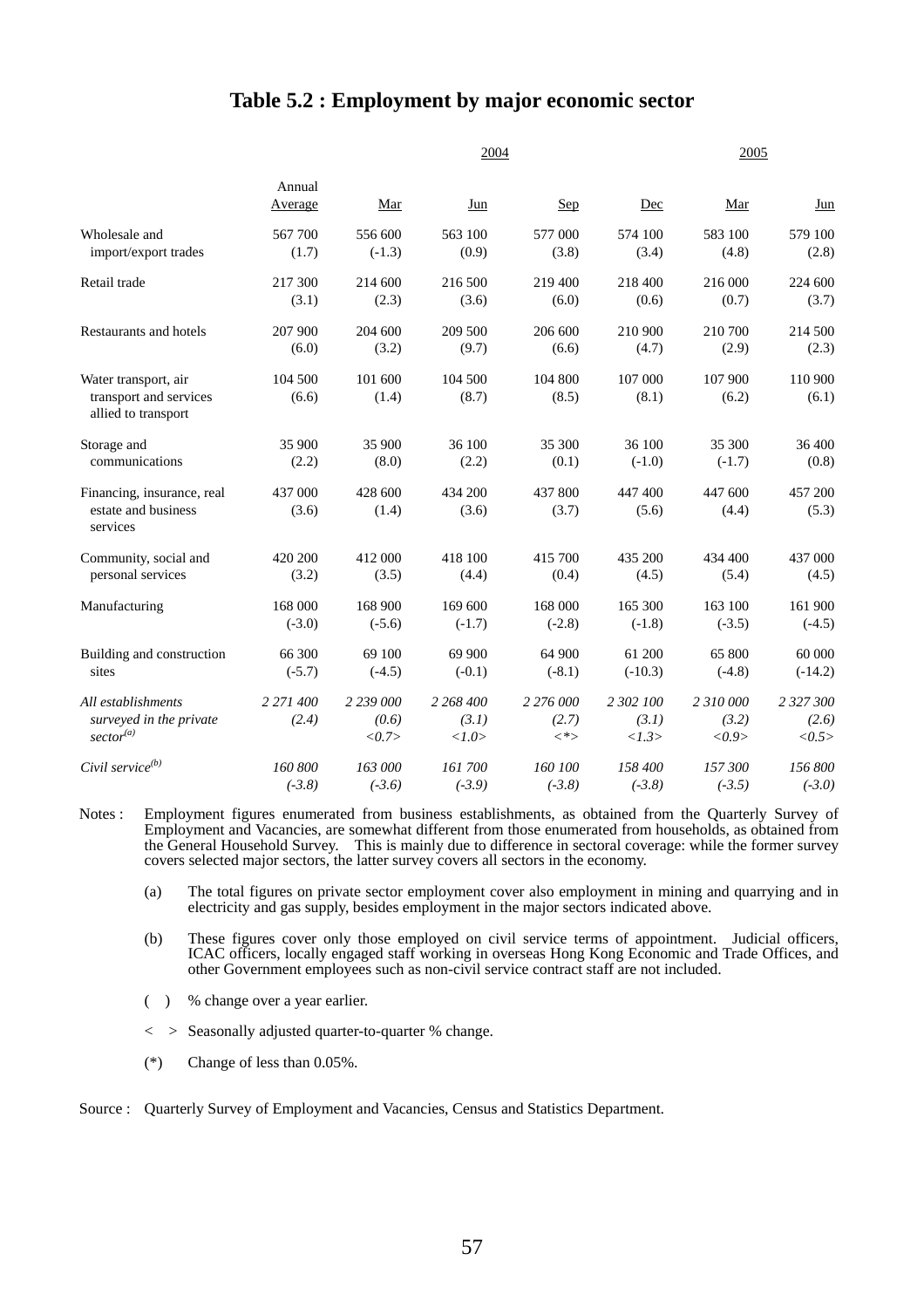# Table 5.2 : Employment by major economic sector

| | 2004 | | | | | 2005 | |
|---|---|---|---|---|---|---|---|
| | Annual Average | Mar | Jun | Sep | Dec | Mar | Jun |
| Wholesale and import/export trades | 567 700<br>(1.7) | 556 600<br>(-1.3) | 563 100<br>(0.9) | 577 000<br>(3.8) | 574 100<br>(3.4) | 583 100<br>(4.8) | 579 100<br>(2.8) |
| Retail trade | 217 300<br>(3.1) | 214 600<br>(2.3) | 216 500<br>(3.6) | 219 400<br>(6.0) | 218 400<br>(0.6) | 216 000<br>(0.7) | 224 600<br>(3.7) |
| Restaurants and hotels | 207 900<br>(6.0) | 204 600<br>(3.2) | 209 500<br>(9.7) | 206 600<br>(6.6) | 210 900<br>(4.7) | 210 700<br>(2.9) | 214 500<br>(2.3) |
| Water transport, air transport and services allied to transport | 104 500<br>(6.6) | 101 600<br>(1.4) | 104 500<br>(8.7) | 104 800<br>(8.5) | 107 000<br>(8.1) | 107 900<br>(6.2) | 110 900<br>(6.1) |
| Storage and communications | 35 900<br>(2.2) | 35 900<br>(8.0) | 36 100<br>(2.2) | 35 300<br>(0.1) | 36 100<br>(-1.0) | 35 300<br>(-1.7) | 36 400<br>(0.8) |
| Financing, insurance, real estate and business services | 437 000<br>(3.6) | 428 600<br>(1.4) | 434 200<br>(3.6) | 437 800<br>(3.7) | 447 400<br>(5.6) | 447 600<br>(4.4) | 457 200<br>(5.3) |
| Community, social and personal services | 420 200<br>(3.2) | 412 000<br>(3.5) | 418 100<br>(4.4) | 415 700<br>(0.4) | 435 200<br>(4.5) | 434 400<br>(5.4) | 437 000<br>(4.5) |
| Manufacturing | 168 000<br>(-3.0) | 168 900<br>(-5.6) | 169 600<br>(-1.7) | 168 000<br>(-2.8) | 165 300<br>(-1.8) | 163 100<br>(-3.5) | 161 900<br>(-4.5) |
| Building and construction sites | 66 300<br>(-5.7) | 69 100<br>(-4.5) | 69 900<br>(-0.1) | 64 900<br>(-8.1) | 61 200<br>(-10.3) | 65 800<br>(-4.8) | 60 000<br>(-14.2) |
| *All establishments surveyed in the private sector[(a)]* | *2 271 400*<br>*(2.4)* | *2 239 000*<br>*(0.6)*<br>*<0.7>* | *2 268 400*<br>*(3.1)*<br>*<1.0>* | *2 276 000*<br>*(2.7)*<br>*<*>* | *2 302 100*<br>*(3.1)*<br>*<1.3>* | *2 310 000*<br>*(3.2)*<br>*<0.9>* | *2 327 300*<br>*(2.6)*<br>*<0.5>* |
| *Civil service[(b)]* | *160 800*<br>*(-3.8)* | *163 000*<br>*(-3.6)* | *161 700*<br>*(-3.9)* | *160 100*<br>*(-3.8)* | *158 400*<br>*(-3.8)* | *157 300*<br>*(-3.5)* | *156 800*<br>*(-3.0)* |

Notes : Employment figures enumerated from business establishments, as obtained from the Quarterly Survey of Employment and Vacancies, are somewhat different from those enumerated from households, as obtained from the General Household Survey. This is mainly due to difference in sectoral coverage: while the former survey covers selected major sectors, the latter survey covers all sectors in the economy.

(a) The total figures on private sector employment cover also employment in mining and quarrying and in electricity and gas supply, besides employment in the major sectors indicated above.

(b) These figures cover only those employed on civil service terms of appointment. Judicial officers, ICAC officers, locally engaged staff working in overseas Hong Kong Economic and Trade Offices, and other Government employees such as non-civil service contract staff are not included.

( ) % change over a year earlier.

< > Seasonally adjusted quarter-to-quarter % change.

(*) Change of less than 0.05%.

Source : Quarterly Survey of Employment and Vacancies, Census and Statistics Department.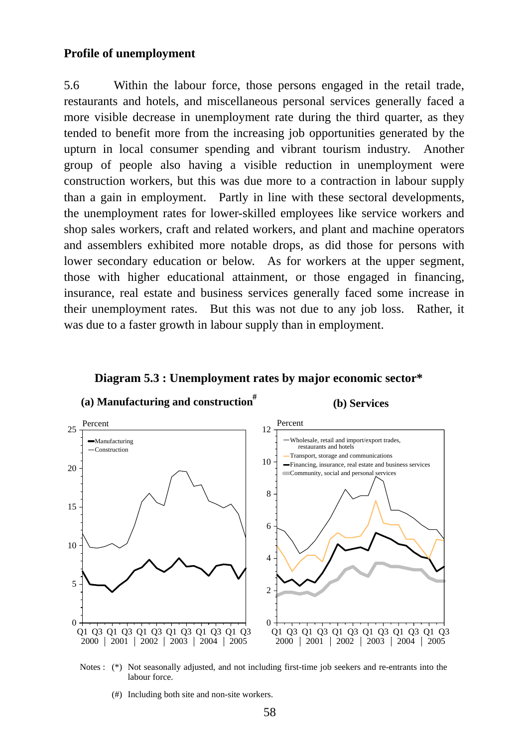## Profile of unemployment

5.6 Within the labour force, those persons engaged in the retail trade, restaurants and hotels, and miscellaneous personal services generally faced a more visible decrease in unemployment rate during the third quarter, as they tended to benefit more from the increasing job opportunities generated by the upturn in local consumer spending and vibrant tourism industry. Another group of people also having a visible reduction in unemployment were construction workers, but this was due more to a contraction in labour supply than a gain in employment. Partly in line with these sectoral developments, the unemployment rates for lower-skilled employees like service workers and shop sales workers, craft and related workers, and plant and machine operators and assemblers exhibited more notable drops, as did those for persons with lower secondary education or below. As for workers at the upper segment, those with higher educational attainment, or those engaged in financing, insurance, real estate and business services generally faced some increase in their unemployment rates. But this was not due to any job loss. Rather, it was due to a faster growth in labour supply than in employment.

**Diagram 5.3 : Unemployment rates by major economic sector\***

**(a) Manufacturing and construction#**

**(b) Services**

Notes : (\*) Not seasonally adjusted, and not including first-time job seekers and re-entrants into the labour force.

(#) Including both site and non-site workers.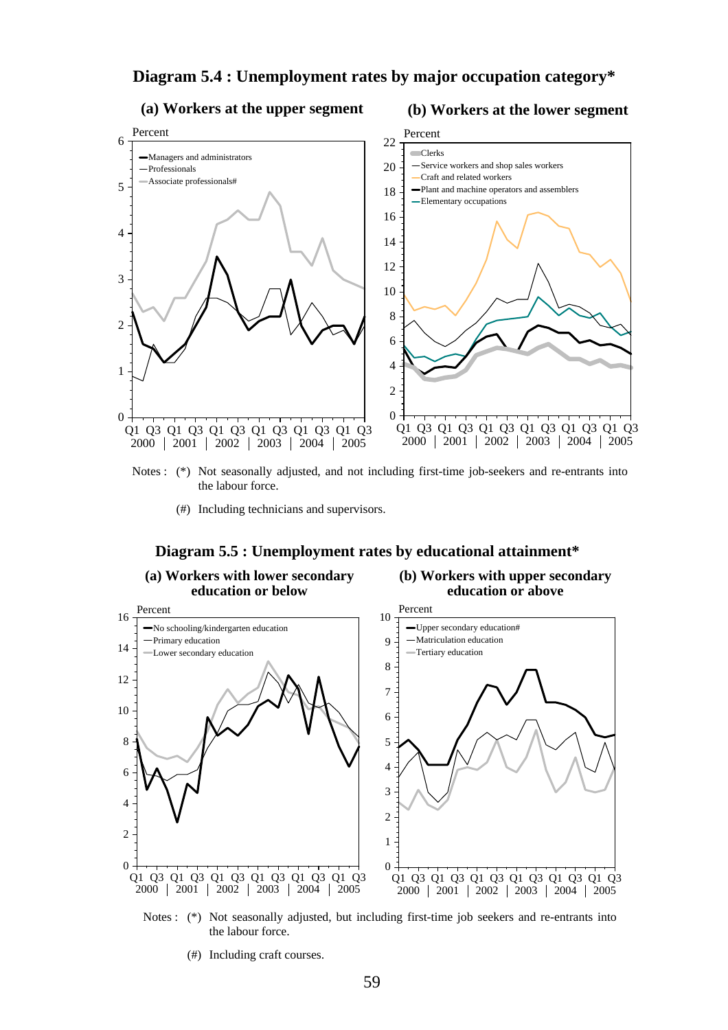## Diagram 5.4 : Unemployment rates by major occupation category*

### (a) Workers at the upper segment

Percent

- Managers and administrators
- Professionals
- Associate professionals#

### (b) Workers at the lower segment

Percent

- Clerks
- Service workers and shop sales workers
- Craft and related workers
- Plant and machine operators and assemblers
- Elementary occupations

Notes : (*) Not seasonally adjusted, and not including first-time job-seekers and re-entrants into the labour force.

(#) Including technicians and supervisors.

## Diagram 5.5 : Unemployment rates by educational attainment*

### (a) Workers with lower secondary education or below

Percent

- No schooling/kindergarten education
- Primary education
- Lower secondary education

### (b) Workers with upper secondary education or above

Percent

- Upper secondary education#
- Matriculation education
- Tertiary education

Notes : (*) Not seasonally adjusted, but including first-time job seekers and re-entrants into the labour force.

(#) Including craft courses.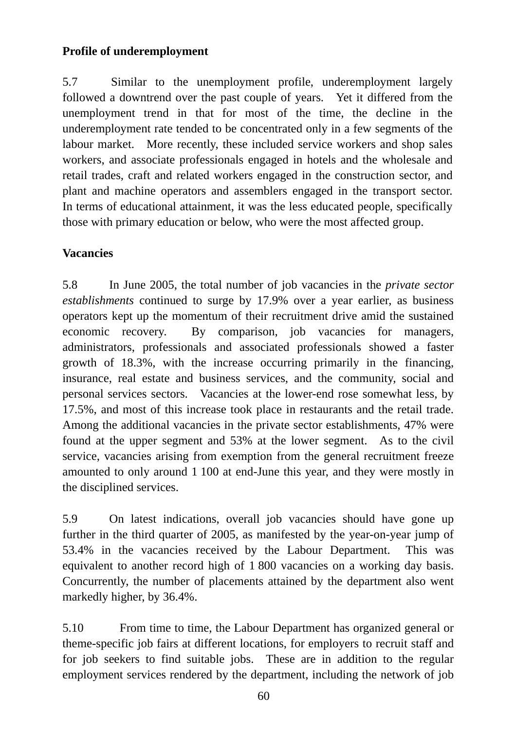**Profile of underemployment**

5.7 Similar to the unemployment profile, underemployment largely followed a downtrend over the past couple of years. Yet it differed from the unemployment trend in that for most of the time, the decline in the underemployment rate tended to be concentrated only in a few segments of the labour market. More recently, these included service workers and shop sales workers, and associate professionals engaged in hotels and the wholesale and retail trades, craft and related workers engaged in the construction sector, and plant and machine operators and assemblers engaged in the transport sector. In terms of educational attainment, it was the less educated people, specifically those with primary education or below, who were the most affected group.

**Vacancies**

5.8 In June 2005, the total number of job vacancies in the *private sector establishments* continued to surge by 17.9% over a year earlier, as business operators kept up the momentum of their recruitment drive amid the sustained economic recovery. By comparison, job vacancies for managers, administrators, professionals and associated professionals showed a faster growth of 18.3%, with the increase occurring primarily in the financing, insurance, real estate and business services, and the community, social and personal services sectors. Vacancies at the lower-end rose somewhat less, by 17.5%, and most of this increase took place in restaurants and the retail trade. Among the additional vacancies in the private sector establishments, 47% were found at the upper segment and 53% at the lower segment. As to the civil service, vacancies arising from exemption from the general recruitment freeze amounted to only around 1 100 at end-June this year, and they were mostly in the disciplined services.

5.9 On latest indications, overall job vacancies should have gone up further in the third quarter of 2005, as manifested by the year-on-year jump of 53.4% in the vacancies received by the Labour Department. This was equivalent to another record high of 1 800 vacancies on a working day basis. Concurrently, the number of placements attained by the department also went markedly higher, by 36.4%.

5.10 From time to time, the Labour Department has organized general or theme-specific job fairs at different locations, for employers to recruit staff and for job seekers to find suitable jobs. These are in addition to the regular employment services rendered by the department, including the network of job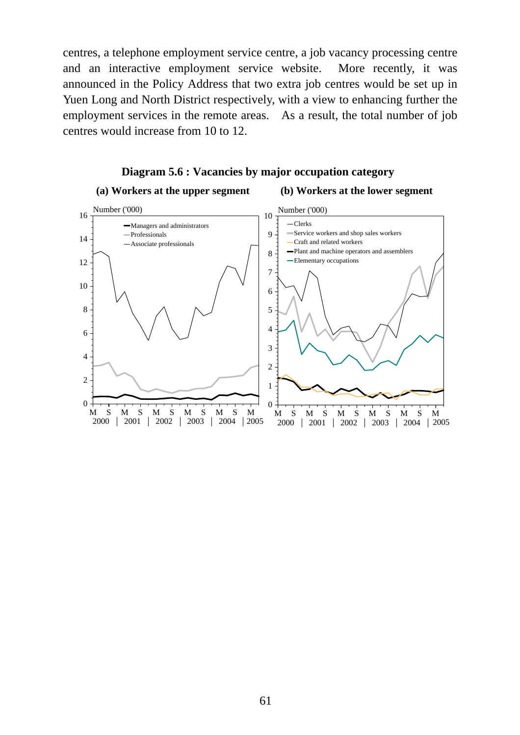centres, a telephone employment service centre, a job vacancy processing centre and an interactive employment service website. More recently, it was announced in the Policy Address that two extra job centres would be set up in Yuen Long and North District respectively, with a view to enhancing further the employment services in the remote areas. As a result, the total number of job centres would increase from 10 to 12.

**Diagram 5.6 : Vacancies by major occupation category**

**(a) Workers at the upper segment** **(b) Workers at the lower segment**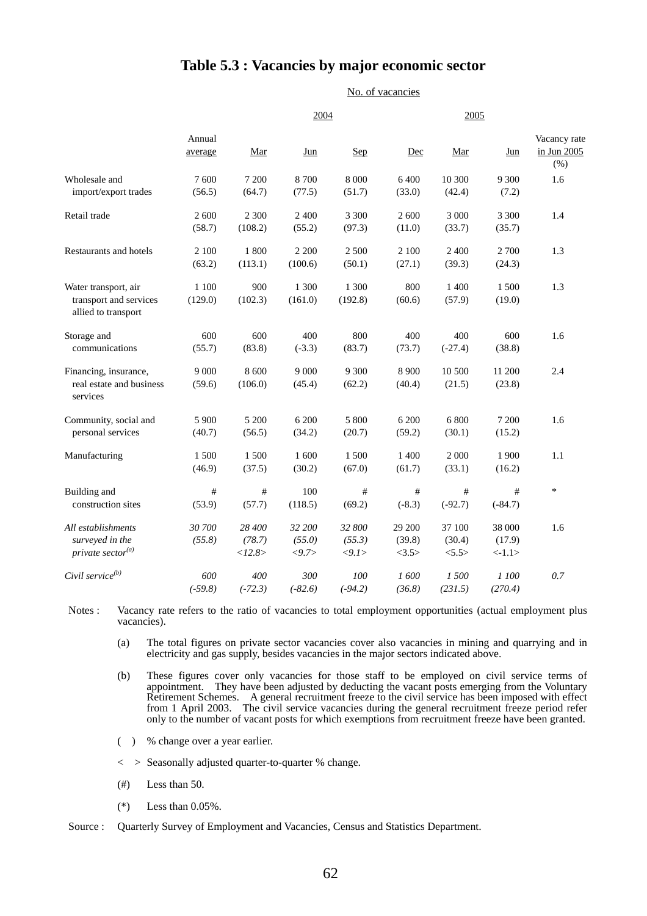# Table 5.3 : Vacancies by major economic sector

| | No. of vacancies | | | | | | | |
|---|---|---|---|---|---|---|---|---|
| | 2004 | | | | | 2005 | | |
| | Annual average | Mar | Jun | Sep | Dec | Mar | Jun | Vacancy rate in Jun 2005 (%) |
| Wholesale and import/export trades | 7 600<br>(56.5) | 7 200<br>(64.7) | 8 700<br>(77.5) | 8 000<br>(51.7) | 6 400<br>(33.0) | 10 300<br>(42.4) | 9 300<br>(7.2) | 1.6 |
| Retail trade | 2 600<br>(58.7) | 2 300<br>(108.2) | 2 400<br>(55.2) | 3 300<br>(97.3) | 2 600<br>(11.0) | 3 000<br>(33.7) | 3 300<br>(35.7) | 1.4 |
| Restaurants and hotels | 2 100<br>(63.2) | 1 800<br>(113.1) | 2 200<br>(100.6) | 2 500<br>(50.1) | 2 100<br>(27.1) | 2 400<br>(39.3) | 2 700<br>(24.3) | 1.3 |
| Water transport, air transport and services allied to transport | 1 100<br>(129.0) | 900<br>(102.3) | 1 300<br>(161.0) | 1 300<br>(192.8) | 800<br>(60.6) | 1 400<br>(57.9) | 1 500<br>(19.0) | 1.3 |
| Storage and communications | 600<br>(55.7) | 600<br>(83.8) | 400<br>(-3.3) | 800<br>(83.7) | 400<br>(73.7) | 400<br>(-27.4) | 600<br>(38.8) | 1.6 |
| Financing, insurance, real estate and business services | 9 000<br>(59.6) | 8 600<br>(106.0) | 9 000<br>(45.4) | 9 300<br>(62.2) | 8 900<br>(40.4) | 10 500<br>(21.5) | 11 200<br>(23.8) | 2.4 |
| Community, social and personal services | 5 900<br>(40.7) | 5 200<br>(56.5) | 6 200<br>(34.2) | 5 800<br>(20.7) | 6 200<br>(59.2) | 6 800<br>(30.1) | 7 200<br>(15.2) | 1.6 |
| Manufacturing | 1 500<br>(46.9) | 1 500<br>(37.5) | 1 600<br>(30.2) | 1 500<br>(67.0) | 1 400<br>(61.7) | 2 000<br>(33.1) | 1 900<br>(16.2) | 1.1 |
| Building and construction sites | #<br>(53.9) | #<br>(57.7) | 100<br>(118.5) | #<br>(69.2) | #<br>(-8.3) | #<br>(-92.7) | #<br>(-84.7) | * |
| *All establishments surveyed in the private sector*[(a)] | *30 700*<br>*(55.8)* | *28 400*<br>*(78.7)*<br>*<12.8>* | *32 200*<br>*(55.0)*<br>*<9.7>* | *32 800*<br>*(55.3)*<br>*<9.1>* | 29 200<br>(39.8)<br><3.5> | 37 100<br>(30.4)<br><5.5> | 38 000<br>(17.9)<br><-1.1> | 1.6 |
| *Civil service*[(b)] | *600*<br>*(-59.8)* | *400*<br>*(-72.3)* | *300*<br>*(-82.6)* | *100*<br>*(-94.2)* | *1 600*<br>*(36.8)* | *1 500*<br>*(231.5)* | *1 100*<br>*(270.4)* | *0.7* |

Notes : Vacancy rate refers to the ratio of vacancies to total employment opportunities (actual employment plus vacancies).

(a) The total figures on private sector vacancies cover also vacancies in mining and quarrying and in electricity and gas supply, besides vacancies in the major sectors indicated above.

(b) These figures cover only vacancies for those staff to be employed on civil service terms of appointment. They have been adjusted by deducting the vacant posts emerging from the Voluntary Retirement Schemes. A general recruitment freeze to the civil service has been imposed with effect from 1 April 2003. The civil service vacancies during the general recruitment freeze period refer only to the number of vacant posts for which exemptions from recruitment freeze have been granted.

( ) % change over a year earlier.

< > Seasonally adjusted quarter-to-quarter % change.

(#) Less than 50.

(*) Less than 0.05%.

Source : Quarterly Survey of Employment and Vacancies, Census and Statistics Department.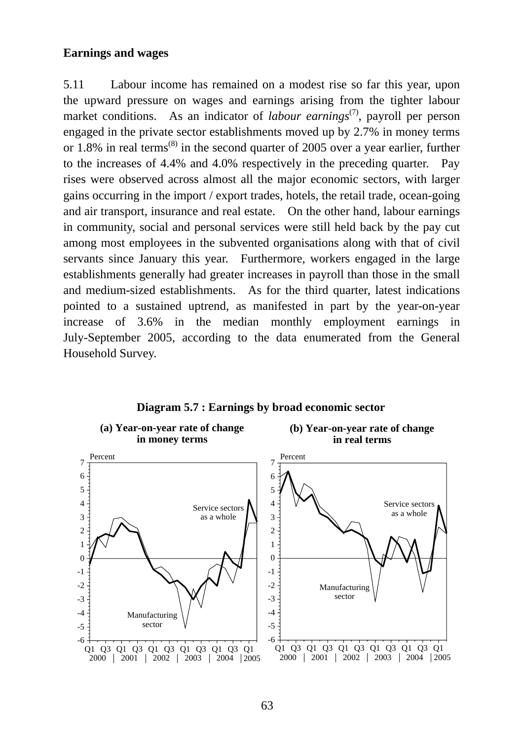**Earnings and wages**

5.11 Labour income has remained on a modest rise so far this year, upon the upward pressure on wages and earnings arising from the tighter labour market conditions. As an indicator of *labour earnings*(7), payroll per person engaged in the private sector establishments moved up by 2.7% in money terms or 1.8% in real terms(8) in the second quarter of 2005 over a year earlier, further to the increases of 4.4% and 4.0% respectively in the preceding quarter. Pay rises were observed across almost all the major economic sectors, with larger gains occurring in the import / export trades, hotels, the retail trade, ocean-going and air transport, insurance and real estate. On the other hand, labour earnings in community, social and personal services were still held back by the pay cut among most employees in the subvented organisations along with that of civil servants since January this year. Furthermore, workers engaged in the large establishments generally had greater increases in payroll than those in the small and medium-sized establishments. As for the third quarter, latest indications pointed to a sustained uptrend, as manifested in part by the year-on-year increase of 3.6% in the median monthly employment earnings in July-September 2005, according to the data enumerated from the General Household Survey.

**Diagram 5.7 : Earnings by broad economic sector**

**(a) Year-on-year rate of change in money terms**

**(b) Year-on-year rate of change in real terms**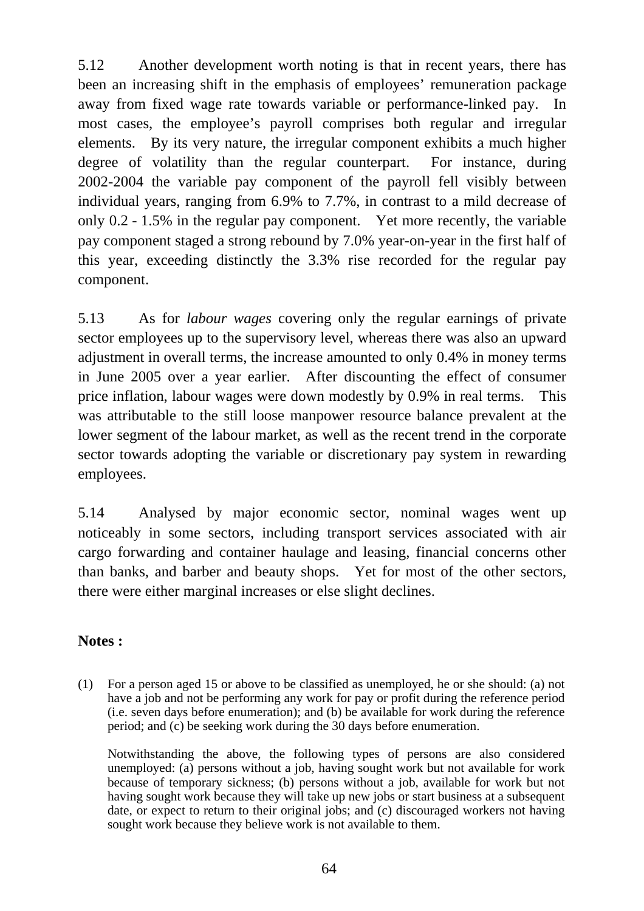5.12 Another development worth noting is that in recent years, there has been an increasing shift in the emphasis of employees' remuneration package away from fixed wage rate towards variable or performance-linked pay. In most cases, the employee's payroll comprises both regular and irregular elements. By its very nature, the irregular component exhibits a much higher degree of volatility than the regular counterpart. For instance, during 2002-2004 the variable pay component of the payroll fell visibly between individual years, ranging from 6.9% to 7.7%, in contrast to a mild decrease of only 0.2 - 1.5% in the regular pay component. Yet more recently, the variable pay component staged a strong rebound by 7.0% year-on-year in the first half of this year, exceeding distinctly the 3.3% rise recorded for the regular pay component.

5.13 As for *labour wages* covering only the regular earnings of private sector employees up to the supervisory level, whereas there was also an upward adjustment in overall terms, the increase amounted to only 0.4% in money terms in June 2005 over a year earlier. After discounting the effect of consumer price inflation, labour wages were down modestly by 0.9% in real terms. This was attributable to the still loose manpower resource balance prevalent at the lower segment of the labour market, as well as the recent trend in the corporate sector towards adopting the variable or discretionary pay system in rewarding employees.

5.14 Analysed by major economic sector, nominal wages went up noticeably in some sectors, including transport services associated with air cargo forwarding and container haulage and leasing, financial concerns other than banks, and barber and beauty shops. Yet for most of the other sectors, there were either marginal increases or else slight declines.

**Notes :**

(1) For a person aged 15 or above to be classified as unemployed, he or she should: (a) not have a job and not be performing any work for pay or profit during the reference period (i.e. seven days before enumeration); and (b) be available for work during the reference period; and (c) be seeking work during the 30 days before enumeration.

Notwithstanding the above, the following types of persons are also considered unemployed: (a) persons without a job, having sought work but not available for work because of temporary sickness; (b) persons without a job, available for work but not having sought work because they will take up new jobs or start business at a subsequent date, or expect to return to their original jobs; and (c) discouraged workers not having sought work because they believe work is not available to them.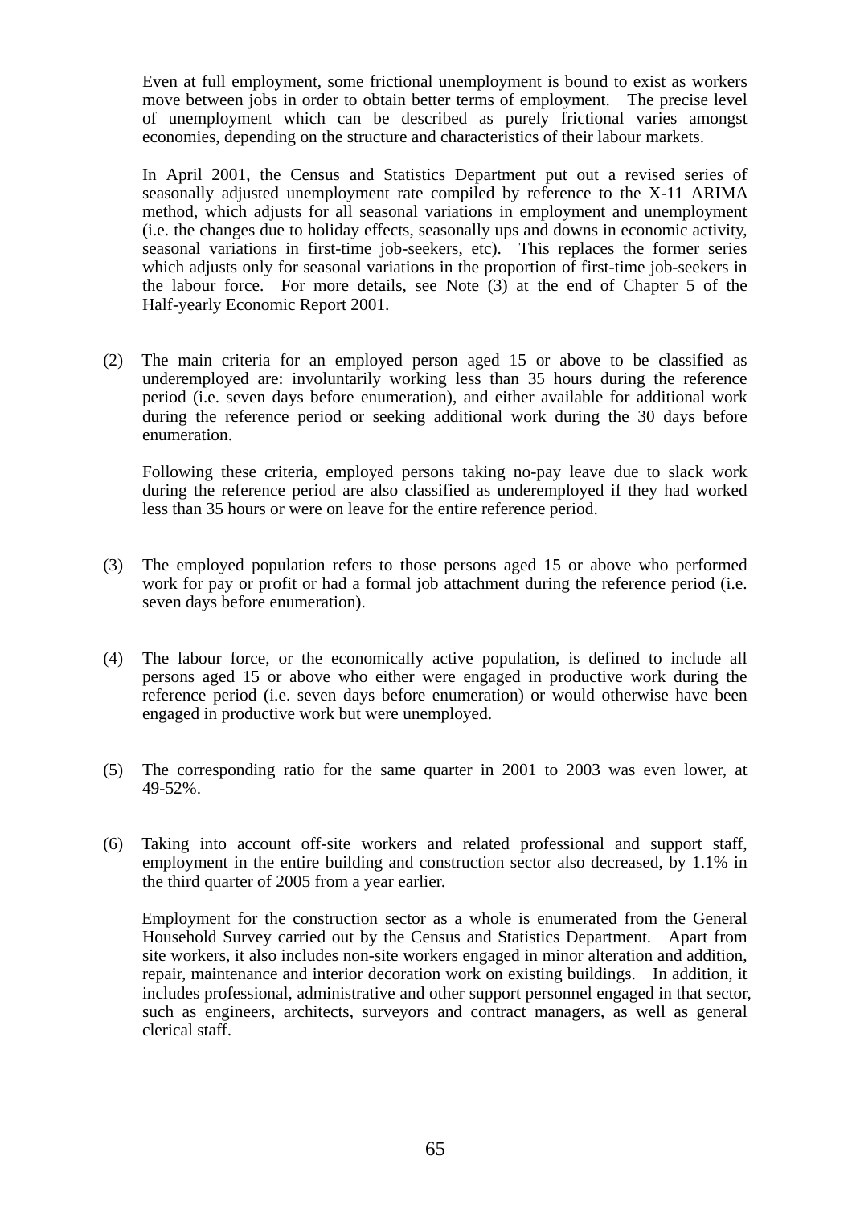Even at full employment, some frictional unemployment is bound to exist as workers move between jobs in order to obtain better terms of employment. The precise level of unemployment which can be described as purely frictional varies amongst economies, depending on the structure and characteristics of their labour markets.

In April 2001, the Census and Statistics Department put out a revised series of seasonally adjusted unemployment rate compiled by reference to the X-11 ARIMA method, which adjusts for all seasonal variations in employment and unemployment (i.e. the changes due to holiday effects, seasonally ups and downs in economic activity, seasonal variations in first-time job-seekers, etc). This replaces the former series which adjusts only for seasonal variations in the proportion of first-time job-seekers in the labour force. For more details, see Note (3) at the end of Chapter 5 of the Half-yearly Economic Report 2001.

(2) The main criteria for an employed person aged 15 or above to be classified as underemployed are: involuntarily working less than 35 hours during the reference period (i.e. seven days before enumeration), and either available for additional work during the reference period or seeking additional work during the 30 days before enumeration.

Following these criteria, employed persons taking no-pay leave due to slack work during the reference period are also classified as underemployed if they had worked less than 35 hours or were on leave for the entire reference period.

(3) The employed population refers to those persons aged 15 or above who performed work for pay or profit or had a formal job attachment during the reference period (i.e. seven days before enumeration).

(4) The labour force, or the economically active population, is defined to include all persons aged 15 or above who either were engaged in productive work during the reference period (i.e. seven days before enumeration) or would otherwise have been engaged in productive work but were unemployed.

(5) The corresponding ratio for the same quarter in 2001 to 2003 was even lower, at 49-52%.

(6) Taking into account off-site workers and related professional and support staff, employment in the entire building and construction sector also decreased, by 1.1% in the third quarter of 2005 from a year earlier.

Employment for the construction sector as a whole is enumerated from the General Household Survey carried out by the Census and Statistics Department. Apart from site workers, it also includes non-site workers engaged in minor alteration and addition, repair, maintenance and interior decoration work on existing buildings. In addition, it includes professional, administrative and other support personnel engaged in that sector, such as engineers, architects, surveyors and contract managers, as well as general clerical staff.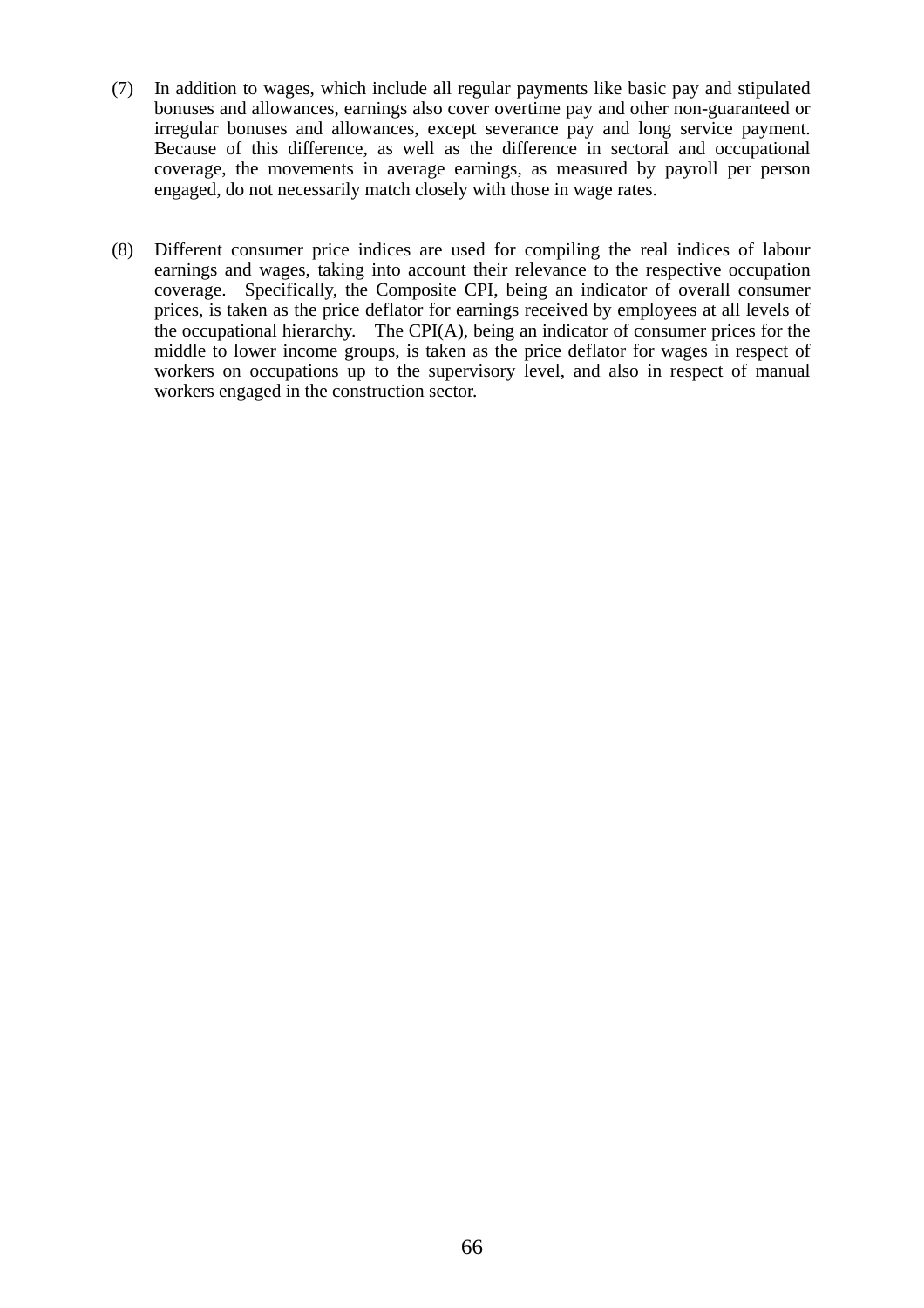(7) In addition to wages, which include all regular payments like basic pay and stipulated bonuses and allowances, earnings also cover overtime pay and other non-guaranteed or irregular bonuses and allowances, except severance pay and long service payment. Because of this difference, as well as the difference in sectoral and occupational coverage, the movements in average earnings, as measured by payroll per person engaged, do not necessarily match closely with those in wage rates.

(8) Different consumer price indices are used for compiling the real indices of labour earnings and wages, taking into account their relevance to the respective occupation coverage. Specifically, the Composite CPI, being an indicator of overall consumer prices, is taken as the price deflator for earnings received by employees at all levels of the occupational hierarchy. The CPI(A), being an indicator of consumer prices for the middle to lower income groups, is taken as the price deflator for wages in respect of workers on occupations up to the supervisory level, and also in respect of manual workers engaged in the construction sector.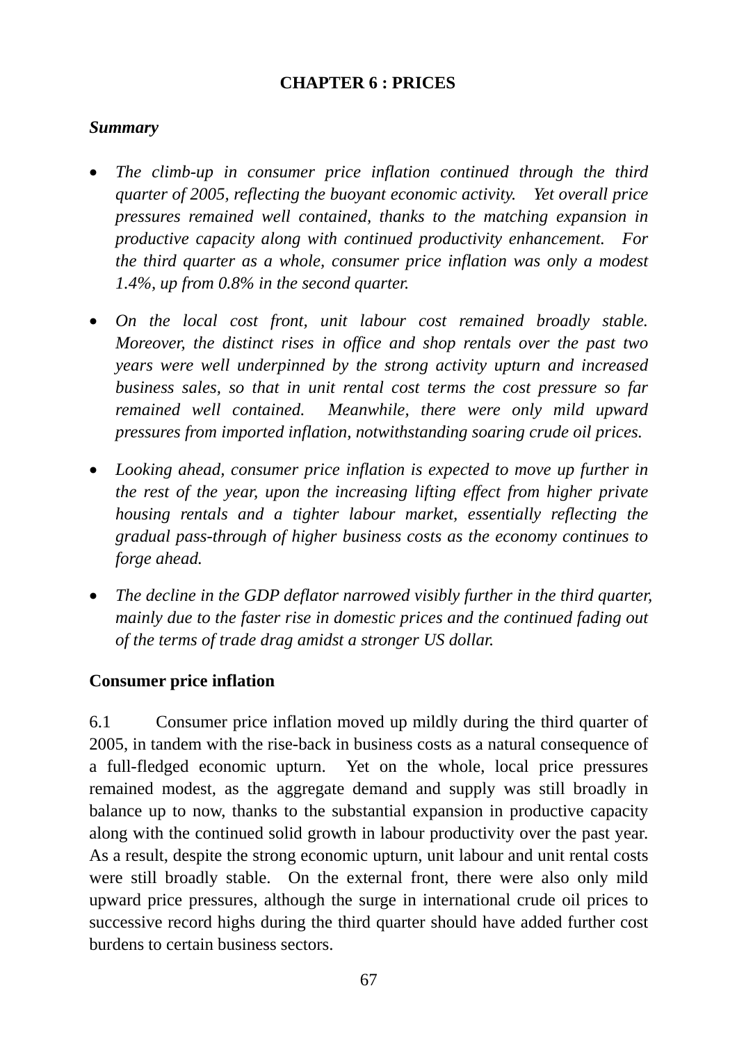# CHAPTER 6 : PRICES

***Summary***

- *The climb-up in consumer price inflation continued through the third quarter of 2005, reflecting the buoyant economic activity. Yet overall price pressures remained well contained, thanks to the matching expansion in productive capacity along with continued productivity enhancement. For the third quarter as a whole, consumer price inflation was only a modest 1.4%, up from 0.8% in the second quarter.*

- *On the local cost front, unit labour cost remained broadly stable. Moreover, the distinct rises in office and shop rentals over the past two years were well underpinned by the strong activity upturn and increased business sales, so that in unit rental cost terms the cost pressure so far remained well contained. Meanwhile, there were only mild upward pressures from imported inflation, notwithstanding soaring crude oil prices.*

- *Looking ahead, consumer price inflation is expected to move up further in the rest of the year, upon the increasing lifting effect from higher private housing rentals and a tighter labour market, essentially reflecting the gradual pass-through of higher business costs as the economy continues to forge ahead.*

- *The decline in the GDP deflator narrowed visibly further in the third quarter, mainly due to the faster rise in domestic prices and the continued fading out of the terms of trade drag amidst a stronger US dollar.*

**Consumer price inflation**

6.1 Consumer price inflation moved up mildly during the third quarter of 2005, in tandem with the rise-back in business costs as a natural consequence of a full-fledged economic upturn. Yet on the whole, local price pressures remained modest, as the aggregate demand and supply was still broadly in balance up to now, thanks to the substantial expansion in productive capacity along with the continued solid growth in labour productivity over the past year. As a result, despite the strong economic upturn, unit labour and unit rental costs were still broadly stable. On the external front, there were also only mild upward price pressures, although the surge in international crude oil prices to successive record highs during the third quarter should have added further cost burdens to certain business sectors.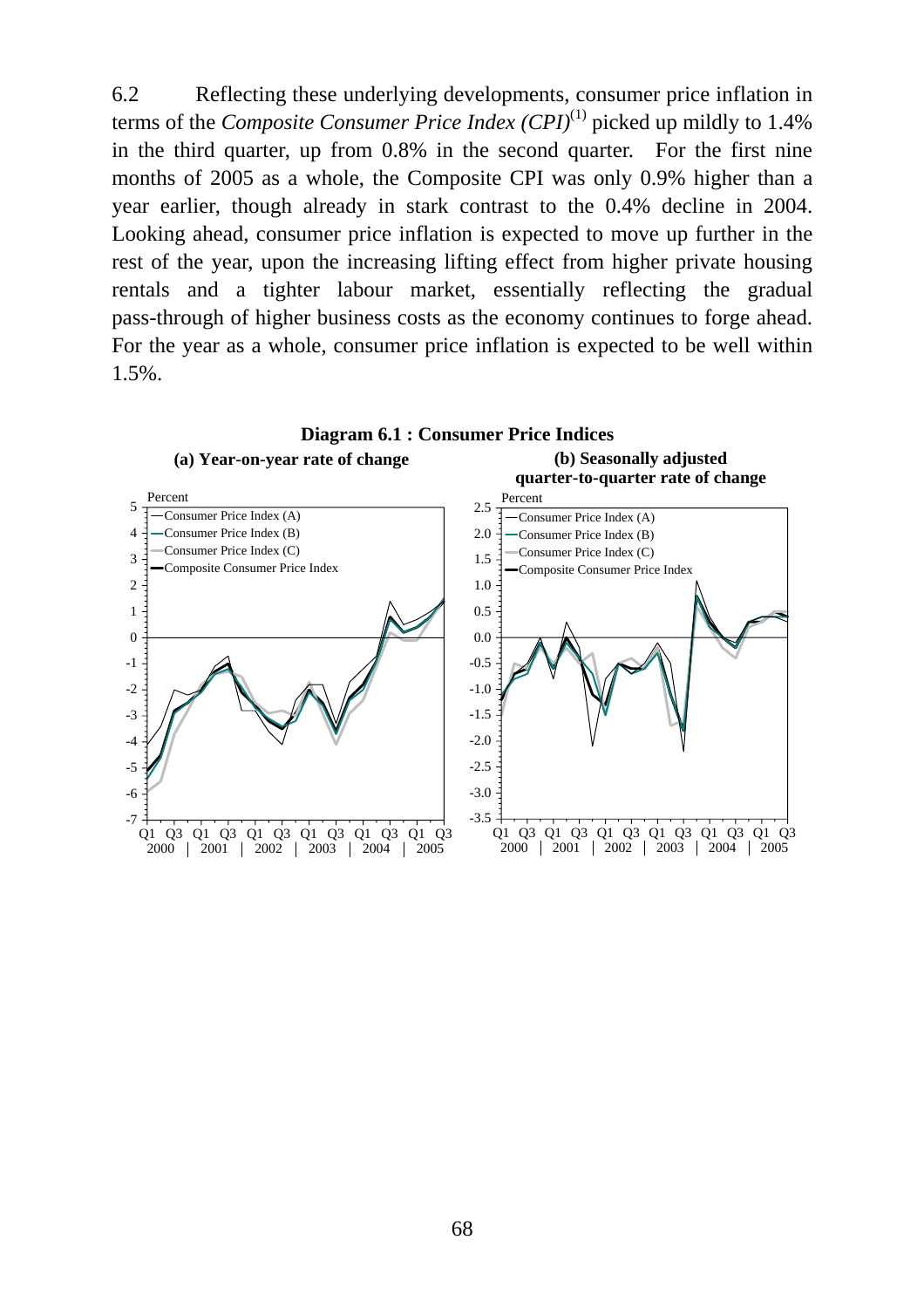6.2 Reflecting these underlying developments, consumer price inflation in terms of the *Composite Consumer Price Index (CPI)*[(1)] picked up mildly to 1.4% in the third quarter, up from 0.8% in the second quarter. For the first nine months of 2005 as a whole, the Composite CPI was only 0.9% higher than a year earlier, though already in stark contrast to the 0.4% decline in 2004. Looking ahead, consumer price inflation is expected to move up further in the rest of the year, upon the increasing lifting effect from higher private housing rentals and a tighter labour market, essentially reflecting the gradual pass-through of higher business costs as the economy continues to forge ahead. For the year as a whole, consumer price inflation is expected to be well within 1.5%.

**Diagram 6.1 : Consumer Price Indices**

**(a) Year-on-year rate of change**

**(b) Seasonally adjusted quarter-to-quarter rate of change**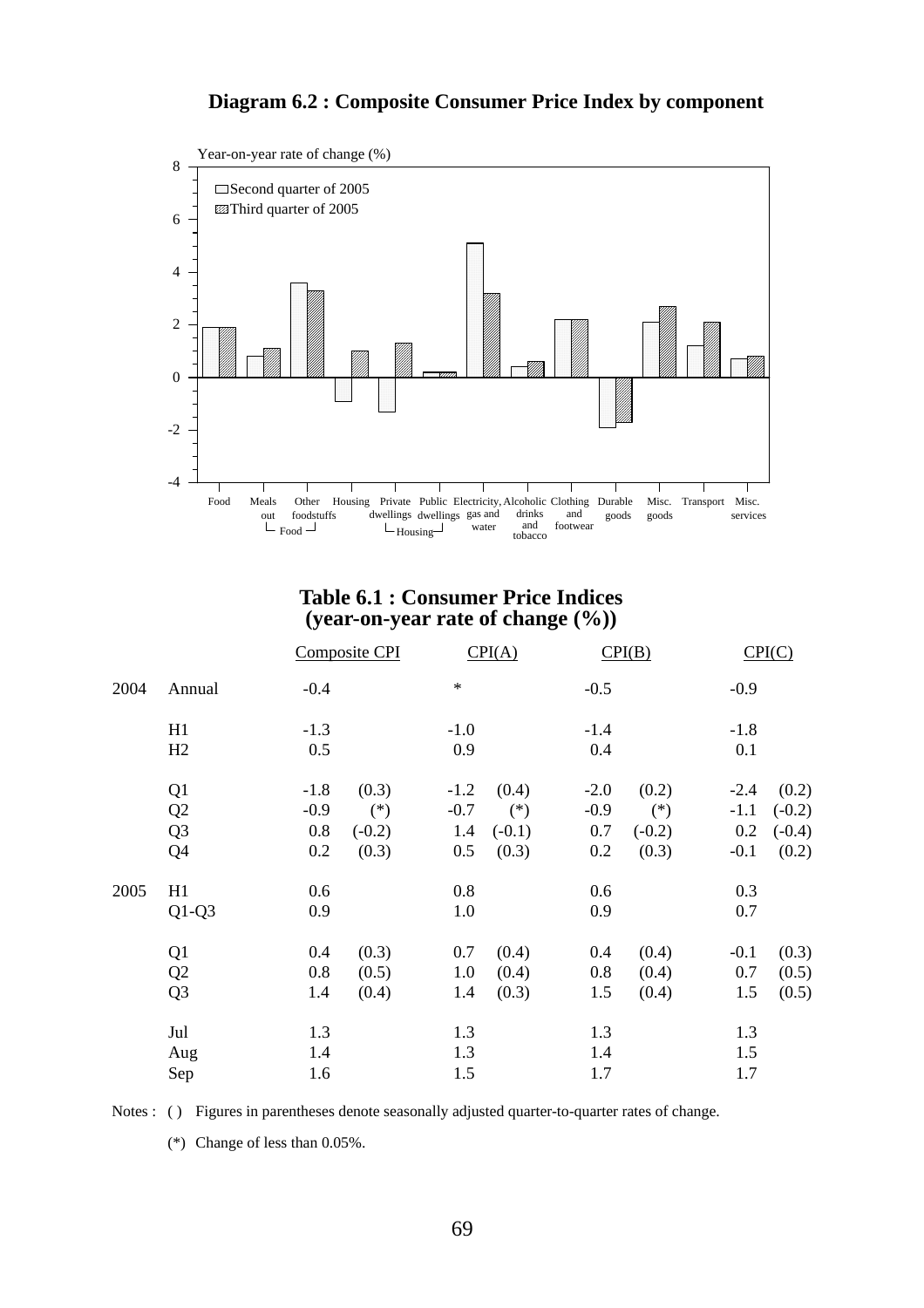## Diagram 6.2 : Composite Consumer Price Index by component

## Table 6.1 : Consumer Price Indices (year-on-year rate of change (%))

| | | Composite CPI | | CPI(A) | | CPI(B) | | CPI(C) | |
|---|---|---|---|---|---|---|---|---|---|
| 2004 | Annual | -0.4 | | * | | -0.5 | | -0.9 | |
| | H1 | -1.3 | | -1.0 | | -1.4 | | -1.8 | |
| | H2 | 0.5 | | 0.9 | | 0.4 | | 0.1 | |
| | Q1 | -1.8 | (0.3) | -1.2 | (0.4) | -2.0 | (0.2) | -2.4 | (0.2) |
| | Q2 | -0.9 | (*) | -0.7 | (*) | -0.9 | (*) | -1.1 | (-0.2) |
| | Q3 | 0.8 | (-0.2) | 1.4 | (-0.1) | 0.7 | (-0.2) | 0.2 | (-0.4) |
| | Q4 | 0.2 | (0.3) | 0.5 | (0.3) | 0.2 | (0.3) | -0.1 | (0.2) |
| 2005 | H1 | 0.6 | | 0.8 | | 0.6 | | 0.3 | |
| | Q1-Q3 | 0.9 | | 1.0 | | 0.9 | | 0.7 | |
| | Q1 | 0.4 | (0.3) | 0.7 | (0.4) | 0.4 | (0.4) | -0.1 | (0.3) |
| | Q2 | 0.8 | (0.5) | 1.0 | (0.4) | 0.8 | (0.4) | 0.7 | (0.5) |
| | Q3 | 1.4 | (0.4) | 1.4 | (0.3) | 1.5 | (0.4) | 1.5 | (0.5) |
| | Jul | 1.3 | | 1.3 | | 1.3 | | 1.3 | |
| | Aug | 1.4 | | 1.3 | | 1.4 | | 1.5 | |
| | Sep | 1.6 | | 1.5 | | 1.7 | | 1.7 | |

Notes : ( ) Figures in parentheses denote seasonally adjusted quarter-to-quarter rates of change.

(*) Change of less than 0.05%.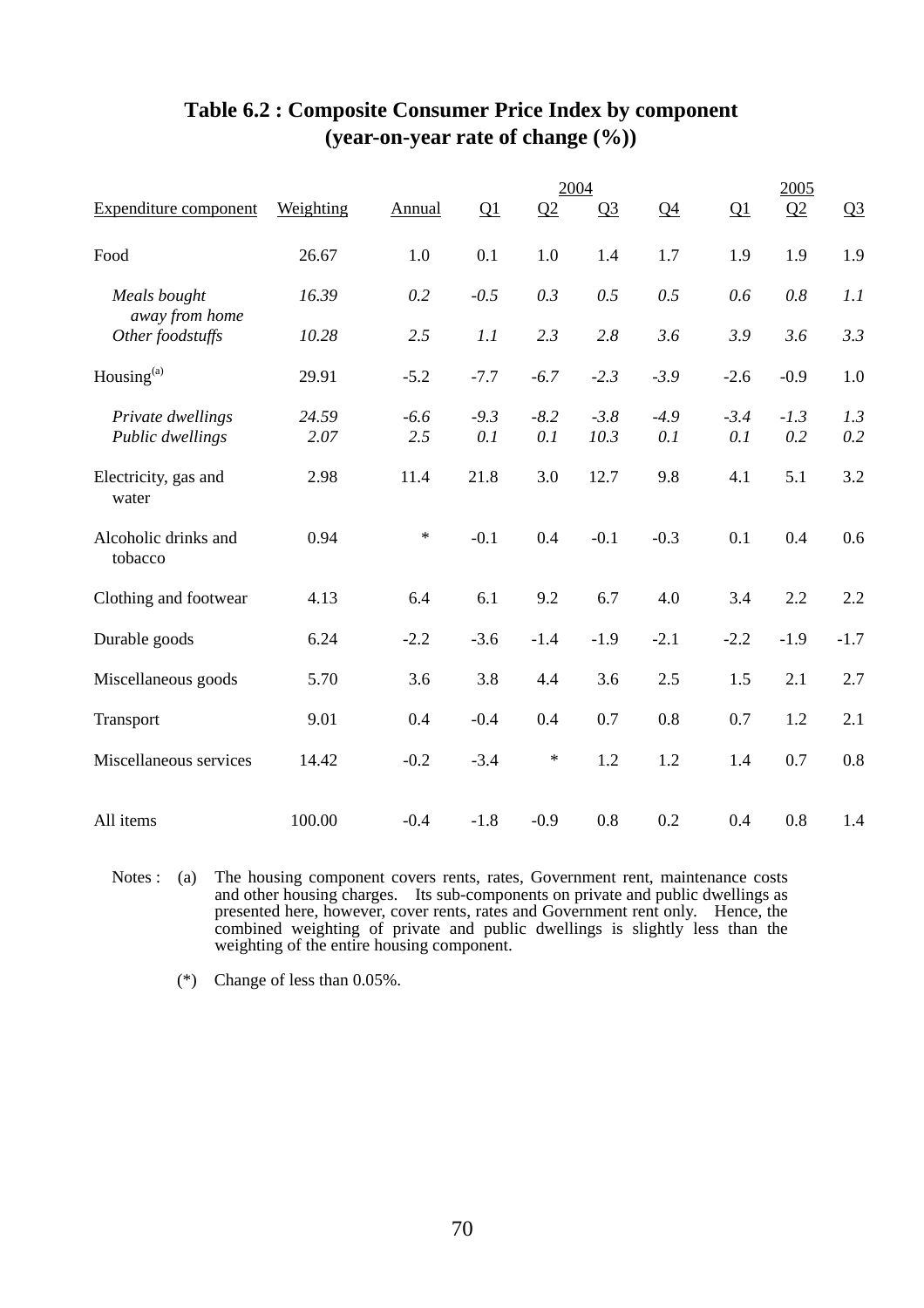# Table 6.2 : Composite Consumer Price Index by component (year-on-year rate of change (%))

| Expenditure component | Weighting | 2004 Annual | 2004 Q1 | 2004 Q2 | 2004 Q3 | 2004 Q4 | 2005 Q1 | 2005 Q2 | 2005 Q3 |
|---|---|---|---|---|---|---|---|---|---|
| Food | 26.67 | 1.0 | 0.1 | 1.0 | 1.4 | 1.7 | 1.9 | 1.9 | 1.9 |
| *Meals bought away from home* | *16.39* | *0.2* | *-0.5* | *0.3* | *0.5* | *0.5* | *0.6* | *0.8* | *1.1* |
| *Other foodstuffs* | *10.28* | *2.5* | *1.1* | *2.3* | *2.8* | *3.6* | *3.9* | *3.6* | *3.3* |
| Housing[(a)] | 29.91 | -5.2 | -7.7 | -6.7 | -2.3 | -3.9 | -2.6 | -0.9 | 1.0 |
| *Private dwellings* | *24.59* | *-6.6* | *-9.3* | *-8.2* | *-3.8* | *-4.9* | *-3.4* | *-1.3* | *1.3* |
| *Public dwellings* | *2.07* | *2.5* | *0.1* | *0.1* | *10.3* | *0.1* | *0.1* | *0.2* | *0.2* |
| Electricity, gas and water | 2.98 | 11.4 | 21.8 | 3.0 | 12.7 | 9.8 | 4.1 | 5.1 | 3.2 |
| Alcoholic drinks and tobacco | 0.94 | * | -0.1 | 0.4 | -0.1 | -0.3 | 0.1 | 0.4 | 0.6 |
| Clothing and footwear | 4.13 | 6.4 | 6.1 | 9.2 | 6.7 | 4.0 | 3.4 | 2.2 | 2.2 |
| Durable goods | 6.24 | -2.2 | -3.6 | -1.4 | -1.9 | -2.1 | -2.2 | -1.9 | -1.7 |
| Miscellaneous goods | 5.70 | 3.6 | 3.8 | 4.4 | 3.6 | 2.5 | 1.5 | 2.1 | 2.7 |
| Transport | 9.01 | 0.4 | -0.4 | 0.4 | 0.7 | 0.8 | 0.7 | 1.2 | 2.1 |
| Miscellaneous services | 14.42 | -0.2 | -3.4 | * | 1.2 | 1.2 | 1.4 | 0.7 | 0.8 |
| All items | 100.00 | -0.4 | -1.8 | -0.9 | 0.8 | 0.2 | 0.4 | 0.8 | 1.4 |

Notes : (a) The housing component covers rents, rates, Government rent, maintenance costs and other housing charges. Its sub-components on private and public dwellings as presented here, however, cover rents, rates and Government rent only. Hence, the combined weighting of private and public dwellings is slightly less than the weighting of the entire housing component.

(*) Change of less than 0.05%.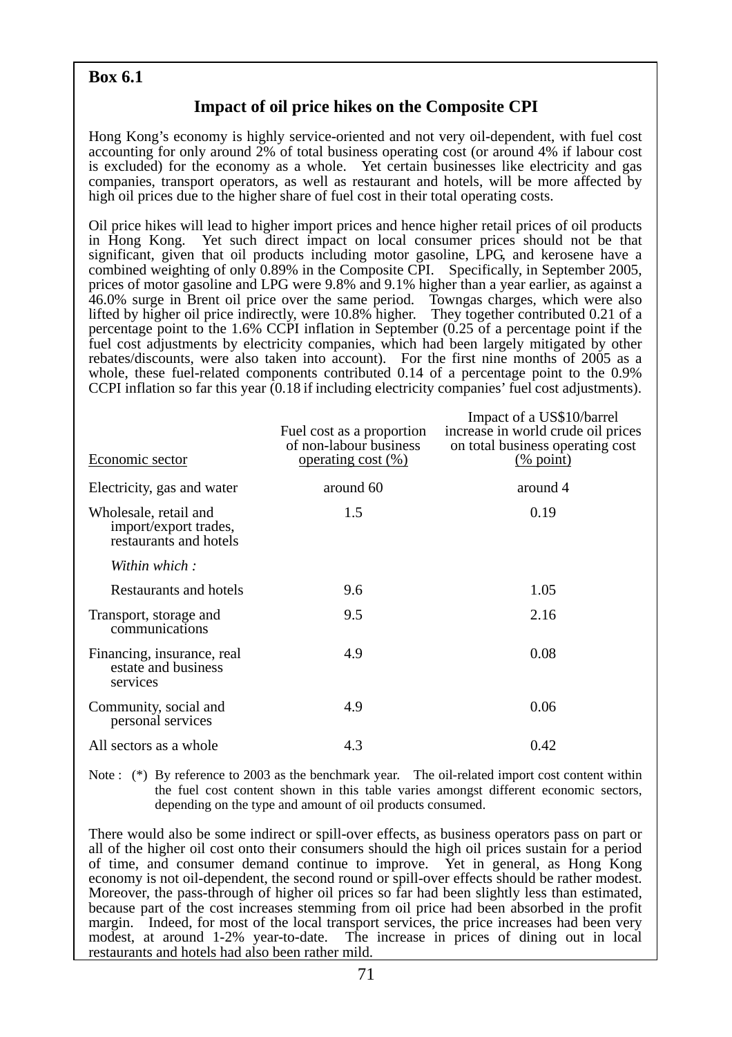**Box 6.1**

## Impact of oil price hikes on the Composite CPI

Hong Kong's economy is highly service-oriented and not very oil-dependent, with fuel cost accounting for only around 2% of total business operating cost (or around 4% if labour cost is excluded) for the economy as a whole. Yet certain businesses like electricity and gas companies, transport operators, as well as restaurant and hotels, will be more affected by high oil prices due to the higher share of fuel cost in their total operating costs.

Oil price hikes will lead to higher import prices and hence higher retail prices of oil products in Hong Kong. Yet such direct impact on local consumer prices should not be that significant, given that oil products including motor gasoline, LPG, and kerosene have a combined weighting of only 0.89% in the Composite CPI. Specifically, in September 2005, prices of motor gasoline and LPG were 9.8% and 9.1% higher than a year earlier, as against a 46.0% surge in Brent oil price over the same period. Towngas charges, which were also lifted by higher oil price indirectly, were 10.8% higher. They together contributed 0.21 of a percentage point to the 1.6% CCPI inflation in September (0.25 of a percentage point if the fuel cost adjustments by electricity companies, which had been largely mitigated by other rebates/discounts, were also taken into account). For the first nine months of 2005 as a whole, these fuel-related components contributed 0.14 of a percentage point to the 0.9% CCPI inflation so far this year (0.18 if including electricity companies' fuel cost adjustments).

| Economic sector | Fuel cost as a proportion of non-labour business operating cost (%) | Impact of a US$10/barrel increase in world crude oil prices on total business operating cost (% point) |
|---|---|---|
| Electricity, gas and water | around 60 | around 4 |
| Wholesale, retail and import/export trades, restaurants and hotels | 1.5 | 0.19 |
| *Within which :* | | |
| Restaurants and hotels | 9.6 | 1.05 |
| Transport, storage and communications | 9.5 | 2.16 |
| Financing, insurance, real estate and business services | 4.9 | 0.08 |
| Community, social and personal services | 4.9 | 0.06 |
| All sectors as a whole | 4.3 | 0.42 |

Note : (*) By reference to 2003 as the benchmark year. The oil-related import cost content within the fuel cost content shown in this table varies amongst different economic sectors, depending on the type and amount of oil products consumed.

There would also be some indirect or spill-over effects, as business operators pass on part or all of the higher oil cost onto their consumers should the high oil prices sustain for a period of time, and consumer demand continue to improve. Yet in general, as Hong Kong economy is not oil-dependent, the second round or spill-over effects should be rather modest. Moreover, the pass-through of higher oil prices so far had been slightly less than estimated, because part of the cost increases stemming from oil price had been absorbed in the profit margin. Indeed, for most of the local transport services, the price increases had been very modest, at around 1-2% year-to-date. The increase in prices of dining out in local restaurants and hotels had also been rather mild.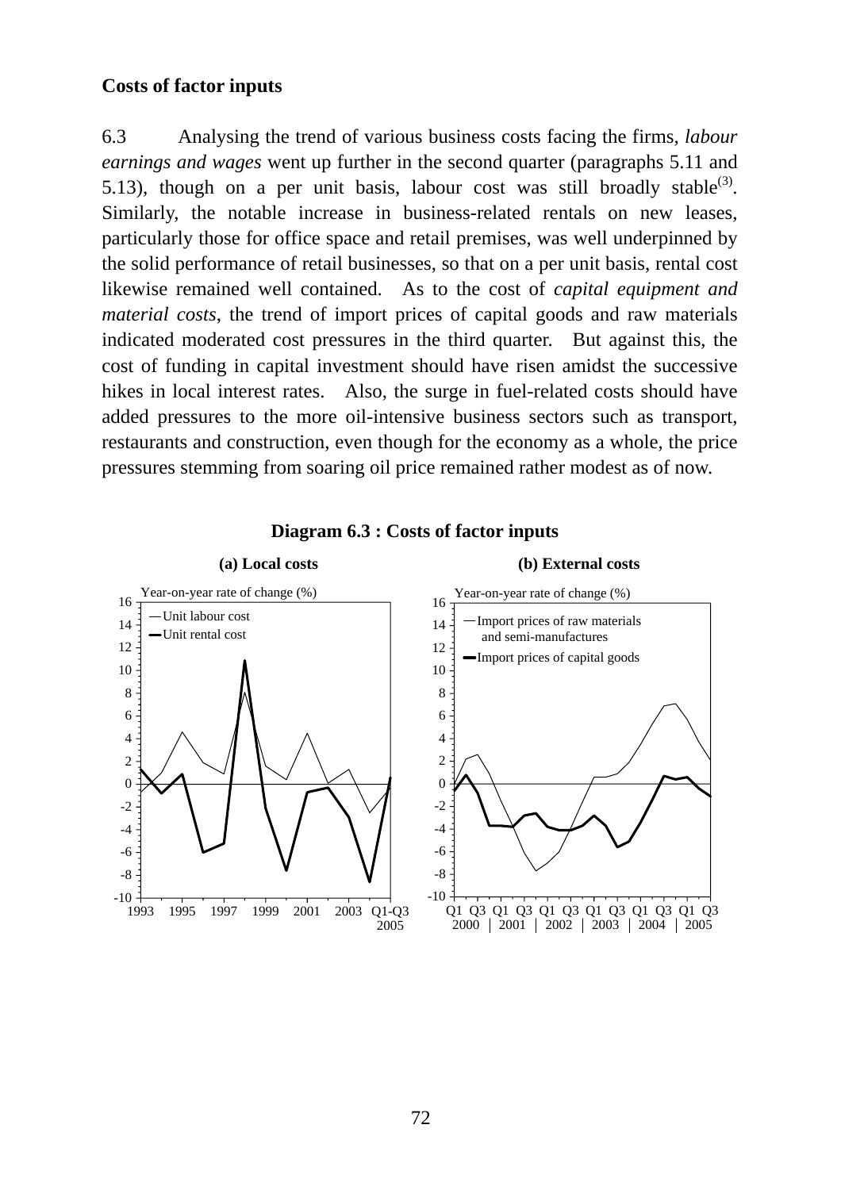**Costs of factor inputs**

6.3 Analysing the trend of various business costs facing the firms, *labour earnings and wages* went up further in the second quarter (paragraphs 5.11 and 5.13), though on a per unit basis, labour cost was still broadly stable[(3)]. Similarly, the notable increase in business-related rentals on new leases, particularly those for office space and retail premises, was well underpinned by the solid performance of retail businesses, so that on a per unit basis, rental cost likewise remained well contained. As to the cost of *capital equipment and material costs*, the trend of import prices of capital goods and raw materials indicated moderated cost pressures in the third quarter. But against this, the cost of funding in capital investment should have risen amidst the successive hikes in local interest rates. Also, the surge in fuel-related costs should have added pressures to the more oil-intensive business sectors such as transport, restaurants and construction, even though for the economy as a whole, the price pressures stemming from soaring oil price remained rather modest as of now.

**Diagram 6.3 : Costs of factor inputs**

**(a) Local costs**

Year-on-year rate of change (%)

— Unit labour cost
— Unit rental cost

1993 1995 1997 1999 2001 2003 Q1-Q3 2005

**(b) External costs**

Year-on-year rate of change (%)

— Import prices of raw materials and semi-manufactures
— Import prices of capital goods

Q1 Q3 2000 | Q1 Q3 2001 | Q1 Q3 2002 | Q1 Q3 2003 | Q1 Q3 2004 | Q1 Q3 2005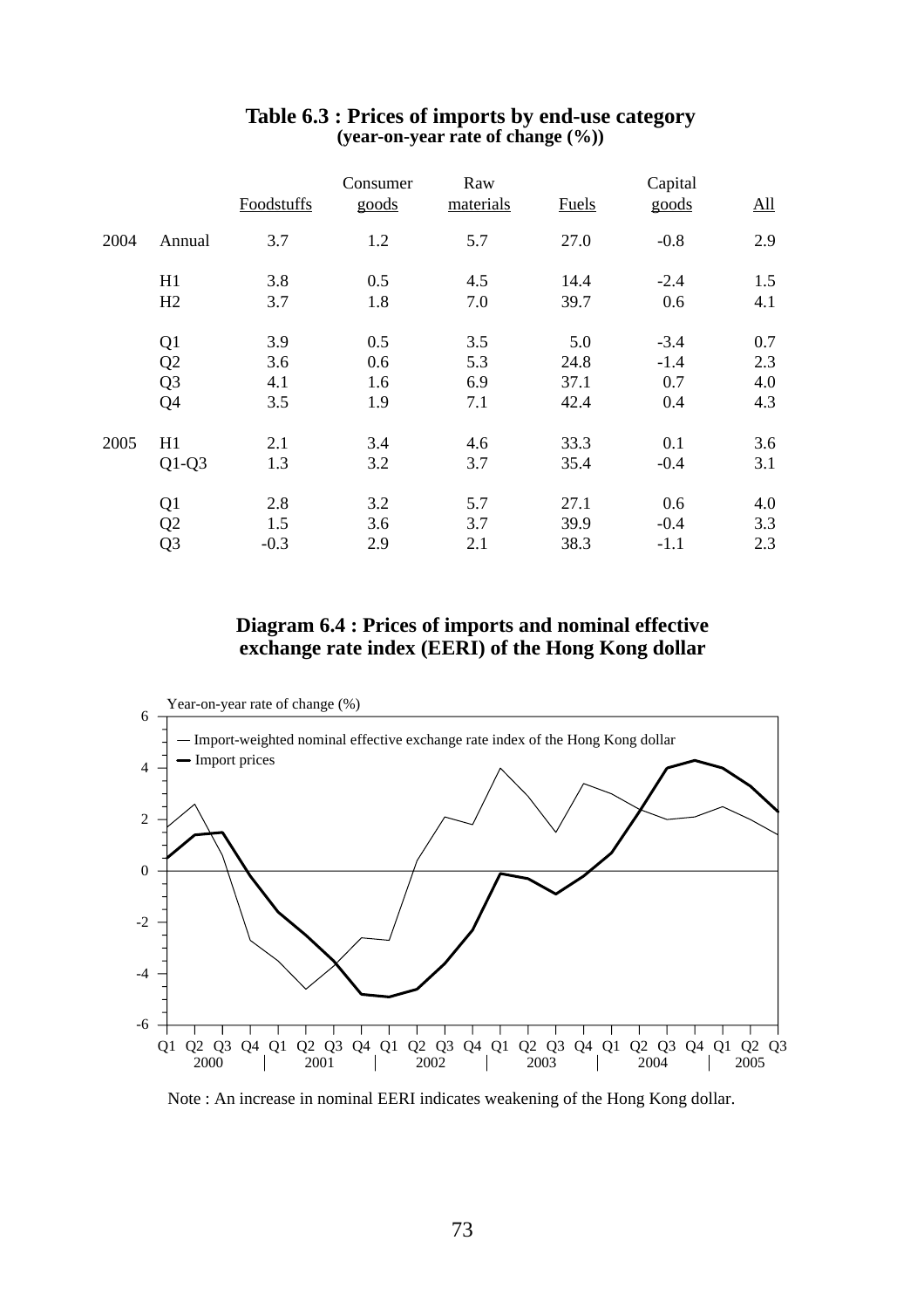**Table 6.3 : Prices of imports by end-use category**
**(year-on-year rate of change (%))**

| | | Foodstuffs | Consumer goods | Raw materials | Fuels | Capital goods | All |
|---|---|---|---|---|---|---|---|
| 2004 | Annual | 3.7 | 1.2 | 5.7 | 27.0 | -0.8 | 2.9 |
| | H1 | 3.8 | 0.5 | 4.5 | 14.4 | -2.4 | 1.5 |
| | H2 | 3.7 | 1.8 | 7.0 | 39.7 | 0.6 | 4.1 |
| | Q1 | 3.9 | 0.5 | 3.5 | 5.0 | -3.4 | 0.7 |
| | Q2 | 3.6 | 0.6 | 5.3 | 24.8 | -1.4 | 2.3 |
| | Q3 | 4.1 | 1.6 | 6.9 | 37.1 | 0.7 | 4.0 |
| | Q4 | 3.5 | 1.9 | 7.1 | 42.4 | 0.4 | 4.3 |
| 2005 | H1 | 2.1 | 3.4 | 4.6 | 33.3 | 0.1 | 3.6 |
| | Q1-Q3 | 1.3 | 3.2 | 3.7 | 35.4 | -0.4 | 3.1 |
| | Q1 | 2.8 | 3.2 | 5.7 | 27.1 | 0.6 | 4.0 |
| | Q2 | 1.5 | 3.6 | 3.7 | 39.9 | -0.4 | 3.3 |
| | Q3 | -0.3 | 2.9 | 2.1 | 38.3 | -1.1 | 2.3 |

**Diagram 6.4 : Prices of imports and nominal effective exchange rate index (EERI) of the Hong Kong dollar**

Note : An increase in nominal EERI indicates weakening of the Hong Kong dollar.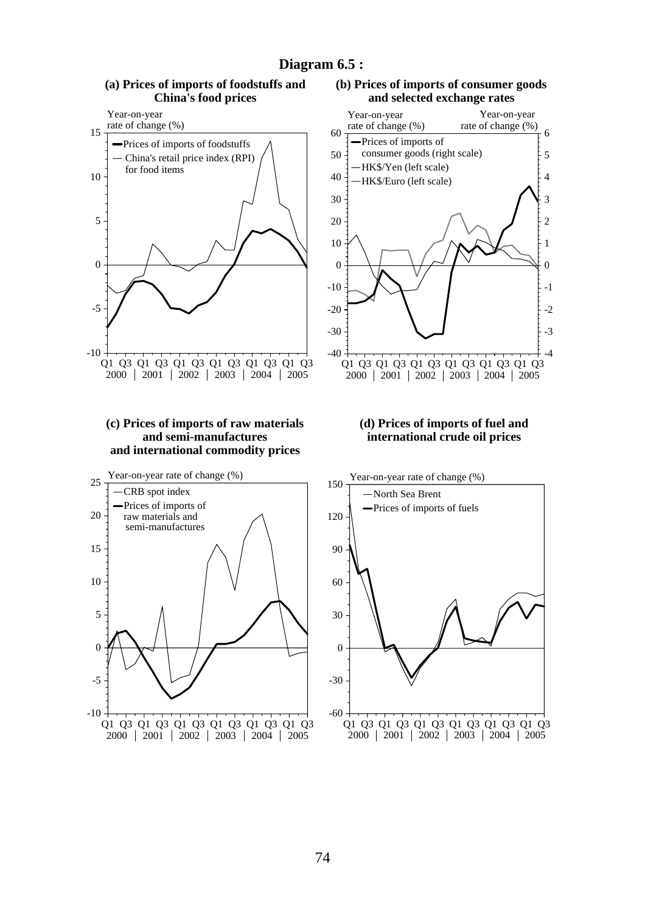# Diagram 6.5 :

### (a) Prices of imports of foodstuffs and China's food prices

Year-on-year rate of change (%)

- Prices of imports of foodstuffs
- China's retail price index (RPI) for food items

### (b) Prices of imports of consumer goods and selected exchange rates

Year-on-year rate of change (%) | Year-on-year rate of change (%)

- Prices of imports of consumer goods (right scale)
- HK$/Yen (left scale)
- HK$/Euro (left scale)

### (c) Prices of imports of raw materials and semi-manufactures and international commodity prices

Year-on-year rate of change (%)

- CRB spot index
- Prices of imports of raw materials and semi-manufactures

### (d) Prices of imports of fuel and international crude oil prices

Year-on-year rate of change (%)

- North Sea Brent
- Prices of imports of fuels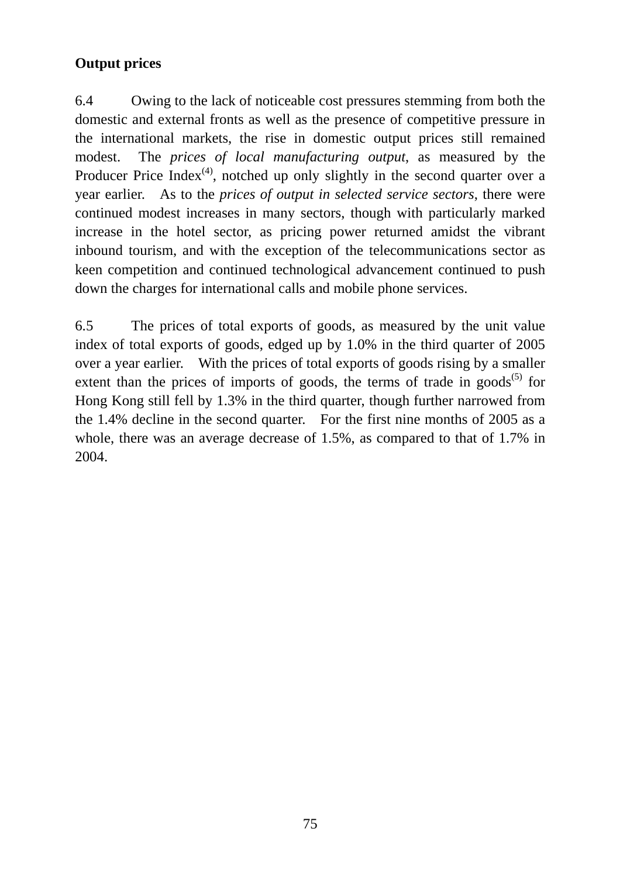**Output prices**

6.4 Owing to the lack of noticeable cost pressures stemming from both the domestic and external fronts as well as the presence of competitive pressure in the international markets, the rise in domestic output prices still remained modest. The *prices of local manufacturing output*, as measured by the Producer Price Index[4], notched up only slightly in the second quarter over a year earlier. As to the *prices of output in selected service sectors*, there were continued modest increases in many sectors, though with particularly marked increase in the hotel sector, as pricing power returned amidst the vibrant inbound tourism, and with the exception of the telecommunications sector as keen competition and continued technological advancement continued to push down the charges for international calls and mobile phone services.

6.5 The prices of total exports of goods, as measured by the unit value index of total exports of goods, edged up by 1.0% in the third quarter of 2005 over a year earlier. With the prices of total exports of goods rising by a smaller extent than the prices of imports of goods, the terms of trade in goods[5] for Hong Kong still fell by 1.3% in the third quarter, though further narrowed from the 1.4% decline in the second quarter. For the first nine months of 2005 as a whole, there was an average decrease of 1.5%, as compared to that of 1.7% in 2004.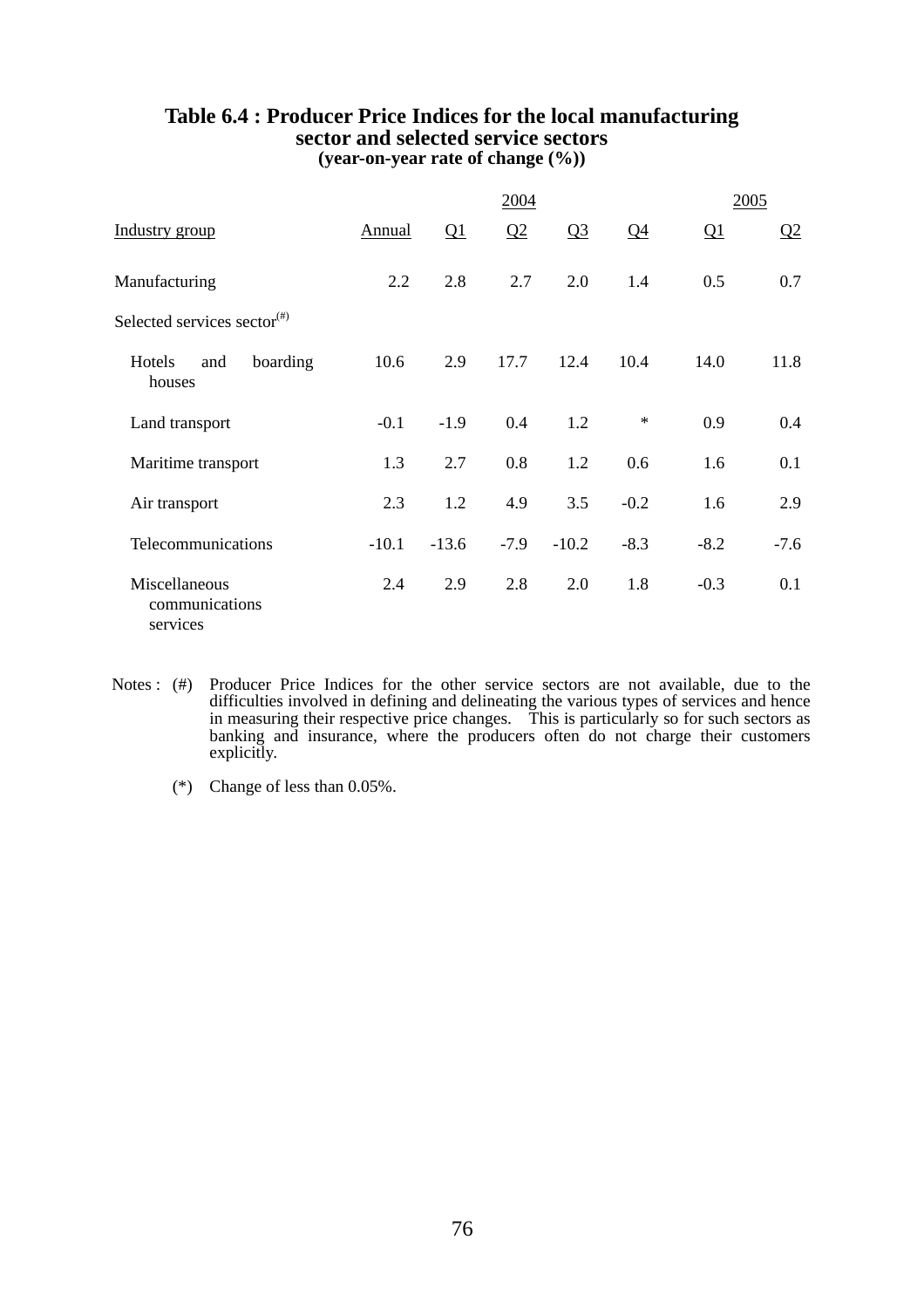**Table 6.4 : Producer Price Indices for the local manufacturing sector and selected service sectors**
**(year-on-year rate of change (%))**

| Industry group | 2004 Annual | 2004 Q1 | 2004 Q2 | 2004 Q3 | 2004 Q4 | 2005 Q1 | 2005 Q2 |
|---|---|---|---|---|---|---|---|
| Manufacturing | 2.2 | 2.8 | 2.7 | 2.0 | 1.4 | 0.5 | 0.7 |
| Selected services sector(#) | | | | | | | |
| Hotels and boarding houses | 10.6 | 2.9 | 17.7 | 12.4 | 10.4 | 14.0 | 11.8 |
| Land transport | -0.1 | -1.9 | 0.4 | 1.2 | * | 0.9 | 0.4 |
| Maritime transport | 1.3 | 2.7 | 0.8 | 1.2 | 0.6 | 1.6 | 0.1 |
| Air transport | 2.3 | 1.2 | 4.9 | 3.5 | -0.2 | 1.6 | 2.9 |
| Telecommunications | -10.1 | -13.6 | -7.9 | -10.2 | -8.3 | -8.2 | -7.6 |
| Miscellaneous communications services | 2.4 | 2.9 | 2.8 | 2.0 | 1.8 | -0.3 | 0.1 |

Notes : (#) Producer Price Indices for the other service sectors are not available, due to the difficulties involved in defining and delineating the various types of services and hence in measuring their respective price changes. This is particularly so for such sectors as banking and insurance, where the producers often do not charge their customers explicitly.

(*) Change of less than 0.05%.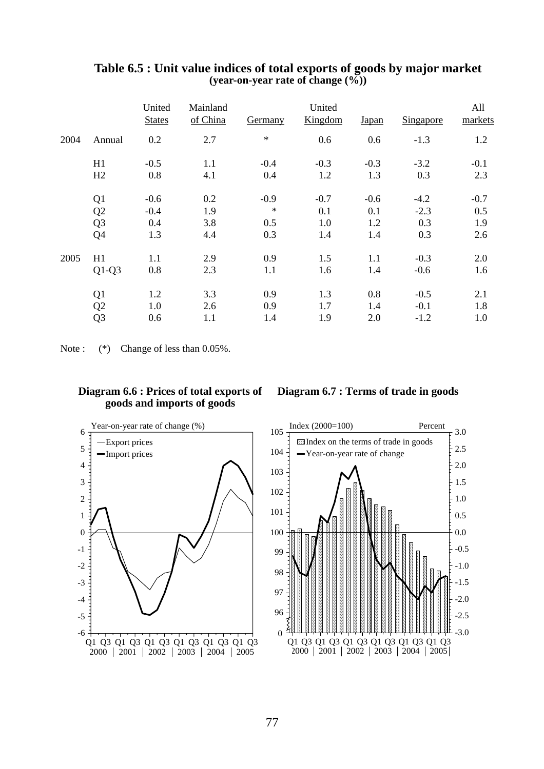## Table 6.5 : Unit value indices of total exports of goods by major market
**(year-on-year rate of change (%))**

| | | United States | Mainland of China | Germany | United Kingdom | Japan | Singapore | All markets |
|---|---|---|---|---|---|---|---|---|
| 2004 | Annual | 0.2 | 2.7 | * | 0.6 | 0.6 | -1.3 | 1.2 |
| | H1 | -0.5 | 1.1 | -0.4 | -0.3 | -0.3 | -3.2 | -0.1 |
| | H2 | 0.8 | 4.1 | 0.4 | 1.2 | 1.3 | 0.3 | 2.3 |
| | Q1 | -0.6 | 0.2 | -0.9 | -0.7 | -0.6 | -4.2 | -0.7 |
| | Q2 | -0.4 | 1.9 | * | 0.1 | 0.1 | -2.3 | 0.5 |
| | Q3 | 0.4 | 3.8 | 0.5 | 1.0 | 1.2 | 0.3 | 1.9 |
| | Q4 | 1.3 | 4.4 | 0.3 | 1.4 | 1.4 | 0.3 | 2.6 |
| 2005 | H1 | 1.1 | 2.9 | 0.9 | 1.5 | 1.1 | -0.3 | 2.0 |
| | Q1-Q3 | 0.8 | 2.3 | 1.1 | 1.6 | 1.4 | -0.6 | 1.6 |
| | Q1 | 1.2 | 3.3 | 0.9 | 1.3 | 0.8 | -0.5 | 2.1 |
| | Q2 | 1.0 | 2.6 | 0.9 | 1.7 | 1.4 | -0.1 | 1.8 |
| | Q3 | 0.6 | 1.1 | 1.4 | 1.9 | 2.0 | -1.2 | 1.0 |

Note : (*) Change of less than 0.05%.

**Diagram 6.6 : Prices of total exports of goods and imports of goods**

**Diagram 6.7 : Terms of trade in goods**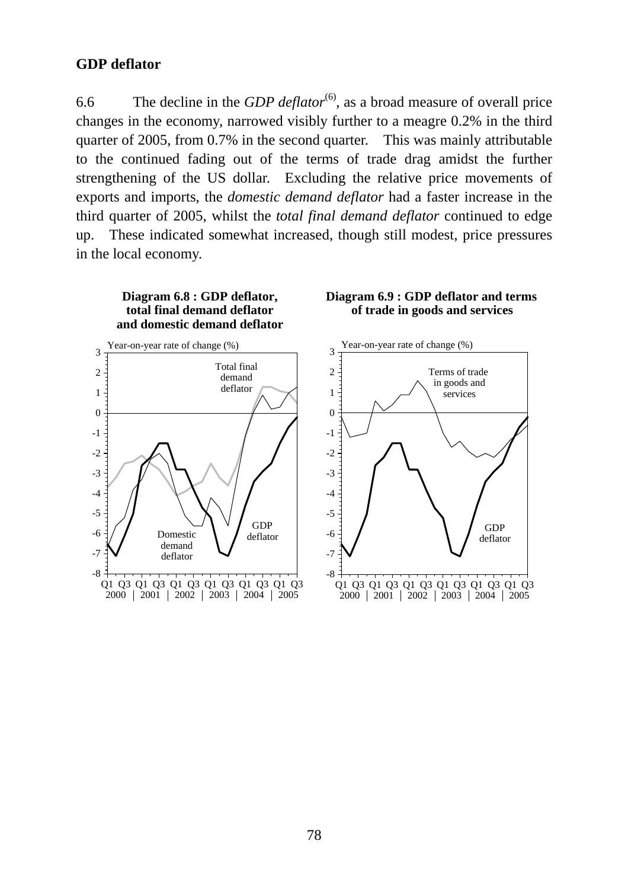## GDP deflator

6.6 The decline in the *GDP deflator*(6), as a broad measure of overall price changes in the economy, narrowed visibly further to a meagre 0.2% in the third quarter of 2005, from 0.7% in the second quarter. This was mainly attributable to the continued fading out of the terms of trade drag amidst the further strengthening of the US dollar. Excluding the relative price movements of exports and imports, the *domestic demand deflator* had a faster increase in the third quarter of 2005, whilst the *total final demand deflator* continued to edge up. These indicated somewhat increased, though still modest, price pressures in the local economy.

**Diagram 6.8 : GDP deflator, total final demand deflator and domestic demand deflator**

**Diagram 6.9 : GDP deflator and terms of trade in goods and services**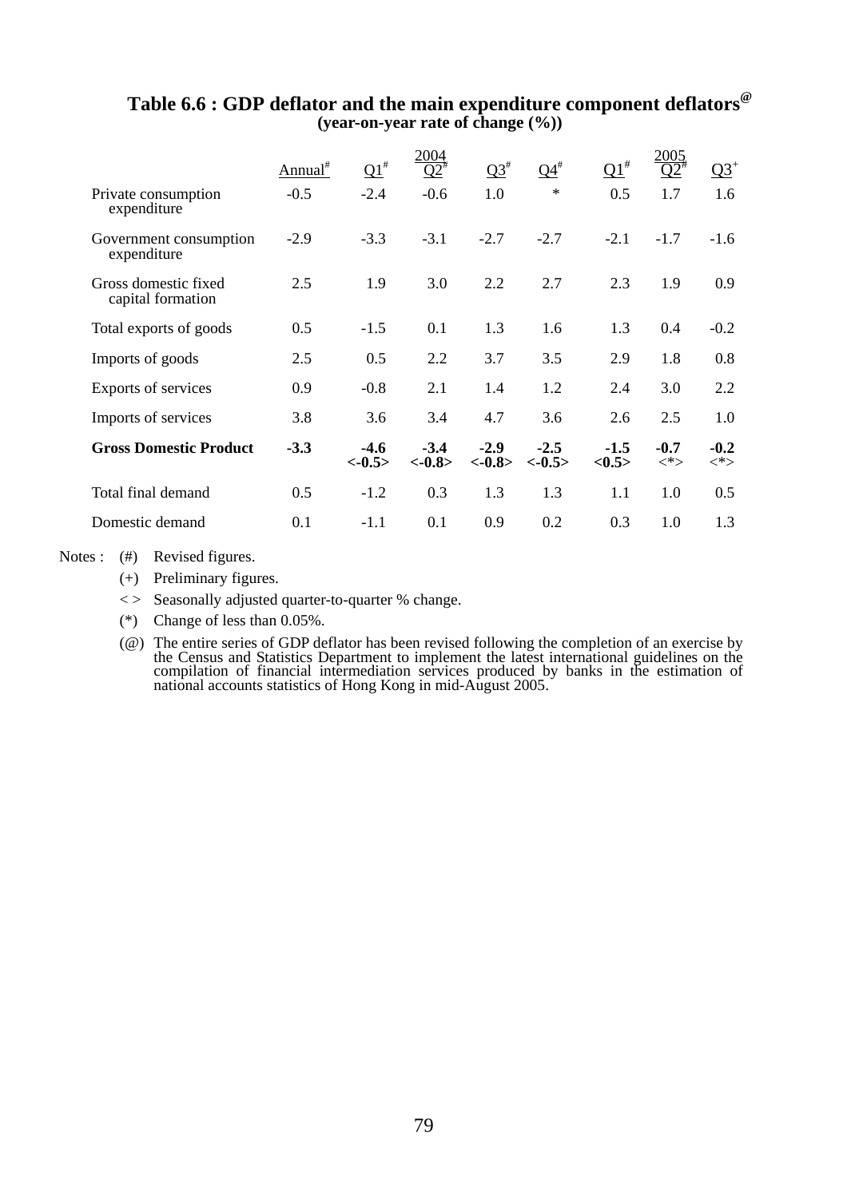# Table 6.6 : GDP deflator and the main expenditure component deflators[@]

**(year-on-year rate of change (%))**

| | 2004 | | | | | 2005 | | |
|---|---|---|---|---|---|---|---|---|
| | Annual[#] | Q1[#] | Q2[#] | Q3[#] | Q4[#] | Q1[#] | Q2[#] | Q3[+] |
| Private consumption expenditure | -0.5 | -2.4 | -0.6 | 1.0 | * | 0.5 | 1.7 | 1.6 |
| Government consumption expenditure | -2.9 | -3.3 | -3.1 | -2.7 | -2.7 | -2.1 | -1.7 | -1.6 |
| Gross domestic fixed capital formation | 2.5 | 1.9 | 3.0 | 2.2 | 2.7 | 2.3 | 1.9 | 0.9 |
| Total exports of goods | 0.5 | -1.5 | 0.1 | 1.3 | 1.6 | 1.3 | 0.4 | -0.2 |
| Imports of goods | 2.5 | 0.5 | 2.2 | 3.7 | 3.5 | 2.9 | 1.8 | 0.8 |
| Exports of services | 0.9 | -0.8 | 2.1 | 1.4 | 1.2 | 2.4 | 3.0 | 2.2 |
| Imports of services | 3.8 | 3.6 | 3.4 | 4.7 | 3.6 | 2.6 | 2.5 | 1.0 |
| **Gross Domestic Product** | **-3.3** | **-4.6 <-0.5>** | **-3.4 <-0.8>** | **-2.9 <-0.8>** | **-2.5 <-0.5>** | **-1.5 <0.5>** | **-0.7** <*> | **-0.2** <*> |
| Total final demand | 0.5 | -1.2 | 0.3 | 1.3 | 1.3 | 1.1 | 1.0 | 0.5 |
| Domestic demand | 0.1 | -1.1 | 0.1 | 0.9 | 0.2 | 0.3 | 1.0 | 1.3 |

Notes :
- (#) Revised figures.
- (+) Preliminary figures.
- < > Seasonally adjusted quarter-to-quarter % change.
- (*) Change of less than 0.05%.
- (@) The entire series of GDP deflator has been revised following the completion of an exercise by the Census and Statistics Department to implement the latest international guidelines on the compilation of financial intermediation services produced by banks in the estimation of national accounts statistics of Hong Kong in mid-August 2005.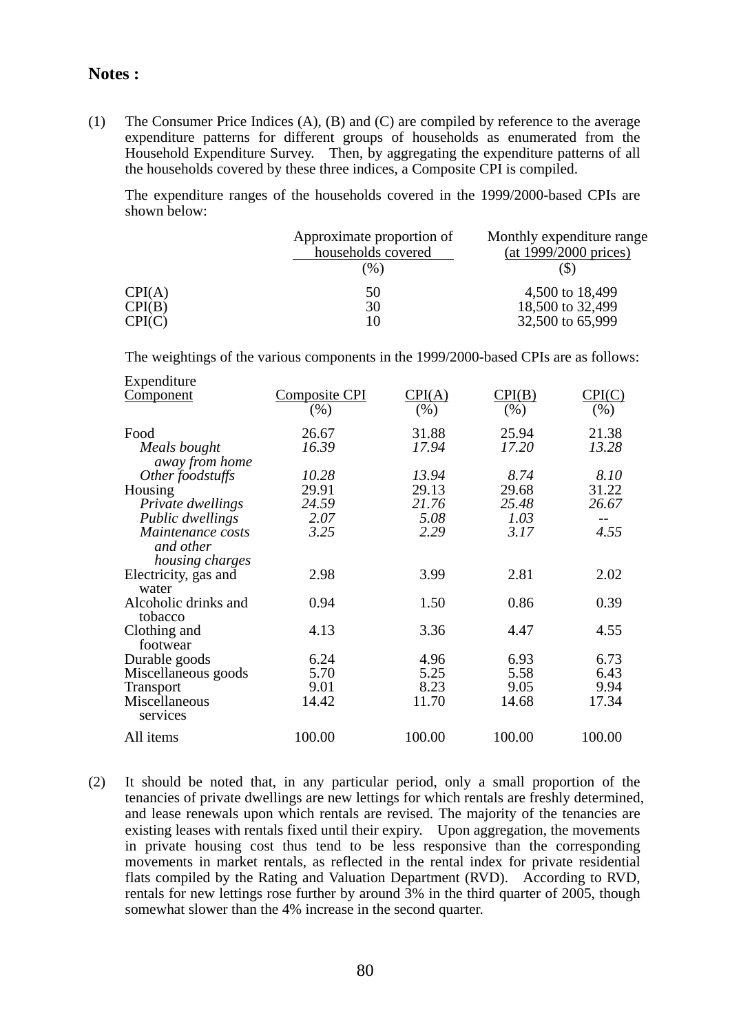**Notes :**

(1) The Consumer Price Indices (A), (B) and (C) are compiled by reference to the average expenditure patterns for different groups of households as enumerated from the Household Expenditure Survey. Then, by aggregating the expenditure patterns of all the households covered by these three indices, a Composite CPI is compiled.

The expenditure ranges of the households covered in the 1999/2000-based CPIs are shown below:

| | Approximate proportion of households covered (%) | Monthly expenditure range (at 1999/2000 prices) ($) |
|---|---|---|
| CPI(A) | 50 | 4,500 to 18,499 |
| CPI(B) | 30 | 18,500 to 32,499 |
| CPI(C) | 10 | 32,500 to 65,999 |

The weightings of the various components in the 1999/2000-based CPIs are as follows:

| Expenditure Component | Composite CPI (%) | CPI(A) (%) | CPI(B) (%) | CPI(C) (%) |
|---|---|---|---|---|
| Food | 26.67 | 31.88 | 25.94 | 21.38 |
| *Meals bought away from home* | *16.39* | *17.94* | *17.20* | *13.28* |
| *Other foodstuffs* | *10.28* | *13.94* | *8.74* | *8.10* |
| Housing | 29.91 | 29.13 | 29.68 | 31.22 |
| *Private dwellings* | *24.59* | *21.76* | *25.48* | *26.67* |
| *Public dwellings* | *2.07* | *5.08* | *1.03* | -- |
| *Maintenance costs and other housing charges* | *3.25* | *2.29* | *3.17* | *4.55* |
| Electricity, gas and water | 2.98 | 3.99 | 2.81 | 2.02 |
| Alcoholic drinks and tobacco | 0.94 | 1.50 | 0.86 | 0.39 |
| Clothing and footwear | 4.13 | 3.36 | 4.47 | 4.55 |
| Durable goods | 6.24 | 4.96 | 6.93 | 6.73 |
| Miscellaneous goods | 5.70 | 5.25 | 5.58 | 6.43 |
| Transport | 9.01 | 8.23 | 9.05 | 9.94 |
| Miscellaneous services | 14.42 | 11.70 | 14.68 | 17.34 |
| All items | 100.00 | 100.00 | 100.00 | 100.00 |

(2) It should be noted that, in any particular period, only a small proportion of the tenancies of private dwellings are new lettings for which rentals are freshly determined, and lease renewals upon which rentals are revised. The majority of the tenancies are existing leases with rentals fixed until their expiry. Upon aggregation, the movements in private housing cost thus tend to be less responsive than the corresponding movements in market rentals, as reflected in the rental index for private residential flats compiled by the Rating and Valuation Department (RVD). According to RVD, rentals for new lettings rose further by around 3% in the third quarter of 2005, though somewhat slower than the 4% increase in the second quarter.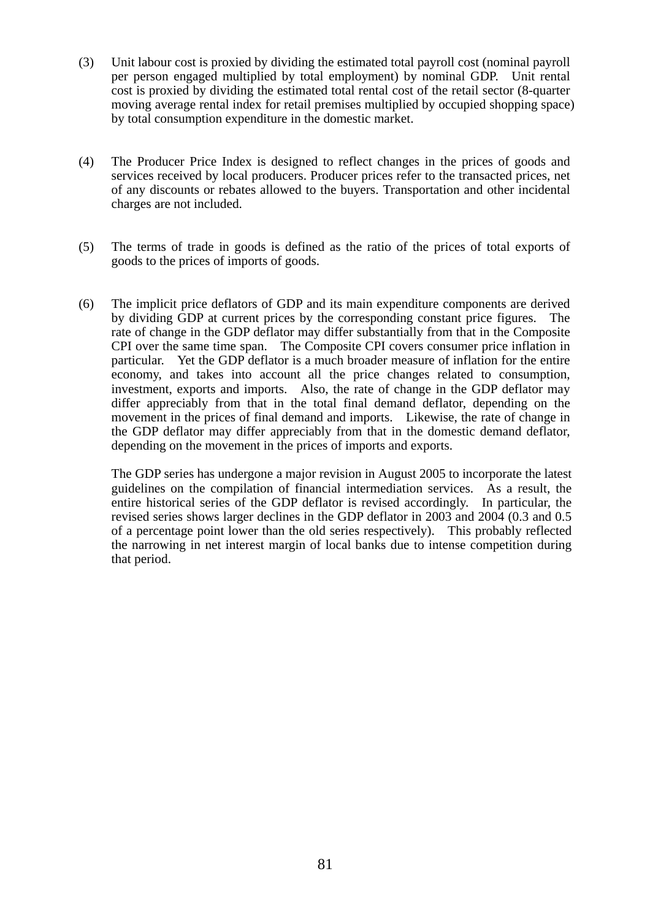(3) Unit labour cost is proxied by dividing the estimated total payroll cost (nominal payroll per person engaged multiplied by total employment) by nominal GDP. Unit rental cost is proxied by dividing the estimated total rental cost of the retail sector (8-quarter moving average rental index for retail premises multiplied by occupied shopping space) by total consumption expenditure in the domestic market.

(4) The Producer Price Index is designed to reflect changes in the prices of goods and services received by local producers. Producer prices refer to the transacted prices, net of any discounts or rebates allowed to the buyers. Transportation and other incidental charges are not included.

(5) The terms of trade in goods is defined as the ratio of the prices of total exports of goods to the prices of imports of goods.

(6) The implicit price deflators of GDP and its main expenditure components are derived by dividing GDP at current prices by the corresponding constant price figures. The rate of change in the GDP deflator may differ substantially from that in the Composite CPI over the same time span. The Composite CPI covers consumer price inflation in particular. Yet the GDP deflator is a much broader measure of inflation for the entire economy, and takes into account all the price changes related to consumption, investment, exports and imports. Also, the rate of change in the GDP deflator may differ appreciably from that in the total final demand deflator, depending on the movement in the prices of final demand and imports. Likewise, the rate of change in the GDP deflator may differ appreciably from that in the domestic demand deflator, depending on the movement in the prices of imports and exports.

The GDP series has undergone a major revision in August 2005 to incorporate the latest guidelines on the compilation of financial intermediation services. As a result, the entire historical series of the GDP deflator is revised accordingly. In particular, the revised series shows larger declines in the GDP deflator in 2003 and 2004 (0.3 and 0.5 of a percentage point lower than the old series respectively). This probably reflected the narrowing in net interest margin of local banks due to intense competition during that period.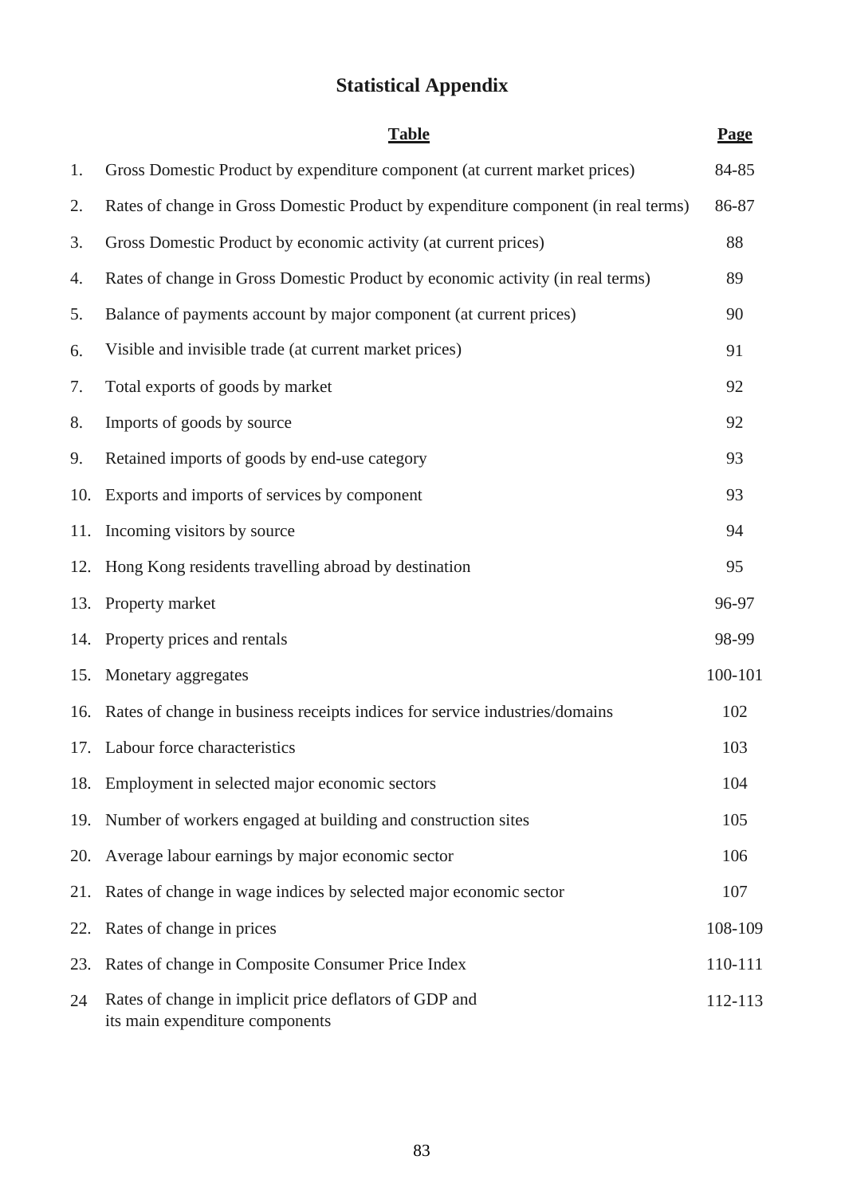# Statistical Appendix

| | Table | Page |
|---|---|---|
| 1. | Gross Domestic Product by expenditure component (at current market prices) | 84-85 |
| 2. | Rates of change in Gross Domestic Product by expenditure component (in real terms) | 86-87 |
| 3. | Gross Domestic Product by economic activity (at current prices) | 88 |
| 4. | Rates of change in Gross Domestic Product by economic activity (in real terms) | 89 |
| 5. | Balance of payments account by major component (at current prices) | 90 |
| 6. | Visible and invisible trade (at current market prices) | 91 |
| 7. | Total exports of goods by market | 92 |
| 8. | Imports of goods by source | 92 |
| 9. | Retained imports of goods by end-use category | 93 |
| 10. | Exports and imports of services by component | 93 |
| 11. | Incoming visitors by source | 94 |
| 12. | Hong Kong residents travelling abroad by destination | 95 |
| 13. | Property market | 96-97 |
| 14. | Property prices and rentals | 98-99 |
| 15. | Monetary aggregates | 100-101 |
| 16. | Rates of change in business receipts indices for service industries/domains | 102 |
| 17. | Labour force characteristics | 103 |
| 18. | Employment in selected major economic sectors | 104 |
| 19. | Number of workers engaged at building and construction sites | 105 |
| 20. | Average labour earnings by major economic sector | 106 |
| 21. | Rates of change in wage indices by selected major economic sector | 107 |
| 22. | Rates of change in prices | 108-109 |
| 23. | Rates of change in Composite Consumer Price Index | 110-111 |
| 24 | Rates of change in implicit price deflators of GDP and its main expenditure components | 112-113 |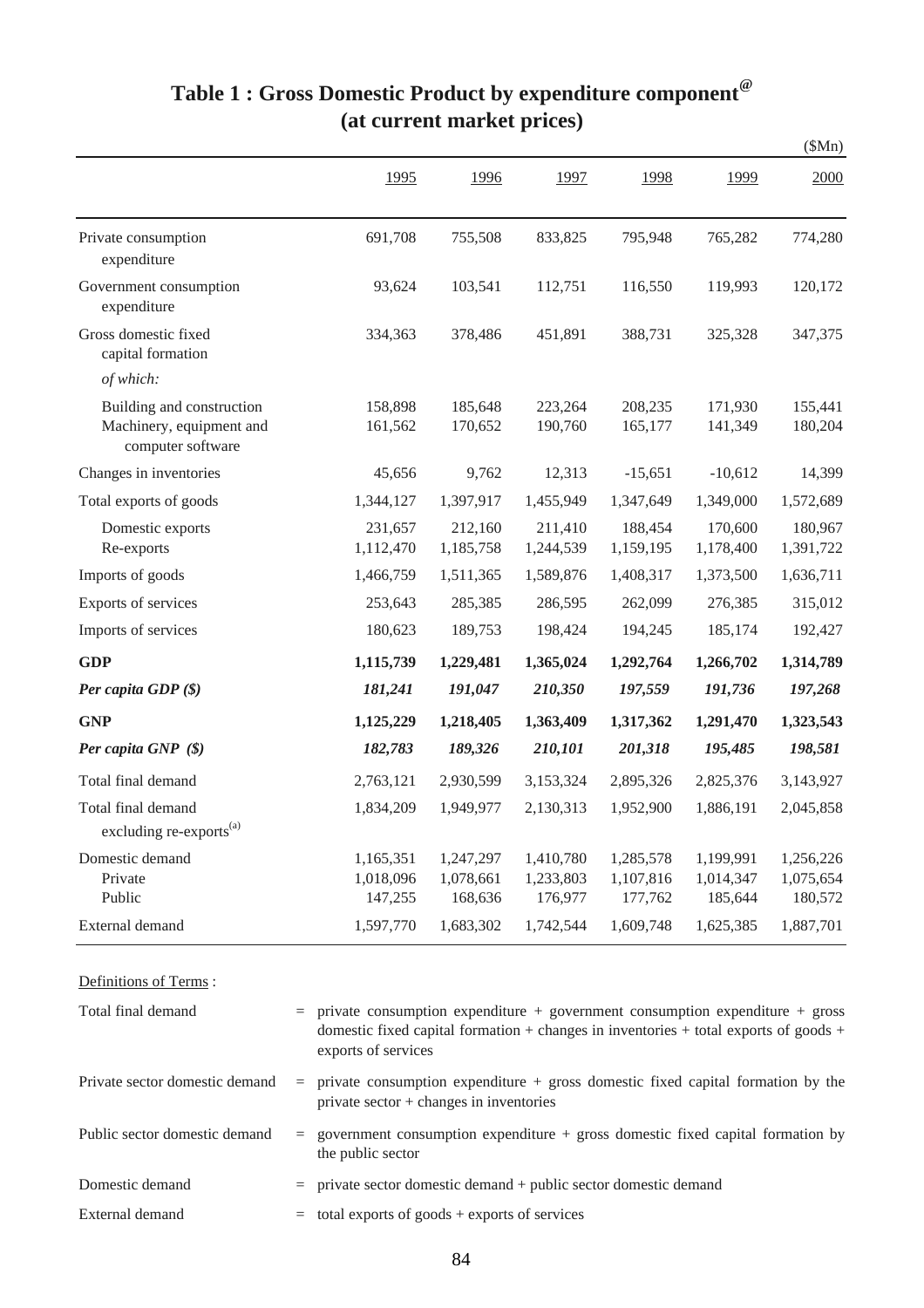# Table 1 : Gross Domestic Product by expenditure component[@] (at current market prices)

($Mn)

| | 1995 | 1996 | 1997 | 1998 | 1999 | 2000 |
|---|---|---|---|---|---|---|
| Private consumption expenditure | 691,708 | 755,508 | 833,825 | 795,948 | 765,282 | 774,280 |
| Government consumption expenditure | 93,624 | 103,541 | 112,751 | 116,550 | 119,993 | 120,172 |
| Gross domestic fixed capital formation | 334,363 | 378,486 | 451,891 | 388,731 | 325,328 | 347,375 |
| *of which:* | | | | | | |
| Building and construction | 158,898 | 185,648 | 223,264 | 208,235 | 171,930 | 155,441 |
| Machinery, equipment and computer software | 161,562 | 170,652 | 190,760 | 165,177 | 141,349 | 180,204 |
| Changes in inventories | 45,656 | 9,762 | 12,313 | -15,651 | -10,612 | 14,399 |
| Total exports of goods | 1,344,127 | 1,397,917 | 1,455,949 | 1,347,649 | 1,349,000 | 1,572,689 |
| Domestic exports | 231,657 | 212,160 | 211,410 | 188,454 | 170,600 | 180,967 |
| Re-exports | 1,112,470 | 1,185,758 | 1,244,539 | 1,159,195 | 1,178,400 | 1,391,722 |
| Imports of goods | 1,466,759 | 1,511,365 | 1,589,876 | 1,408,317 | 1,373,500 | 1,636,711 |
| Exports of services | 253,643 | 285,385 | 286,595 | 262,099 | 276,385 | 315,012 |
| Imports of services | 180,623 | 189,753 | 198,424 | 194,245 | 185,174 | 192,427 |
| **GDP** | **1,115,739** | **1,229,481** | **1,365,024** | **1,292,764** | **1,266,702** | **1,314,789** |
| ***Per capita GDP ($)*** | ***181,241*** | ***191,047*** | ***210,350*** | ***197,559*** | ***191,736*** | ***197,268*** |
| **GNP** | **1,125,229** | **1,218,405** | **1,363,409** | **1,317,362** | **1,291,470** | **1,323,543** |
| ***Per capita GNP ($)*** | ***182,783*** | ***189,326*** | ***210,101*** | ***201,318*** | ***195,485*** | ***198,581*** |
| Total final demand | 2,763,121 | 2,930,599 | 3,153,324 | 2,895,326 | 2,825,376 | 3,143,927 |
| Total final demand excluding re-exports[(a)] | 1,834,209 | 1,949,977 | 2,130,313 | 1,952,900 | 1,886,191 | 2,045,858 |
| Domestic demand | 1,165,351 | 1,247,297 | 1,410,780 | 1,285,578 | 1,199,991 | 1,256,226 |
| Private | 1,018,096 | 1,078,661 | 1,233,803 | 1,107,816 | 1,014,347 | 1,075,654 |
| Public | 147,255 | 168,636 | 176,977 | 177,762 | 185,644 | 180,572 |
| External demand | 1,597,770 | 1,683,302 | 1,742,544 | 1,609,748 | 1,625,385 | 1,887,701 |

Definitions of Terms :

| | | |
|---|---|---|
| Total final demand | = | private consumption expenditure + government consumption expenditure + gross domestic fixed capital formation + changes in inventories + total exports of goods + exports of services |
| Private sector domestic demand | = | private consumption expenditure + gross domestic fixed capital formation by the private sector + changes in inventories |
| Public sector domestic demand | = | government consumption expenditure + gross domestic fixed capital formation by the public sector |
| Domestic demand | = | private sector domestic demand + public sector domestic demand |
| External demand | = | total exports of goods + exports of services |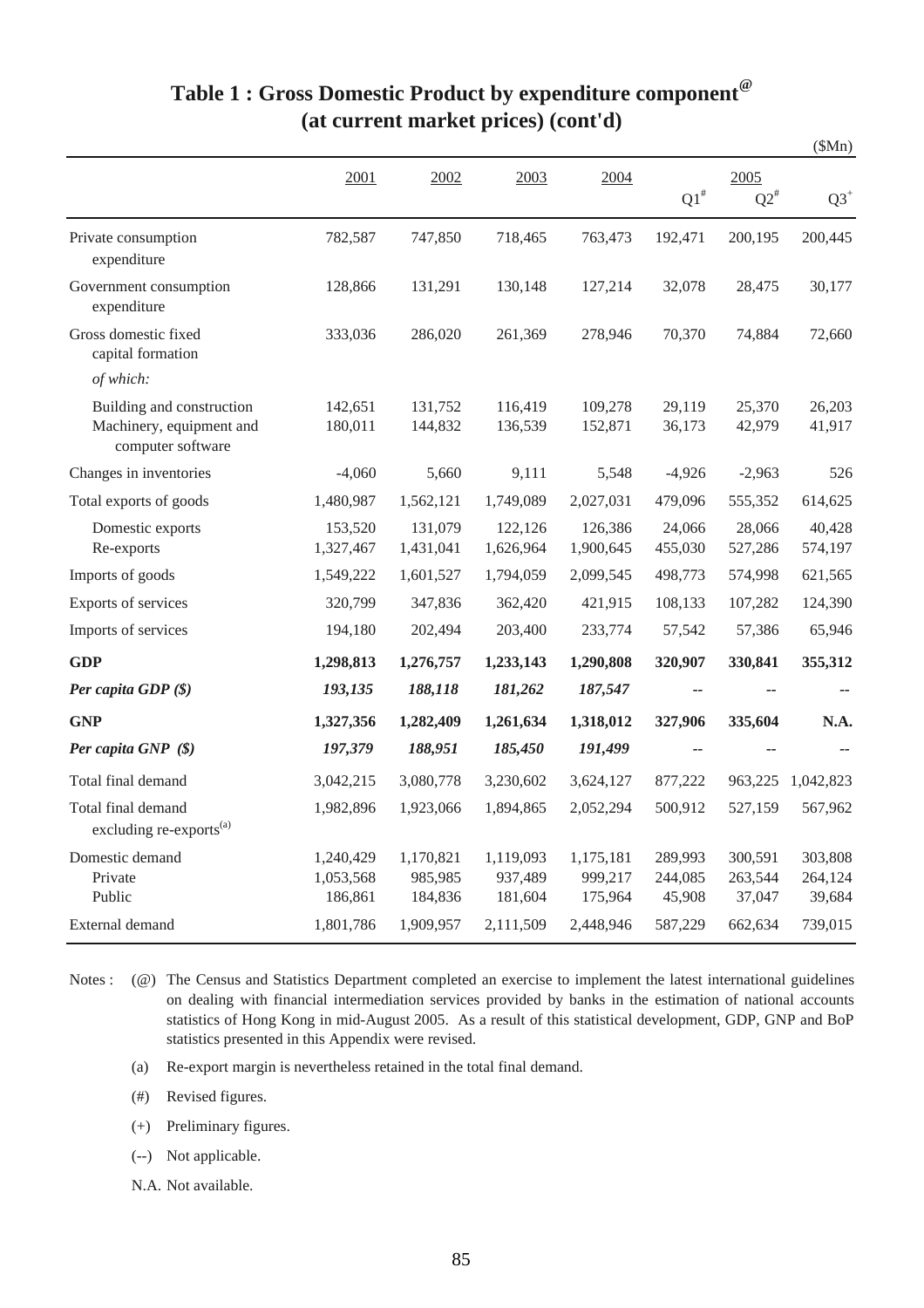# Table 1 : Gross Domestic Product by expenditure component[@] (at current market prices) (cont'd)

($Mn)

| | 2001 | 2002 | 2003 | 2004 | 2005 Q1[#] | 2005 Q2[#] | 2005 Q3[+] |
|---|---|---|---|---|---|---|---|
| Private consumption expenditure | 782,587 | 747,850 | 718,465 | 763,473 | 192,471 | 200,195 | 200,445 |
| Government consumption expenditure | 128,866 | 131,291 | 130,148 | 127,214 | 32,078 | 28,475 | 30,177 |
| Gross domestic fixed capital formation | 333,036 | 286,020 | 261,369 | 278,946 | 70,370 | 74,884 | 72,660 |
| *of which:* | | | | | | | |
| Building and construction | 142,651 | 131,752 | 116,419 | 109,278 | 29,119 | 25,370 | 26,203 |
| Machinery, equipment and computer software | 180,011 | 144,832 | 136,539 | 152,871 | 36,173 | 42,979 | 41,917 |
| Changes in inventories | -4,060 | 5,660 | 9,111 | 5,548 | -4,926 | -2,963 | 526 |
| Total exports of goods | 1,480,987 | 1,562,121 | 1,749,089 | 2,027,031 | 479,096 | 555,352 | 614,625 |
| Domestic exports | 153,520 | 131,079 | 122,126 | 126,386 | 24,066 | 28,066 | 40,428 |
| Re-exports | 1,327,467 | 1,431,041 | 1,626,964 | 1,900,645 | 455,030 | 527,286 | 574,197 |
| Imports of goods | 1,549,222 | 1,601,527 | 1,794,059 | 2,099,545 | 498,773 | 574,998 | 621,565 |
| Exports of services | 320,799 | 347,836 | 362,420 | 421,915 | 108,133 | 107,282 | 124,390 |
| Imports of services | 194,180 | 202,494 | 203,400 | 233,774 | 57,542 | 57,386 | 65,946 |
| **GDP** | **1,298,813** | **1,276,757** | **1,233,143** | **1,290,808** | **320,907** | **330,841** | **355,312** |
| ***Per capita GDP ($)*** | ***193,135*** | ***188,118*** | ***181,262*** | ***187,547*** | -- | -- | -- |
| **GNP** | **1,327,356** | **1,282,409** | **1,261,634** | **1,318,012** | **327,906** | **335,604** | **N.A.** |
| ***Per capita GNP ($)*** | ***197,379*** | ***188,951*** | ***185,450*** | ***191,499*** | -- | -- | -- |
| Total final demand | 3,042,215 | 3,080,778 | 3,230,602 | 3,624,127 | 877,222 | 963,225 | 1,042,823 |
| Total final demand excluding re-exports[(a)] | 1,982,896 | 1,923,066 | 1,894,865 | 2,052,294 | 500,912 | 527,159 | 567,962 |
| Domestic demand | 1,240,429 | 1,170,821 | 1,119,093 | 1,175,181 | 289,993 | 300,591 | 303,808 |
| Private | 1,053,568 | 985,985 | 937,489 | 999,217 | 244,085 | 263,544 | 264,124 |
| Public | 186,861 | 184,836 | 181,604 | 175,964 | 45,908 | 37,047 | 39,684 |
| External demand | 1,801,786 | 1,909,957 | 2,111,509 | 2,448,946 | 587,229 | 662,634 | 739,015 |

Notes :

(@) The Census and Statistics Department completed an exercise to implement the latest international guidelines on dealing with financial intermediation services provided by banks in the estimation of national accounts statistics of Hong Kong in mid-August 2005. As a result of this statistical development, GDP, GNP and BoP statistics presented in this Appendix were revised.

(a) Re-export margin is nevertheless retained in the total final demand.

(#) Revised figures.

(+) Preliminary figures.

(--) Not applicable.

N.A. Not available.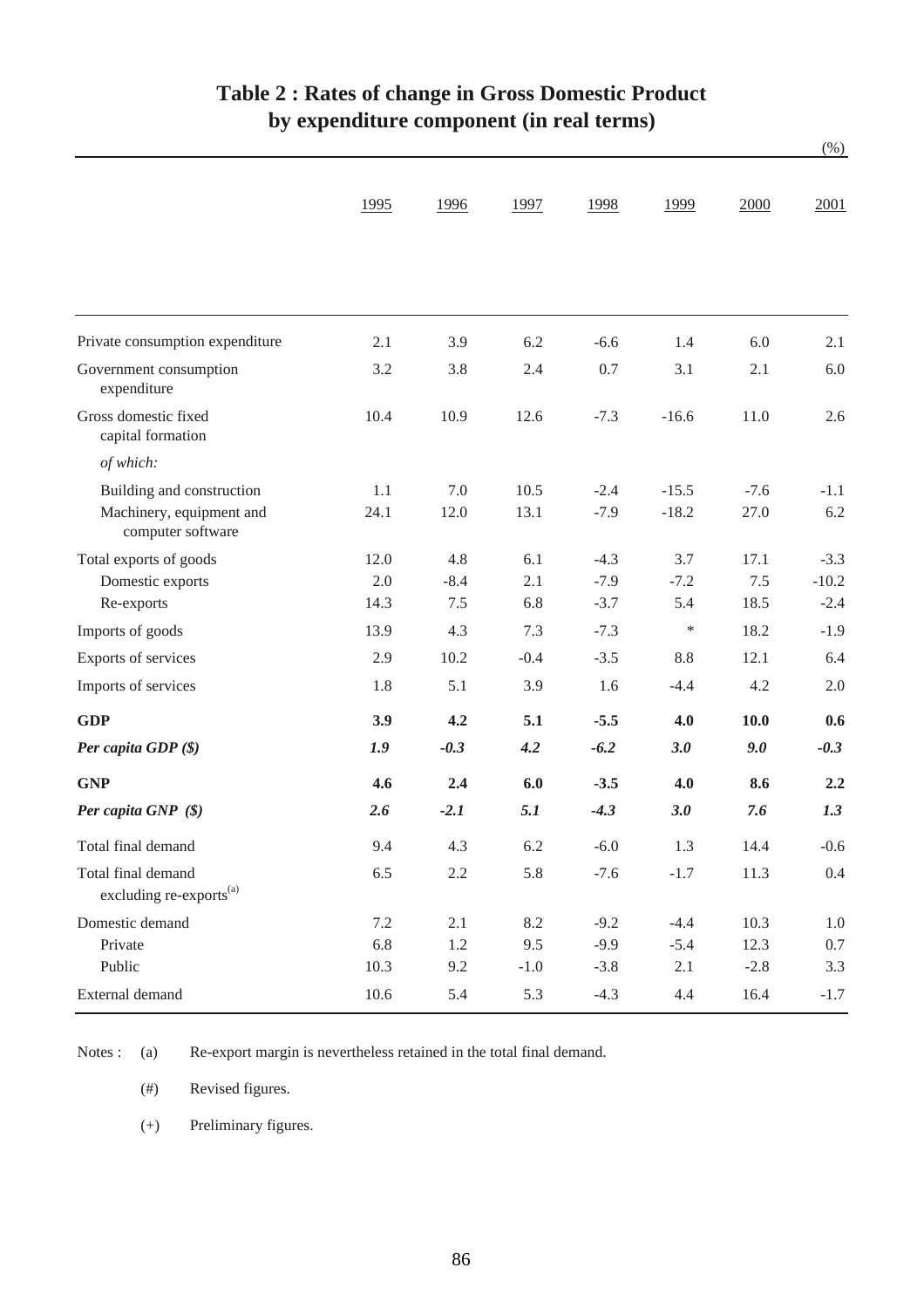# Table 2 : Rates of change in Gross Domestic Product by expenditure component (in real terms)

(%)

| | 1995 | 1996 | 1997 | 1998 | 1999 | 2000 | 2001 |
|---|---|---|---|---|---|---|---|
| Private consumption expenditure | 2.1 | 3.9 | 6.2 | -6.6 | 1.4 | 6.0 | 2.1 |
| Government consumption expenditure | 3.2 | 3.8 | 2.4 | 0.7 | 3.1 | 2.1 | 6.0 |
| Gross domestic fixed capital formation | 10.4 | 10.9 | 12.6 | -7.3 | -16.6 | 11.0 | 2.6 |
| *of which:* | | | | | | | |
| Building and construction | 1.1 | 7.0 | 10.5 | -2.4 | -15.5 | -7.6 | -1.1 |
| Machinery, equipment and computer software | 24.1 | 12.0 | 13.1 | -7.9 | -18.2 | 27.0 | 6.2 |
| Total exports of goods | 12.0 | 4.8 | 6.1 | -4.3 | 3.7 | 17.1 | -3.3 |
| Domestic exports | 2.0 | -8.4 | 2.1 | -7.9 | -7.2 | 7.5 | -10.2 |
| Re-exports | 14.3 | 7.5 | 6.8 | -3.7 | 5.4 | 18.5 | -2.4 |
| Imports of goods | 13.9 | 4.3 | 7.3 | -7.3 | * | 18.2 | -1.9 |
| Exports of services | 2.9 | 10.2 | -0.4 | -3.5 | 8.8 | 12.1 | 6.4 |
| Imports of services | 1.8 | 5.1 | 3.9 | 1.6 | -4.4 | 4.2 | 2.0 |
| **GDP** | **3.9** | **4.2** | **5.1** | **-5.5** | **4.0** | **10.0** | **0.6** |
| ***Per capita GDP ($)*** | ***1.9*** | ***-0.3*** | ***4.2*** | ***-6.2*** | ***3.0*** | ***9.0*** | ***-0.3*** |
| **GNP** | **4.6** | **2.4** | **6.0** | **-3.5** | **4.0** | **8.6** | **2.2** |
| ***Per capita GNP ($)*** | ***2.6*** | ***-2.1*** | ***5.1*** | ***-4.3*** | ***3.0*** | ***7.6*** | ***1.3*** |
| Total final demand | 9.4 | 4.3 | 6.2 | -6.0 | 1.3 | 14.4 | -0.6 |
| Total final demand excluding re-exports[(a)] | 6.5 | 2.2 | 5.8 | -7.6 | -1.7 | 11.3 | 0.4 |
| Domestic demand | 7.2 | 2.1 | 8.2 | -9.2 | -4.4 | 10.3 | 1.0 |
| Private | 6.8 | 1.2 | 9.5 | -9.9 | -5.4 | 12.3 | 0.7 |
| Public | 10.3 | 9.2 | -1.0 | -3.8 | 2.1 | -2.8 | 3.3 |
| External demand | 10.6 | 5.4 | 5.3 | -4.3 | 4.4 | 16.4 | -1.7 |

Notes : (a) Re-export margin is nevertheless retained in the total final demand.

(#) Revised figures.

(+) Preliminary figures.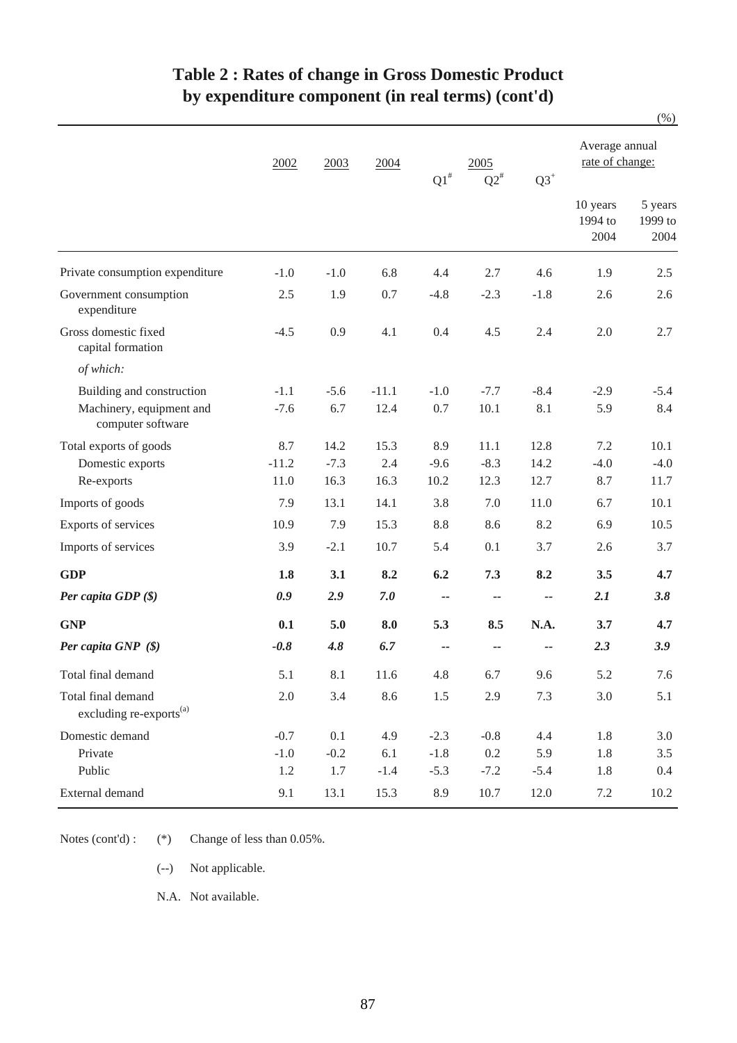# Table 2 : Rates of change in Gross Domestic Product by expenditure component (in real terms) (cont'd)

(%)

| | 2002 | 2003 | 2004 | 2005 Q1[#] | 2005 Q2[#] | 2005 Q3[+] | Average annual rate of change: 10 years 1994 to 2004 | Average annual rate of change: 5 years 1999 to 2004 |
|---|---|---|---|---|---|---|---|---|
| Private consumption expenditure | -1.0 | -1.0 | 6.8 | 4.4 | 2.7 | 4.6 | 1.9 | 2.5 |
| Government consumption expenditure | 2.5 | 1.9 | 0.7 | -4.8 | -2.3 | -1.8 | 2.6 | 2.6 |
| Gross domestic fixed capital formation | -4.5 | 0.9 | 4.1 | 0.4 | 4.5 | 2.4 | 2.0 | 2.7 |
| *of which:* | | | | | | | | |
| Building and construction | -1.1 | -5.6 | -11.1 | -1.0 | -7.7 | -8.4 | -2.9 | -5.4 |
| Machinery, equipment and computer software | -7.6 | 6.7 | 12.4 | 0.7 | 10.1 | 8.1 | 5.9 | 8.4 |
| Total exports of goods | 8.7 | 14.2 | 15.3 | 8.9 | 11.1 | 12.8 | 7.2 | 10.1 |
| Domestic exports | -11.2 | -7.3 | 2.4 | -9.6 | -8.3 | 14.2 | -4.0 | -4.0 |
| Re-exports | 11.0 | 16.3 | 16.3 | 10.2 | 12.3 | 12.7 | 8.7 | 11.7 |
| Imports of goods | 7.9 | 13.1 | 14.1 | 3.8 | 7.0 | 11.0 | 6.7 | 10.1 |
| Exports of services | 10.9 | 7.9 | 15.3 | 8.8 | 8.6 | 8.2 | 6.9 | 10.5 |
| Imports of services | 3.9 | -2.1 | 10.7 | 5.4 | 0.1 | 3.7 | 2.6 | 3.7 |
| **GDP** | **1.8** | **3.1** | **8.2** | **6.2** | **7.3** | **8.2** | **3.5** | **4.7** |
| ***Per capita GDP ($)*** | ***0.9*** | ***2.9*** | ***7.0*** | -- | -- | -- | ***2.1*** | ***3.8*** |
| **GNP** | **0.1** | **5.0** | **8.0** | **5.3** | **8.5** | **N.A.** | **3.7** | **4.7** |
| ***Per capita GNP ($)*** | ***-0.8*** | ***4.8*** | ***6.7*** | -- | -- | -- | ***2.3*** | ***3.9*** |
| Total final demand | 5.1 | 8.1 | 11.6 | 4.8 | 6.7 | 9.6 | 5.2 | 7.6 |
| Total final demand excluding re-exports[(a)] | 2.0 | 3.4 | 8.6 | 1.5 | 2.9 | 7.3 | 3.0 | 5.1 |
| Domestic demand | -0.7 | 0.1 | 4.9 | -2.3 | -0.8 | 4.4 | 1.8 | 3.0 |
| Private | -1.0 | -0.2 | 6.1 | -1.8 | 0.2 | 5.9 | 1.8 | 3.5 |
| Public | 1.2 | 1.7 | -1.4 | -5.3 | -7.2 | -5.4 | 1.8 | 0.4 |
| External demand | 9.1 | 13.1 | 15.3 | 8.9 | 10.7 | 12.0 | 7.2 | 10.2 |

Notes (cont'd) :

(*) Change of less than 0.05%.

(--) Not applicable.

N.A. Not available.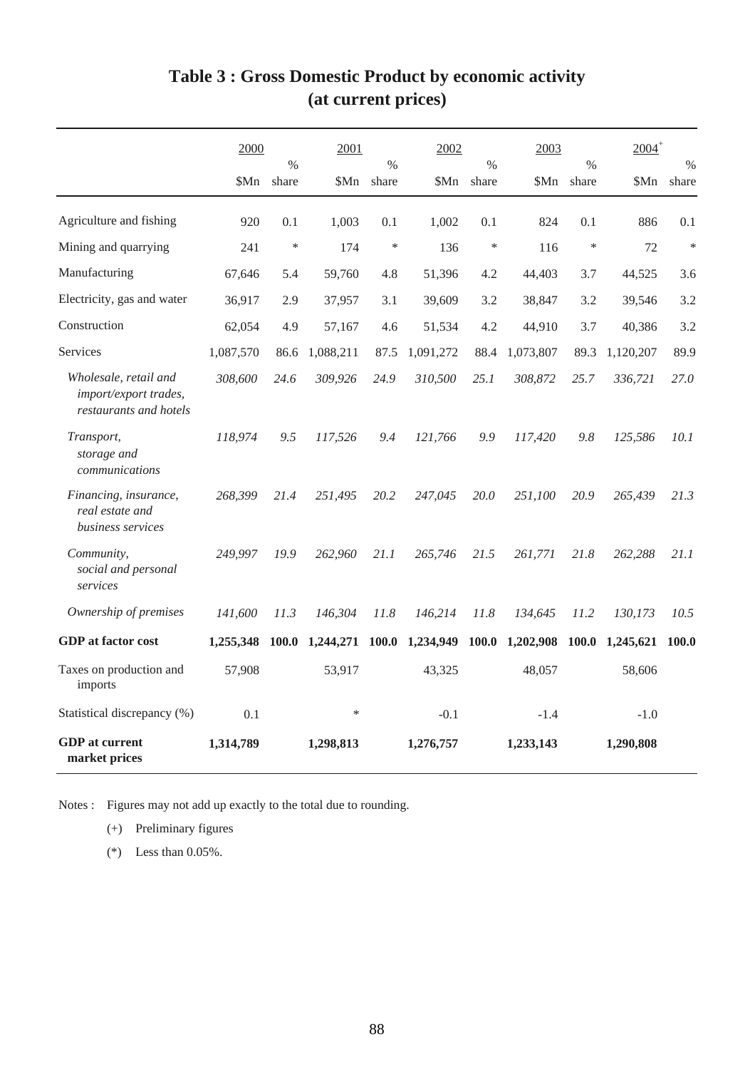# Table 3 : Gross Domestic Product by economic activity (at current prices)

| | 2000 | | 2001 | | 2002 | | 2003 | | 2004[+] | |
|---|---|---|---|---|---|---|---|---|---|---|
| | $Mn | % share | $Mn | % share | $Mn | % share | $Mn | % share | $Mn | % share |
| Agriculture and fishing | 920 | 0.1 | 1,003 | 0.1 | 1,002 | 0.1 | 824 | 0.1 | 886 | 0.1 |
| Mining and quarrying | 241 | * | 174 | * | 136 | * | 116 | * | 72 | * |
| Manufacturing | 67,646 | 5.4 | 59,760 | 4.8 | 51,396 | 4.2 | 44,403 | 3.7 | 44,525 | 3.6 |
| Electricity, gas and water | 36,917 | 2.9 | 37,957 | 3.1 | 39,609 | 3.2 | 38,847 | 3.2 | 39,546 | 3.2 |
| Construction | 62,054 | 4.9 | 57,167 | 4.6 | 51,534 | 4.2 | 44,910 | 3.7 | 40,386 | 3.2 |
| Services | 1,087,570 | 86.6 | 1,088,211 | 87.5 | 1,091,272 | 88.4 | 1,073,807 | 89.3 | 1,120,207 | 89.9 |
| *Wholesale, retail and import/export trades, restaurants and hotels* | *308,600* | *24.6* | *309,926* | *24.9* | *310,500* | *25.1* | *308,872* | *25.7* | *336,721* | *27.0* |
| *Transport, storage and communications* | *118,974* | *9.5* | *117,526* | *9.4* | *121,766* | *9.9* | *117,420* | *9.8* | *125,586* | *10.1* |
| *Financing, insurance, real estate and business services* | *268,399* | *21.4* | *251,495* | *20.2* | *247,045* | *20.0* | *251,100* | *20.9* | *265,439* | *21.3* |
| *Community, social and personal services* | *249,997* | *19.9* | *262,960* | *21.1* | *265,746* | *21.5* | *261,771* | *21.8* | *262,288* | *21.1* |
| *Ownership of premises* | *141,600* | *11.3* | *146,304* | *11.8* | *146,214* | *11.8* | *134,645* | *11.2* | *130,173* | *10.5* |
| **GDP at factor cost** | **1,255,348** | **100.0** | **1,244,271** | **100.0** | **1,234,949** | **100.0** | **1,202,908** | **100.0** | **1,245,621** | **100.0** |
| Taxes on production and imports | 57,908 | | 53,917 | | 43,325 | | 48,057 | | 58,606 | |
| Statistical discrepancy (%) | 0.1 | | * | | -0.1 | | -1.4 | | -1.0 | |
| **GDP at current market prices** | **1,314,789** | | **1,298,813** | | **1,276,757** | | **1,233,143** | | **1,290,808** | |

Notes : Figures may not add up exactly to the total due to rounding.

(+) Preliminary figures

(*) Less than 0.05%.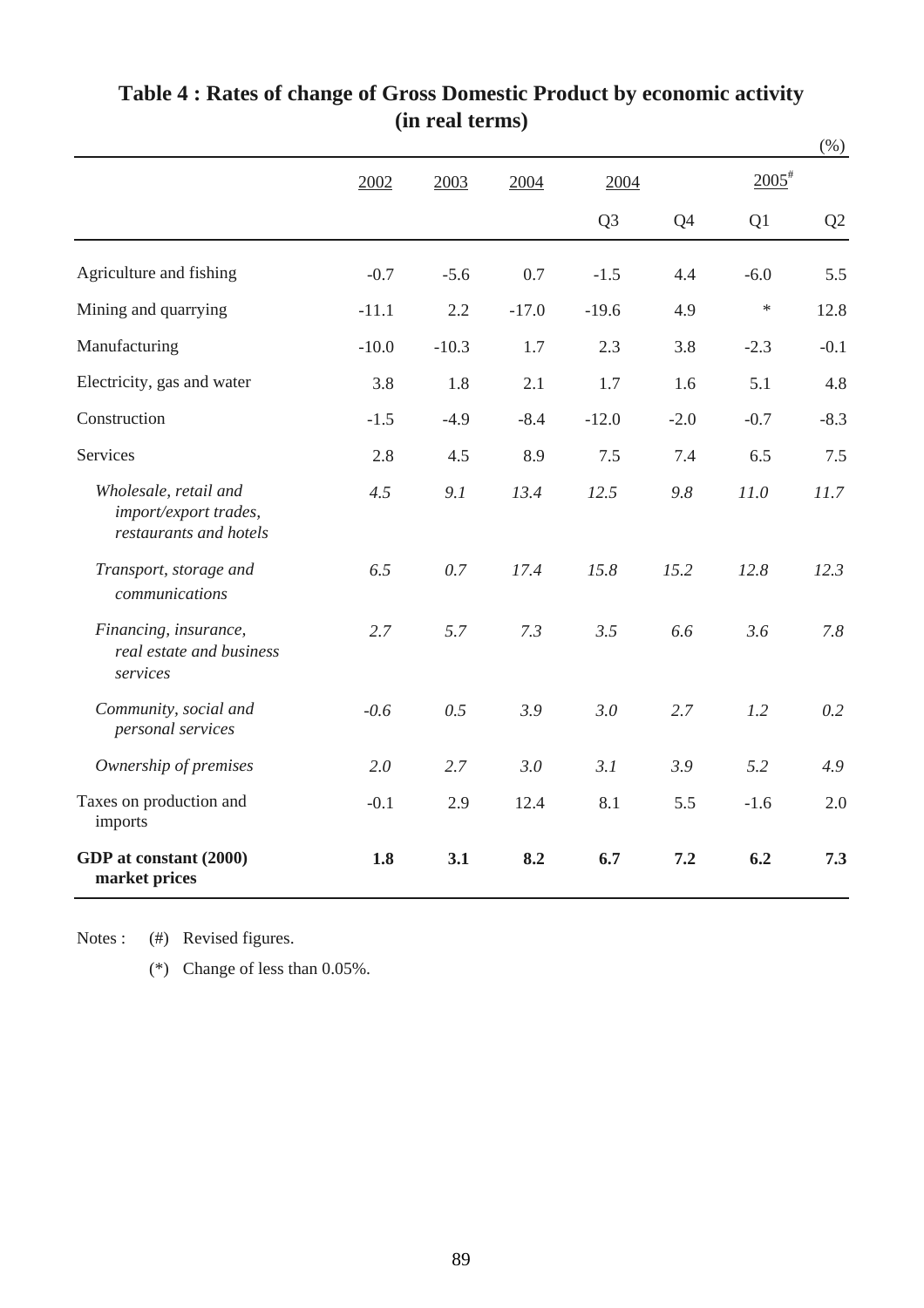# Table 4 : Rates of change of Gross Domestic Product by economic activity (in real terms)

(%)

| | 2002 | 2003 | 2004 | 2004 | | 2005# | |
|---|---|---|---|---|---|---|---|
| | | | | Q3 | Q4 | Q1 | Q2 |
| Agriculture and fishing | -0.7 | -5.6 | 0.7 | -1.5 | 4.4 | -6.0 | 5.5 |
| Mining and quarrying | -11.1 | 2.2 | -17.0 | -19.6 | 4.9 | * | 12.8 |
| Manufacturing | -10.0 | -10.3 | 1.7 | 2.3 | 3.8 | -2.3 | -0.1 |
| Electricity, gas and water | 3.8 | 1.8 | 2.1 | 1.7 | 1.6 | 5.1 | 4.8 |
| Construction | -1.5 | -4.9 | -8.4 | -12.0 | -2.0 | -0.7 | -8.3 |
| Services | 2.8 | 4.5 | 8.9 | 7.5 | 7.4 | 6.5 | 7.5 |
| *Wholesale, retail and import/export trades, restaurants and hotels* | *4.5* | *9.1* | *13.4* | *12.5* | *9.8* | *11.0* | *11.7* |
| *Transport, storage and communications* | *6.5* | *0.7* | *17.4* | *15.8* | *15.2* | *12.8* | *12.3* |
| *Financing, insurance, real estate and business services* | *2.7* | *5.7* | *7.3* | *3.5* | *6.6* | *3.6* | *7.8* |
| *Community, social and personal services* | *-0.6* | *0.5* | *3.9* | *3.0* | *2.7* | *1.2* | *0.2* |
| *Ownership of premises* | *2.0* | *2.7* | *3.0* | *3.1* | *3.9* | *5.2* | *4.9* |
| Taxes on production and imports | -0.1 | 2.9 | 12.4 | 8.1 | 5.5 | -1.6 | 2.0 |
| **GDP at constant (2000) market prices** | **1.8** | **3.1** | **8.2** | **6.7** | **7.2** | **6.2** | **7.3** |

Notes : (#) Revised figures.

(*) Change of less than 0.05%.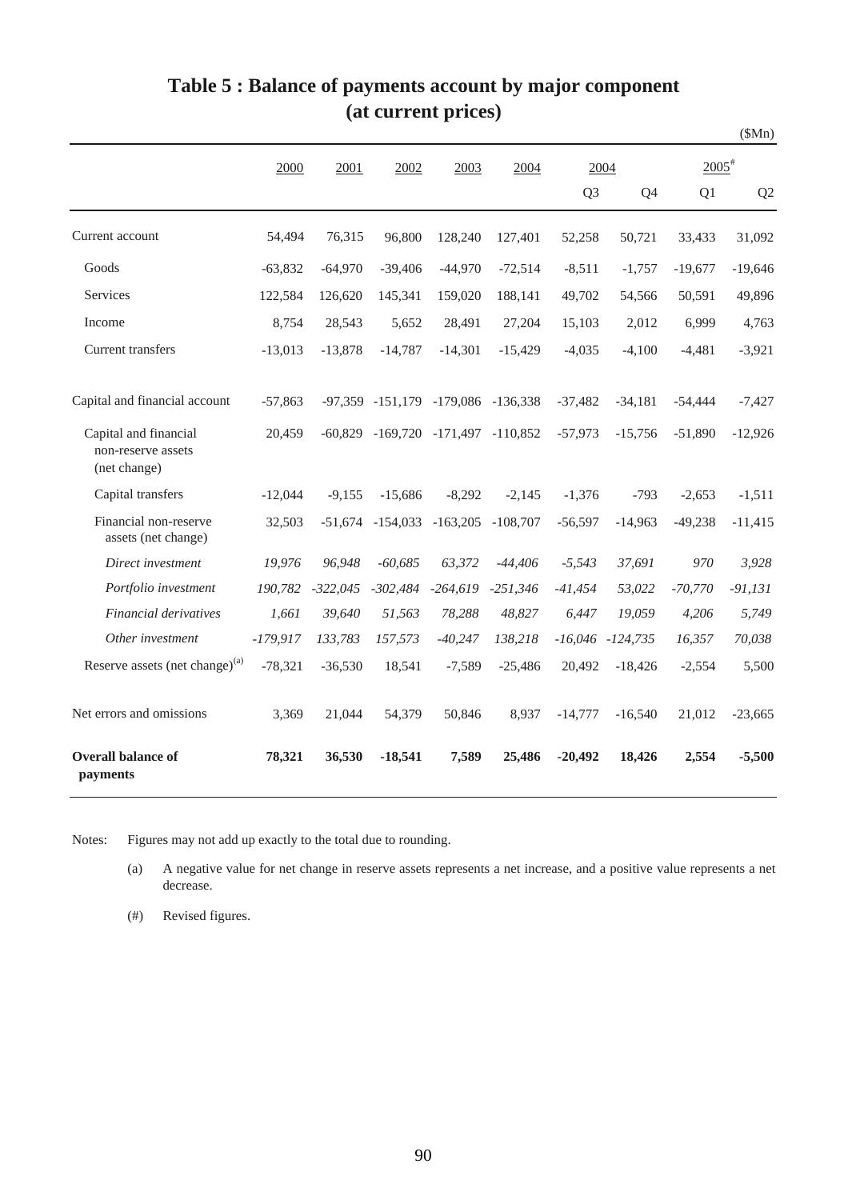# Table 5 : Balance of payments account by major component (at current prices)

($Mn)

| | 2000 | 2001 | 2002 | 2003 | 2004 | 2004 | | 2005[#] | |
|---|---|---|---|---|---|---|---|---|---|
| | | | | | | Q3 | Q4 | Q1 | Q2 |
| Current account | 54,494 | 76,315 | 96,800 | 128,240 | 127,401 | 52,258 | 50,721 | 33,433 | 31,092 |
| Goods | -63,832 | -64,970 | -39,406 | -44,970 | -72,514 | -8,511 | -1,757 | -19,677 | -19,646 |
| Services | 122,584 | 126,620 | 145,341 | 159,020 | 188,141 | 49,702 | 54,566 | 50,591 | 49,896 |
| Income | 8,754 | 28,543 | 5,652 | 28,491 | 27,204 | 15,103 | 2,012 | 6,999 | 4,763 |
| Current transfers | -13,013 | -13,878 | -14,787 | -14,301 | -15,429 | -4,035 | -4,100 | -4,481 | -3,921 |
| Capital and financial account | -57,863 | -97,359 | -151,179 | -179,086 | -136,338 | -37,482 | -34,181 | -54,444 | -7,427 |
| Capital and financial non-reserve assets (net change) | 20,459 | -60,829 | -169,720 | -171,497 | -110,852 | -57,973 | -15,756 | -51,890 | -12,926 |
| Capital transfers | -12,044 | -9,155 | -15,686 | -8,292 | -2,145 | -1,376 | -793 | -2,653 | -1,511 |
| Financial non-reserve assets (net change) | 32,503 | -51,674 | -154,033 | -163,205 | -108,707 | -56,597 | -14,963 | -49,238 | -11,415 |
| *Direct investment* | *19,976* | *96,948* | *-60,685* | *63,372* | *-44,406* | *-5,543* | *37,691* | *970* | *3,928* |
| *Portfolio investment* | *190,782* | *-322,045* | *-302,484* | *-264,619* | *-251,346* | *-41,454* | *53,022* | *-70,770* | *-91,131* |
| *Financial derivatives* | *1,661* | *39,640* | *51,563* | *78,288* | *48,827* | *6,447* | *19,059* | *4,206* | *5,749* |
| *Other investment* | *-179,917* | *133,783* | *157,573* | *-40,247* | *138,218* | *-16,046* | *-124,735* | *16,357* | *70,038* |
| Reserve assets (net change)[(a)] | -78,321 | -36,530 | 18,541 | -7,589 | -25,486 | 20,492 | -18,426 | -2,554 | 5,500 |
| Net errors and omissions | 3,369 | 21,044 | 54,379 | 50,846 | 8,937 | -14,777 | -16,540 | 21,012 | -23,665 |
| **Overall balance of payments** | **78,321** | **36,530** | **-18,541** | **7,589** | **25,486** | **-20,492** | **18,426** | **2,554** | **-5,500** |

Notes: Figures may not add up exactly to the total due to rounding.

(a) A negative value for net change in reserve assets represents a net increase, and a positive value represents a net decrease.

(#) Revised figures.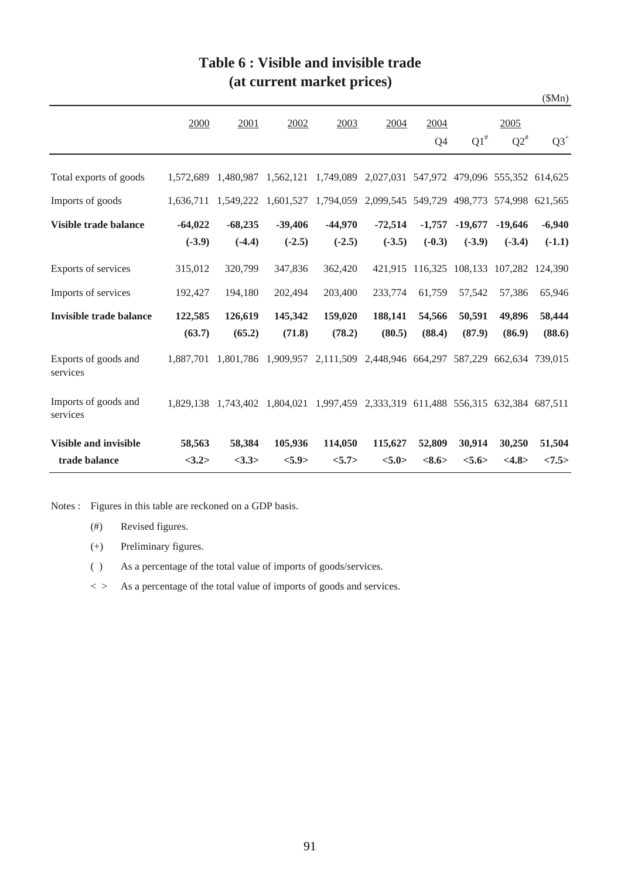# Table 6 : Visible and invisible trade
## (at current market prices)

($Mn)

| | 2000 | 2001 | 2002 | 2003 | 2004 | 2004 Q4 | 2005 Q1[#] | 2005 Q2[#] | 2005 Q3[+] |
|---|---|---|---|---|---|---|---|---|---|
| Total exports of goods | 1,572,689 | 1,480,987 | 1,562,121 | 1,749,089 | 2,027,031 | 547,972 | 479,096 | 555,352 | 614,625 |
| Imports of goods | 1,636,711 | 1,549,222 | 1,601,527 | 1,794,059 | 2,099,545 | 549,729 | 498,773 | 574,998 | 621,565 |
| **Visible trade balance** | **-64,022** | **-68,235** | **-39,406** | **-44,970** | **-72,514** | **-1,757** | **-19,677** | **-19,646** | **-6,940** |
| | **(-3.9)** | **(-4.4)** | **(-2.5)** | **(-2.5)** | **(-3.5)** | **(-0.3)** | **(-3.9)** | **(-3.4)** | **(-1.1)** |
| Exports of services | 315,012 | 320,799 | 347,836 | 362,420 | 421,915 | 116,325 | 108,133 | 107,282 | 124,390 |
| Imports of services | 192,427 | 194,180 | 202,494 | 203,400 | 233,774 | 61,759 | 57,542 | 57,386 | 65,946 |
| **Invisible trade balance** | **122,585** | **126,619** | **145,342** | **159,020** | **188,141** | **54,566** | **50,591** | **49,896** | **58,444** |
| | **(63.7)** | **(65.2)** | **(71.8)** | **(78.2)** | **(80.5)** | **(88.4)** | **(87.9)** | **(86.9)** | **(88.6)** |
| Exports of goods and services | 1,887,701 | 1,801,786 | 1,909,957 | 2,111,509 | 2,448,946 | 664,297 | 587,229 | 662,634 | 739,015 |
| Imports of goods and services | 1,829,138 | 1,743,402 | 1,804,021 | 1,997,459 | 2,333,319 | 611,488 | 556,315 | 632,384 | 687,511 |
| **Visible and invisible trade balance** | **58,563** | **58,384** | **105,936** | **114,050** | **115,627** | **52,809** | **30,914** | **30,250** | **51,504** |
| | **<3.2>** | **<3.3>** | **<5.9>** | **<5.7>** | **<5.0>** | **<8.6>** | **<5.6>** | **<4.8>** | **<7.5>** |

Notes : Figures in this table are reckoned on a GDP basis.

- (#) Revised figures.
- (+) Preliminary figures.
- ( ) As a percentage of the total value of imports of goods/services.
- < > As a percentage of the total value of imports of goods and services.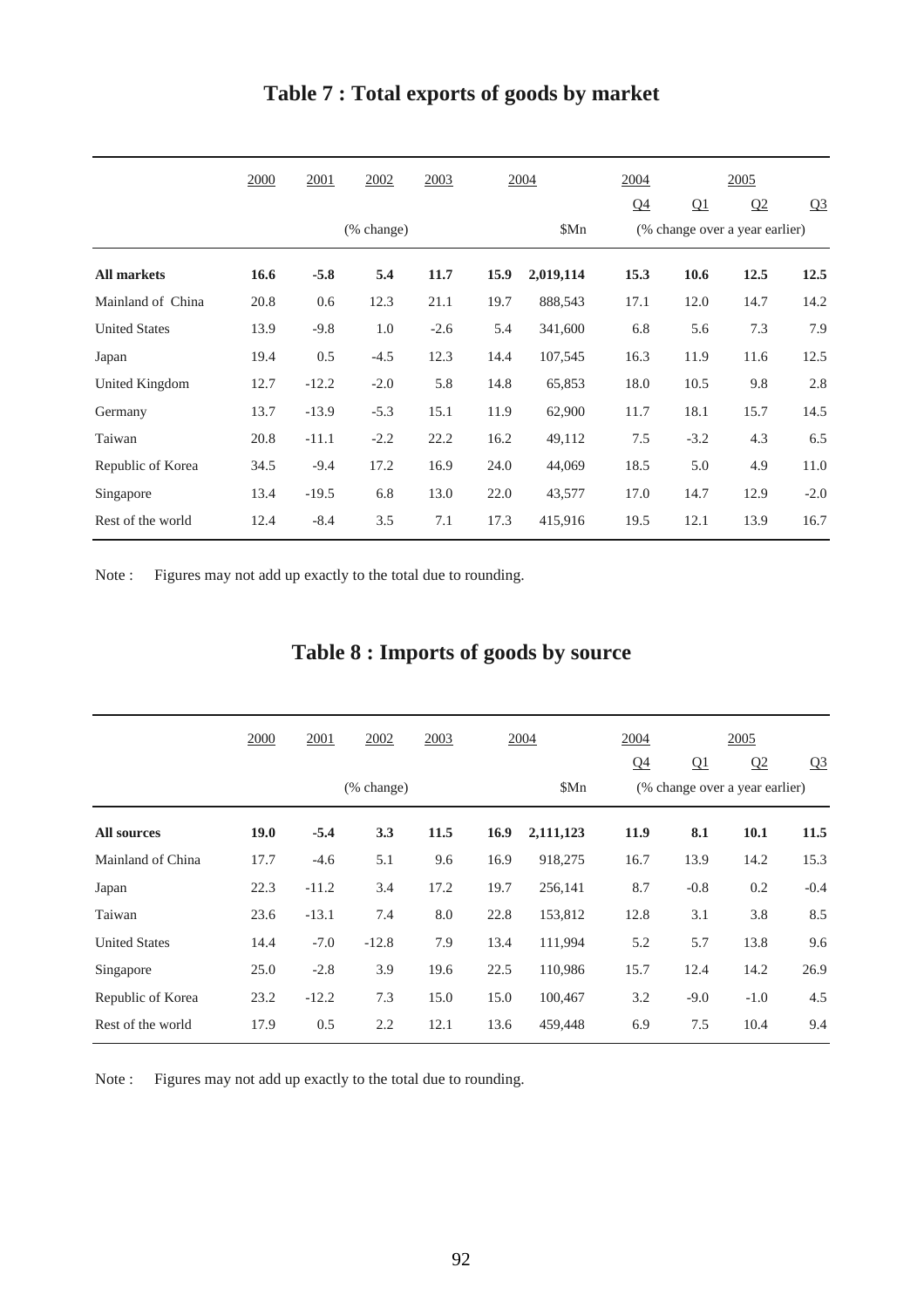# Table 7 : Total exports of goods by market

| | 2000 | 2001 | 2002 | 2003 | 2004 | | 2004 | 2005 | | |
|---|---|---|---|---|---|---|---|---|---|---|
| | | | | | | | Q4 | Q1 | Q2 | Q3 |
| | | | (% change) | | | $Mn | (% change over a year earlier) | | | |
| **All markets** | **16.6** | **-5.8** | **5.4** | **11.7** | **15.9** | **2,019,114** | **15.3** | **10.6** | **12.5** | **12.5** |
| Mainland of China | 20.8 | 0.6 | 12.3 | 21.1 | 19.7 | 888,543 | 17.1 | 12.0 | 14.7 | 14.2 |
| United States | 13.9 | -9.8 | 1.0 | -2.6 | 5.4 | 341,600 | 6.8 | 5.6 | 7.3 | 7.9 |
| Japan | 19.4 | 0.5 | -4.5 | 12.3 | 14.4 | 107,545 | 16.3 | 11.9 | 11.6 | 12.5 |
| United Kingdom | 12.7 | -12.2 | -2.0 | 5.8 | 14.8 | 65,853 | 18.0 | 10.5 | 9.8 | 2.8 |
| Germany | 13.7 | -13.9 | -5.3 | 15.1 | 11.9 | 62,900 | 11.7 | 18.1 | 15.7 | 14.5 |
| Taiwan | 20.8 | -11.1 | -2.2 | 22.2 | 16.2 | 49,112 | 7.5 | -3.2 | 4.3 | 6.5 |
| Republic of Korea | 34.5 | -9.4 | 17.2 | 16.9 | 24.0 | 44,069 | 18.5 | 5.0 | 4.9 | 11.0 |
| Singapore | 13.4 | -19.5 | 6.8 | 13.0 | 22.0 | 43,577 | 17.0 | 14.7 | 12.9 | -2.0 |
| Rest of the world | 12.4 | -8.4 | 3.5 | 7.1 | 17.3 | 415,916 | 19.5 | 12.1 | 13.9 | 16.7 |

Note : Figures may not add up exactly to the total due to rounding.

# Table 8 : Imports of goods by source

| | 2000 | 2001 | 2002 | 2003 | 2004 | | 2004 | 2005 | | |
|---|---|---|---|---|---|---|---|---|---|---|
| | | | | | | | Q4 | Q1 | Q2 | Q3 |
| | | | (% change) | | | $Mn | (% change over a year earlier) | | | |
| **All sources** | **19.0** | **-5.4** | **3.3** | **11.5** | **16.9** | **2,111,123** | **11.9** | **8.1** | **10.1** | **11.5** |
| Mainland of China | 17.7 | -4.6 | 5.1 | 9.6 | 16.9 | 918,275 | 16.7 | 13.9 | 14.2 | 15.3 |
| Japan | 22.3 | -11.2 | 3.4 | 17.2 | 19.7 | 256,141 | 8.7 | -0.8 | 0.2 | -0.4 |
| Taiwan | 23.6 | -13.1 | 7.4 | 8.0 | 22.8 | 153,812 | 12.8 | 3.1 | 3.8 | 8.5 |
| United States | 14.4 | -7.0 | -12.8 | 7.9 | 13.4 | 111,994 | 5.2 | 5.7 | 13.8 | 9.6 |
| Singapore | 25.0 | -2.8 | 3.9 | 19.6 | 22.5 | 110,986 | 15.7 | 12.4 | 14.2 | 26.9 |
| Republic of Korea | 23.2 | -12.2 | 7.3 | 15.0 | 15.0 | 100,467 | 3.2 | -9.0 | -1.0 | 4.5 |
| Rest of the world | 17.9 | 0.5 | 2.2 | 12.1 | 13.6 | 459,448 | 6.9 | 7.5 | 10.4 | 9.4 |

Note : Figures may not add up exactly to the total due to rounding.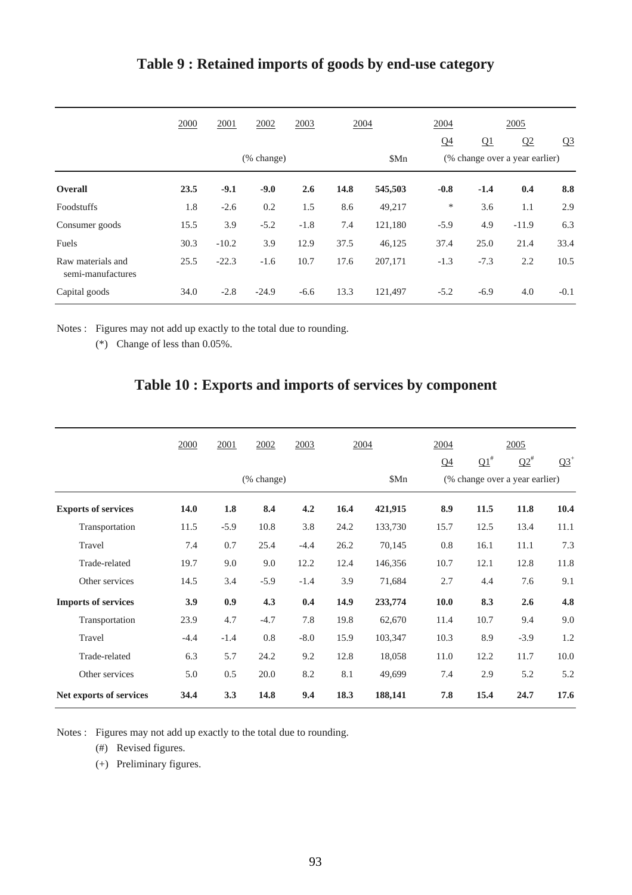# Table 9 : Retained imports of goods by end-use category

| | 2000 | 2001 | 2002 | 2003 | 2004 | 2004 | 2004 | 2005 | | |
|---|---|---|---|---|---|---|---|---|---|---|
| | | | | | | | Q4 | Q1 | Q2 | Q3 |
| | | | (% change) | | | $Mn | (% change over a year earlier) | | | |
| **Overall** | **23.5** | **-9.1** | **-9.0** | **2.6** | **14.8** | **545,503** | **-0.8** | **-1.4** | **0.4** | **8.8** |
| Foodstuffs | 1.8 | -2.6 | 0.2 | 1.5 | 8.6 | 49,217 | * | 3.6 | 1.1 | 2.9 |
| Consumer goods | 15.5 | 3.9 | -5.2 | -1.8 | 7.4 | 121,180 | -5.9 | 4.9 | -11.9 | 6.3 |
| Fuels | 30.3 | -10.2 | 3.9 | 12.9 | 37.5 | 46,125 | 37.4 | 25.0 | 21.4 | 33.4 |
| Raw materials and semi-manufactures | 25.5 | -22.3 | -1.6 | 10.7 | 17.6 | 207,171 | -1.3 | -7.3 | 2.2 | 10.5 |
| Capital goods | 34.0 | -2.8 | -24.9 | -6.6 | 13.3 | 121,497 | -5.2 | -6.9 | 4.0 | -0.1 |

Notes : Figures may not add up exactly to the total due to rounding.

(*) Change of less than 0.05%.

# Table 10 : Exports and imports of services by component

| | 2000 | 2001 | 2002 | 2003 | 2004 | 2004 | 2004 | 2005 | | |
|---|---|---|---|---|---|---|---|---|---|---|
| | | | | | | | Q4 | Q1# | Q2# | Q3+ |
| | | | (% change) | | | $Mn | (% change over a year earlier) | | | |
| **Exports of services** | **14.0** | **1.8** | **8.4** | **4.2** | **16.4** | **421,915** | **8.9** | **11.5** | **11.8** | **10.4** |
| Transportation | 11.5 | -5.9 | 10.8 | 3.8 | 24.2 | 133,730 | 15.7 | 12.5 | 13.4 | 11.1 |
| Travel | 7.4 | 0.7 | 25.4 | -4.4 | 26.2 | 70,145 | 0.8 | 16.1 | 11.1 | 7.3 |
| Trade-related | 19.7 | 9.0 | 9.0 | 12.2 | 12.4 | 146,356 | 10.7 | 12.1 | 12.8 | 11.8 |
| Other services | 14.5 | 3.4 | -5.9 | -1.4 | 3.9 | 71,684 | 2.7 | 4.4 | 7.6 | 9.1 |
| **Imports of services** | **3.9** | **0.9** | **4.3** | **0.4** | **14.9** | **233,774** | **10.0** | **8.3** | **2.6** | **4.8** |
| Transportation | 23.9 | 4.7 | -4.7 | 7.8 | 19.8 | 62,670 | 11.4 | 10.7 | 9.4 | 9.0 |
| Travel | -4.4 | -1.4 | 0.8 | -8.0 | 15.9 | 103,347 | 10.3 | 8.9 | -3.9 | 1.2 |
| Trade-related | 6.3 | 5.7 | 24.2 | 9.2 | 12.8 | 18,058 | 11.0 | 12.2 | 11.7 | 10.0 |
| Other services | 5.0 | 0.5 | 20.0 | 8.2 | 8.1 | 49,699 | 7.4 | 2.9 | 5.2 | 5.2 |
| **Net exports of services** | **34.4** | **3.3** | **14.8** | **9.4** | **18.3** | **188,141** | **7.8** | **15.4** | **24.7** | **17.6** |

Notes : Figures may not add up exactly to the total due to rounding.

(#) Revised figures.

(+) Preliminary figures.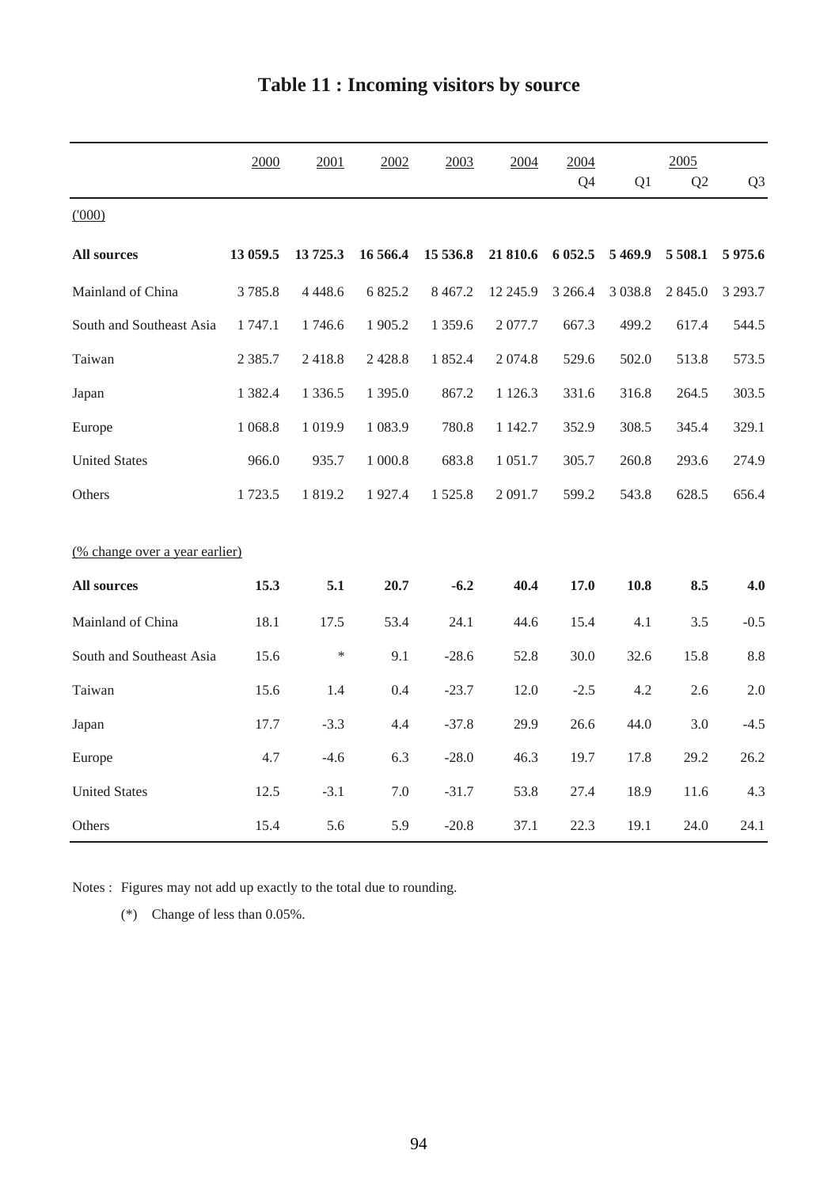# Table 11 : Incoming visitors by source

| | 2000 | 2001 | 2002 | 2003 | 2004 | 2004 | 2005 | | |
|---|---|---|---|---|---|---|---|---|---|
| | | | | | | Q4 | Q1 | Q2 | Q3 |
| ('000) | | | | | | | | | |
| **All sources** | **13 059.5** | **13 725.3** | **16 566.4** | **15 536.8** | **21 810.6** | **6 052.5** | **5 469.9** | **5 508.1** | **5 975.6** |
| Mainland of China | 3 785.8 | 4 448.6 | 6 825.2 | 8 467.2 | 12 245.9 | 3 266.4 | 3 038.8 | 2 845.0 | 3 293.7 |
| South and Southeast Asia | 1 747.1 | 1 746.6 | 1 905.2 | 1 359.6 | 2 077.7 | 667.3 | 499.2 | 617.4 | 544.5 |
| Taiwan | 2 385.7 | 2 418.8 | 2 428.8 | 1 852.4 | 2 074.8 | 529.6 | 502.0 | 513.8 | 573.5 |
| Japan | 1 382.4 | 1 336.5 | 1 395.0 | 867.2 | 1 126.3 | 331.6 | 316.8 | 264.5 | 303.5 |
| Europe | 1 068.8 | 1 019.9 | 1 083.9 | 780.8 | 1 142.7 | 352.9 | 308.5 | 345.4 | 329.1 |
| United States | 966.0 | 935.7 | 1 000.8 | 683.8 | 1 051.7 | 305.7 | 260.8 | 293.6 | 274.9 |
| Others | 1 723.5 | 1 819.2 | 1 927.4 | 1 525.8 | 2 091.7 | 599.2 | 543.8 | 628.5 | 656.4 |
| (% change over a year earlier) | | | | | | | | | |
| **All sources** | **15.3** | **5.1** | **20.7** | **-6.2** | **40.4** | **17.0** | **10.8** | **8.5** | **4.0** |
| Mainland of China | 18.1 | 17.5 | 53.4 | 24.1 | 44.6 | 15.4 | 4.1 | 3.5 | -0.5 |
| South and Southeast Asia | 15.6 | * | 9.1 | -28.6 | 52.8 | 30.0 | 32.6 | 15.8 | 8.8 |
| Taiwan | 15.6 | 1.4 | 0.4 | -23.7 | 12.0 | -2.5 | 4.2 | 2.6 | 2.0 |
| Japan | 17.7 | -3.3 | 4.4 | -37.8 | 29.9 | 26.6 | 44.0 | 3.0 | -4.5 |
| Europe | 4.7 | -4.6 | 6.3 | -28.0 | 46.3 | 19.7 | 17.8 | 29.2 | 26.2 |
| United States | 12.5 | -3.1 | 7.0 | -31.7 | 53.8 | 27.4 | 18.9 | 11.6 | 4.3 |
| Others | 15.4 | 5.6 | 5.9 | -20.8 | 37.1 | 22.3 | 19.1 | 24.0 | 24.1 |

Notes : Figures may not add up exactly to the total due to rounding.

(*) Change of less than 0.05%.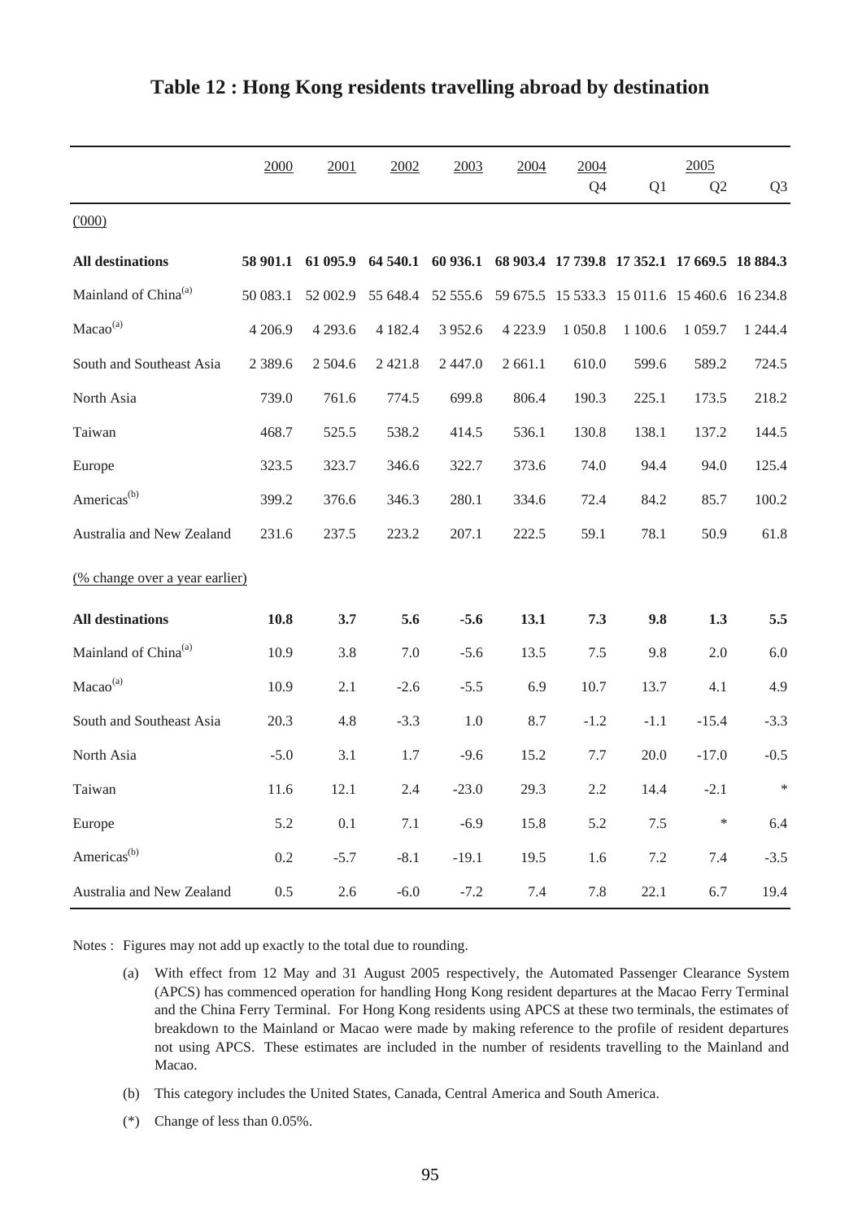# Table 12 : Hong Kong residents travelling abroad by destination

| | 2000 | 2001 | 2002 | 2003 | 2004 | 2004 Q4 | 2005 Q1 | 2005 Q2 | 2005 Q3 |
|---|---|---|---|---|---|---|---|---|---|
| ('000) | | | | | | | | | |
| **All destinations** | **58 901.1** | **61 095.9** | **64 540.1** | **60 936.1** | **68 903.4** | **17 739.8** | **17 352.1** | **17 669.5** | **18 884.3** |
| Mainland of China[(a)] | 50 083.1 | 52 002.9 | 55 648.4 | 52 555.6 | 59 675.5 | 15 533.3 | 15 011.6 | 15 460.6 | 16 234.8 |
| Macao[(a)] | 4 206.9 | 4 293.6 | 4 182.4 | 3 952.6 | 4 223.9 | 1 050.8 | 1 100.6 | 1 059.7 | 1 244.4 |
| South and Southeast Asia | 2 389.6 | 2 504.6 | 2 421.8 | 2 447.0 | 2 661.1 | 610.0 | 599.6 | 589.2 | 724.5 |
| North Asia | 739.0 | 761.6 | 774.5 | 699.8 | 806.4 | 190.3 | 225.1 | 173.5 | 218.2 |
| Taiwan | 468.7 | 525.5 | 538.2 | 414.5 | 536.1 | 130.8 | 138.1 | 137.2 | 144.5 |
| Europe | 323.5 | 323.7 | 346.6 | 322.7 | 373.6 | 74.0 | 94.4 | 94.0 | 125.4 |
| Americas[(b)] | 399.2 | 376.6 | 346.3 | 280.1 | 334.6 | 72.4 | 84.2 | 85.7 | 100.2 |
| Australia and New Zealand | 231.6 | 237.5 | 223.2 | 207.1 | 222.5 | 59.1 | 78.1 | 50.9 | 61.8 |
| (% change over a year earlier) | | | | | | | | | |
| **All destinations** | **10.8** | **3.7** | **5.6** | **-5.6** | **13.1** | **7.3** | **9.8** | **1.3** | **5.5** |
| Mainland of China[(a)] | 10.9 | 3.8 | 7.0 | -5.6 | 13.5 | 7.5 | 9.8 | 2.0 | 6.0 |
| Macao[(a)] | 10.9 | 2.1 | -2.6 | -5.5 | 6.9 | 10.7 | 13.7 | 4.1 | 4.9 |
| South and Southeast Asia | 20.3 | 4.8 | -3.3 | 1.0 | 8.7 | -1.2 | -1.1 | -15.4 | -3.3 |
| North Asia | -5.0 | 3.1 | 1.7 | -9.6 | 15.2 | 7.7 | 20.0 | -17.0 | -0.5 |
| Taiwan | 11.6 | 12.1 | 2.4 | -23.0 | 29.3 | 2.2 | 14.4 | -2.1 | * |
| Europe | 5.2 | 0.1 | 7.1 | -6.9 | 15.8 | 5.2 | 7.5 | * | 6.4 |
| Americas[(b)] | 0.2 | -5.7 | -8.1 | -19.1 | 19.5 | 1.6 | 7.2 | 7.4 | -3.5 |
| Australia and New Zealand | 0.5 | 2.6 | -6.0 | -7.2 | 7.4 | 7.8 | 22.1 | 6.7 | 19.4 |

Notes : Figures may not add up exactly to the total due to rounding.

(a) With effect from 12 May and 31 August 2005 respectively, the Automated Passenger Clearance System (APCS) has commenced operation for handling Hong Kong resident departures at the Macao Ferry Terminal and the China Ferry Terminal. For Hong Kong residents using APCS at these two terminals, the estimates of breakdown to the Mainland or Macao were made by making reference to the profile of resident departures not using APCS. These estimates are included in the number of residents travelling to the Mainland and Macao.

(b) This category includes the United States, Canada, Central America and South America.

(*) Change of less than 0.05%.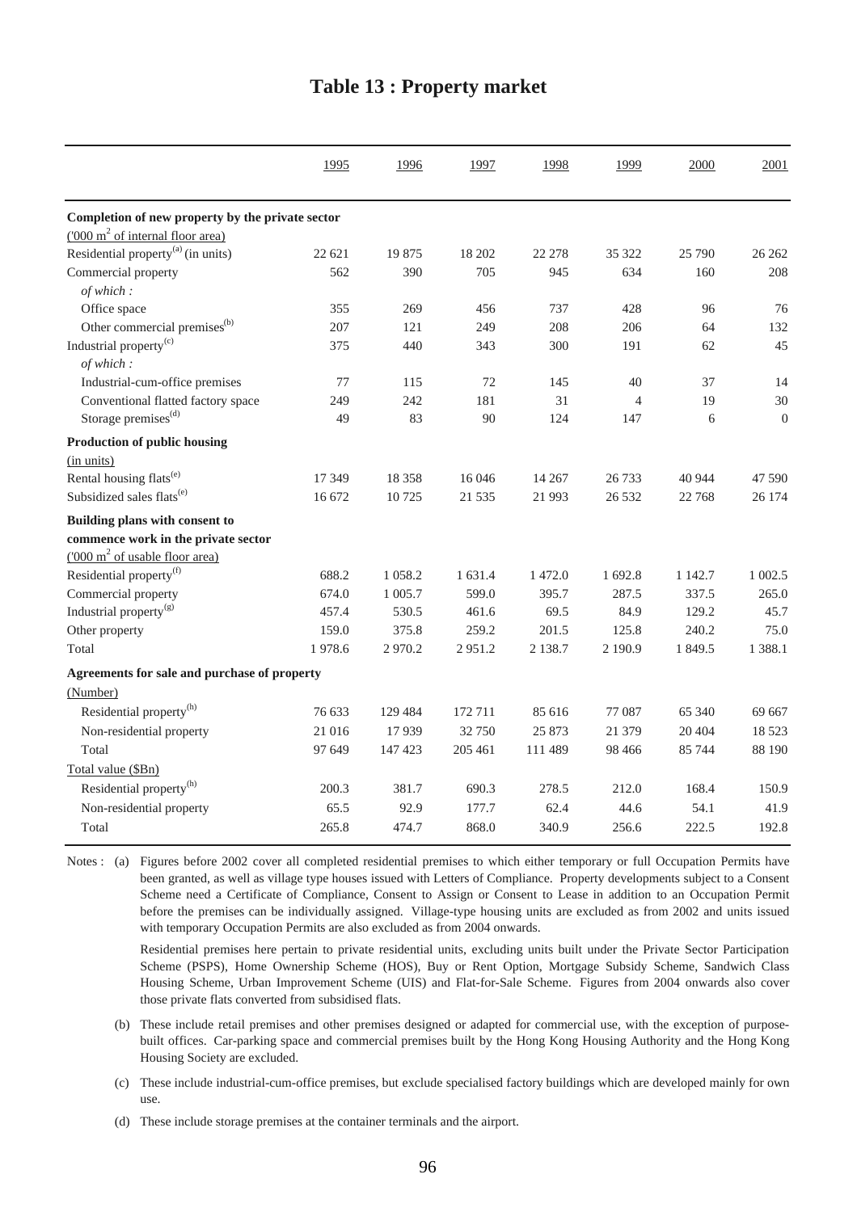# Table 13 : Property market

| | 1995 | 1996 | 1997 | 1998 | 1999 | 2000 | 2001 |
|---|---|---|---|---|---|---|---|
| **Completion of new property by the private sector** | | | | | | | |
| ('000 $m^2$ of internal floor area) | | | | | | | |
| Residential property[(a)] (in units) | 22 621 | 19 875 | 18 202 | 22 278 | 35 322 | 25 790 | 26 262 |
| Commercial property | 562 | 390 | 705 | 945 | 634 | 160 | 208 |
| *of which :* | | | | | | | |
| Office space | 355 | 269 | 456 | 737 | 428 | 96 | 76 |
| Other commercial premises[(b)] | 207 | 121 | 249 | 208 | 206 | 64 | 132 |
| Industrial property[(c)] | 375 | 440 | 343 | 300 | 191 | 62 | 45 |
| *of which :* | | | | | | | |
| Industrial-cum-office premises | 77 | 115 | 72 | 145 | 40 | 37 | 14 |
| Conventional flatted factory space | 249 | 242 | 181 | 31 | 4 | 19 | 30 |
| Storage premises[(d)] | 49 | 83 | 90 | 124 | 147 | 6 | 0 |
| **Production of public housing** | | | | | | | |
| (in units) | | | | | | | |
| Rental housing flats[(e)] | 17 349 | 18 358 | 16 046 | 14 267 | 26 733 | 40 944 | 47 590 |
| Subsidized sales flats[(e)] | 16 672 | 10 725 | 21 535 | 21 993 | 26 532 | 22 768 | 26 174 |
| **Building plans with consent to commence work in the private sector** | | | | | | | |
| ('000 $m^2$ of usable floor area) | | | | | | | |
| Residential property[(f)] | 688.2 | 1 058.2 | 1 631.4 | 1 472.0 | 1 692.8 | 1 142.7 | 1 002.5 |
| Commercial property | 674.0 | 1 005.7 | 599.0 | 395.7 | 287.5 | 337.5 | 265.0 |
| Industrial property[(g)] | 457.4 | 530.5 | 461.6 | 69.5 | 84.9 | 129.2 | 45.7 |
| Other property | 159.0 | 375.8 | 259.2 | 201.5 | 125.8 | 240.2 | 75.0 |
| Total | 1 978.6 | 2 970.2 | 2 951.2 | 2 138.7 | 2 190.9 | 1 849.5 | 1 388.1 |
| **Agreements for sale and purchase of property** | | | | | | | |
| (Number) | | | | | | | |
| Residential property[(h)] | 76 633 | 129 484 | 172 711 | 85 616 | 77 087 | 65 340 | 69 667 |
| Non-residential property | 21 016 | 17 939 | 32 750 | 25 873 | 21 379 | 20 404 | 18 523 |
| Total | 97 649 | 147 423 | 205 461 | 111 489 | 98 466 | 85 744 | 88 190 |
| Total value ($Bn) | | | | | | | |
| Residential property[(h)] | 200.3 | 381.7 | 690.3 | 278.5 | 212.0 | 168.4 | 150.9 |
| Non-residential property | 65.5 | 92.9 | 177.7 | 62.4 | 44.6 | 54.1 | 41.9 |
| Total | 265.8 | 474.7 | 868.0 | 340.9 | 256.6 | 222.5 | 192.8 |

Notes : (a) Figures before 2002 cover all completed residential premises to which either temporary or full Occupation Permits have been granted, as well as village type houses issued with Letters of Compliance. Property developments subject to a Consent Scheme need a Certificate of Compliance, Consent to Assign or Consent to Lease in addition to an Occupation Permit before the premises can be individually assigned. Village-type housing units are excluded as from 2002 and units issued with temporary Occupation Permits are also excluded as from 2004 onwards.

Residential premises here pertain to private residential units, excluding units built under the Private Sector Participation Scheme (PSPS), Home Ownership Scheme (HOS), Buy or Rent Option, Mortgage Subsidy Scheme, Sandwich Class Housing Scheme, Urban Improvement Scheme (UIS) and Flat-for-Sale Scheme. Figures from 2004 onwards also cover those private flats converted from subsidised flats.

(b) These include retail premises and other premises designed or adapted for commercial use, with the exception of purpose-built offices. Car-parking space and commercial premises built by the Hong Kong Housing Authority and the Hong Kong Housing Society are excluded.

(c) These include industrial-cum-office premises, but exclude specialised factory buildings which are developed mainly for own use.

(d) These include storage premises at the container terminals and the airport.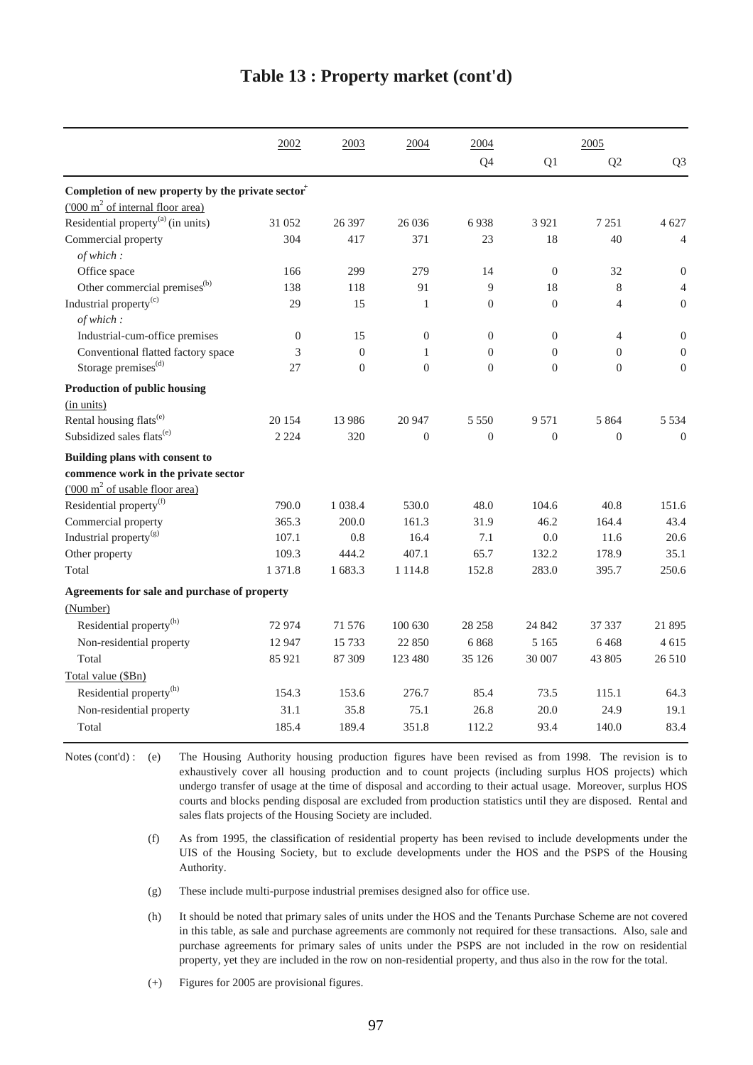# Table 13 : Property market (cont'd)

| | 2002 | 2003 | 2004 | 2004 | 2005 | | |
|---|---|---|---|---|---|---|---|
| | | | | Q4 | Q1 | Q2 | Q3 |
| **Completion of new property by the private sector**[+] | | | | | | | |
| ('000 $m^2$ of internal floor area) | | | | | | | |
| Residential property[(a)] (in units) | 31 052 | 26 397 | 26 036 | 6 938 | 3 921 | 7 251 | 4 627 |
| Commercial property | 304 | 417 | 371 | 23 | 18 | 40 | 4 |
| *of which :* | | | | | | | |
| Office space | 166 | 299 | 279 | 14 | 0 | 32 | 0 |
| Other commercial premises[(b)] | 138 | 118 | 91 | 9 | 18 | 8 | 4 |
| Industrial property[(c)] | 29 | 15 | 1 | 0 | 0 | 4 | 0 |
| *of which :* | | | | | | | |
| Industrial-cum-office premises | 0 | 15 | 0 | 0 | 0 | 4 | 0 |
| Conventional flatted factory space | 3 | 0 | 1 | 0 | 0 | 0 | 0 |
| Storage premises[(d)] | 27 | 0 | 0 | 0 | 0 | 0 | 0 |
| **Production of public housing** | | | | | | | |
| (in units) | | | | | | | |
| Rental housing flats[(e)] | 20 154 | 13 986 | 20 947 | 5 550 | 9 571 | 5 864 | 5 534 |
| Subsidized sales flats[(e)] | 2 224 | 320 | 0 | 0 | 0 | 0 | 0 |
| **Building plans with consent to commence work in the private sector** | | | | | | | |
| ('000 $m^2$ of usable floor area) | | | | | | | |
| Residential property[(f)] | 790.0 | 1 038.4 | 530.0 | 48.0 | 104.6 | 40.8 | 151.6 |
| Commercial property | 365.3 | 200.0 | 161.3 | 31.9 | 46.2 | 164.4 | 43.4 |
| Industrial property[(g)] | 107.1 | 0.8 | 16.4 | 7.1 | 0.0 | 11.6 | 20.6 |
| Other property | 109.3 | 444.2 | 407.1 | 65.7 | 132.2 | 178.9 | 35.1 |
| Total | 1 371.8 | 1 683.3 | 1 114.8 | 152.8 | 283.0 | 395.7 | 250.6 |
| **Agreements for sale and purchase of property** | | | | | | | |
| (Number) | | | | | | | |
| Residential property[(h)] | 72 974 | 71 576 | 100 630 | 28 258 | 24 842 | 37 337 | 21 895 |
| Non-residential property | 12 947 | 15 733 | 22 850 | 6 868 | 5 165 | 6 468 | 4 615 |
| Total | 85 921 | 87 309 | 123 480 | 35 126 | 30 007 | 43 805 | 26 510 |
| Total value ($Bn) | | | | | | | |
| Residential property[(h)] | 154.3 | 153.6 | 276.7 | 85.4 | 73.5 | 115.1 | 64.3 |
| Non-residential property | 31.1 | 35.8 | 75.1 | 26.8 | 20.0 | 24.9 | 19.1 |
| Total | 185.4 | 189.4 | 351.8 | 112.2 | 93.4 | 140.0 | 83.4 |

Notes (cont'd) :

(e) The Housing Authority housing production figures have been revised as from 1998. The revision is to exhaustively cover all housing production and to count projects (including surplus HOS projects) which undergo transfer of usage at the time of disposal and according to their actual usage. Moreover, surplus HOS courts and blocks pending disposal are excluded from production statistics until they are disposed. Rental and sales flats projects of the Housing Society are included.

(f) As from 1995, the classification of residential property has been revised to include developments under the UIS of the Housing Society, but to exclude developments under the HOS and the PSPS of the Housing Authority.

(g) These include multi-purpose industrial premises designed also for office use.

(h) It should be noted that primary sales of units under the HOS and the Tenants Purchase Scheme are not covered in this table, as sale and purchase agreements are commonly not required for these transactions. Also, sale and purchase agreements for primary sales of units under the PSPS are not included in the row on residential property, yet they are included in the row on non-residential property, and thus also in the row for the total.

(+) Figures for 2005 are provisional figures.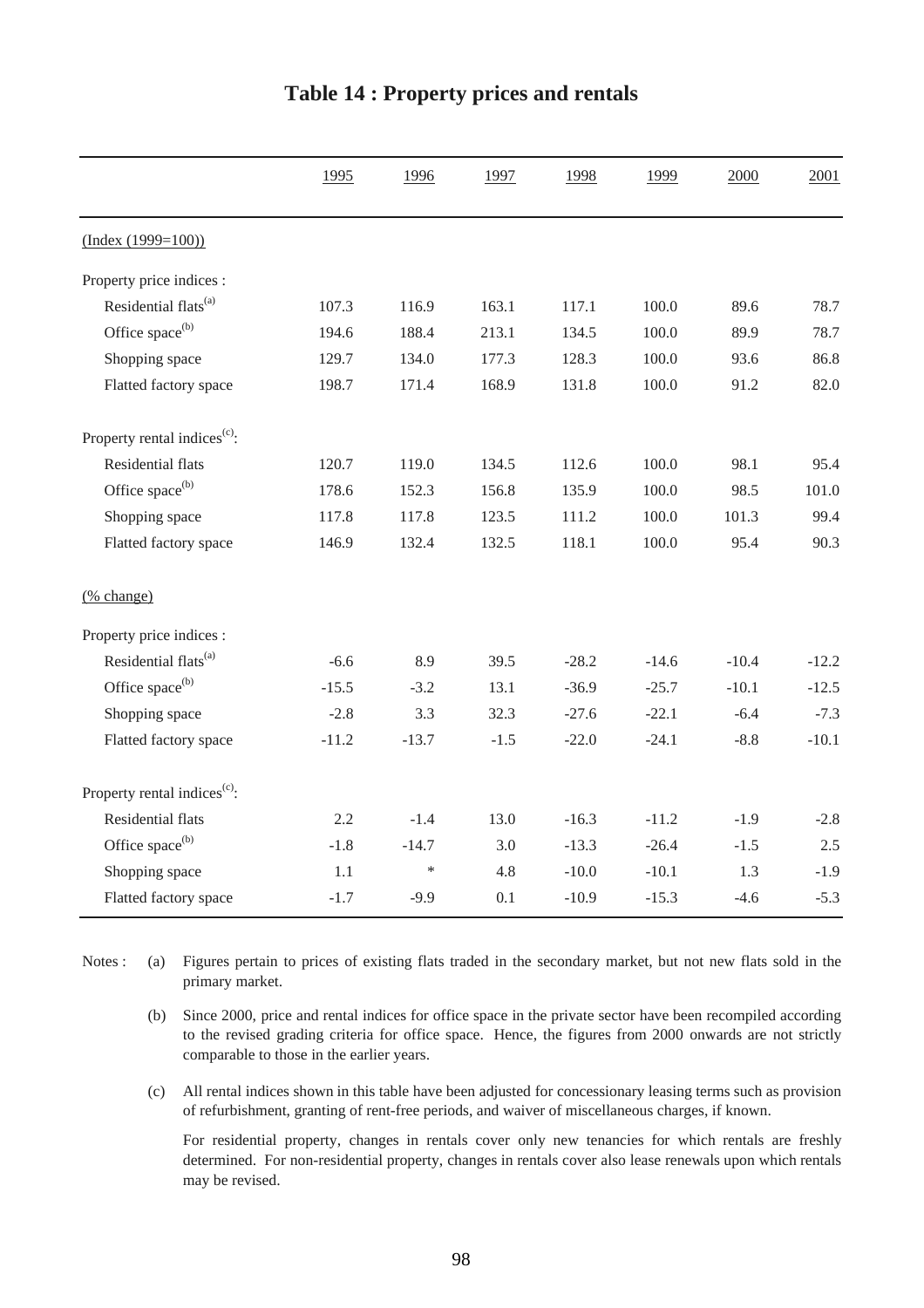# Table 14 : Property prices and rentals

| | 1995 | 1996 | 1997 | 1998 | 1999 | 2000 | 2001 |
|---|---|---|---|---|---|---|---|
| (Index (1999=100)) | | | | | | | |
| Property price indices : | | | | | | | |
| Residential flats[(a)] | 107.3 | 116.9 | 163.1 | 117.1 | 100.0 | 89.6 | 78.7 |
| Office space[(b)] | 194.6 | 188.4 | 213.1 | 134.5 | 100.0 | 89.9 | 78.7 |
| Shopping space | 129.7 | 134.0 | 177.3 | 128.3 | 100.0 | 93.6 | 86.8 |
| Flatted factory space | 198.7 | 171.4 | 168.9 | 131.8 | 100.0 | 91.2 | 82.0 |
| Property rental indices[(c)]: | | | | | | | |
| Residential flats | 120.7 | 119.0 | 134.5 | 112.6 | 100.0 | 98.1 | 95.4 |
| Office space[(b)] | 178.6 | 152.3 | 156.8 | 135.9 | 100.0 | 98.5 | 101.0 |
| Shopping space | 117.8 | 117.8 | 123.5 | 111.2 | 100.0 | 101.3 | 99.4 |
| Flatted factory space | 146.9 | 132.4 | 132.5 | 118.1 | 100.0 | 95.4 | 90.3 |
| (% change) | | | | | | | |
| Property price indices : | | | | | | | |
| Residential flats[(a)] | -6.6 | 8.9 | 39.5 | -28.2 | -14.6 | -10.4 | -12.2 |
| Office space[(b)] | -15.5 | -3.2 | 13.1 | -36.9 | -25.7 | -10.1 | -12.5 |
| Shopping space | -2.8 | 3.3 | 32.3 | -27.6 | -22.1 | -6.4 | -7.3 |
| Flatted factory space | -11.2 | -13.7 | -1.5 | -22.0 | -24.1 | -8.8 | -10.1 |
| Property rental indices[(c)]: | | | | | | | |
| Residential flats | 2.2 | -1.4 | 13.0 | -16.3 | -11.2 | -1.9 | -2.8 |
| Office space[(b)] | -1.8 | -14.7 | 3.0 | -13.3 | -26.4 | -1.5 | 2.5 |
| Shopping space | 1.1 | * | 4.8 | -10.0 | -10.1 | 1.3 | -1.9 |
| Flatted factory space | -1.7 | -9.9 | 0.1 | -10.9 | -15.3 | -4.6 | -5.3 |

Notes :

(a) Figures pertain to prices of existing flats traded in the secondary market, but not new flats sold in the primary market.

(b) Since 2000, price and rental indices for office space in the private sector have been recompiled according to the revised grading criteria for office space. Hence, the figures from 2000 onwards are not strictly comparable to those in the earlier years.

(c) All rental indices shown in this table have been adjusted for concessionary leasing terms such as provision of refurbishment, granting of rent-free periods, and waiver of miscellaneous charges, if known.

For residential property, changes in rentals cover only new tenancies for which rentals are freshly determined. For non-residential property, changes in rentals cover also lease renewals upon which rentals may be revised.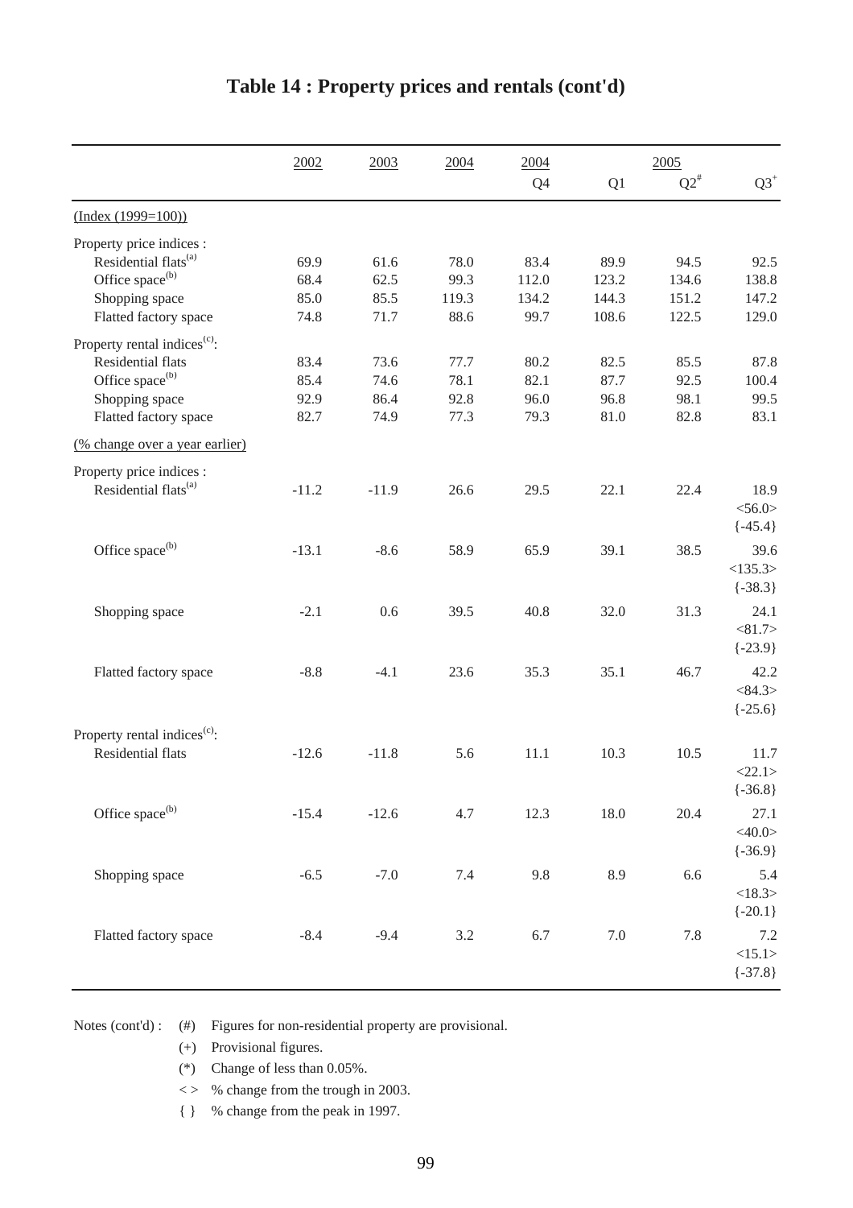# Table 14 : Property prices and rentals (cont'd)

| | 2002 | 2003 | 2004 | 2004 | 2005 | | |
|---|---|---|---|---|---|---|---|
| | | | | Q4 | Q1 | Q2[#] | Q3[+] |
| (Index (1999=100)) | | | | | | | |
| Property price indices : | | | | | | | |
| Residential flats[(a)] | 69.9 | 61.6 | 78.0 | 83.4 | 89.9 | 94.5 | 92.5 |
| Office space[(b)] | 68.4 | 62.5 | 99.3 | 112.0 | 123.2 | 134.6 | 138.8 |
| Shopping space | 85.0 | 85.5 | 119.3 | 134.2 | 144.3 | 151.2 | 147.2 |
| Flatted factory space | 74.8 | 71.7 | 88.6 | 99.7 | 108.6 | 122.5 | 129.0 |
| Property rental indices[(c)]: | | | | | | | |
| Residential flats | 83.4 | 73.6 | 77.7 | 80.2 | 82.5 | 85.5 | 87.8 |
| Office space[(b)] | 85.4 | 74.6 | 78.1 | 82.1 | 87.7 | 92.5 | 100.4 |
| Shopping space | 92.9 | 86.4 | 92.8 | 96.0 | 96.8 | 98.1 | 99.5 |
| Flatted factory space | 82.7 | 74.9 | 77.3 | 79.3 | 81.0 | 82.8 | 83.1 |
| (% change over a year earlier) | | | | | | | |
| Property price indices : | | | | | | | |
| Residential flats[(a)] | -11.2 | -11.9 | 26.6 | 29.5 | 22.1 | 22.4 | 18.9 <56.0> {-45.4} |
| Office space[(b)] | -13.1 | -8.6 | 58.9 | 65.9 | 39.1 | 38.5 | 39.6 <135.3> {-38.3} |
| Shopping space | -2.1 | 0.6 | 39.5 | 40.8 | 32.0 | 31.3 | 24.1 <81.7> {-23.9} |
| Flatted factory space | -8.8 | -4.1 | 23.6 | 35.3 | 35.1 | 46.7 | 42.2 <84.3> {-25.6} |
| Property rental indices[(c)]: | | | | | | | |
| Residential flats | -12.6 | -11.8 | 5.6 | 11.1 | 10.3 | 10.5 | 11.7 <22.1> {-36.8} |
| Office space[(b)] | -15.4 | -12.6 | 4.7 | 12.3 | 18.0 | 20.4 | 27.1 <40.0> {-36.9} |
| Shopping space | -6.5 | -7.0 | 7.4 | 9.8 | 8.9 | 6.6 | 5.4 <18.3> {-20.1} |
| Flatted factory space | -8.4 | -9.4 | 3.2 | 6.7 | 7.0 | 7.8 | 7.2 <15.1> {-37.8} |

Notes (cont'd) :
- (#) Figures for non-residential property are provisional.
- (+) Provisional figures.
- (*) Change of less than 0.05%.
- < > % change from the trough in 2003.
- { } % change from the peak in 1997.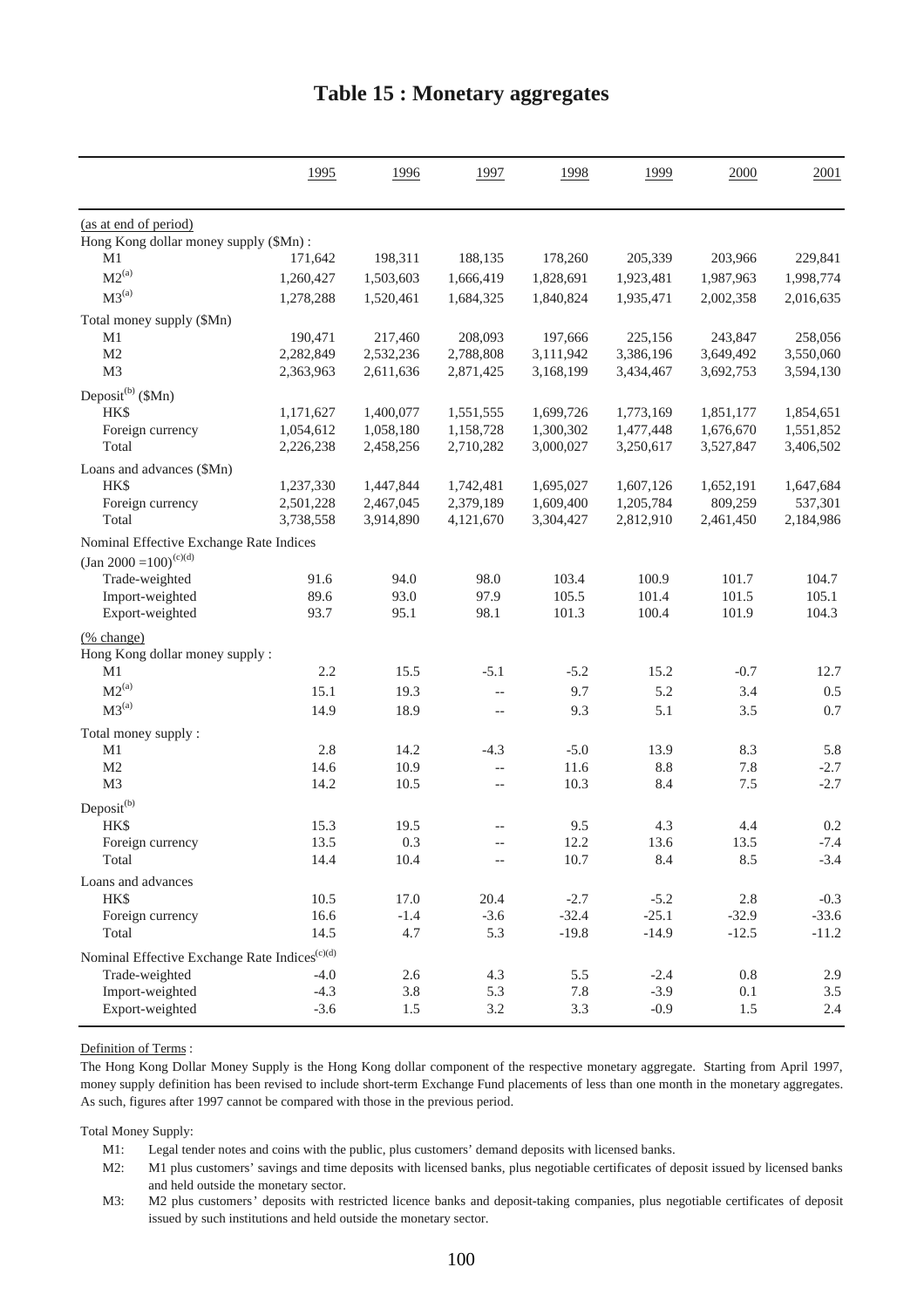# Table 15 : Monetary aggregates

| | 1995 | 1996 | 1997 | 1998 | 1999 | 2000 | 2001 |
|---|---|---|---|---|---|---|---|
| (as at end of period) | | | | | | | |
| Hong Kong dollar money supply ($Mn) : | | | | | | | |
| M1 | 171,642 | 198,311 | 188,135 | 178,260 | 205,339 | 203,966 | 229,841 |
| M2[(a)] | 1,260,427 | 1,503,603 | 1,666,419 | 1,828,691 | 1,923,481 | 1,987,963 | 1,998,774 |
| M3[(a)] | 1,278,288 | 1,520,461 | 1,684,325 | 1,840,824 | 1,935,471 | 2,002,358 | 2,016,635 |
| Total money supply ($Mn) | | | | | | | |
| M1 | 190,471 | 217,460 | 208,093 | 197,666 | 225,156 | 243,847 | 258,056 |
| M2 | 2,282,849 | 2,532,236 | 2,788,808 | 3,111,942 | 3,386,196 | 3,649,492 | 3,550,060 |
| M3 | 2,363,963 | 2,611,636 | 2,871,425 | 3,168,199 | 3,434,467 | 3,692,753 | 3,594,130 |
| Deposit[(b)] ($Mn) | | | | | | | |
| HK$ | 1,171,627 | 1,400,077 | 1,551,555 | 1,699,726 | 1,773,169 | 1,851,177 | 1,854,651 |
| Foreign currency | 1,054,612 | 1,058,180 | 1,158,728 | 1,300,302 | 1,477,448 | 1,676,670 | 1,551,852 |
| Total | 2,226,238 | 2,458,256 | 2,710,282 | 3,000,027 | 3,250,617 | 3,527,847 | 3,406,502 |
| Loans and advances ($Mn) | | | | | | | |
| HK$ | 1,237,330 | 1,447,844 | 1,742,481 | 1,695,027 | 1,607,126 | 1,652,191 | 1,647,684 |
| Foreign currency | 2,501,228 | 2,467,045 | 2,379,189 | 1,609,400 | 1,205,784 | 809,259 | 537,301 |
| Total | 3,738,558 | 3,914,890 | 4,121,670 | 3,304,427 | 2,812,910 | 2,461,450 | 2,184,986 |
| Nominal Effective Exchange Rate Indices (Jan 2000 =100)[(c)(d)] | | | | | | | |
| Trade-weighted | 91.6 | 94.0 | 98.0 | 103.4 | 100.9 | 101.7 | 104.7 |
| Import-weighted | 89.6 | 93.0 | 97.9 | 105.5 | 101.4 | 101.5 | 105.1 |
| Export-weighted | 93.7 | 95.1 | 98.1 | 101.3 | 100.4 | 101.9 | 104.3 |
| (% change) | | | | | | | |
| Hong Kong dollar money supply : | | | | | | | |
| M1 | 2.2 | 15.5 | -5.1 | -5.2 | 15.2 | -0.7 | 12.7 |
| M2[(a)] | 15.1 | 19.3 | -- | 9.7 | 5.2 | 3.4 | 0.5 |
| M3[(a)] | 14.9 | 18.9 | -- | 9.3 | 5.1 | 3.5 | 0.7 |
| Total money supply : | | | | | | | |
| M1 | 2.8 | 14.2 | -4.3 | -5.0 | 13.9 | 8.3 | 5.8 |
| M2 | 14.6 | 10.9 | -- | 11.6 | 8.8 | 7.8 | -2.7 |
| M3 | 14.2 | 10.5 | -- | 10.3 | 8.4 | 7.5 | -2.7 |
| Deposit[(b)] | | | | | | | |
| HK$ | 15.3 | 19.5 | -- | 9.5 | 4.3 | 4.4 | 0.2 |
| Foreign currency | 13.5 | 0.3 | -- | 12.2 | 13.6 | 13.5 | -7.4 |
| Total | 14.4 | 10.4 | -- | 10.7 | 8.4 | 8.5 | -3.4 |
| Loans and advances | | | | | | | |
| HK$ | 10.5 | 17.0 | 20.4 | -2.7 | -5.2 | 2.8 | -0.3 |
| Foreign currency | 16.6 | -1.4 | -3.6 | -32.4 | -25.1 | -32.9 | -33.6 |
| Total | 14.5 | 4.7 | 5.3 | -19.8 | -14.9 | -12.5 | -11.2 |
| Nominal Effective Exchange Rate Indices[(c)(d)] | | | | | | | |
| Trade-weighted | -4.0 | 2.6 | 4.3 | 5.5 | -2.4 | 0.8 | 2.9 |
| Import-weighted | -4.3 | 3.8 | 5.3 | 7.8 | -3.9 | 0.1 | 3.5 |
| Export-weighted | -3.6 | 1.5 | 3.2 | 3.3 | -0.9 | 1.5 | 2.4 |

Definition of Terms :

The Hong Kong Dollar Money Supply is the Hong Kong dollar component of the respective monetary aggregate. Starting from April 1997, money supply definition has been revised to include short-term Exchange Fund placements of less than one month in the monetary aggregates. As such, figures after 1997 cannot be compared with those in the previous period.

Total Money Supply:

M1: Legal tender notes and coins with the public, plus customers' demand deposits with licensed banks.

M2: M1 plus customers' savings and time deposits with licensed banks, plus negotiable certificates of deposit issued by licensed banks and held outside the monetary sector.

M3: M2 plus customers' deposits with restricted licence banks and deposit-taking companies, plus negotiable certificates of deposit issued by such institutions and held outside the monetary sector.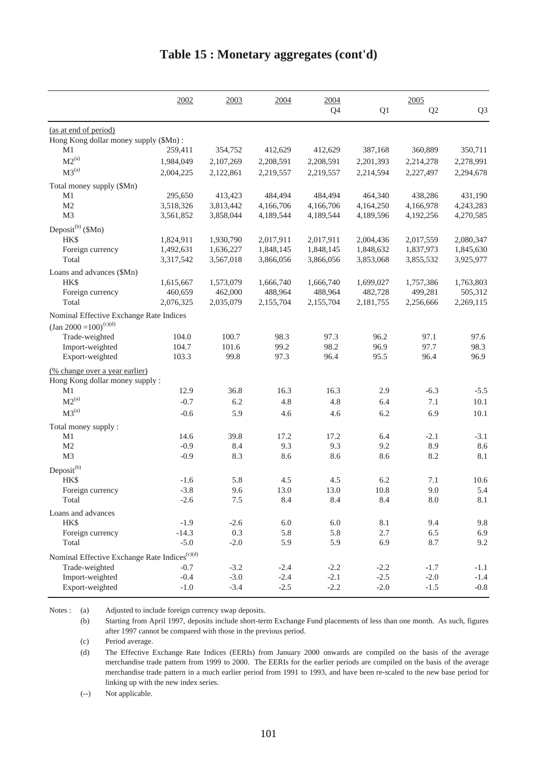# Table 15 : Monetary aggregates (cont'd)

| | 2002 | 2003 | 2004 | 2004 Q4 | 2005 Q1 | 2005 Q2 | 2005 Q3 |
|---|---|---|---|---|---|---|---|
| (as at end of period) | | | | | | | |
| Hong Kong dollar money supply ($Mn) : | | | | | | | |
| M1 | 259,411 | 354,752 | 412,629 | 412,629 | 387,168 | 360,889 | 350,711 |
| M2[(a)] | 1,984,049 | 2,107,269 | 2,208,591 | 2,208,591 | 2,201,393 | 2,214,278 | 2,278,991 |
| M3[(a)] | 2,004,225 | 2,122,861 | 2,219,557 | 2,219,557 | 2,214,594 | 2,227,497 | 2,294,678 |
| Total money supply ($Mn) | | | | | | | |
| M1 | 295,650 | 413,423 | 484,494 | 484,494 | 464,340 | 438,286 | 431,190 |
| M2 | 3,518,326 | 3,813,442 | 4,166,706 | 4,166,706 | 4,164,250 | 4,166,978 | 4,243,283 |
| M3 | 3,561,852 | 3,858,044 | 4,189,544 | 4,189,544 | 4,189,596 | 4,192,256 | 4,270,585 |
| Deposit[(b)] ($Mn) | | | | | | | |
| HK$ | 1,824,911 | 1,930,790 | 2,017,911 | 2,017,911 | 2,004,436 | 2,017,559 | 2,080,347 |
| Foreign currency | 1,492,631 | 1,636,227 | 1,848,145 | 1,848,145 | 1,848,632 | 1,837,973 | 1,845,630 |
| Total | 3,317,542 | 3,567,018 | 3,866,056 | 3,866,056 | 3,853,068 | 3,855,532 | 3,925,977 |
| Loans and advances ($Mn) | | | | | | | |
| HK$ | 1,615,667 | 1,573,079 | 1,666,740 | 1,666,740 | 1,699,027 | 1,757,386 | 1,763,803 |
| Foreign currency | 460,659 | 462,000 | 488,964 | 488,964 | 482,728 | 499,281 | 505,312 |
| Total | 2,076,325 | 2,035,079 | 2,155,704 | 2,155,704 | 2,181,755 | 2,256,666 | 2,269,115 |
| Nominal Effective Exchange Rate Indices (Jan 2000 =100)[(c)(d)] | | | | | | | |
| Trade-weighted | 104.0 | 100.7 | 98.3 | 97.3 | 96.2 | 97.1 | 97.6 |
| Import-weighted | 104.7 | 101.6 | 99.2 | 98.2 | 96.9 | 97.7 | 98.3 |
| Export-weighted | 103.3 | 99.8 | 97.3 | 96.4 | 95.5 | 96.4 | 96.9 |
| (% change over a year earlier) | | | | | | | |
| Hong Kong dollar money supply : | | | | | | | |
| M1 | 12.9 | 36.8 | 16.3 | 16.3 | 2.9 | -6.3 | -5.5 |
| M2[(a)] | -0.7 | 6.2 | 4.8 | 4.8 | 6.4 | 7.1 | 10.1 |
| M3[(a)] | -0.6 | 5.9 | 4.6 | 4.6 | 6.2 | 6.9 | 10.1 |
| Total money supply : | | | | | | | |
| M1 | 14.6 | 39.8 | 17.2 | 17.2 | 6.4 | -2.1 | -3.1 |
| M2 | -0.9 | 8.4 | 9.3 | 9.3 | 9.2 | 8.9 | 8.6 |
| M3 | -0.9 | 8.3 | 8.6 | 8.6 | 8.6 | 8.2 | 8.1 |
| Deposit[(b)] | | | | | | | |
| HK$ | -1.6 | 5.8 | 4.5 | 4.5 | 6.2 | 7.1 | 10.6 |
| Foreign currency | -3.8 | 9.6 | 13.0 | 13.0 | 10.8 | 9.0 | 5.4 |
| Total | -2.6 | 7.5 | 8.4 | 8.4 | 8.4 | 8.0 | 8.1 |
| Loans and advances | | | | | | | |
| HK$ | -1.9 | -2.6 | 6.0 | 6.0 | 8.1 | 9.4 | 9.8 |
| Foreign currency | -14.3 | 0.3 | 5.8 | 5.8 | 2.7 | 6.5 | 6.9 |
| Total | -5.0 | -2.0 | 5.9 | 5.9 | 6.9 | 8.7 | 9.2 |
| Nominal Effective Exchange Rate Indices[(c)(d)] | | | | | | | |
| Trade-weighted | -0.7 | -3.2 | -2.4 | -2.2 | -2.2 | -1.7 | -1.1 |
| Import-weighted | -0.4 | -3.0 | -2.4 | -2.1 | -2.5 | -2.0 | -1.4 |
| Export-weighted | -1.0 | -3.4 | -2.5 | -2.2 | -2.0 | -1.5 | -0.8 |

Notes :
- (a) Adjusted to include foreign currency swap deposits.
- (b) Starting from April 1997, deposits include short-term Exchange Fund placements of less than one month. As such, figures after 1997 cannot be compared with those in the previous period.
- (c) Period average.
- (d) The Effective Exchange Rate Indices (EERIs) from January 2000 onwards are compiled on the basis of the average merchandise trade pattern from 1999 to 2000. The EERIs for the earlier periods are compiled on the basis of the average merchandise trade pattern in a much earlier period from 1991 to 1993, and have been re-scaled to the new base period for linking up with the new index series.
- (--) Not applicable.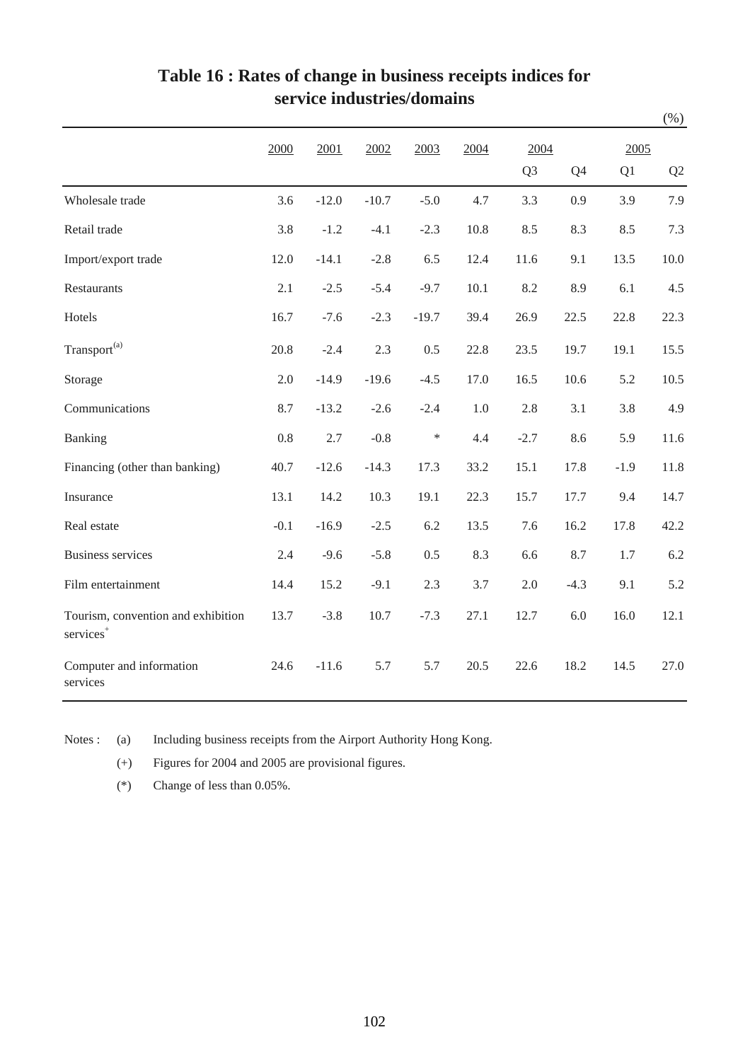# Table 16 : Rates of change in business receipts indices for service industries/domains

(%)

| | 2000 | 2001 | 2002 | 2003 | 2004 | 2004 | | 2005 | |
|---|---|---|---|---|---|---|---|---|---|
| | | | | | | Q3 | Q4 | Q1 | Q2 |
| Wholesale trade | 3.6 | -12.0 | -10.7 | -5.0 | 4.7 | 3.3 | 0.9 | 3.9 | 7.9 |
| Retail trade | 3.8 | -1.2 | -4.1 | -2.3 | 10.8 | 8.5 | 8.3 | 8.5 | 7.3 |
| Import/export trade | 12.0 | -14.1 | -2.8 | 6.5 | 12.4 | 11.6 | 9.1 | 13.5 | 10.0 |
| Restaurants | 2.1 | -2.5 | -5.4 | -9.7 | 10.1 | 8.2 | 8.9 | 6.1 | 4.5 |
| Hotels | 16.7 | -7.6 | -2.3 | -19.7 | 39.4 | 26.9 | 22.5 | 22.8 | 22.3 |
| Transport[(a)] | 20.8 | -2.4 | 2.3 | 0.5 | 22.8 | 23.5 | 19.7 | 19.1 | 15.5 |
| Storage | 2.0 | -14.9 | -19.6 | -4.5 | 17.0 | 16.5 | 10.6 | 5.2 | 10.5 |
| Communications | 8.7 | -13.2 | -2.6 | -2.4 | 1.0 | 2.8 | 3.1 | 3.8 | 4.9 |
| Banking | 0.8 | 2.7 | -0.8 | * | 4.4 | -2.7 | 8.6 | 5.9 | 11.6 |
| Financing (other than banking) | 40.7 | -12.6 | -14.3 | 17.3 | 33.2 | 15.1 | 17.8 | -1.9 | 11.8 |
| Insurance | 13.1 | 14.2 | 10.3 | 19.1 | 22.3 | 15.7 | 17.7 | 9.4 | 14.7 |
| Real estate | -0.1 | -16.9 | -2.5 | 6.2 | 13.5 | 7.6 | 16.2 | 17.8 | 42.2 |
| Business services | 2.4 | -9.6 | -5.8 | 0.5 | 8.3 | 6.6 | 8.7 | 1.7 | 6.2 |
| Film entertainment | 14.4 | 15.2 | -9.1 | 2.3 | 3.7 | 2.0 | -4.3 | 9.1 | 5.2 |
| Tourism, convention and exhibition services[+] | 13.7 | -3.8 | 10.7 | -7.3 | 27.1 | 12.7 | 6.0 | 16.0 | 12.1 |
| Computer and information services | 24.6 | -11.6 | 5.7 | 5.7 | 20.5 | 22.6 | 18.2 | 14.5 | 27.0 |

Notes :
(a) Including business receipts from the Airport Authority Hong Kong.
(+) Figures for 2004 and 2005 are provisional figures.
(*) Change of less than 0.05%.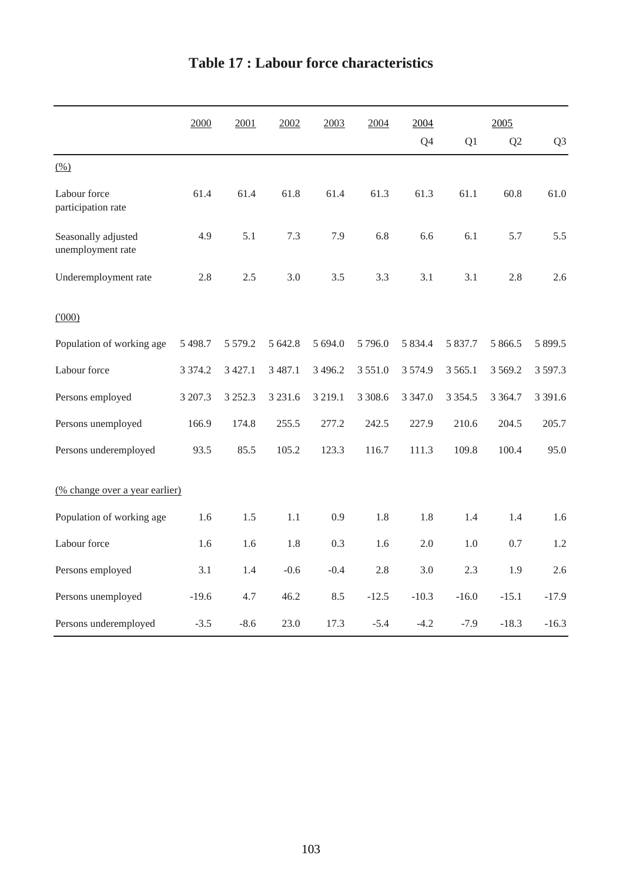# Table 17 : Labour force characteristics

| | 2000 | 2001 | 2002 | 2003 | 2004 | 2004 | | 2005 | |
|---|---|---|---|---|---|---|---|---|---|
| | | | | | | Q4 | Q1 | Q2 | Q3 |
| (%) | | | | | | | | | |
| Labour force participation rate | 61.4 | 61.4 | 61.8 | 61.4 | 61.3 | 61.3 | 61.1 | 60.8 | 61.0 |
| Seasonally adjusted unemployment rate | 4.9 | 5.1 | 7.3 | 7.9 | 6.8 | 6.6 | 6.1 | 5.7 | 5.5 |
| Underemployment rate | 2.8 | 2.5 | 3.0 | 3.5 | 3.3 | 3.1 | 3.1 | 2.8 | 2.6 |
| ('000) | | | | | | | | | |
| Population of working age | 5 498.7 | 5 579.2 | 5 642.8 | 5 694.0 | 5 796.0 | 5 834.4 | 5 837.7 | 5 866.5 | 5 899.5 |
| Labour force | 3 374.2 | 3 427.1 | 3 487.1 | 3 496.2 | 3 551.0 | 3 574.9 | 3 565.1 | 3 569.2 | 3 597.3 |
| Persons employed | 3 207.3 | 3 252.3 | 3 231.6 | 3 219.1 | 3 308.6 | 3 347.0 | 3 354.5 | 3 364.7 | 3 391.6 |
| Persons unemployed | 166.9 | 174.8 | 255.5 | 277.2 | 242.5 | 227.9 | 210.6 | 204.5 | 205.7 |
| Persons underemployed | 93.5 | 85.5 | 105.2 | 123.3 | 116.7 | 111.3 | 109.8 | 100.4 | 95.0 |
| (% change over a year earlier) | | | | | | | | | |
| Population of working age | 1.6 | 1.5 | 1.1 | 0.9 | 1.8 | 1.8 | 1.4 | 1.4 | 1.6 |
| Labour force | 1.6 | 1.6 | 1.8 | 0.3 | 1.6 | 2.0 | 1.0 | 0.7 | 1.2 |
| Persons employed | 3.1 | 1.4 | -0.6 | -0.4 | 2.8 | 3.0 | 2.3 | 1.9 | 2.6 |
| Persons unemployed | -19.6 | 4.7 | 46.2 | 8.5 | -12.5 | -10.3 | -16.0 | -15.1 | -17.9 |
| Persons underemployed | -3.5 | -8.6 | 23.0 | 17.3 | -5.4 | -4.2 | -7.9 | -18.3 | -16.3 |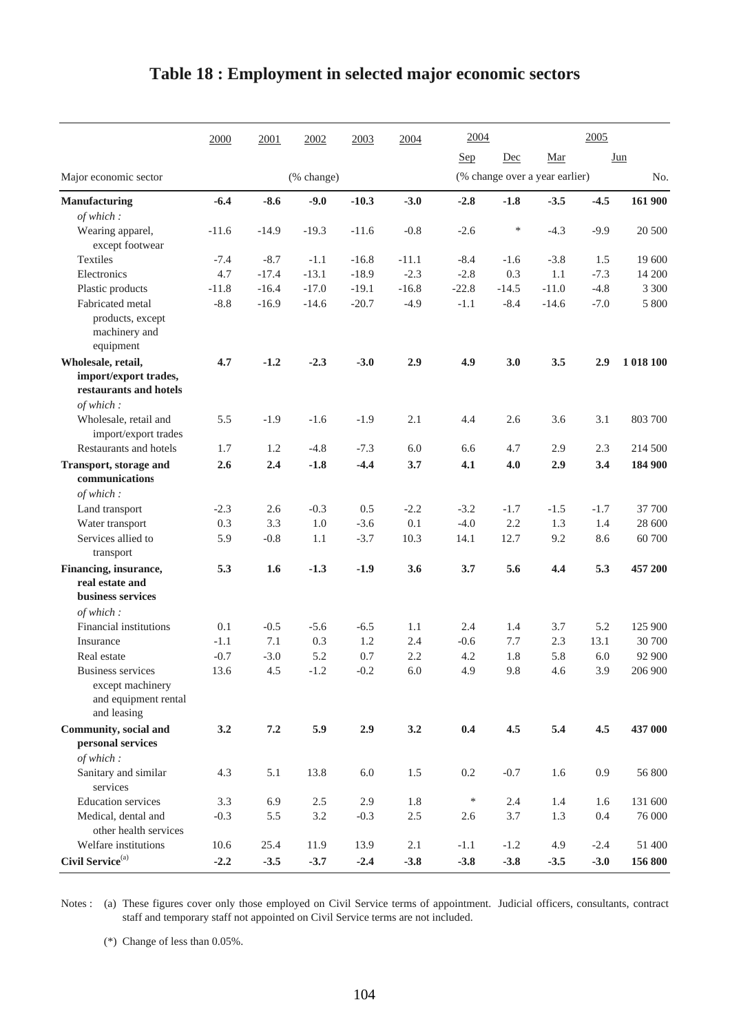# Table 18 : Employment in selected major economic sectors

| Major economic sector | 2000 | 2001 | 2002 | 2003 | 2004 | 2004 Sep | 2004 Dec | 2005 Mar | 2005 Jun | 2005 Jun |
|---|---|---|---|---|---|---|---|---|---|---|
| | | | (% change) | | | (% change over a year earlier) | | | | No. |
| **Manufacturing** | **-6.4** | **-8.6** | **-9.0** | **-10.3** | **-3.0** | **-2.8** | **-1.8** | **-3.5** | **-4.5** | **161 900** |
| *of which :* | | | | | | | | | | |
| Wearing apparel, except footwear | -11.6 | -14.9 | -19.3 | -11.6 | -0.8 | -2.6 | * | -4.3 | -9.9 | 20 500 |
| Textiles | -7.4 | -8.7 | -1.1 | -16.8 | -11.1 | -8.4 | -1.6 | -3.8 | 1.5 | 19 600 |
| Electronics | 4.7 | -17.4 | -13.1 | -18.9 | -2.3 | -2.8 | 0.3 | 1.1 | -7.3 | 14 200 |
| Plastic products | -11.8 | -16.4 | -17.0 | -19.1 | -16.8 | -22.8 | -14.5 | -11.0 | -4.8 | 3 300 |
| Fabricated metal products, except machinery and equipment | -8.8 | -16.9 | -14.6 | -20.7 | -4.9 | -1.1 | -8.4 | -14.6 | -7.0 | 5 800 |
| **Wholesale, retail, import/export trades, restaurants and hotels** | **4.7** | **-1.2** | **-2.3** | **-3.0** | **2.9** | **4.9** | **3.0** | **3.5** | **2.9** | **1 018 100** |
| *of which :* | | | | | | | | | | |
| Wholesale, retail and import/export trades | 5.5 | -1.9 | -1.6 | -1.9 | 2.1 | 4.4 | 2.6 | 3.6 | 3.1 | 803 700 |
| Restaurants and hotels | 1.7 | 1.2 | -4.8 | -7.3 | 6.0 | 6.6 | 4.7 | 2.9 | 2.3 | 214 500 |
| **Transport, storage and communications** | **2.6** | **2.4** | **-1.8** | **-4.4** | **3.7** | **4.1** | **4.0** | **2.9** | **3.4** | **184 900** |
| *of which :* | | | | | | | | | | |
| Land transport | -2.3 | 2.6 | -0.3 | 0.5 | -2.2 | -3.2 | -1.7 | -1.5 | -1.7 | 37 700 |
| Water transport | 0.3 | 3.3 | 1.0 | -3.6 | 0.1 | -4.0 | 2.2 | 1.3 | 1.4 | 28 600 |
| Services allied to transport | 5.9 | -0.8 | 1.1 | -3.7 | 10.3 | 14.1 | 12.7 | 9.2 | 8.6 | 60 700 |
| **Financing, insurance, real estate and business services** | **5.3** | **1.6** | **-1.3** | **-1.9** | **3.6** | **3.7** | **5.6** | **4.4** | **5.3** | **457 200** |
| *of which :* | | | | | | | | | | |
| Financial institutions | 0.1 | -0.5 | -5.6 | -6.5 | 1.1 | 2.4 | 1.4 | 3.7 | 5.2 | 125 900 |
| Insurance | -1.1 | 7.1 | 0.3 | 1.2 | 2.4 | -0.6 | 7.7 | 2.3 | 13.1 | 30 700 |
| Real estate | -0.7 | -3.0 | 5.2 | 0.7 | 2.2 | 4.2 | 1.8 | 5.8 | 6.0 | 92 900 |
| Business services except machinery and equipment rental and leasing | 13.6 | 4.5 | -1.2 | -0.2 | 6.0 | 4.9 | 9.8 | 4.6 | 3.9 | 206 900 |
| **Community, social and personal services** | **3.2** | **7.2** | **5.9** | **2.9** | **3.2** | **0.4** | **4.5** | **5.4** | **4.5** | **437 000** |
| *of which :* | | | | | | | | | | |
| Sanitary and similar services | 4.3 | 5.1 | 13.8 | 6.0 | 1.5 | 0.2 | -0.7 | 1.6 | 0.9 | 56 800 |
| Education services | 3.3 | 6.9 | 2.5 | 2.9 | 1.8 | * | 2.4 | 1.4 | 1.6 | 131 600 |
| Medical, dental and other health services | -0.3 | 5.5 | 3.2 | -0.3 | 2.5 | 2.6 | 3.7 | 1.3 | 0.4 | 76 000 |
| Welfare institutions | 10.6 | 25.4 | 11.9 | 13.9 | 2.1 | -1.1 | -1.2 | 4.9 | -2.4 | 51 400 |
| **Civil Service**[(a)] | **-2.2** | **-3.5** | **-3.7** | **-2.4** | **-3.8** | **-3.8** | **-3.8** | **-3.5** | **-3.0** | **156 800** |

Notes : (a) These figures cover only those employed on Civil Service terms of appointment. Judicial officers, consultants, contract staff and temporary staff not appointed on Civil Service terms are not included.

(*) Change of less than 0.05%.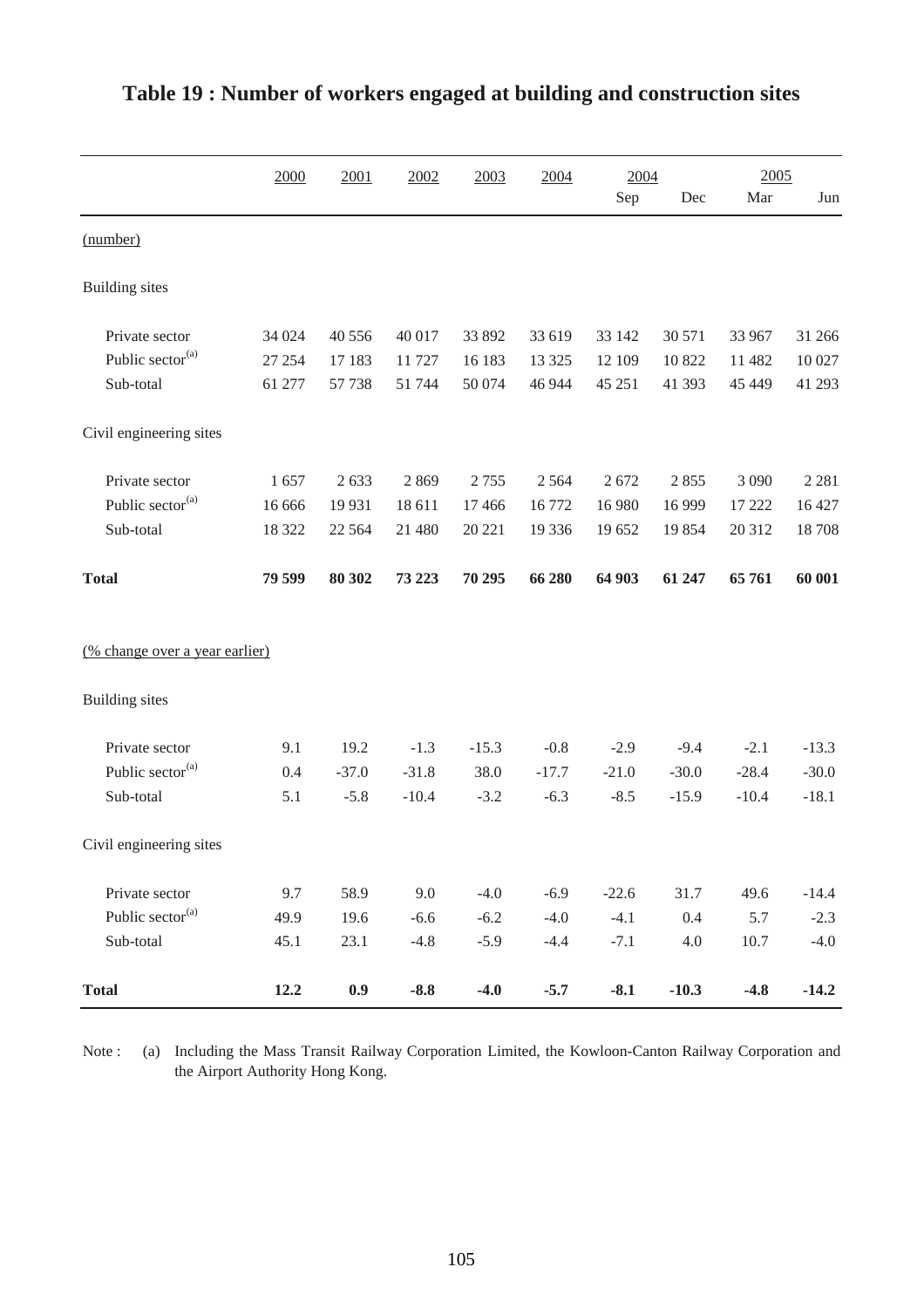# Table 19 : Number of workers engaged at building and construction sites

| | 2000 | 2001 | 2002 | 2003 | 2004 | 2004 | | 2005 | |
|---|---|---|---|---|---|---|---|---|---|
| | | | | | | Sep | Dec | Mar | Jun |
| (number) | | | | | | | | | |
| Building sites | | | | | | | | | |
| Private sector | 34 024 | 40 556 | 40 017 | 33 892 | 33 619 | 33 142 | 30 571 | 33 967 | 31 266 |
| Public sector[(a)] | 27 254 | 17 183 | 11 727 | 16 183 | 13 325 | 12 109 | 10 822 | 11 482 | 10 027 |
| Sub-total | 61 277 | 57 738 | 51 744 | 50 074 | 46 944 | 45 251 | 41 393 | 45 449 | 41 293 |
| Civil engineering sites | | | | | | | | | |
| Private sector | 1 657 | 2 633 | 2 869 | 2 755 | 2 564 | 2 672 | 2 855 | 3 090 | 2 281 |
| Public sector[(a)] | 16 666 | 19 931 | 18 611 | 17 466 | 16 772 | 16 980 | 16 999 | 17 222 | 16 427 |
| Sub-total | 18 322 | 22 564 | 21 480 | 20 221 | 19 336 | 19 652 | 19 854 | 20 312 | 18 708 |
| **Total** | **79 599** | **80 302** | **73 223** | **70 295** | **66 280** | **64 903** | **61 247** | **65 761** | **60 001** |
| (% change over a year earlier) | | | | | | | | | |
| Building sites | | | | | | | | | |
| Private sector | 9.1 | 19.2 | -1.3 | -15.3 | -0.8 | -2.9 | -9.4 | -2.1 | -13.3 |
| Public sector[(a)] | 0.4 | -37.0 | -31.8 | 38.0 | -17.7 | -21.0 | -30.0 | -28.4 | -30.0 |
| Sub-total | 5.1 | -5.8 | -10.4 | -3.2 | -6.3 | -8.5 | -15.9 | -10.4 | -18.1 |
| Civil engineering sites | | | | | | | | | |
| Private sector | 9.7 | 58.9 | 9.0 | -4.0 | -6.9 | -22.6 | 31.7 | 49.6 | -14.4 |
| Public sector[(a)] | 49.9 | 19.6 | -6.6 | -6.2 | -4.0 | -4.1 | 0.4 | 5.7 | -2.3 |
| Sub-total | 45.1 | 23.1 | -4.8 | -5.9 | -4.4 | -7.1 | 4.0 | 10.7 | -4.0 |
| **Total** | **12.2** | **0.9** | **-8.8** | **-4.0** | **-5.7** | **-8.1** | **-10.3** | **-4.8** | **-14.2** |

Note : (a) Including the Mass Transit Railway Corporation Limited, the Kowloon-Canton Railway Corporation and the Airport Authority Hong Kong.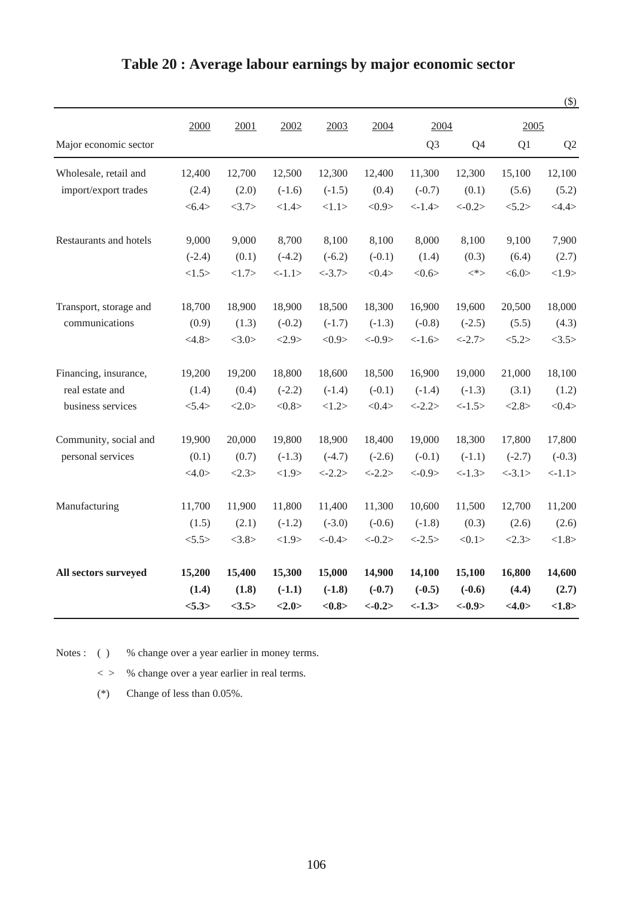# Table 20 : Average labour earnings by major economic sector

($)

| Major economic sector | 2000 | 2001 | 2002 | 2003 | 2004 | 2004 Q3 | 2004 Q4 | 2005 Q1 | 2005 Q2 |
|---|---|---|---|---|---|---|---|---|---|
| Wholesale, retail and import/export trades | 12,400 | 12,700 | 12,500 | 12,300 | 12,400 | 11,300 | 12,300 | 15,100 | 12,100 |
| | (2.4) | (2.0) | (-1.6) | (-1.5) | (0.4) | (-0.7) | (0.1) | (5.6) | (5.2) |
| | <6.4> | <3.7> | <1.4> | <1.1> | <0.9> | <-1.4> | <-0.2> | <5.2> | <4.4> |
| Restaurants and hotels | 9,000 | 9,000 | 8,700 | 8,100 | 8,100 | 8,000 | 8,100 | 9,100 | 7,900 |
| | (-2.4) | (0.1) | (-4.2) | (-6.2) | (-0.1) | (1.4) | (0.3) | (6.4) | (2.7) |
| | <1.5> | <1.7> | <-1.1> | <-3.7> | <0.4> | <0.6> | <*> | <6.0> | <1.9> |
| Transport, storage and communications | 18,700 | 18,900 | 18,900 | 18,500 | 18,300 | 16,900 | 19,600 | 20,500 | 18,000 |
| | (0.9) | (1.3) | (-0.2) | (-1.7) | (-1.3) | (-0.8) | (-2.5) | (5.5) | (4.3) |
| | <4.8> | <3.0> | <2.9> | <0.9> | <-0.9> | <-1.6> | <-2.7> | <5.2> | <3.5> |
| Financing, insurance, real estate and business services | 19,200 | 19,200 | 18,800 | 18,600 | 18,500 | 16,900 | 19,000 | 21,000 | 18,100 |
| | (1.4) | (0.4) | (-2.2) | (-1.4) | (-0.1) | (-1.4) | (-1.3) | (3.1) | (1.2) |
| | <5.4> | <2.0> | <0.8> | <1.2> | <0.4> | <-2.2> | <-1.5> | <2.8> | <0.4> |
| Community, social and personal services | 19,900 | 20,000 | 19,800 | 18,900 | 18,400 | 19,000 | 18,300 | 17,800 | 17,800 |
| | (0.1) | (0.7) | (-1.3) | (-4.7) | (-2.6) | (-0.1) | (-1.1) | (-2.7) | (-0.3) |
| | <4.0> | <2.3> | <1.9> | <-2.2> | <-2.2> | <-0.9> | <-1.3> | <-3.1> | <-1.1> |
| Manufacturing | 11,700 | 11,900 | 11,800 | 11,400 | 11,300 | 10,600 | 11,500 | 12,700 | 11,200 |
| | (1.5) | (2.1) | (-1.2) | (-3.0) | (-0.6) | (-1.8) | (0.3) | (2.6) | (2.6) |
| | <5.5> | <3.8> | <1.9> | <-0.4> | <-0.2> | <-2.5> | <0.1> | <2.3> | <1.8> |
| **All sectors surveyed** | **15,200** | **15,400** | **15,300** | **15,000** | **14,900** | **14,100** | **15,100** | **16,800** | **14,600** |
| | **(1.4)** | **(1.8)** | **(-1.1)** | **(-1.8)** | **(-0.7)** | **(-0.5)** | **(-0.6)** | **(4.4)** | **(2.7)** |
| | **<5.3>** | **<3.5>** | **<2.0>** | **<0.8>** | **<-0.2>** | **<-1.3>** | **<-0.9>** | **<4.0>** | **<1.8>** |

Notes : ( ) % change over a year earlier in money terms.

< > % change over a year earlier in real terms.

(*) Change of less than 0.05%.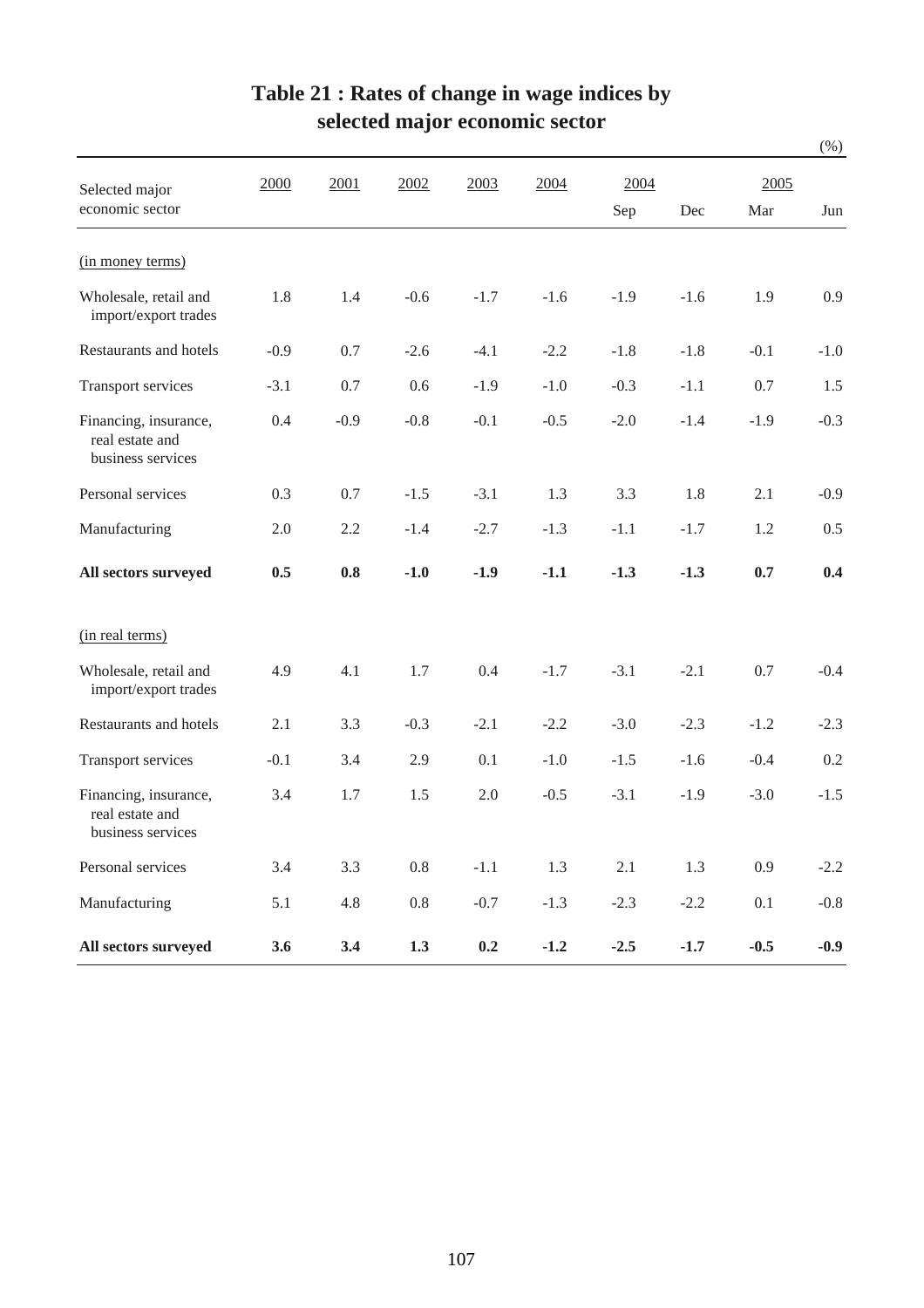# Table 21 : Rates of change in wage indices by selected major economic sector

(%)

| Selected major economic sector | 2000 | 2001 | 2002 | 2003 | 2004 | 2004 | | 2005 | |
|---|---|---|---|---|---|---|---|---|---|
| | | | | | | Sep | Dec | Mar | Jun |
| (in money terms) | | | | | | | | | |
| Wholesale, retail and import/export trades | 1.8 | 1.4 | -0.6 | -1.7 | -1.6 | -1.9 | -1.6 | 1.9 | 0.9 |
| Restaurants and hotels | -0.9 | 0.7 | -2.6 | -4.1 | -2.2 | -1.8 | -1.8 | -0.1 | -1.0 |
| Transport services | -3.1 | 0.7 | 0.6 | -1.9 | -1.0 | -0.3 | -1.1 | 0.7 | 1.5 |
| Financing, insurance, real estate and business services | 0.4 | -0.9 | -0.8 | -0.1 | -0.5 | -2.0 | -1.4 | -1.9 | -0.3 |
| Personal services | 0.3 | 0.7 | -1.5 | -3.1 | 1.3 | 3.3 | 1.8 | 2.1 | -0.9 |
| Manufacturing | 2.0 | 2.2 | -1.4 | -2.7 | -1.3 | -1.1 | -1.7 | 1.2 | 0.5 |
| **All sectors surveyed** | **0.5** | **0.8** | **-1.0** | **-1.9** | **-1.1** | **-1.3** | **-1.3** | **0.7** | **0.4** |
| (in real terms) | | | | | | | | | |
| Wholesale, retail and import/export trades | 4.9 | 4.1 | 1.7 | 0.4 | -1.7 | -3.1 | -2.1 | 0.7 | -0.4 |
| Restaurants and hotels | 2.1 | 3.3 | -0.3 | -2.1 | -2.2 | -3.0 | -2.3 | -1.2 | -2.3 |
| Transport services | -0.1 | 3.4 | 2.9 | 0.1 | -1.0 | -1.5 | -1.6 | -0.4 | 0.2 |
| Financing, insurance, real estate and business services | 3.4 | 1.7 | 1.5 | 2.0 | -0.5 | -3.1 | -1.9 | -3.0 | -1.5 |
| Personal services | 3.4 | 3.3 | 0.8 | -1.1 | 1.3 | 2.1 | 1.3 | 0.9 | -2.2 |
| Manufacturing | 5.1 | 4.8 | 0.8 | -0.7 | -1.3 | -2.3 | -2.2 | 0.1 | -0.8 |
| **All sectors surveyed** | **3.6** | **3.4** | **1.3** | **0.2** | **-1.2** | **-2.5** | **-1.7** | **-0.5** | **-0.9** |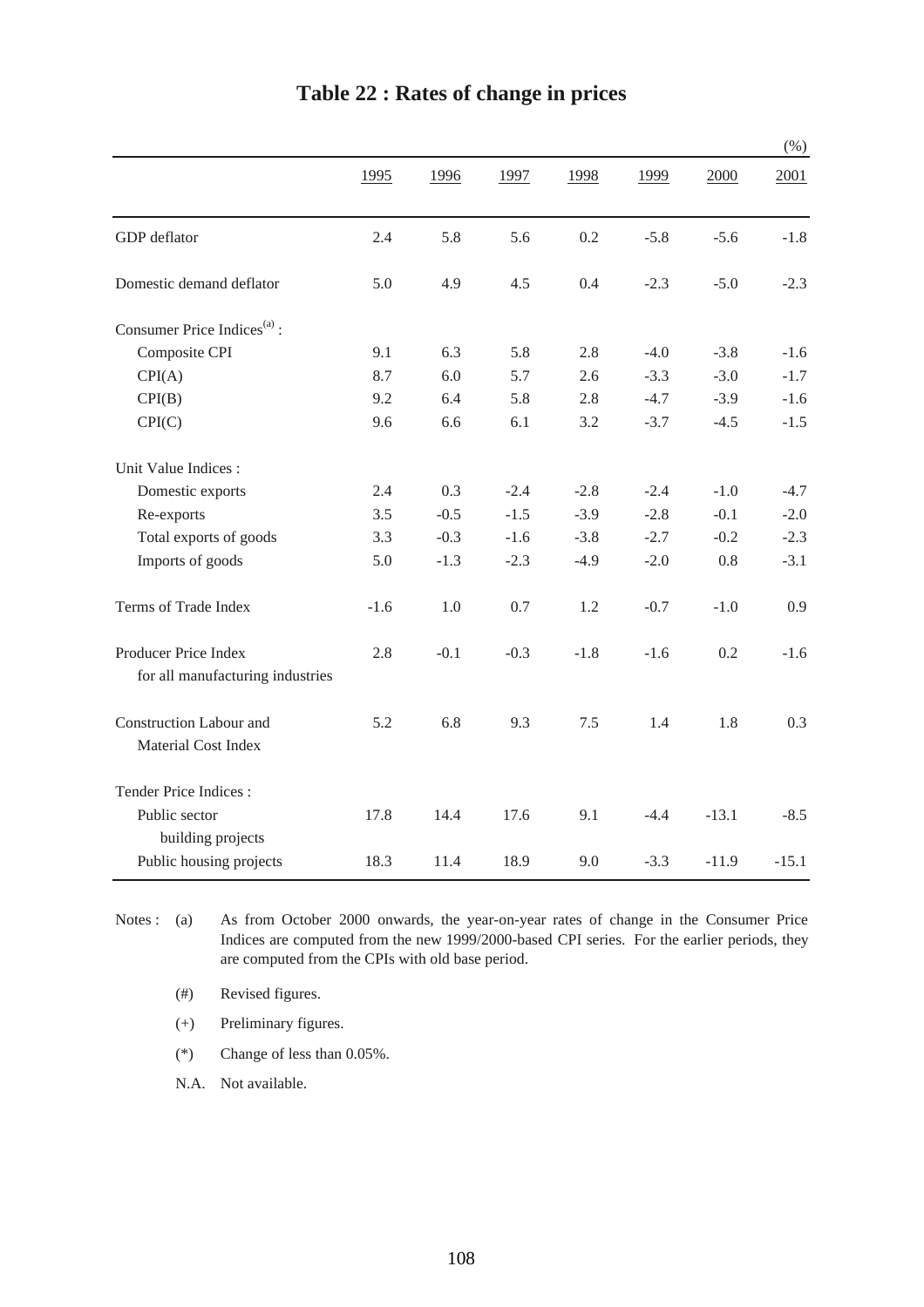# Table 22 : Rates of change in prices

(%)

| | 1995 | 1996 | 1997 | 1998 | 1999 | 2000 | 2001 |
|---|---|---|---|---|---|---|---|
| GDP deflator | 2.4 | 5.8 | 5.6 | 0.2 | -5.8 | -5.6 | -1.8 |
| Domestic demand deflator | 5.0 | 4.9 | 4.5 | 0.4 | -2.3 | -5.0 | -2.3 |
| Consumer Price Indices[(a)] : | | | | | | | |
| Composite CPI | 9.1 | 6.3 | 5.8 | 2.8 | -4.0 | -3.8 | -1.6 |
| CPI(A) | 8.7 | 6.0 | 5.7 | 2.6 | -3.3 | -3.0 | -1.7 |
| CPI(B) | 9.2 | 6.4 | 5.8 | 2.8 | -4.7 | -3.9 | -1.6 |
| CPI(C) | 9.6 | 6.6 | 6.1 | 3.2 | -3.7 | -4.5 | -1.5 |
| Unit Value Indices : | | | | | | | |
| Domestic exports | 2.4 | 0.3 | -2.4 | -2.8 | -2.4 | -1.0 | -4.7 |
| Re-exports | 3.5 | -0.5 | -1.5 | -3.9 | -2.8 | -0.1 | -2.0 |
| Total exports of goods | 3.3 | -0.3 | -1.6 | -3.8 | -2.7 | -0.2 | -2.3 |
| Imports of goods | 5.0 | -1.3 | -2.3 | -4.9 | -2.0 | 0.8 | -3.1 |
| Terms of Trade Index | -1.6 | 1.0 | 0.7 | 1.2 | -0.7 | -1.0 | 0.9 |
| Producer Price Index for all manufacturing industries | 2.8 | -0.1 | -0.3 | -1.8 | -1.6 | 0.2 | -1.6 |
| Construction Labour and Material Cost Index | 5.2 | 6.8 | 9.3 | 7.5 | 1.4 | 1.8 | 0.3 |
| Tender Price Indices : | | | | | | | |
| Public sector building projects | 17.8 | 14.4 | 17.6 | 9.1 | -4.4 | -13.1 | -8.5 |
| Public housing projects | 18.3 | 11.4 | 18.9 | 9.0 | -3.3 | -11.9 | -15.1 |

Notes :

(a) As from October 2000 onwards, the year-on-year rates of change in the Consumer Price Indices are computed from the new 1999/2000-based CPI series. For the earlier periods, they are computed from the CPIs with old base period.

(#) Revised figures.

(+) Preliminary figures.

(*) Change of less than 0.05%.

N.A. Not available.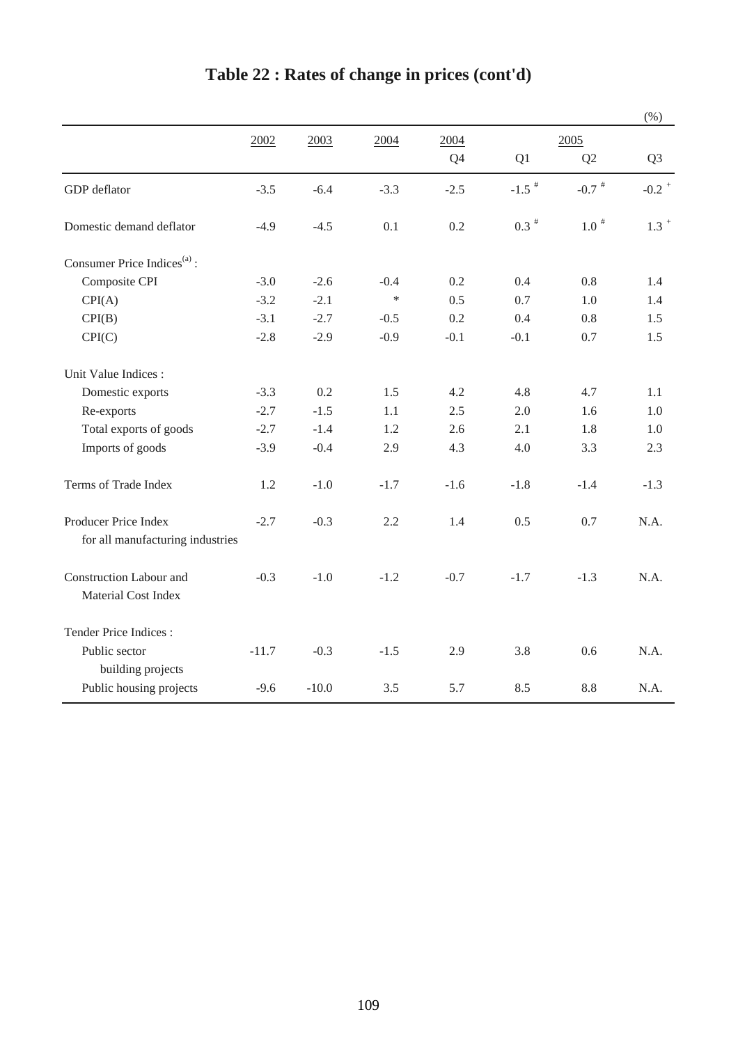# Table 22 : Rates of change in prices (cont'd)

(%)

| | 2002 | 2003 | 2004 | 2004 | 2005 | | |
|---|---|---|---|---|---|---|---|
| | | | | Q4 | Q1 | Q2 | Q3 |
| GDP deflator | -3.5 | -6.4 | -3.3 | -2.5 | -1.5 # | -0.7 # | -0.2 + |
| Domestic demand deflator | -4.9 | -4.5 | 0.1 | 0.2 | 0.3 # | 1.0 # | 1.3 + |
| Consumer Price Indices[(a)] : | | | | | | | |
| Composite CPI | -3.0 | -2.6 | -0.4 | 0.2 | 0.4 | 0.8 | 1.4 |
| CPI(A) | -3.2 | -2.1 | * | 0.5 | 0.7 | 1.0 | 1.4 |
| CPI(B) | -3.1 | -2.7 | -0.5 | 0.2 | 0.4 | 0.8 | 1.5 |
| CPI(C) | -2.8 | -2.9 | -0.9 | -0.1 | -0.1 | 0.7 | 1.5 |
| Unit Value Indices : | | | | | | | |
| Domestic exports | -3.3 | 0.2 | 1.5 | 4.2 | 4.8 | 4.7 | 1.1 |
| Re-exports | -2.7 | -1.5 | 1.1 | 2.5 | 2.0 | 1.6 | 1.0 |
| Total exports of goods | -2.7 | -1.4 | 1.2 | 2.6 | 2.1 | 1.8 | 1.0 |
| Imports of goods | -3.9 | -0.4 | 2.9 | 4.3 | 4.0 | 3.3 | 2.3 |
| Terms of Trade Index | 1.2 | -1.0 | -1.7 | -1.6 | -1.8 | -1.4 | -1.3 |
| Producer Price Index for all manufacturing industries | -2.7 | -0.3 | 2.2 | 1.4 | 0.5 | 0.7 | N.A. |
| Construction Labour and Material Cost Index | -0.3 | -1.0 | -1.2 | -0.7 | -1.7 | -1.3 | N.A. |
| Tender Price Indices : | | | | | | | |
| Public sector building projects | -11.7 | -0.3 | -1.5 | 2.9 | 3.8 | 0.6 | N.A. |
| Public housing projects | -9.6 | -10.0 | 3.5 | 5.7 | 8.5 | 8.8 | N.A. |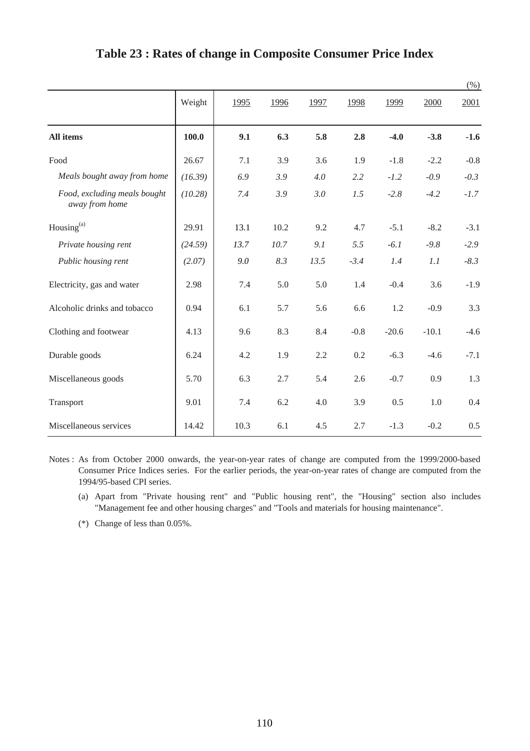# Table 23 : Rates of change in Composite Consumer Price Index

(%)

| | Weight | 1995 | 1996 | 1997 | 1998 | 1999 | 2000 | 2001 |
|---|---|---|---|---|---|---|---|---|
| **All items** | **100.0** | **9.1** | **6.3** | **5.8** | **2.8** | **-4.0** | **-3.8** | **-1.6** |
| Food | 26.67 | 7.1 | 3.9 | 3.6 | 1.9 | -1.8 | -2.2 | -0.8 |
| *Meals bought away from home* | *(16.39)* | *6.9* | *3.9* | *4.0* | *2.2* | *-1.2* | *-0.9* | *-0.3* |
| *Food, excluding meals bought away from home* | *(10.28)* | *7.4* | *3.9* | *3.0* | *1.5* | *-2.8* | *-4.2* | *-1.7* |
| Housing[(a)] | 29.91 | 13.1 | 10.2 | 9.2 | 4.7 | -5.1 | -8.2 | -3.1 |
| *Private housing rent* | *(24.59)* | *13.7* | *10.7* | *9.1* | *5.5* | *-6.1* | *-9.8* | *-2.9* |
| *Public housing rent* | *(2.07)* | *9.0* | *8.3* | *13.5* | *-3.4* | *1.4* | *1.1* | *-8.3* |
| Electricity, gas and water | 2.98 | 7.4 | 5.0 | 5.0 | 1.4 | -0.4 | 3.6 | -1.9 |
| Alcoholic drinks and tobacco | 0.94 | 6.1 | 5.7 | 5.6 | 6.6 | 1.2 | -0.9 | 3.3 |
| Clothing and footwear | 4.13 | 9.6 | 8.3 | 8.4 | -0.8 | -20.6 | -10.1 | -4.6 |
| Durable goods | 6.24 | 4.2 | 1.9 | 2.2 | 0.2 | -6.3 | -4.6 | -7.1 |
| Miscellaneous goods | 5.70 | 6.3 | 2.7 | 5.4 | 2.6 | -0.7 | 0.9 | 1.3 |
| Transport | 9.01 | 7.4 | 6.2 | 4.0 | 3.9 | 0.5 | 1.0 | 0.4 |
| Miscellaneous services | 14.42 | 10.3 | 6.1 | 4.5 | 2.7 | -1.3 | -0.2 | 0.5 |

Notes : As from October 2000 onwards, the year-on-year rates of change are computed from the 1999/2000-based Consumer Price Indices series. For the earlier periods, the year-on-year rates of change are computed from the 1994/95-based CPI series.

(a) Apart from "Private housing rent" and "Public housing rent", the "Housing" section also includes "Management fee and other housing charges" and "Tools and materials for housing maintenance".

(*) Change of less than 0.05%.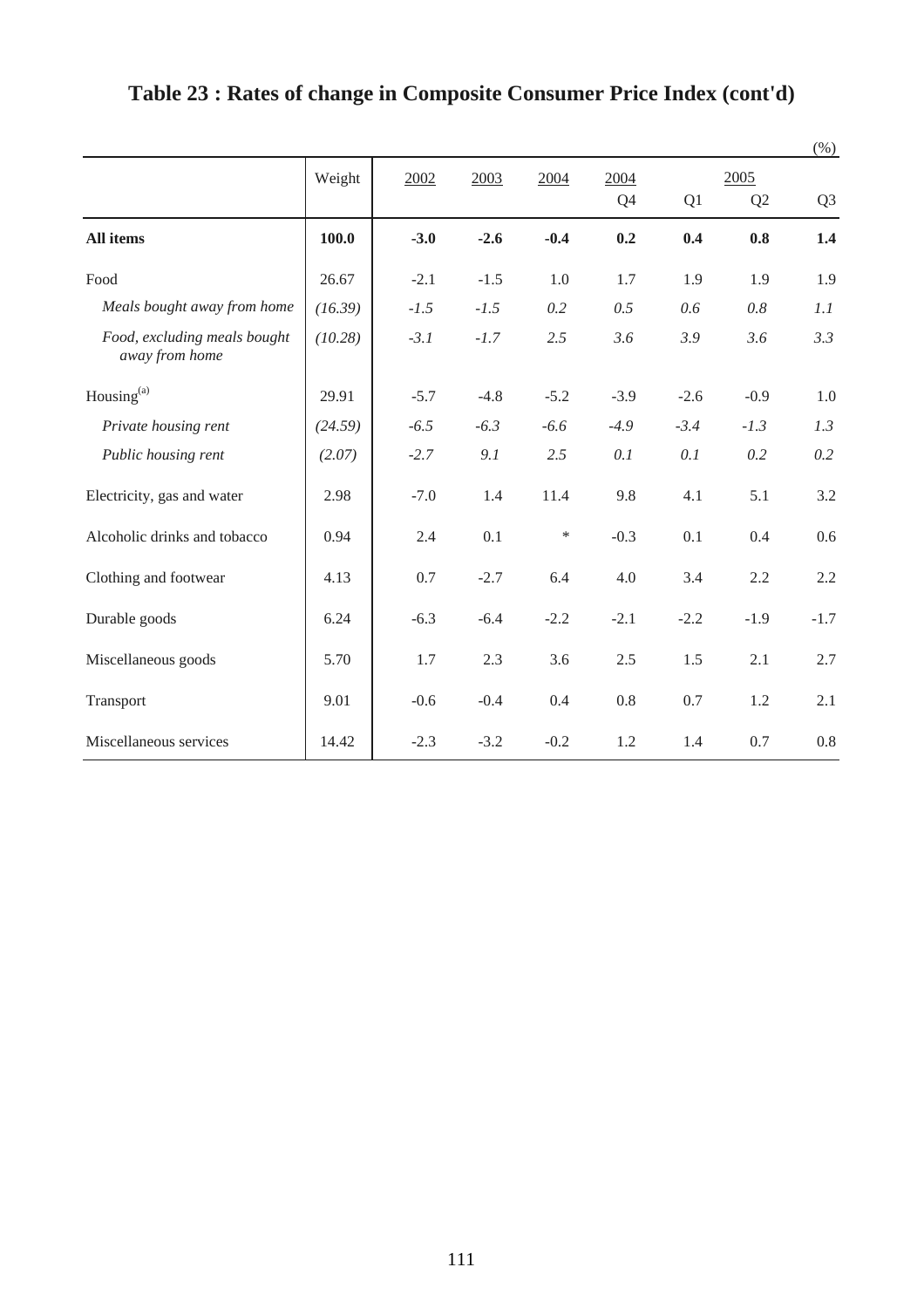# Table 23 : Rates of change in Composite Consumer Price Index (cont'd)

(%)

| | Weight | 2002 | 2003 | 2004 | 2004 | 2005 | | |
|---|---|---|---|---|---|---|---|---|
| | | | | | Q4 | Q1 | Q2 | Q3 |
| **All items** | **100.0** | **-3.0** | **-2.6** | **-0.4** | **0.2** | **0.4** | **0.8** | **1.4** |
| Food | 26.67 | -2.1 | -1.5 | 1.0 | 1.7 | 1.9 | 1.9 | 1.9 |
| *Meals bought away from home* | *(16.39)* | *-1.5* | *-1.5* | *0.2* | *0.5* | *0.6* | *0.8* | *1.1* |
| *Food, excluding meals bought away from home* | *(10.28)* | *-3.1* | *-1.7* | *2.5* | *3.6* | *3.9* | *3.6* | *3.3* |
| Housing[(a)] | 29.91 | -5.7 | -4.8 | -5.2 | -3.9 | -2.6 | -0.9 | 1.0 |
| *Private housing rent* | *(24.59)* | *-6.5* | *-6.3* | *-6.6* | *-4.9* | *-3.4* | *-1.3* | *1.3* |
| *Public housing rent* | *(2.07)* | *-2.7* | *9.1* | *2.5* | *0.1* | *0.1* | *0.2* | *0.2* |
| Electricity, gas and water | 2.98 | -7.0 | 1.4 | 11.4 | 9.8 | 4.1 | 5.1 | 3.2 |
| Alcoholic drinks and tobacco | 0.94 | 2.4 | 0.1 | * | -0.3 | 0.1 | 0.4 | 0.6 |
| Clothing and footwear | 4.13 | 0.7 | -2.7 | 6.4 | 4.0 | 3.4 | 2.2 | 2.2 |
| Durable goods | 6.24 | -6.3 | -6.4 | -2.2 | -2.1 | -2.2 | -1.9 | -1.7 |
| Miscellaneous goods | 5.70 | 1.7 | 2.3 | 3.6 | 2.5 | 1.5 | 2.1 | 2.7 |
| Transport | 9.01 | -0.6 | -0.4 | 0.4 | 0.8 | 0.7 | 1.2 | 2.1 |
| Miscellaneous services | 14.42 | -2.3 | -3.2 | -0.2 | 1.2 | 1.4 | 0.7 | 0.8 |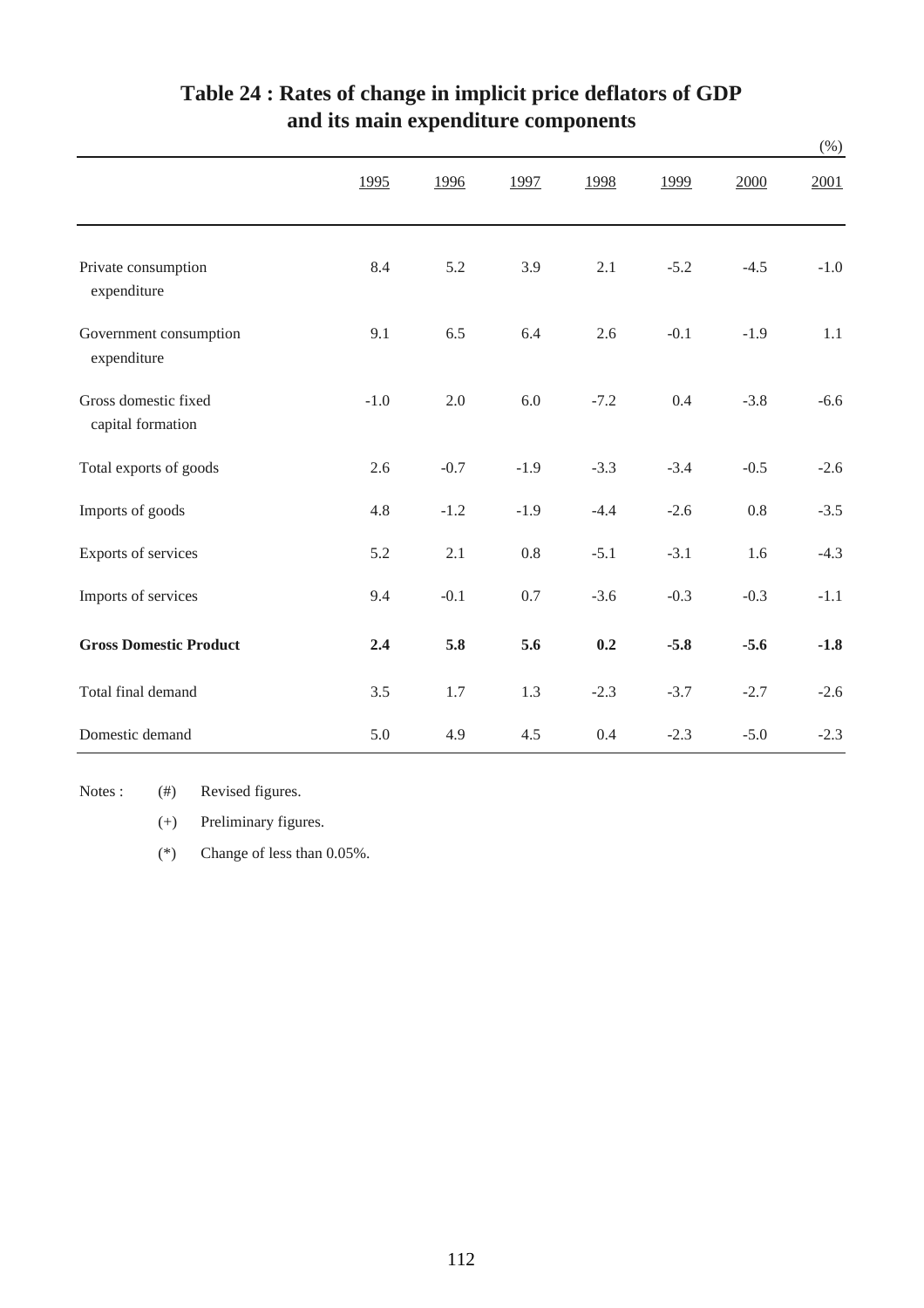# Table 24 : Rates of change in implicit price deflators of GDP and its main expenditure components

(%)

| | 1995 | 1996 | 1997 | 1998 | 1999 | 2000 | 2001 |
|---|---|---|---|---|---|---|---|
| Private consumption expenditure | 8.4 | 5.2 | 3.9 | 2.1 | -5.2 | -4.5 | -1.0 |
| Government consumption expenditure | 9.1 | 6.5 | 6.4 | 2.6 | -0.1 | -1.9 | 1.1 |
| Gross domestic fixed capital formation | -1.0 | 2.0 | 6.0 | -7.2 | 0.4 | -3.8 | -6.6 |
| Total exports of goods | 2.6 | -0.7 | -1.9 | -3.3 | -3.4 | -0.5 | -2.6 |
| Imports of goods | 4.8 | -1.2 | -1.9 | -4.4 | -2.6 | 0.8 | -3.5 |
| Exports of services | 5.2 | 2.1 | 0.8 | -5.1 | -3.1 | 1.6 | -4.3 |
| Imports of services | 9.4 | -0.1 | 0.7 | -3.6 | -0.3 | -0.3 | -1.1 |
| **Gross Domestic Product** | **2.4** | **5.8** | **5.6** | **0.2** | **-5.8** | **-5.6** | **-1.8** |
| Total final demand | 3.5 | 1.7 | 1.3 | -2.3 | -3.7 | -2.7 | -2.6 |
| Domestic demand | 5.0 | 4.9 | 4.5 | 0.4 | -2.3 | -5.0 | -2.3 |

Notes : (#) Revised figures.

(+) Preliminary figures.

(*) Change of less than 0.05%.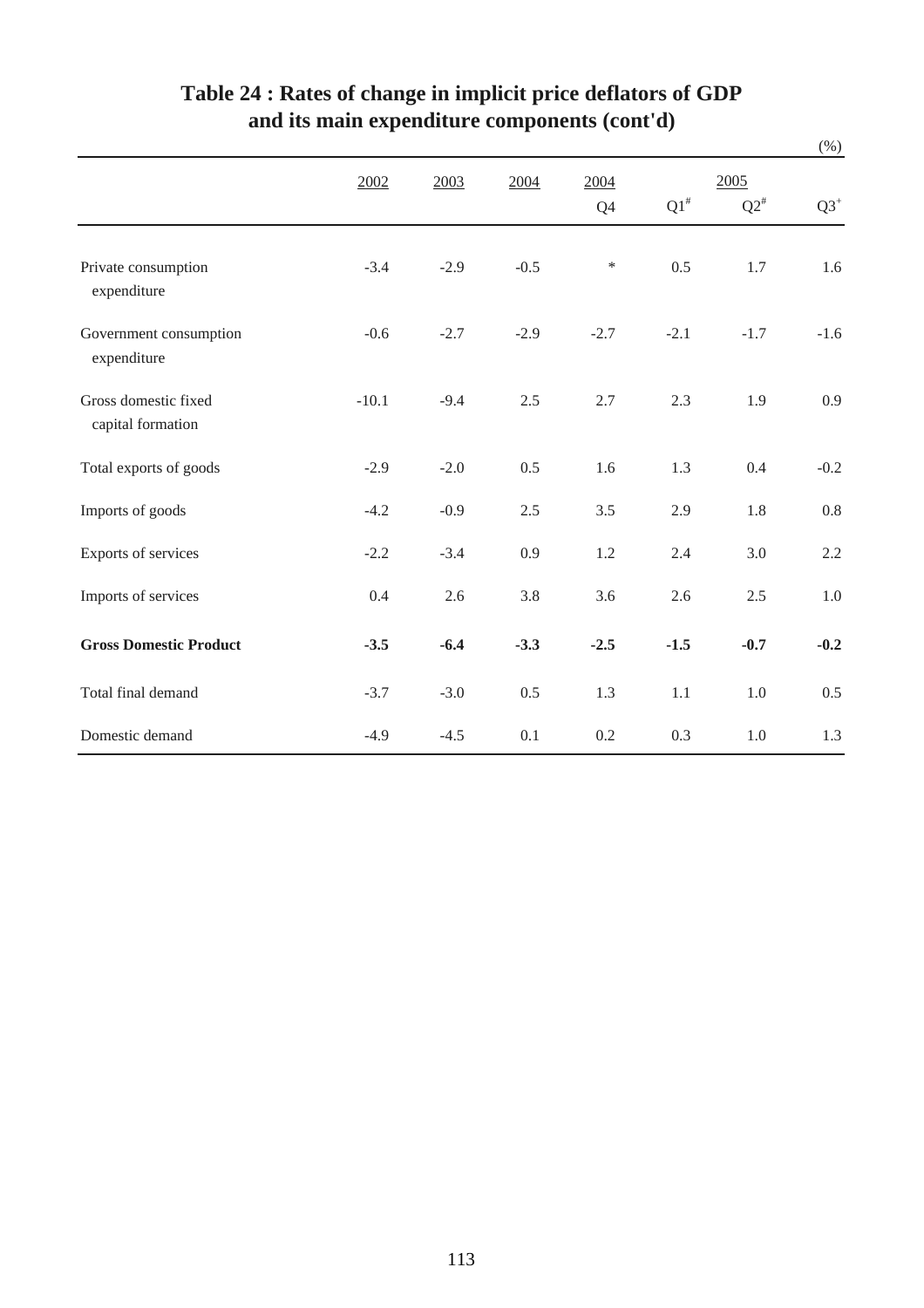# Table 24 : Rates of change in implicit price deflators of GDP and its main expenditure components (cont'd)

(%)

| | 2002 | 2003 | 2004 | 2004 | 2005 | | |
|---|---|---|---|---|---|---|---|
| | | | | Q4 | Q1# | Q2# | Q3+ |
| Private consumption expenditure | -3.4 | -2.9 | -0.5 | * | 0.5 | 1.7 | 1.6 |
| Government consumption expenditure | -0.6 | -2.7 | -2.9 | -2.7 | -2.1 | -1.7 | -1.6 |
| Gross domestic fixed capital formation | -10.1 | -9.4 | 2.5 | 2.7 | 2.3 | 1.9 | 0.9 |
| Total exports of goods | -2.9 | -2.0 | 0.5 | 1.6 | 1.3 | 0.4 | -0.2 |
| Imports of goods | -4.2 | -0.9 | 2.5 | 3.5 | 2.9 | 1.8 | 0.8 |
| Exports of services | -2.2 | -3.4 | 0.9 | 1.2 | 2.4 | 3.0 | 2.2 |
| Imports of services | 0.4 | 2.6 | 3.8 | 3.6 | 2.6 | 2.5 | 1.0 |
| **Gross Domestic Product** | **-3.5** | **-6.4** | **-3.3** | **-2.5** | **-1.5** | **-0.7** | **-0.2** |
| Total final demand | -3.7 | -3.0 | 0.5 | 1.3 | 1.1 | 1.0 | 0.5 |
| Domestic demand | -4.9 | -4.5 | 0.1 | 0.2 | 0.3 | 1.0 | 1.3 |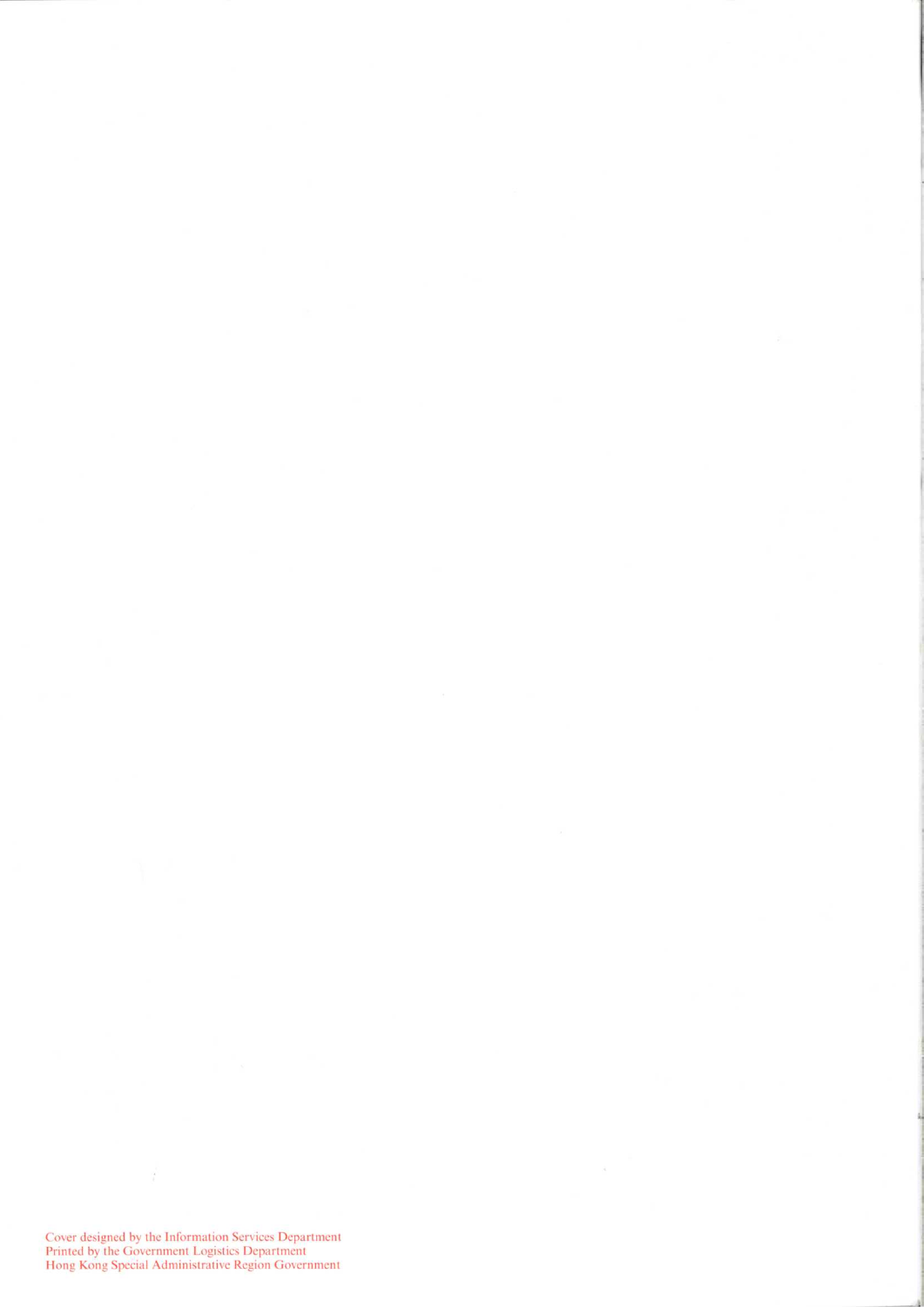Cover designed by the Information Services Department
Printed by the Government Logistics Department
Hong Kong Special Administrative Region Government